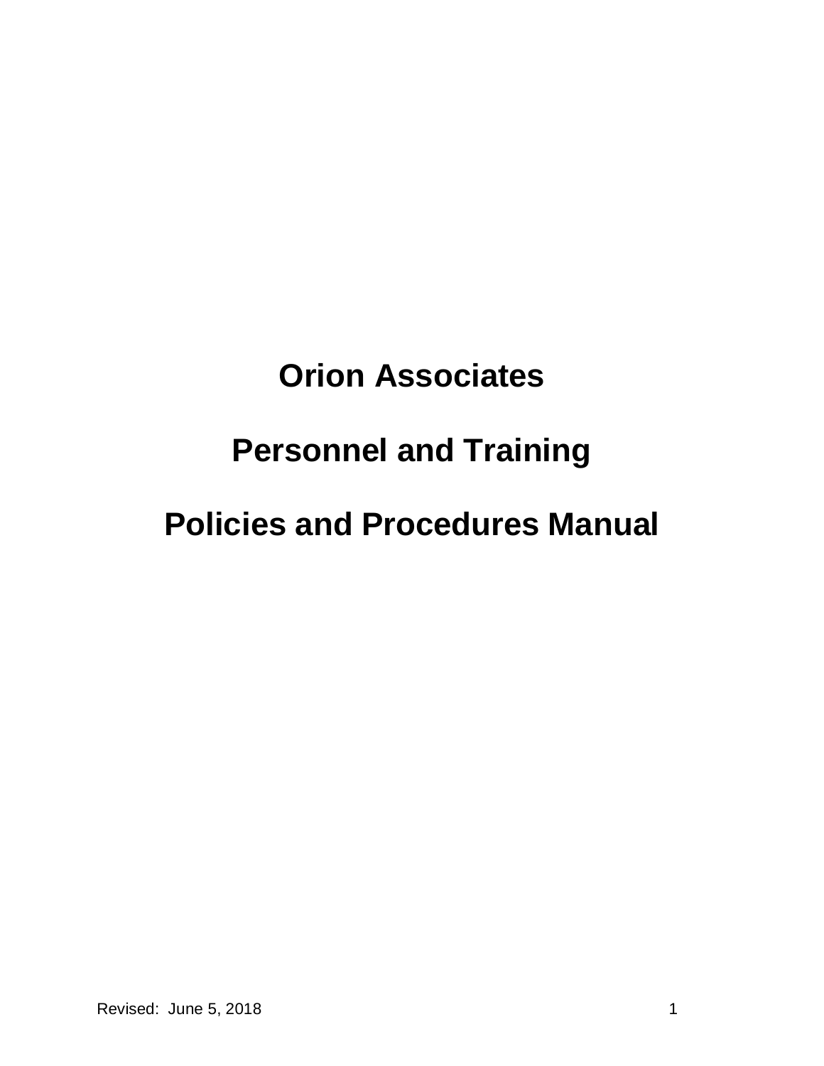# Orion Associates

# Personnel and Training

# Policies and Procedures Manual

Revised: June 5, 2018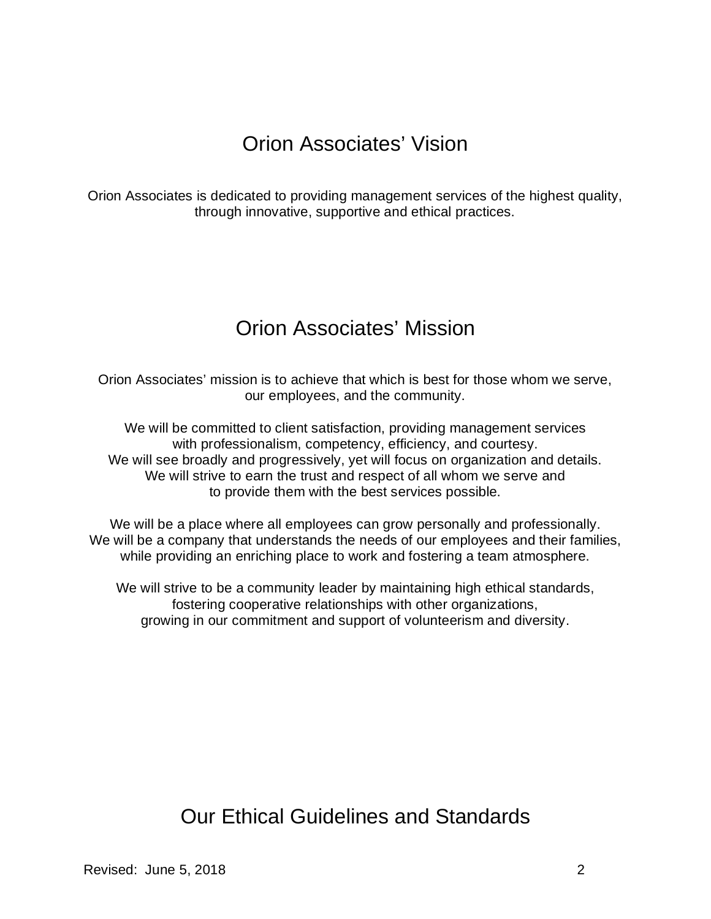# Orion Associates' Vision

Orion Associates is dedicated to providing management services of the highest quality, through innovative, supportive and ethical practices.

# Orion Associates' Mission

Orion Associates' mission is to achieve that which is best for those whom we serve, our employees, and the community.

We will be committed to client satisfaction, providing management services with professionalism, competency, efficiency, and courtesy.
We will see broadly and progressively, yet will focus on organization and details.
We will strive to earn the trust and respect of all whom we serve and to provide them with the best services possible.

We will be a place where all employees can grow personally and professionally.
We will be a company that understands the needs of our employees and their families, while providing an enriching place to work and fostering a team atmosphere.

We will strive to be a community leader by maintaining high ethical standards, fostering cooperative relationships with other organizations, growing in our commitment and support of volunteerism and diversity.

# Our Ethical Guidelines and Standards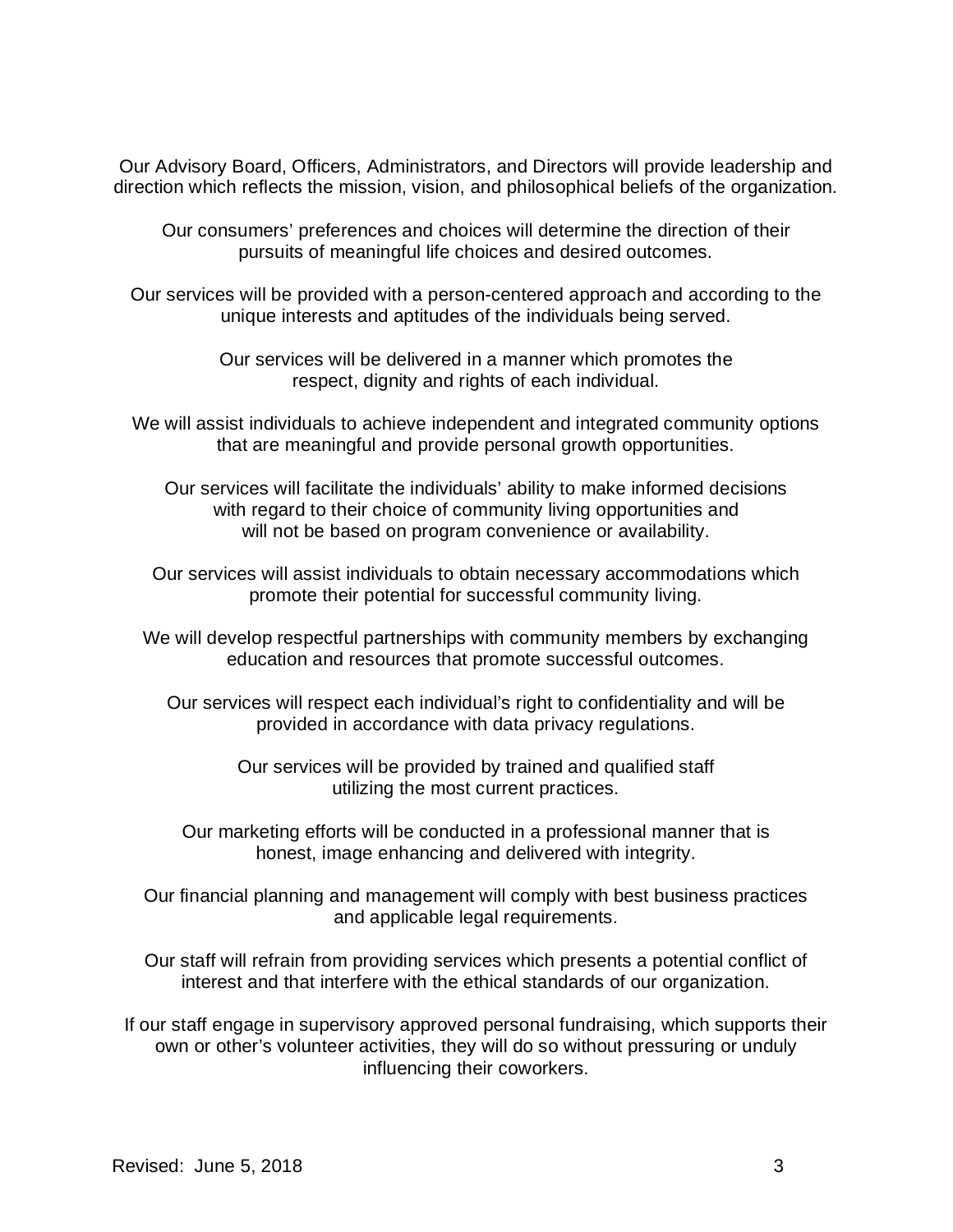Our Advisory Board, Officers, Administrators, and Directors will provide leadership and direction which reflects the mission, vision, and philosophical beliefs of the organization.

Our consumers' preferences and choices will determine the direction of their pursuits of meaningful life choices and desired outcomes.

Our services will be provided with a person-centered approach and according to the unique interests and aptitudes of the individuals being served.

Our services will be delivered in a manner which promotes the respect, dignity and rights of each individual.

We will assist individuals to achieve independent and integrated community options that are meaningful and provide personal growth opportunities.

Our services will facilitate the individuals' ability to make informed decisions with regard to their choice of community living opportunities and will not be based on program convenience or availability.

Our services will assist individuals to obtain necessary accommodations which promote their potential for successful community living.

We will develop respectful partnerships with community members by exchanging education and resources that promote successful outcomes.

Our services will respect each individual's right to confidentiality and will be provided in accordance with data privacy regulations.

Our services will be provided by trained and qualified staff utilizing the most current practices.

Our marketing efforts will be conducted in a professional manner that is honest, image enhancing and delivered with integrity.

Our financial planning and management will comply with best business practices and applicable legal requirements.

Our staff will refrain from providing services which presents a potential conflict of interest and that interfere with the ethical standards of our organization.

If our staff engage in supervisory approved personal fundraising, which supports their own or other's volunteer activities, they will do so without pressuring or unduly influencing their coworkers.

Revised: June 5, 2018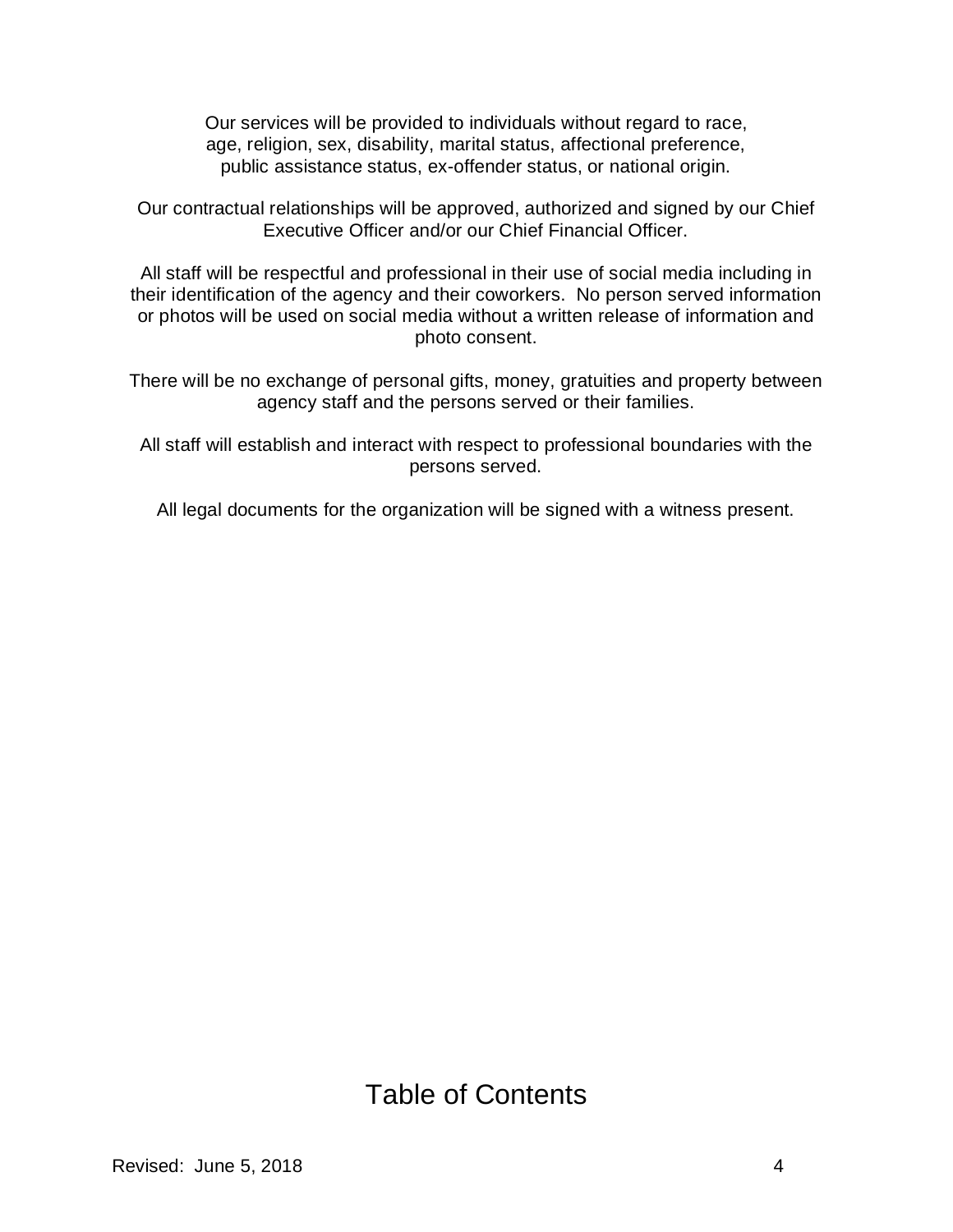Our services will be provided to individuals without regard to race, age, religion, sex, disability, marital status, affectional preference, public assistance status, ex-offender status, or national origin.

Our contractual relationships will be approved, authorized and signed by our Chief Executive Officer and/or our Chief Financial Officer.

All staff will be respectful and professional in their use of social media including in their identification of the agency and their coworkers. No person served information or photos will be used on social media without a written release of information and photo consent.

There will be no exchange of personal gifts, money, gratuities and property between agency staff and the persons served or their families.

All staff will establish and interact with respect to professional boundaries with the persons served.

All legal documents for the organization will be signed with a witness present.

# Table of Contents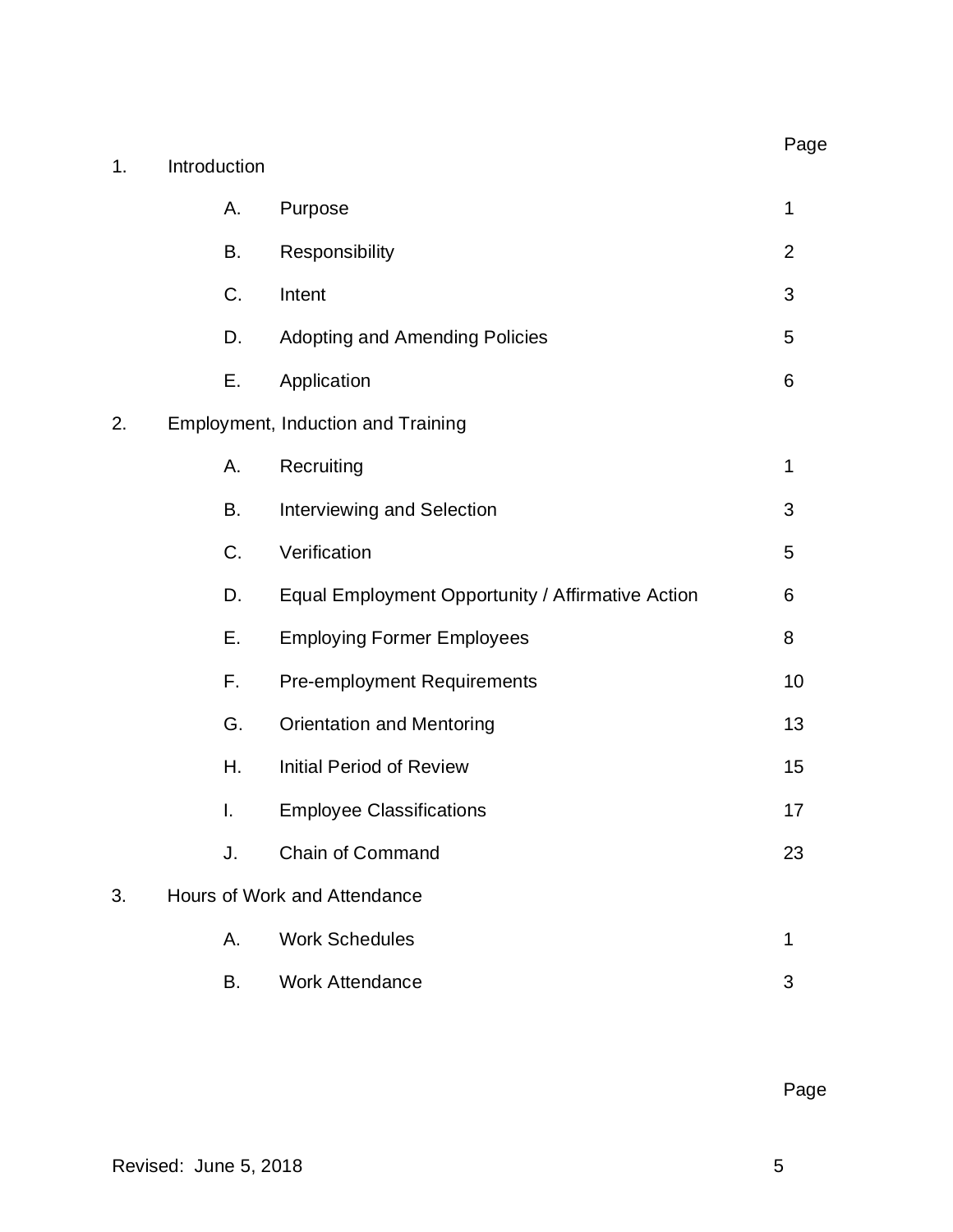| | | | Page |
|---|---|---|---|
| 1. | Introduction | | |
| | A. | Purpose | 1 |
| | B. | Responsibility | 2 |
| | C. | Intent | 3 |
| | D. | Adopting and Amending Policies | 5 |
| | E. | Application | 6 |
| 2. | Employment, Induction and Training | | |
| | A. | Recruiting | 1 |
| | B. | Interviewing and Selection | 3 |
| | C. | Verification | 5 |
| | D. | Equal Employment Opportunity / Affirmative Action | 6 |
| | E. | Employing Former Employees | 8 |
| | F. | Pre-employment Requirements | 10 |
| | G. | Orientation and Mentoring | 13 |
| | H. | Initial Period of Review | 15 |
| | I. | Employee Classifications | 17 |
| | J. | Chain of Command | 23 |
| 3. | Hours of Work and Attendance | | |
| | A. | Work Schedules | 1 |
| | B. | Work Attendance | 3 |

Page

Revised: June 5, 2018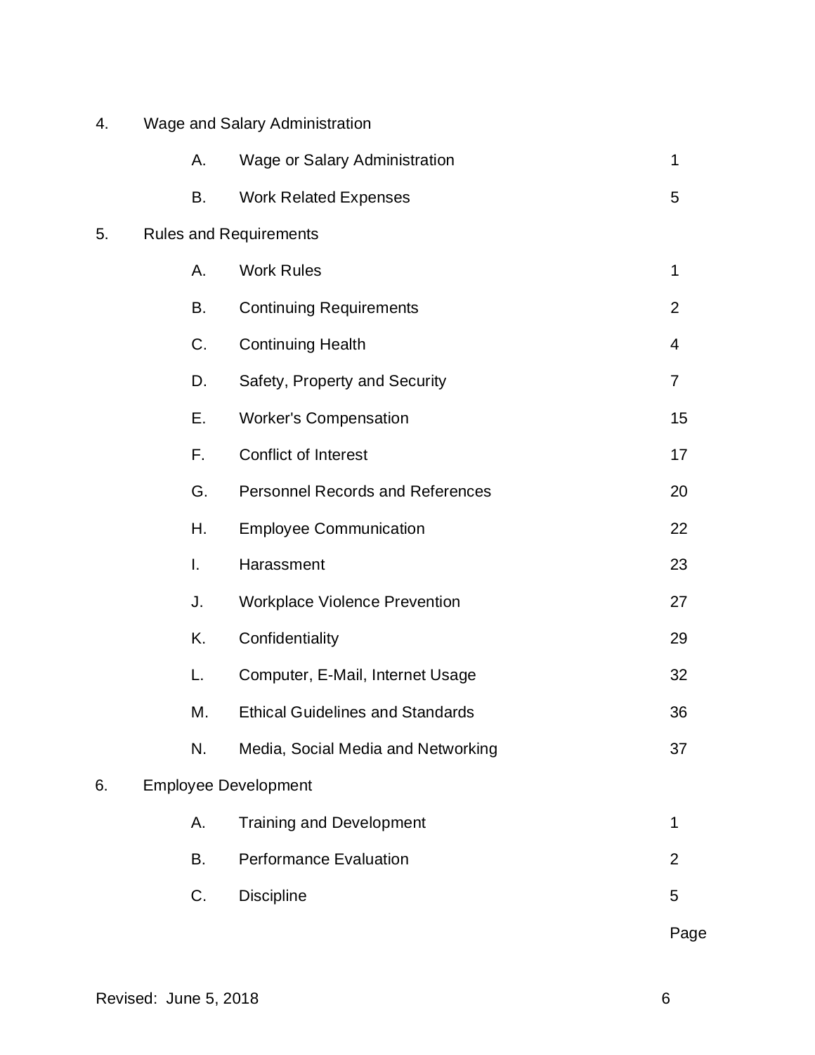4. Wage and Salary Administration

| | | |
|---|---|---|
| A. | Wage or Salary Administration | 1 |
| B. | Work Related Expenses | 5 |

5. Rules and Requirements

| | | |
|---|---|---|
| A. | Work Rules | 1 |
| B. | Continuing Requirements | 2 |
| C. | Continuing Health | 4 |
| D. | Safety, Property and Security | 7 |
| E. | Worker's Compensation | 15 |
| F. | Conflict of Interest | 17 |
| G. | Personnel Records and References | 20 |
| H. | Employee Communication | 22 |
| I. | Harassment | 23 |
| J. | Workplace Violence Prevention | 27 |
| K. | Confidentiality | 29 |
| L. | Computer, E-Mail, Internet Usage | 32 |
| M. | Ethical Guidelines and Standards | 36 |
| N. | Media, Social Media and Networking | 37 |

6. Employee Development

| | | |
|---|---|---|
| A. | Training and Development | 1 |
| B. | Performance Evaluation | 2 |
| C. | Discipline | 5 |
| | | Page |

Revised: June 5, 2018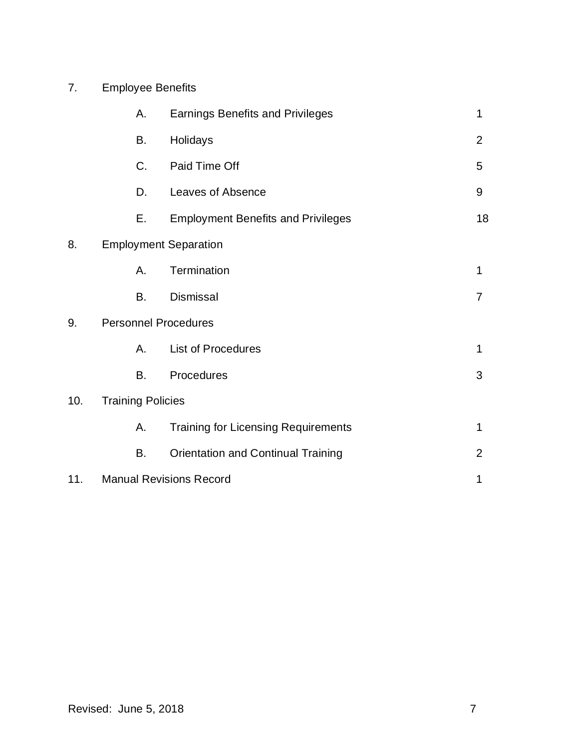| | | | |
|---|---|---|---|
| 7. | Employee Benefits | | |
| | A. | Earnings Benefits and Privileges | 1 |
| | B. | Holidays | 2 |
| | C. | Paid Time Off | 5 |
| | D. | Leaves of Absence | 9 |
| | E. | Employment Benefits and Privileges | 18 |
| 8. | Employment Separation | | |
| | A. | Termination | 1 |
| | B. | Dismissal | 7 |
| 9. | Personnel Procedures | | |
| | A. | List of Procedures | 1 |
| | B. | Procedures | 3 |
| 10. | Training Policies | | |
| | A. | Training for Licensing Requirements | 1 |
| | B. | Orientation and Continual Training | 2 |
| 11. | Manual Revisions Record | | 1 |

Revised: June 5, 2018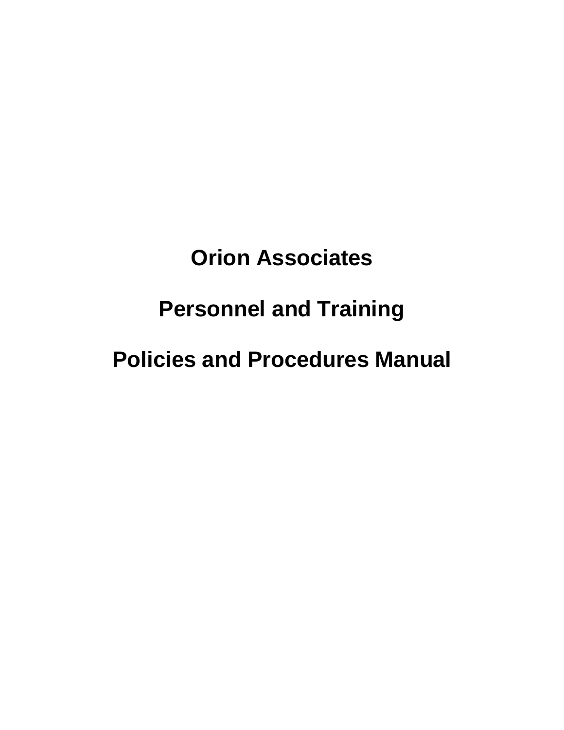# Orion Associates

# Personnel and Training

# Policies and Procedures Manual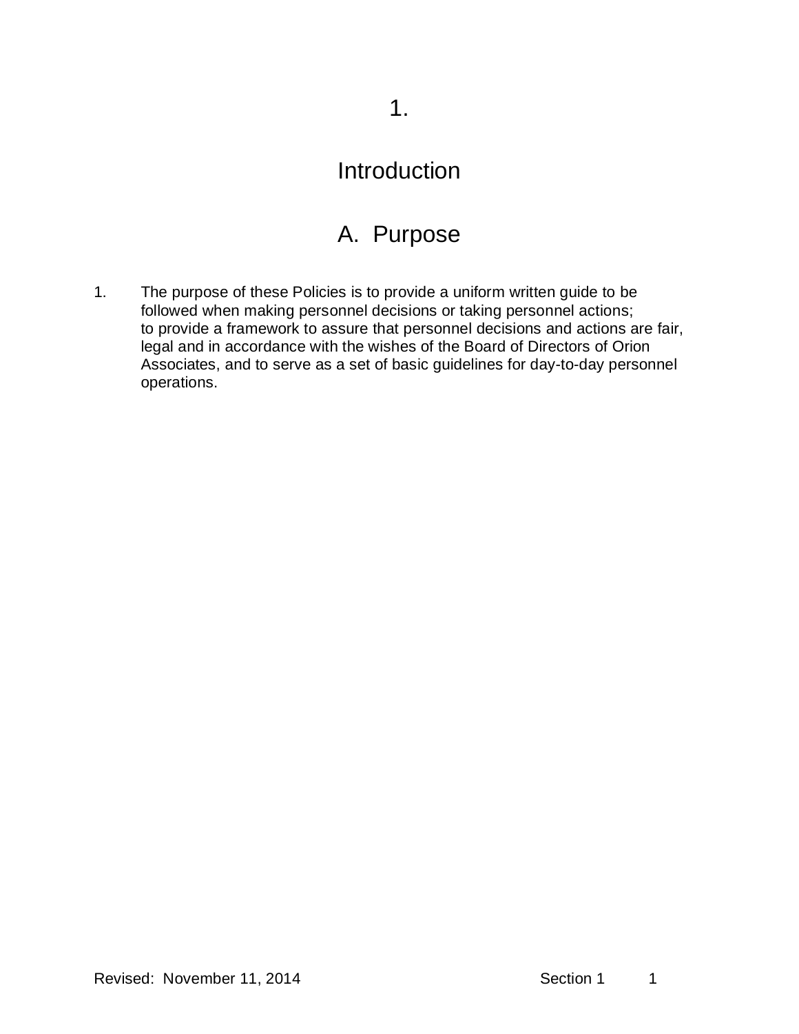# 1.

# Introduction

## A. Purpose

1. The purpose of these Policies is to provide a uniform written guide to be followed when making personnel decisions or taking personnel actions; to provide a framework to assure that personnel decisions and actions are fair, legal and in accordance with the wishes of the Board of Directors of Orion Associates, and to serve as a set of basic guidelines for day-to-day personnel operations.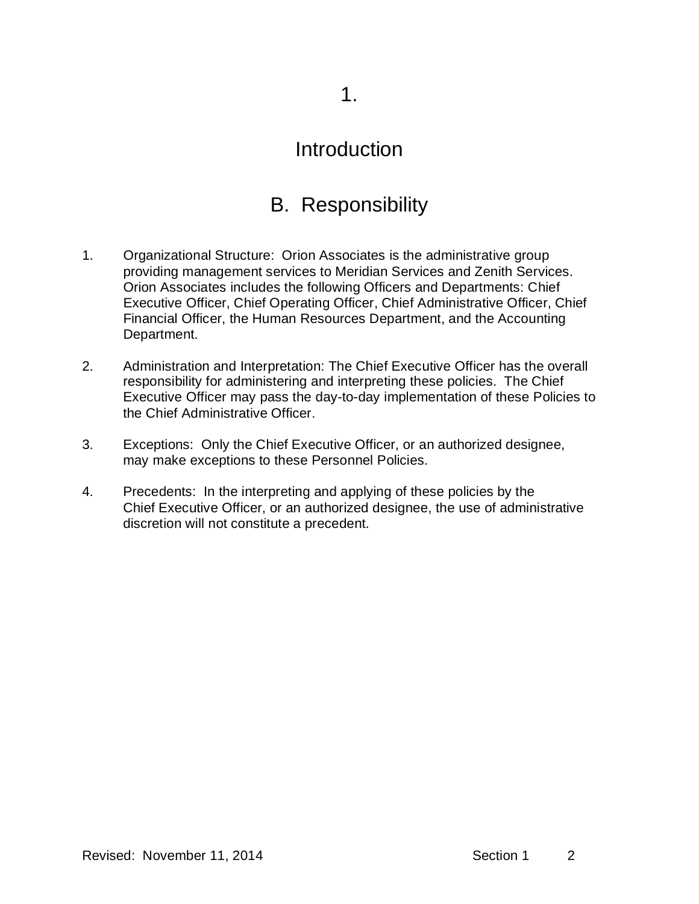# 1.

# Introduction

## B. Responsibility

1. Organizational Structure: Orion Associates is the administrative group providing management services to Meridian Services and Zenith Services. Orion Associates includes the following Officers and Departments: Chief Executive Officer, Chief Operating Officer, Chief Administrative Officer, Chief Financial Officer, the Human Resources Department, and the Accounting Department.

2. Administration and Interpretation: The Chief Executive Officer has the overall responsibility for administering and interpreting these policies. The Chief Executive Officer may pass the day-to-day implementation of these Policies to the Chief Administrative Officer.

3. Exceptions: Only the Chief Executive Officer, or an authorized designee, may make exceptions to these Personnel Policies.

4. Precedents: In the interpreting and applying of these policies by the Chief Executive Officer, or an authorized designee, the use of administrative discretion will not constitute a precedent.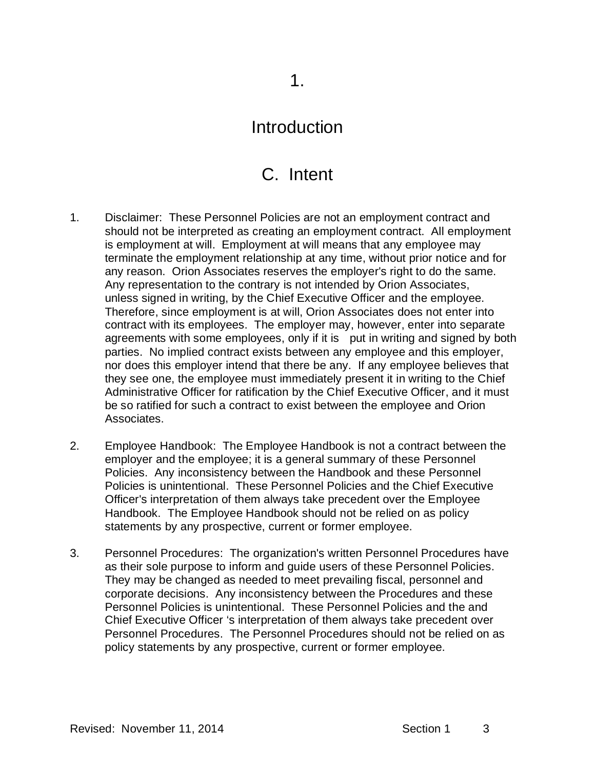# 1.

# Introduction

## C. Intent

1. Disclaimer: These Personnel Policies are not an employment contract and should not be interpreted as creating an employment contract. All employment is employment at will. Employment at will means that any employee may terminate the employment relationship at any time, without prior notice and for any reason. Orion Associates reserves the employer's right to do the same. Any representation to the contrary is not intended by Orion Associates, unless signed in writing, by the Chief Executive Officer and the employee. Therefore, since employment is at will, Orion Associates does not enter into contract with its employees. The employer may, however, enter into separate agreements with some employees, only if it is put in writing and signed by both parties. No implied contract exists between any employee and this employer, nor does this employer intend that there be any. If any employee believes that they see one, the employee must immediately present it in writing to the Chief Administrative Officer for ratification by the Chief Executive Officer, and it must be so ratified for such a contract to exist between the employee and Orion Associates.

2. Employee Handbook: The Employee Handbook is not a contract between the employer and the employee; it is a general summary of these Personnel Policies. Any inconsistency between the Handbook and these Personnel Policies is unintentional. These Personnel Policies and the Chief Executive Officer's interpretation of them always take precedent over the Employee Handbook. The Employee Handbook should not be relied on as policy statements by any prospective, current or former employee.

3. Personnel Procedures: The organization's written Personnel Procedures have as their sole purpose to inform and guide users of these Personnel Policies. They may be changed as needed to meet prevailing fiscal, personnel and corporate decisions. Any inconsistency between the Procedures and these Personnel Policies is unintentional. These Personnel Policies and the and Chief Executive Officer 's interpretation of them always take precedent over Personnel Procedures. The Personnel Procedures should not be relied on as policy statements by any prospective, current or former employee.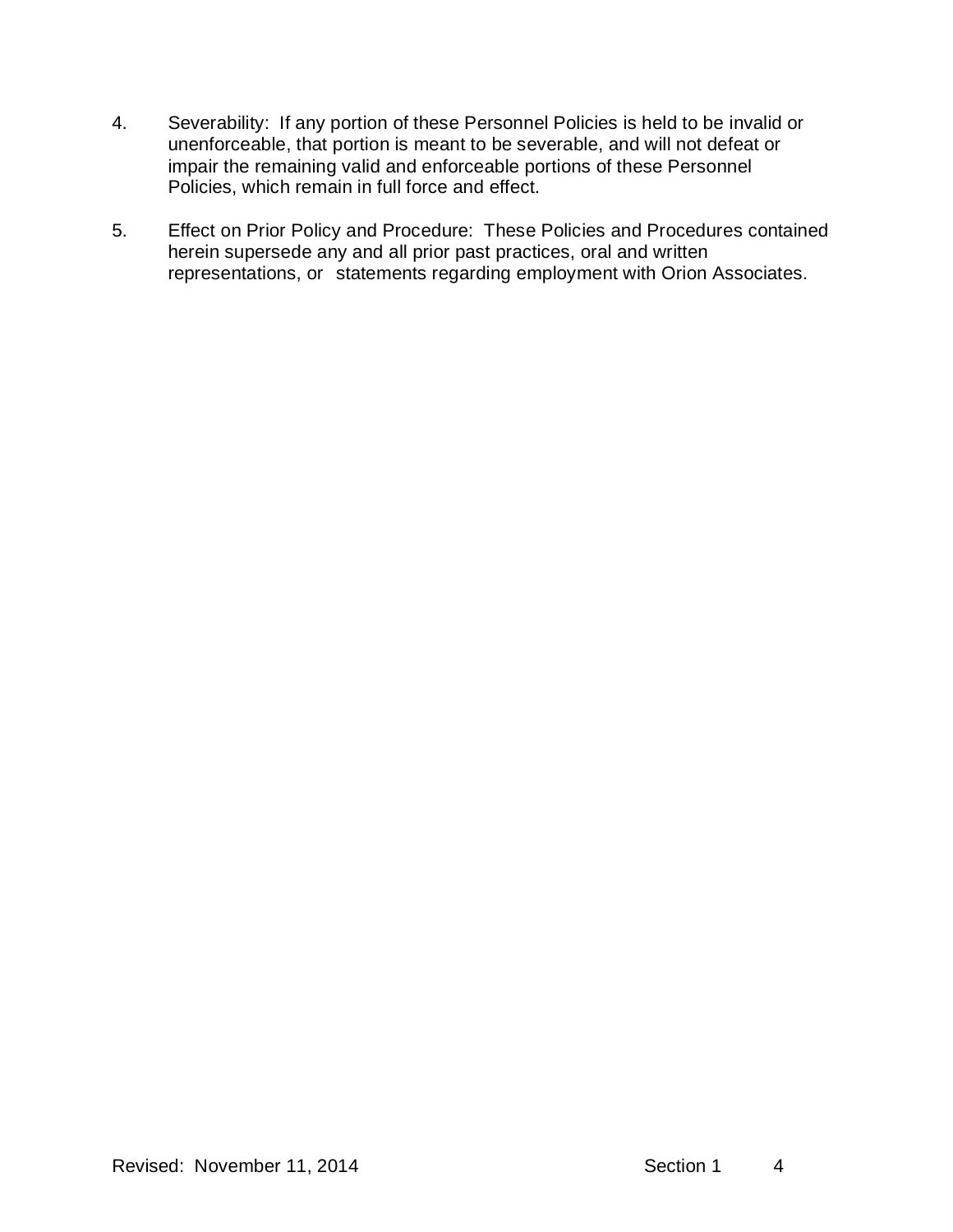4. Severability: If any portion of these Personnel Policies is held to be invalid or unenforceable, that portion is meant to be severable, and will not defeat or impair the remaining valid and enforceable portions of these Personnel Policies, which remain in full force and effect.

5. Effect on Prior Policy and Procedure: These Policies and Procedures contained herein supersede any and all prior past practices, oral and written representations, or statements regarding employment with Orion Associates.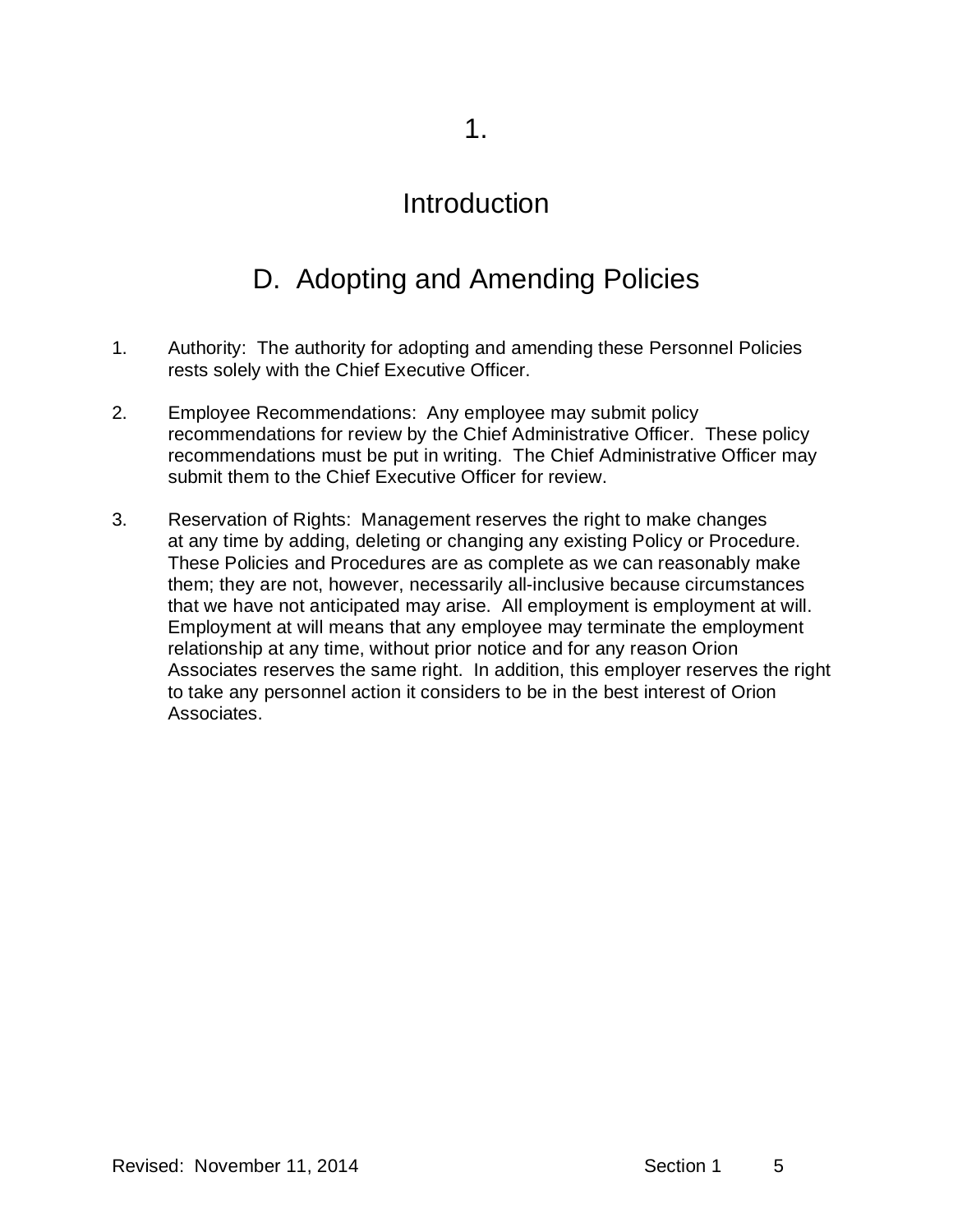# 1.

# Introduction

## D. Adopting and Amending Policies

1. Authority: The authority for adopting and amending these Personnel Policies rests solely with the Chief Executive Officer.

2. Employee Recommendations: Any employee may submit policy recommendations for review by the Chief Administrative Officer. These policy recommendations must be put in writing. The Chief Administrative Officer may submit them to the Chief Executive Officer for review.

3. Reservation of Rights: Management reserves the right to make changes at any time by adding, deleting or changing any existing Policy or Procedure. These Policies and Procedures are as complete as we can reasonably make them; they are not, however, necessarily all-inclusive because circumstances that we have not anticipated may arise. All employment is employment at will. Employment at will means that any employee may terminate the employment relationship at any time, without prior notice and for any reason Orion Associates reserves the same right. In addition, this employer reserves the right to take any personnel action it considers to be in the best interest of Orion Associates.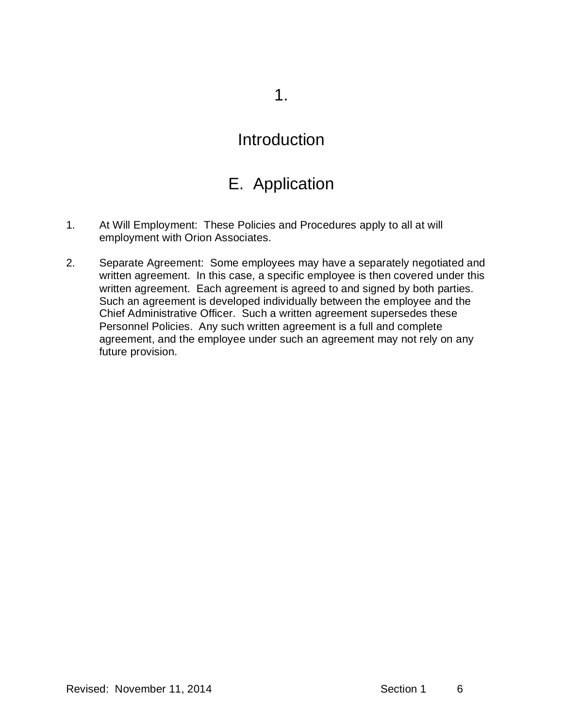# 1.

# Introduction

## E. Application

1. At Will Employment: These Policies and Procedures apply to all at will employment with Orion Associates.

2. Separate Agreement: Some employees may have a separately negotiated and written agreement. In this case, a specific employee is then covered under this written agreement. Each agreement is agreed to and signed by both parties. Such an agreement is developed individually between the employee and the Chief Administrative Officer. Such a written agreement supersedes these Personnel Policies. Any such written agreement is a full and complete agreement, and the employee under such an agreement may not rely on any future provision.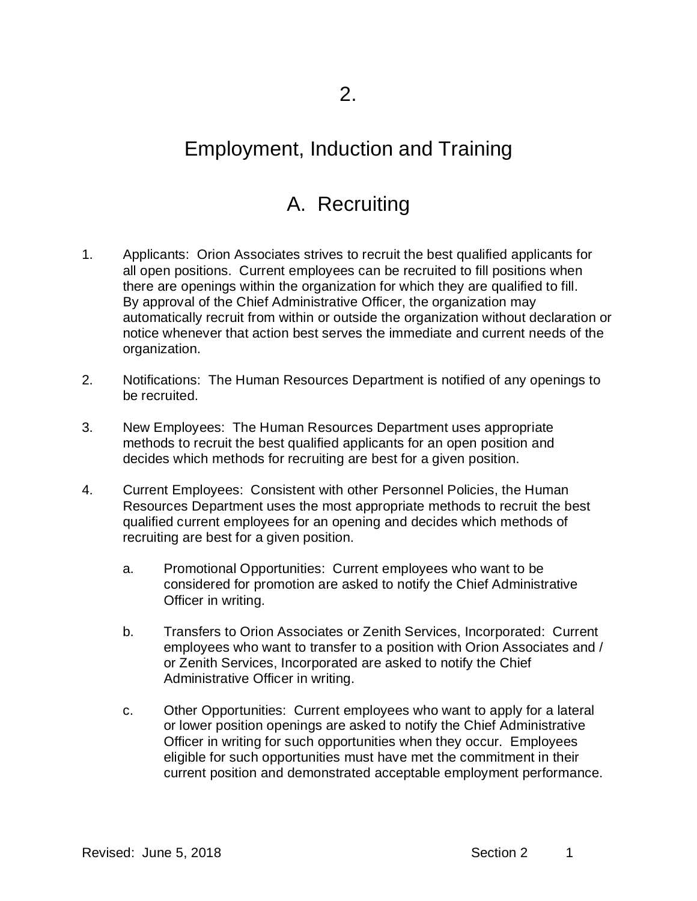# 2.

# Employment, Induction and Training

## A. Recruiting

1. Applicants: Orion Associates strives to recruit the best qualified applicants for all open positions. Current employees can be recruited to fill positions when there are openings within the organization for which they are qualified to fill. By approval of the Chief Administrative Officer, the organization may automatically recruit from within or outside the organization without declaration or notice whenever that action best serves the immediate and current needs of the organization.

2. Notifications: The Human Resources Department is notified of any openings to be recruited.

3. New Employees: The Human Resources Department uses appropriate methods to recruit the best qualified applicants for an open position and decides which methods for recruiting are best for a given position.

4. Current Employees: Consistent with other Personnel Policies, the Human Resources Department uses the most appropriate methods to recruit the best qualified current employees for an opening and decides which methods of recruiting are best for a given position.

    a. Promotional Opportunities: Current employees who want to be considered for promotion are asked to notify the Chief Administrative Officer in writing.

    b. Transfers to Orion Associates or Zenith Services, Incorporated: Current employees who want to transfer to a position with Orion Associates and / or Zenith Services, Incorporated are asked to notify the Chief Administrative Officer in writing.

    c. Other Opportunities: Current employees who want to apply for a lateral or lower position openings are asked to notify the Chief Administrative Officer in writing for such opportunities when they occur. Employees eligible for such opportunities must have met the commitment in their current position and demonstrated acceptable employment performance.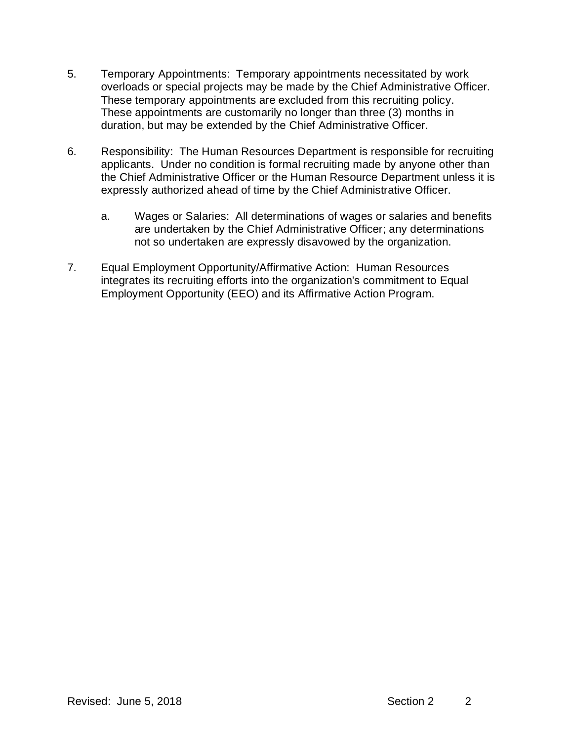5. Temporary Appointments: Temporary appointments necessitated by work overloads or special projects may be made by the Chief Administrative Officer. These temporary appointments are excluded from this recruiting policy. These appointments are customarily no longer than three (3) months in duration, but may be extended by the Chief Administrative Officer.

6. Responsibility: The Human Resources Department is responsible for recruiting applicants. Under no condition is formal recruiting made by anyone other than the Chief Administrative Officer or the Human Resource Department unless it is expressly authorized ahead of time by the Chief Administrative Officer.

   a. Wages or Salaries: All determinations of wages or salaries and benefits are undertaken by the Chief Administrative Officer; any determinations not so undertaken are expressly disavowed by the organization.

7. Equal Employment Opportunity/Affirmative Action: Human Resources integrates its recruiting efforts into the organization's commitment to Equal Employment Opportunity (EEO) and its Affirmative Action Program.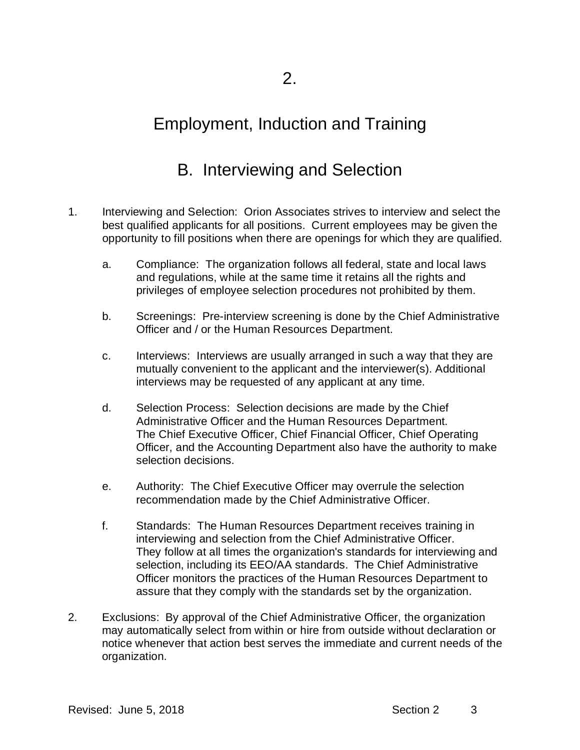# 2.

# Employment, Induction and Training

## B. Interviewing and Selection

1. Interviewing and Selection: Orion Associates strives to interview and select the best qualified applicants for all positions. Current employees may be given the opportunity to fill positions when there are openings for which they are qualified.

   a. Compliance: The organization follows all federal, state and local laws and regulations, while at the same time it retains all the rights and privileges of employee selection procedures not prohibited by them.

   b. Screenings: Pre-interview screening is done by the Chief Administrative Officer and / or the Human Resources Department.

   c. Interviews: Interviews are usually arranged in such a way that they are mutually convenient to the applicant and the interviewer(s). Additional interviews may be requested of any applicant at any time.

   d. Selection Process: Selection decisions are made by the Chief Administrative Officer and the Human Resources Department. The Chief Executive Officer, Chief Financial Officer, Chief Operating Officer, and the Accounting Department also have the authority to make selection decisions.

   e. Authority: The Chief Executive Officer may overrule the selection recommendation made by the Chief Administrative Officer.

   f. Standards: The Human Resources Department receives training in interviewing and selection from the Chief Administrative Officer. They follow at all times the organization's standards for interviewing and selection, including its EEO/AA standards. The Chief Administrative Officer monitors the practices of the Human Resources Department to assure that they comply with the standards set by the organization.

2. Exclusions: By approval of the Chief Administrative Officer, the organization may automatically select from within or hire from outside without declaration or notice whenever that action best serves the immediate and current needs of the organization.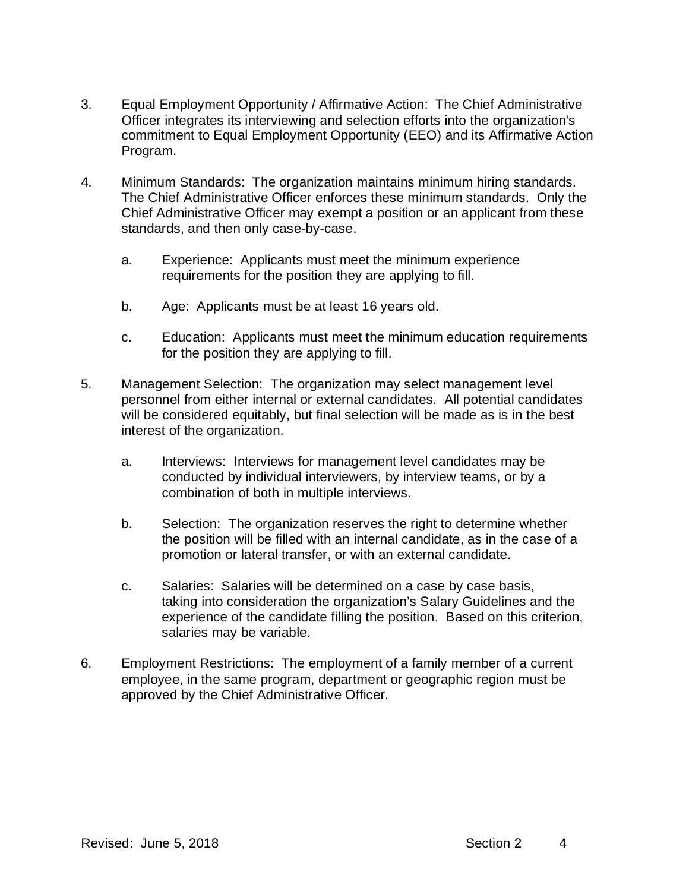3. Equal Employment Opportunity / Affirmative Action: The Chief Administrative Officer integrates its interviewing and selection efforts into the organization's commitment to Equal Employment Opportunity (EEO) and its Affirmative Action Program.

4. Minimum Standards: The organization maintains minimum hiring standards. The Chief Administrative Officer enforces these minimum standards. Only the Chief Administrative Officer may exempt a position or an applicant from these standards, and then only case-by-case.

   a. Experience: Applicants must meet the minimum experience requirements for the position they are applying to fill.

   b. Age: Applicants must be at least 16 years old.

   c. Education: Applicants must meet the minimum education requirements for the position they are applying to fill.

5. Management Selection: The organization may select management level personnel from either internal or external candidates. All potential candidates will be considered equitably, but final selection will be made as is in the best interest of the organization.

   a. Interviews: Interviews for management level candidates may be conducted by individual interviewers, by interview teams, or by a combination of both in multiple interviews.

   b. Selection: The organization reserves the right to determine whether the position will be filled with an internal candidate, as in the case of a promotion or lateral transfer, or with an external candidate.

   c. Salaries: Salaries will be determined on a case by case basis, taking into consideration the organization's Salary Guidelines and the experience of the candidate filling the position. Based on this criterion, salaries may be variable.

6. Employment Restrictions: The employment of a family member of a current employee, in the same program, department or geographic region must be approved by the Chief Administrative Officer.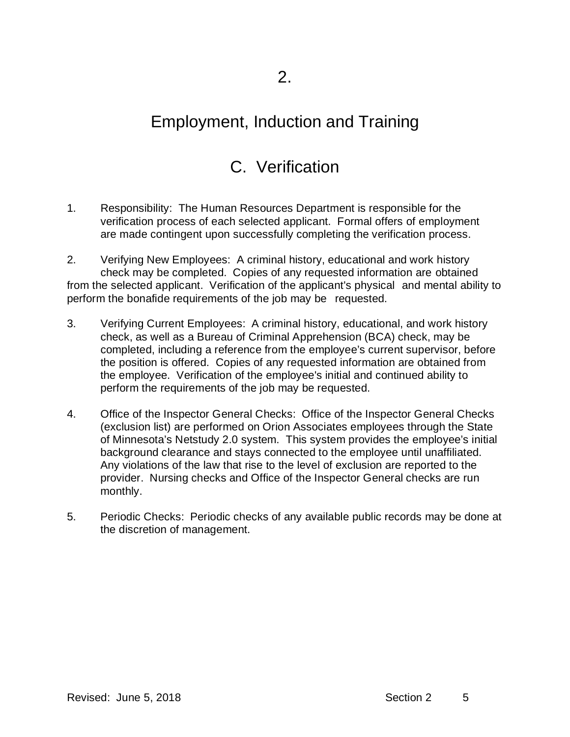# 2.

# Employment, Induction and Training

## C. Verification

1. Responsibility: The Human Resources Department is responsible for the verification process of each selected applicant. Formal offers of employment are made contingent upon successfully completing the verification process.

2. Verifying New Employees: A criminal history, educational and work history check may be completed. Copies of any requested information are obtained from the selected applicant. Verification of the applicant's physical and mental ability to perform the bonafide requirements of the job may be requested.

3. Verifying Current Employees: A criminal history, educational, and work history check, as well as a Bureau of Criminal Apprehension (BCA) check, may be completed, including a reference from the employee's current supervisor, before the position is offered. Copies of any requested information are obtained from the employee. Verification of the employee's initial and continued ability to perform the requirements of the job may be requested.

4. Office of the Inspector General Checks: Office of the Inspector General Checks (exclusion list) are performed on Orion Associates employees through the State of Minnesota's Netstudy 2.0 system. This system provides the employee's initial background clearance and stays connected to the employee until unaffiliated. Any violations of the law that rise to the level of exclusion are reported to the provider. Nursing checks and Office of the Inspector General checks are run monthly.

5. Periodic Checks: Periodic checks of any available public records may be done at the discretion of management.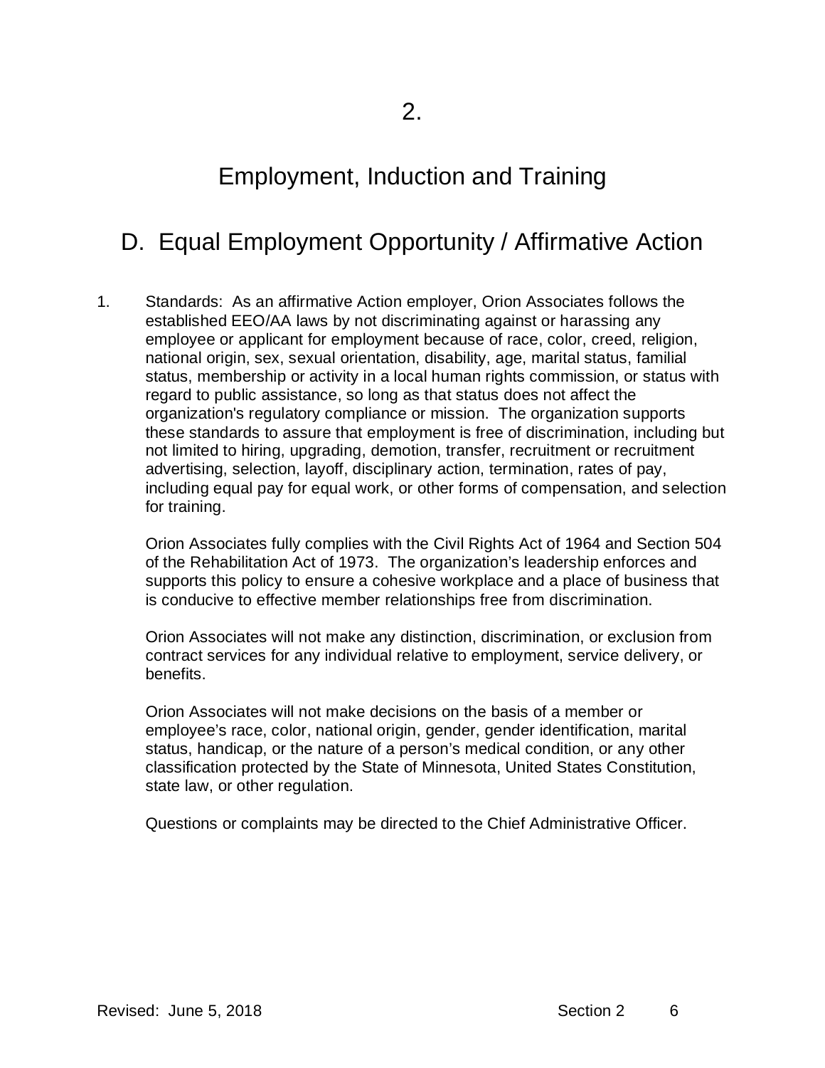# 2.

# Employment, Induction and Training

## D. Equal Employment Opportunity / Affirmative Action

1. Standards: As an affirmative Action employer, Orion Associates follows the established EEO/AA laws by not discriminating against or harassing any employee or applicant for employment because of race, color, creed, religion, national origin, sex, sexual orientation, disability, age, marital status, familial status, membership or activity in a local human rights commission, or status with regard to public assistance, so long as that status does not affect the organization's regulatory compliance or mission. The organization supports these standards to assure that employment is free of discrimination, including but not limited to hiring, upgrading, demotion, transfer, recruitment or recruitment advertising, selection, layoff, disciplinary action, termination, rates of pay, including equal pay for equal work, or other forms of compensation, and selection for training.

   Orion Associates fully complies with the Civil Rights Act of 1964 and Section 504 of the Rehabilitation Act of 1973. The organization's leadership enforces and supports this policy to ensure a cohesive workplace and a place of business that is conducive to effective member relationships free from discrimination.

   Orion Associates will not make any distinction, discrimination, or exclusion from contract services for any individual relative to employment, service delivery, or benefits.

   Orion Associates will not make decisions on the basis of a member or employee's race, color, national origin, gender, gender identification, marital status, handicap, or the nature of a person's medical condition, or any other classification protected by the State of Minnesota, United States Constitution, state law, or other regulation.

   Questions or complaints may be directed to the Chief Administrative Officer.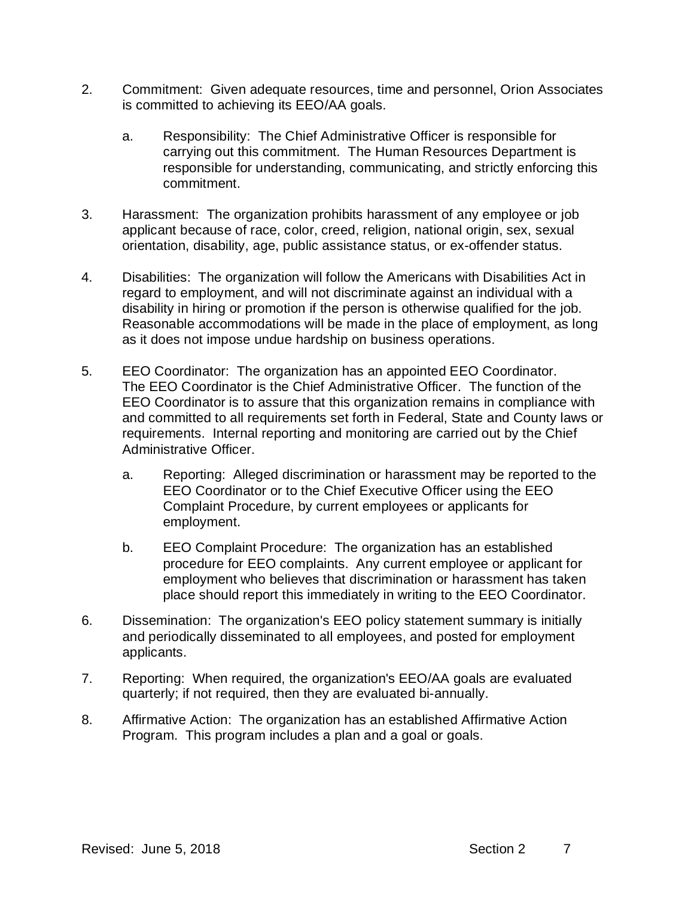2. Commitment: Given adequate resources, time and personnel, Orion Associates is committed to achieving its EEO/AA goals.

    a. Responsibility: The Chief Administrative Officer is responsible for carrying out this commitment. The Human Resources Department is responsible for understanding, communicating, and strictly enforcing this commitment.

3. Harassment: The organization prohibits harassment of any employee or job applicant because of race, color, creed, religion, national origin, sex, sexual orientation, disability, age, public assistance status, or ex-offender status.

4. Disabilities: The organization will follow the Americans with Disabilities Act in regard to employment, and will not discriminate against an individual with a disability in hiring or promotion if the person is otherwise qualified for the job. Reasonable accommodations will be made in the place of employment, as long as it does not impose undue hardship on business operations.

5. EEO Coordinator: The organization has an appointed EEO Coordinator. The EEO Coordinator is the Chief Administrative Officer. The function of the EEO Coordinator is to assure that this organization remains in compliance with and committed to all requirements set forth in Federal, State and County laws or requirements. Internal reporting and monitoring are carried out by the Chief Administrative Officer.

    a. Reporting: Alleged discrimination or harassment may be reported to the EEO Coordinator or to the Chief Executive Officer using the EEO Complaint Procedure, by current employees or applicants for employment.

    b. EEO Complaint Procedure: The organization has an established procedure for EEO complaints. Any current employee or applicant for employment who believes that discrimination or harassment has taken place should report this immediately in writing to the EEO Coordinator.

6. Dissemination: The organization's EEO policy statement summary is initially and periodically disseminated to all employees, and posted for employment applicants.

7. Reporting: When required, the organization's EEO/AA goals are evaluated quarterly; if not required, then they are evaluated bi-annually.

8. Affirmative Action: The organization has an established Affirmative Action Program. This program includes a plan and a goal or goals.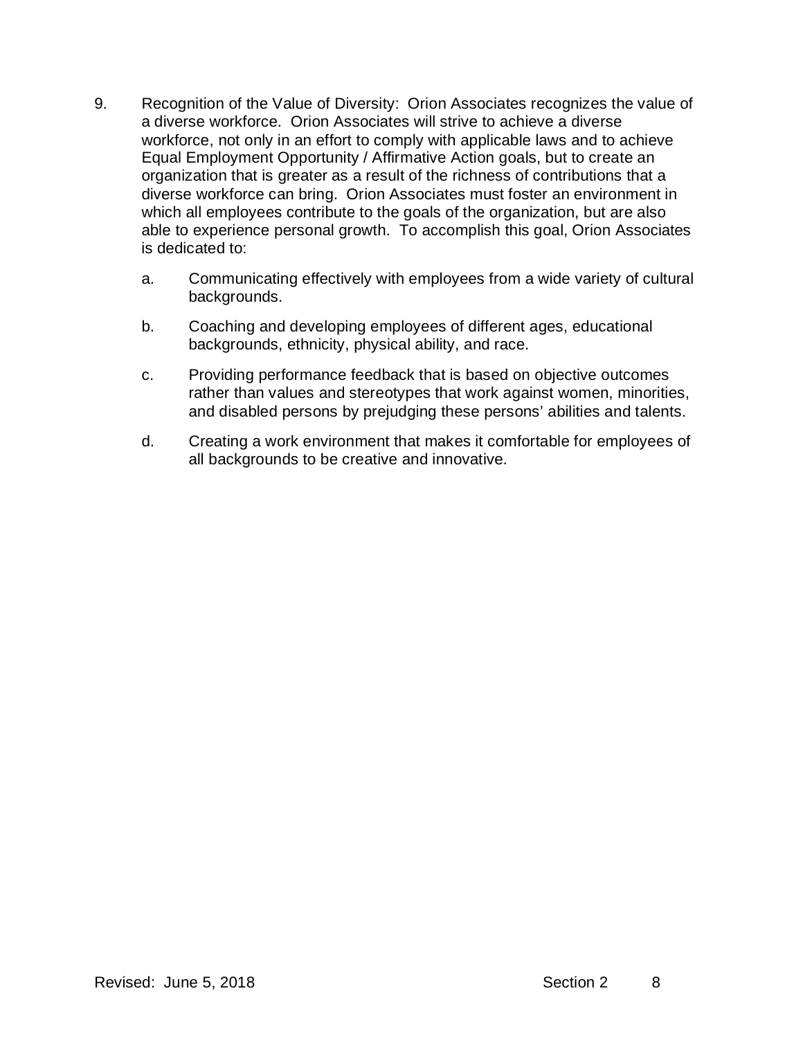9. Recognition of the Value of Diversity: Orion Associates recognizes the value of a diverse workforce. Orion Associates will strive to achieve a diverse workforce, not only in an effort to comply with applicable laws and to achieve Equal Employment Opportunity / Affirmative Action goals, but to create an organization that is greater as a result of the richness of contributions that a diverse workforce can bring. Orion Associates must foster an environment in which all employees contribute to the goals of the organization, but are also able to experience personal growth. To accomplish this goal, Orion Associates is dedicated to:

   a. Communicating effectively with employees from a wide variety of cultural backgrounds.

   b. Coaching and developing employees of different ages, educational backgrounds, ethnicity, physical ability, and race.

   c. Providing performance feedback that is based on objective outcomes rather than values and stereotypes that work against women, minorities, and disabled persons by prejudging these persons' abilities and talents.

   d. Creating a work environment that makes it comfortable for employees of all backgrounds to be creative and innovative.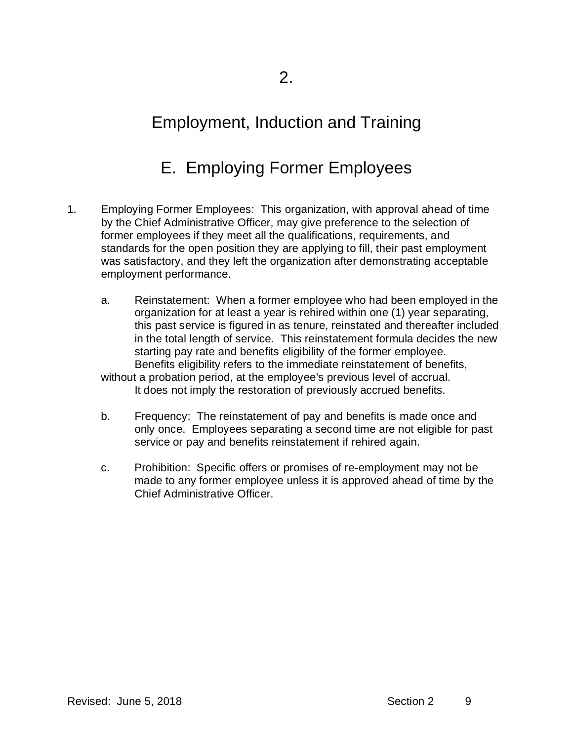# 2.

# Employment, Induction and Training

## E. Employing Former Employees

1. Employing Former Employees: This organization, with approval ahead of time by the Chief Administrative Officer, may give preference to the selection of former employees if they meet all the qualifications, requirements, and standards for the open position they are applying to fill, their past employment was satisfactory, and they left the organization after demonstrating acceptable employment performance.

   a. Reinstatement: When a former employee who had been employed in the organization for at least a year is rehired within one (1) year separating, this past service is figured in as tenure, reinstated and thereafter included in the total length of service. This reinstatement formula decides the new starting pay rate and benefits eligibility of the former employee. Benefits eligibility refers to the immediate reinstatement of benefits, without a probation period, at the employee's previous level of accrual. It does not imply the restoration of previously accrued benefits.

   b. Frequency: The reinstatement of pay and benefits is made once and only once. Employees separating a second time are not eligible for past service or pay and benefits reinstatement if rehired again.

   c. Prohibition: Specific offers or promises of re-employment may not be made to any former employee unless it is approved ahead of time by the Chief Administrative Officer.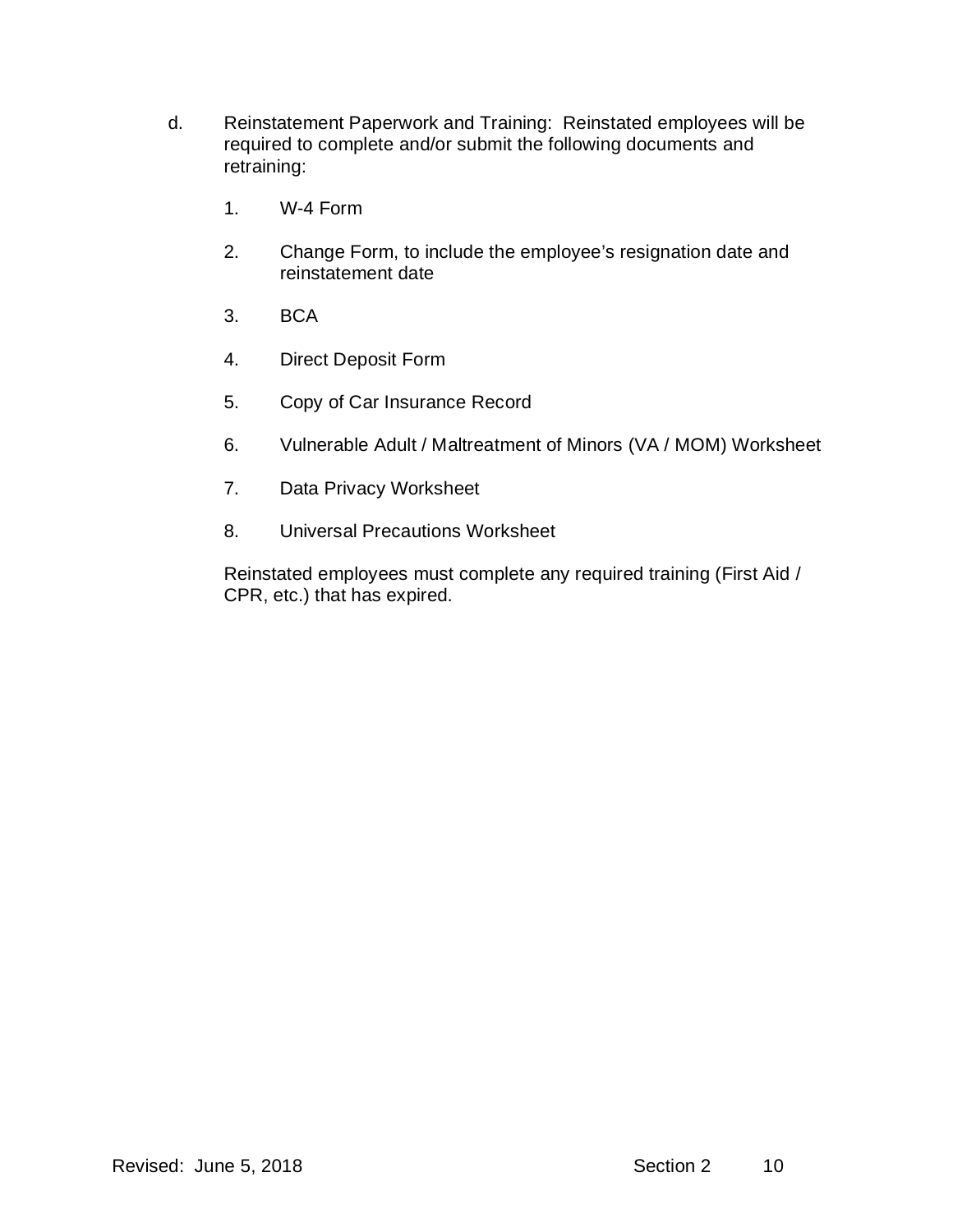d. Reinstatement Paperwork and Training: Reinstated employees will be required to complete and/or submit the following documents and retraining:

1. W-4 Form
2. Change Form, to include the employee's resignation date and reinstatement date
3. BCA
4. Direct Deposit Form
5. Copy of Car Insurance Record
6. Vulnerable Adult / Maltreatment of Minors (VA / MOM) Worksheet
7. Data Privacy Worksheet
8. Universal Precautions Worksheet

Reinstated employees must complete any required training (First Aid / CPR, etc.) that has expired.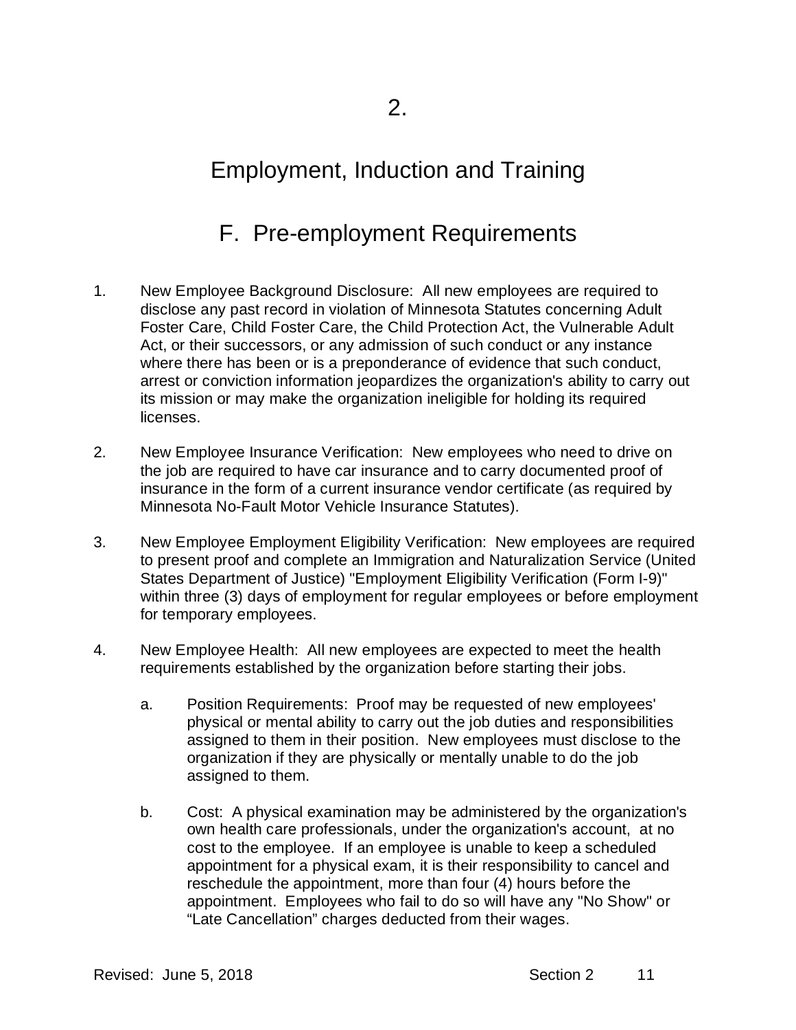# 2.

# Employment, Induction and Training

## F. Pre-employment Requirements

1. New Employee Background Disclosure: All new employees are required to disclose any past record in violation of Minnesota Statutes concerning Adult Foster Care, Child Foster Care, the Child Protection Act, the Vulnerable Adult Act, or their successors, or any admission of such conduct or any instance where there has been or is a preponderance of evidence that such conduct, arrest or conviction information jeopardizes the organization's ability to carry out its mission or may make the organization ineligible for holding its required licenses.

2. New Employee Insurance Verification: New employees who need to drive on the job are required to have car insurance and to carry documented proof of insurance in the form of a current insurance vendor certificate (as required by Minnesota No-Fault Motor Vehicle Insurance Statutes).

3. New Employee Employment Eligibility Verification: New employees are required to present proof and complete an Immigration and Naturalization Service (United States Department of Justice) "Employment Eligibility Verification (Form I-9)" within three (3) days of employment for regular employees or before employment for temporary employees.

4. New Employee Health: All new employees are expected to meet the health requirements established by the organization before starting their jobs.

   a. Position Requirements: Proof may be requested of new employees' physical or mental ability to carry out the job duties and responsibilities assigned to them in their position. New employees must disclose to the organization if they are physically or mentally unable to do the job assigned to them.

   b. Cost: A physical examination may be administered by the organization's own health care professionals, under the organization's account, at no cost to the employee. If an employee is unable to keep a scheduled appointment for a physical exam, it is their responsibility to cancel and reschedule the appointment, more than four (4) hours before the appointment. Employees who fail to do so will have any "No Show" or “Late Cancellation” charges deducted from their wages.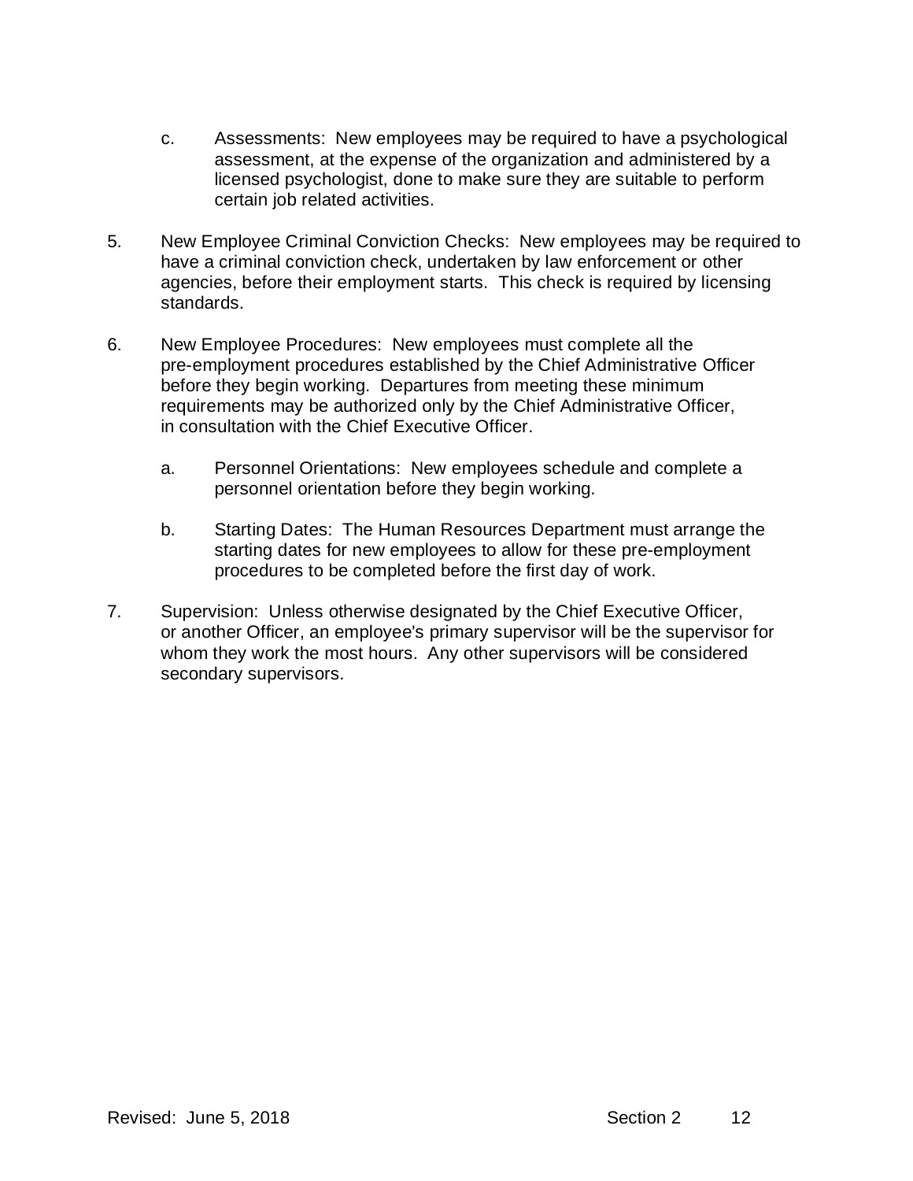c. Assessments: New employees may be required to have a psychological assessment, at the expense of the organization and administered by a licensed psychologist, done to make sure they are suitable to perform certain job related activities.

5. New Employee Criminal Conviction Checks: New employees may be required to have a criminal conviction check, undertaken by law enforcement or other agencies, before their employment starts. This check is required by licensing standards.

6. New Employee Procedures: New employees must complete all the pre-employment procedures established by the Chief Administrative Officer before they begin working. Departures from meeting these minimum requirements may be authorized only by the Chief Administrative Officer, in consultation with the Chief Executive Officer.

   a. Personnel Orientations: New employees schedule and complete a personnel orientation before they begin working.

   b. Starting Dates: The Human Resources Department must arrange the starting dates for new employees to allow for these pre-employment procedures to be completed before the first day of work.

7. Supervision: Unless otherwise designated by the Chief Executive Officer, or another Officer, an employee's primary supervisor will be the supervisor for whom they work the most hours. Any other supervisors will be considered secondary supervisors.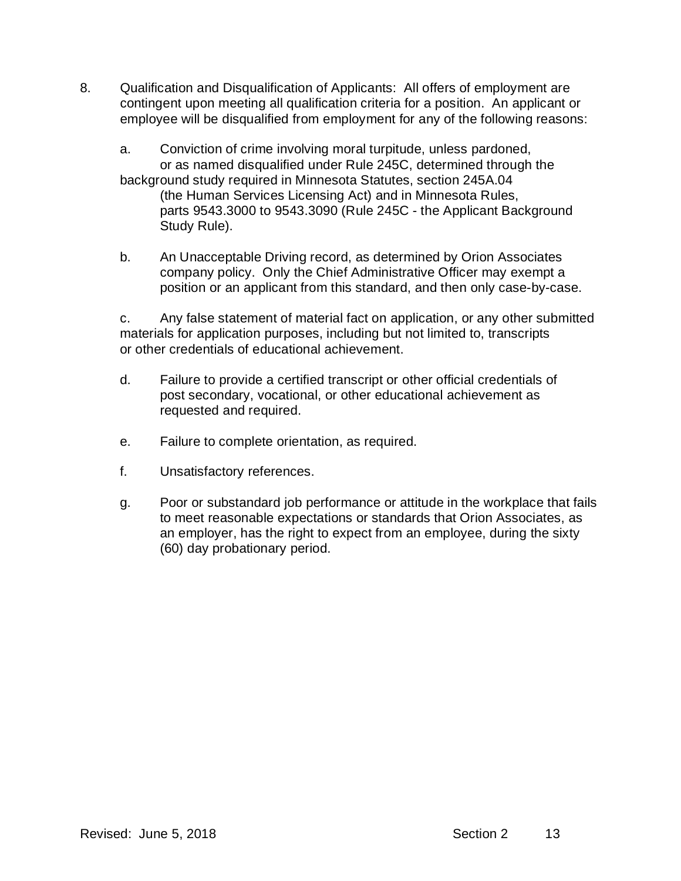8. Qualification and Disqualification of Applicants: All offers of employment are contingent upon meeting all qualification criteria for a position. An applicant or employee will be disqualified from employment for any of the following reasons:

   a. Conviction of crime involving moral turpitude, unless pardoned, or as named disqualified under Rule 245C, determined through the background study required in Minnesota Statutes, section 245A.04 (the Human Services Licensing Act) and in Minnesota Rules, parts 9543.3000 to 9543.3090 (Rule 245C - the Applicant Background Study Rule).

   b. An Unacceptable Driving record, as determined by Orion Associates company policy. Only the Chief Administrative Officer may exempt a position or an applicant from this standard, and then only case-by-case.

   c. Any false statement of material fact on application, or any other submitted materials for application purposes, including but not limited to, transcripts or other credentials of educational achievement.

   d. Failure to provide a certified transcript or other official credentials of post secondary, vocational, or other educational achievement as requested and required.

   e. Failure to complete orientation, as required.

   f. Unsatisfactory references.

   g. Poor or substandard job performance or attitude in the workplace that fails to meet reasonable expectations or standards that Orion Associates, as an employer, has the right to expect from an employee, during the sixty (60) day probationary period.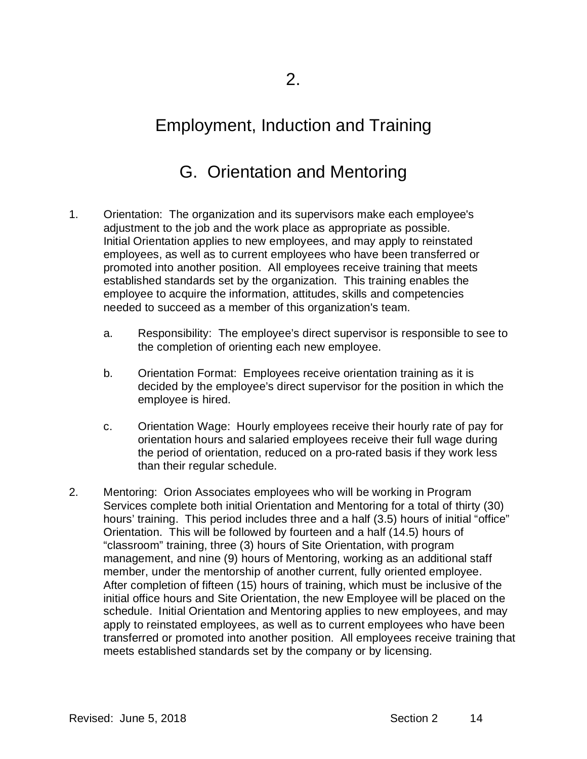# 2.

# Employment, Induction and Training

## G. Orientation and Mentoring

1. Orientation: The organization and its supervisors make each employee's adjustment to the job and the work place as appropriate as possible. Initial Orientation applies to new employees, and may apply to reinstated employees, as well as to current employees who have been transferred or promoted into another position. All employees receive training that meets established standards set by the organization. This training enables the employee to acquire the information, attitudes, skills and competencies needed to succeed as a member of this organization's team.

   a. Responsibility: The employee's direct supervisor is responsible to see to the completion of orienting each new employee.

   b. Orientation Format: Employees receive orientation training as it is decided by the employee's direct supervisor for the position in which the employee is hired.

   c. Orientation Wage: Hourly employees receive their hourly rate of pay for orientation hours and salaried employees receive their full wage during the period of orientation, reduced on a pro-rated basis if they work less than their regular schedule.

2. Mentoring: Orion Associates employees who will be working in Program Services complete both initial Orientation and Mentoring for a total of thirty (30) hours' training. This period includes three and a half (3.5) hours of initial "office" Orientation. This will be followed by fourteen and a half (14.5) hours of "classroom" training, three (3) hours of Site Orientation, with program management, and nine (9) hours of Mentoring, working as an additional staff member, under the mentorship of another current, fully oriented employee. After completion of fifteen (15) hours of training, which must be inclusive of the initial office hours and Site Orientation, the new Employee will be placed on the schedule. Initial Orientation and Mentoring applies to new employees, and may apply to reinstated employees, as well as to current employees who have been transferred or promoted into another position. All employees receive training that meets established standards set by the company or by licensing.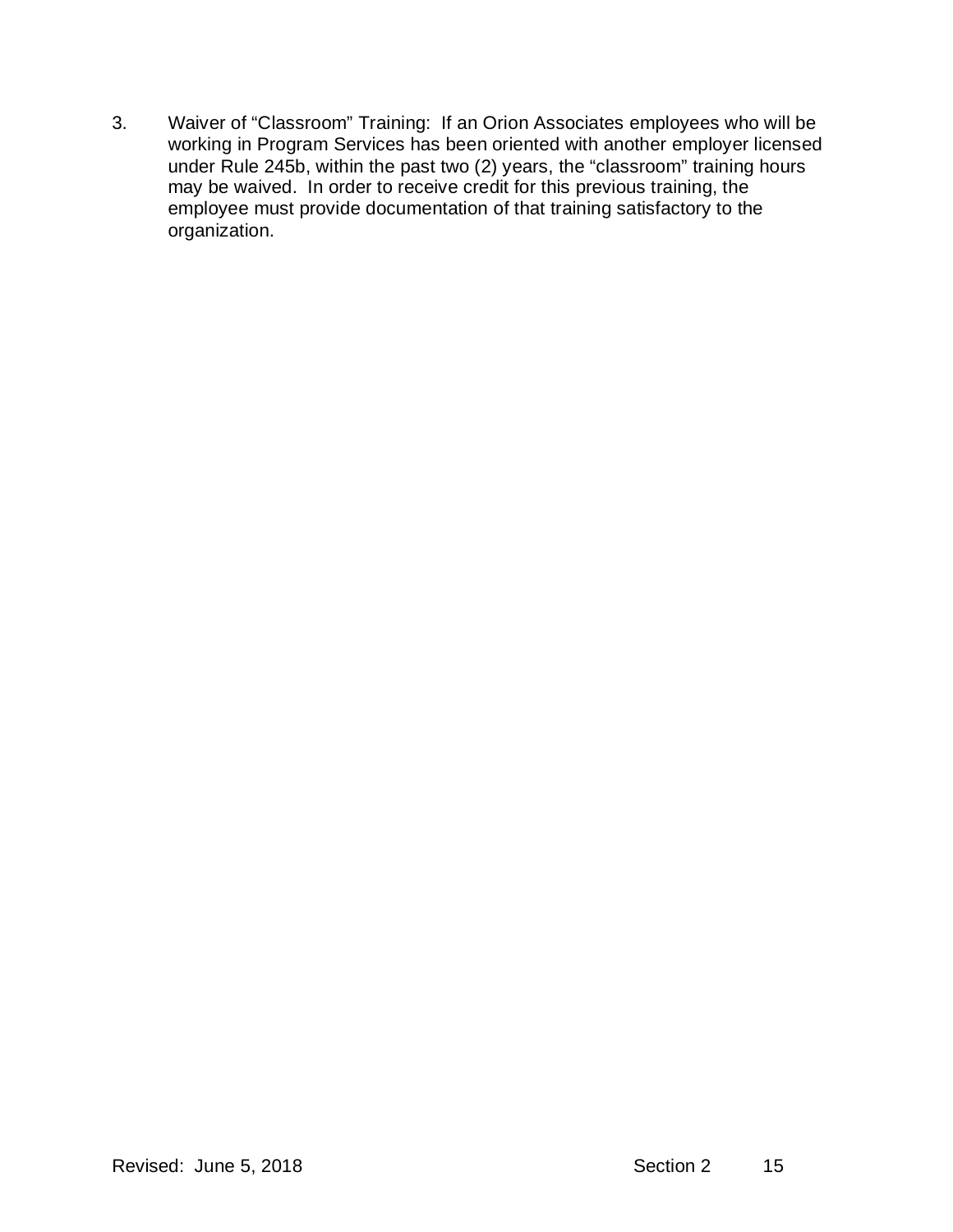3. Waiver of "Classroom" Training: If an Orion Associates employees who will be working in Program Services has been oriented with another employer licensed under Rule 245b, within the past two (2) years, the "classroom" training hours may be waived. In order to receive credit for this previous training, the employee must provide documentation of that training satisfactory to the organization.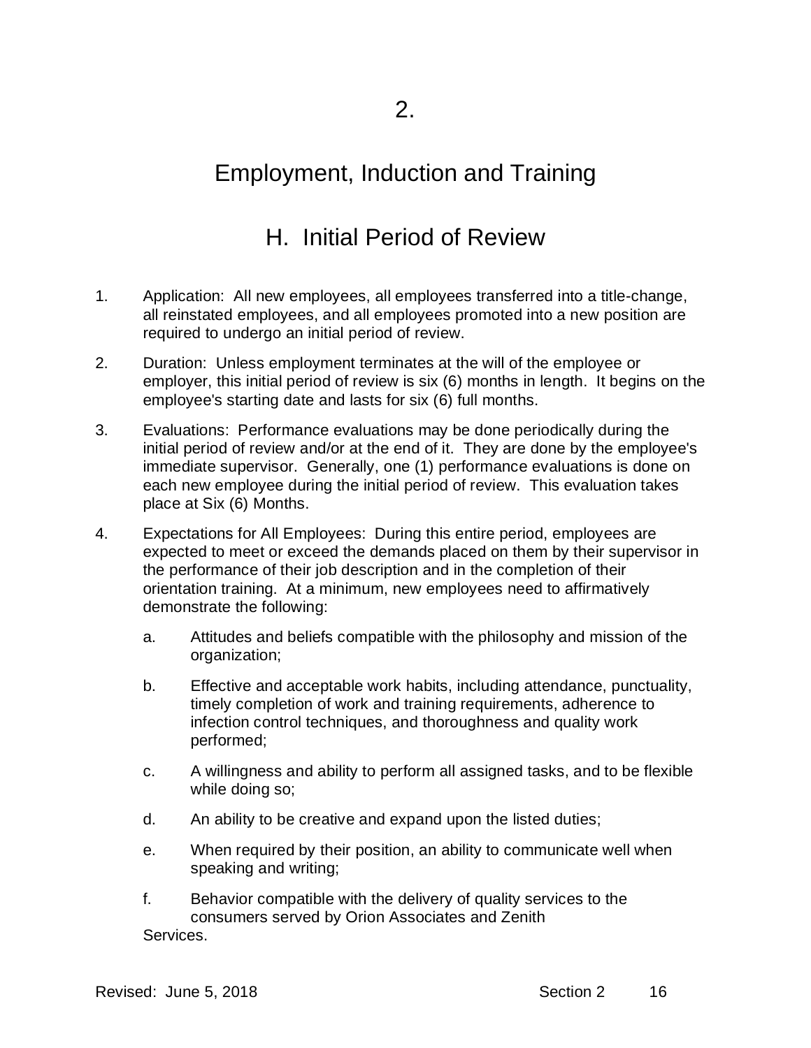# 2.

# Employment, Induction and Training

## H. Initial Period of Review

1. Application: All new employees, all employees transferred into a title-change, all reinstated employees, and all employees promoted into a new position are required to undergo an initial period of review.

2. Duration: Unless employment terminates at the will of the employee or employer, this initial period of review is six (6) months in length. It begins on the employee's starting date and lasts for six (6) full months.

3. Evaluations: Performance evaluations may be done periodically during the initial period of review and/or at the end of it. They are done by the employee's immediate supervisor. Generally, one (1) performance evaluations is done on each new employee during the initial period of review. This evaluation takes place at Six (6) Months.

4. Expectations for All Employees: During this entire period, employees are expected to meet or exceed the demands placed on them by their supervisor in the performance of their job description and in the completion of their orientation training. At a minimum, new employees need to affirmatively demonstrate the following:

   a. Attitudes and beliefs compatible with the philosophy and mission of the organization;

   b. Effective and acceptable work habits, including attendance, punctuality, timely completion of work and training requirements, adherence to infection control techniques, and thoroughness and quality work performed;

   c. A willingness and ability to perform all assigned tasks, and to be flexible while doing so;

   d. An ability to be creative and expand upon the listed duties;

   e. When required by their position, an ability to communicate well when speaking and writing;

   f. Behavior compatible with the delivery of quality services to the consumers served by Orion Associates and Zenith Services.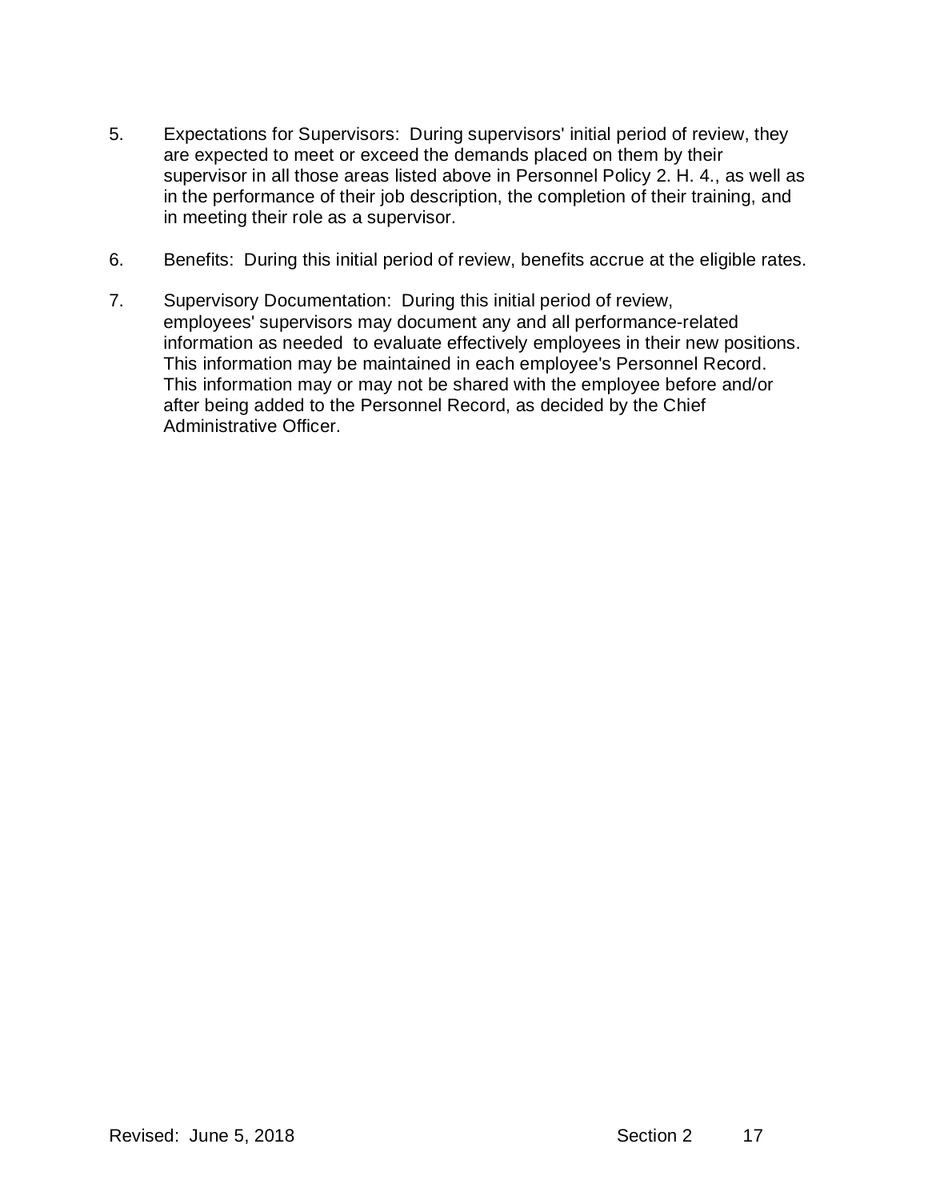5. Expectations for Supervisors: During supervisors' initial period of review, they are expected to meet or exceed the demands placed on them by their supervisor in all those areas listed above in Personnel Policy 2. H. 4., as well as in the performance of their job description, the completion of their training, and in meeting their role as a supervisor.

6. Benefits: During this initial period of review, benefits accrue at the eligible rates.

7. Supervisory Documentation: During this initial period of review, employees' supervisors may document any and all performance-related information as needed to evaluate effectively employees in their new positions. This information may be maintained in each employee's Personnel Record. This information may or may not be shared with the employee before and/or after being added to the Personnel Record, as decided by the Chief Administrative Officer.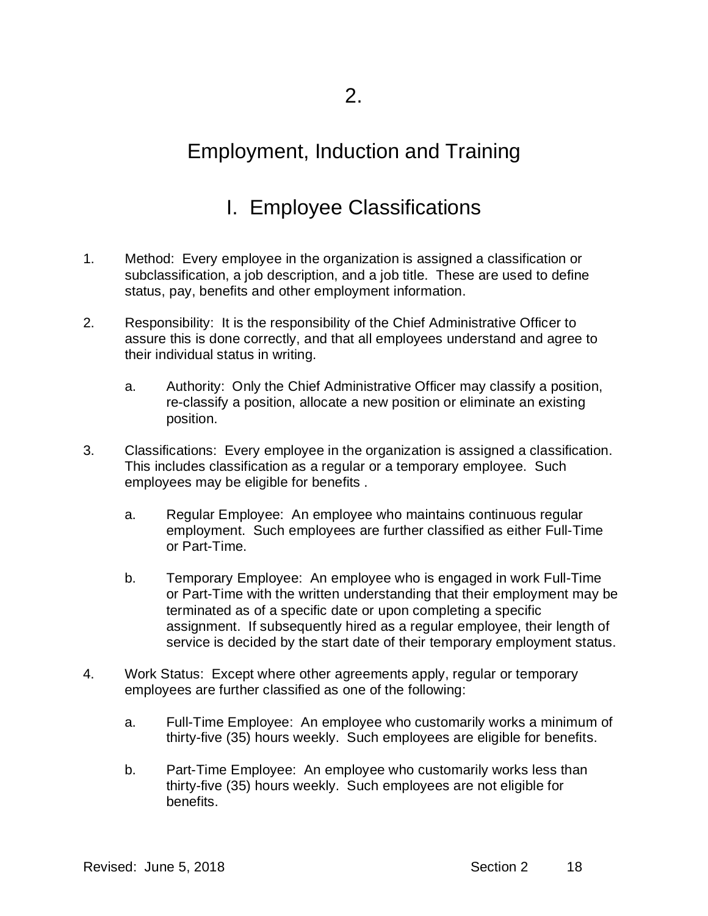# 2.

# Employment, Induction and Training

## I. Employee Classifications

1. Method: Every employee in the organization is assigned a classification or subclassification, a job description, and a job title. These are used to define status, pay, benefits and other employment information.

2. Responsibility: It is the responsibility of the Chief Administrative Officer to assure this is done correctly, and that all employees understand and agree to their individual status in writing.

   a. Authority: Only the Chief Administrative Officer may classify a position, re-classify a position, allocate a new position or eliminate an existing position.

3. Classifications: Every employee in the organization is assigned a classification. This includes classification as a regular or a temporary employee. Such employees may be eligible for benefits .

   a. Regular Employee: An employee who maintains continuous regular employment. Such employees are further classified as either Full-Time or Part-Time.

   b. Temporary Employee: An employee who is engaged in work Full-Time or Part-Time with the written understanding that their employment may be terminated as of a specific date or upon completing a specific assignment. If subsequently hired as a regular employee, their length of service is decided by the start date of their temporary employment status.

4. Work Status: Except where other agreements apply, regular or temporary employees are further classified as one of the following:

   a. Full-Time Employee: An employee who customarily works a minimum of thirty-five (35) hours weekly. Such employees are eligible for benefits.

   b. Part-Time Employee: An employee who customarily works less than thirty-five (35) hours weekly. Such employees are not eligible for benefits.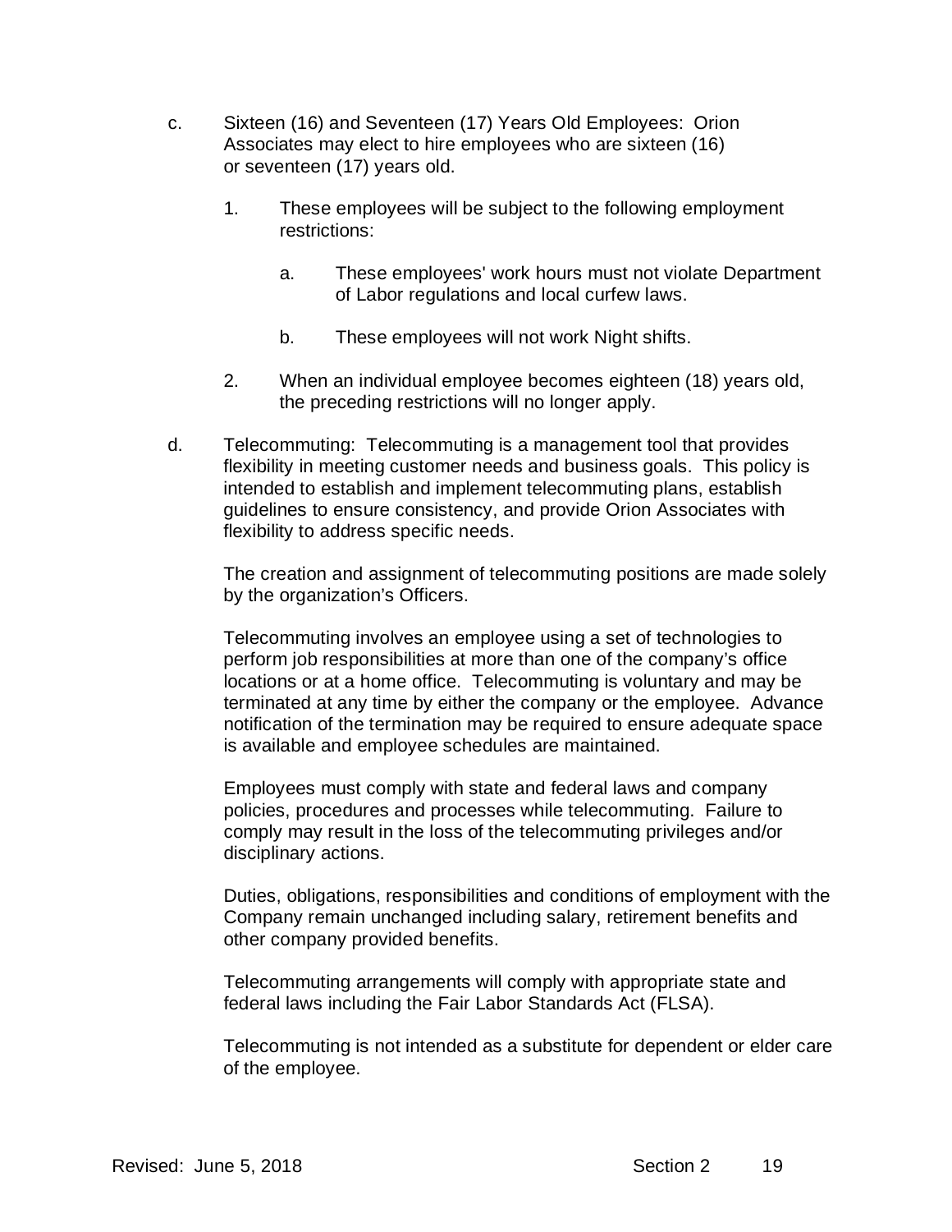c. Sixteen (16) and Seventeen (17) Years Old Employees: Orion Associates may elect to hire employees who are sixteen (16) or seventeen (17) years old.

   1. These employees will be subject to the following employment restrictions:

      a. These employees' work hours must not violate Department of Labor regulations and local curfew laws.

      b. These employees will not work Night shifts.

   2. When an individual employee becomes eighteen (18) years old, the preceding restrictions will no longer apply.

d. Telecommuting: Telecommuting is a management tool that provides flexibility in meeting customer needs and business goals. This policy is intended to establish and implement telecommuting plans, establish guidelines to ensure consistency, and provide Orion Associates with flexibility to address specific needs.

   The creation and assignment of telecommuting positions are made solely by the organization's Officers.

   Telecommuting involves an employee using a set of technologies to perform job responsibilities at more than one of the company's office locations or at a home office. Telecommuting is voluntary and may be terminated at any time by either the company or the employee. Advance notification of the termination may be required to ensure adequate space is available and employee schedules are maintained.

   Employees must comply with state and federal laws and company policies, procedures and processes while telecommuting. Failure to comply may result in the loss of the telecommuting privileges and/or disciplinary actions.

   Duties, obligations, responsibilities and conditions of employment with the Company remain unchanged including salary, retirement benefits and other company provided benefits.

   Telecommuting arrangements will comply with appropriate state and federal laws including the Fair Labor Standards Act (FLSA).

   Telecommuting is not intended as a substitute for dependent or elder care of the employee.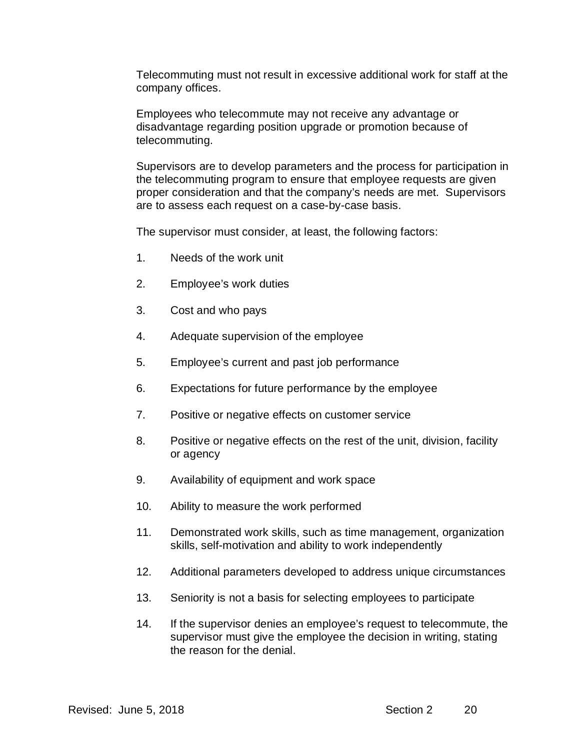Telecommuting must not result in excessive additional work for staff at the company offices.

Employees who telecommute may not receive any advantage or disadvantage regarding position upgrade or promotion because of telecommuting.

Supervisors are to develop parameters and the process for participation in the telecommuting program to ensure that employee requests are given proper consideration and that the company's needs are met. Supervisors are to assess each request on a case-by-case basis.

The supervisor must consider, at least, the following factors:

1. Needs of the work unit
2. Employee's work duties
3. Cost and who pays
4. Adequate supervision of the employee
5. Employee's current and past job performance
6. Expectations for future performance by the employee
7. Positive or negative effects on customer service
8. Positive or negative effects on the rest of the unit, division, facility or agency
9. Availability of equipment and work space
10. Ability to measure the work performed
11. Demonstrated work skills, such as time management, organization skills, self-motivation and ability to work independently
12. Additional parameters developed to address unique circumstances
13. Seniority is not a basis for selecting employees to participate
14. If the supervisor denies an employee's request to telecommute, the supervisor must give the employee the decision in writing, stating the reason for the denial.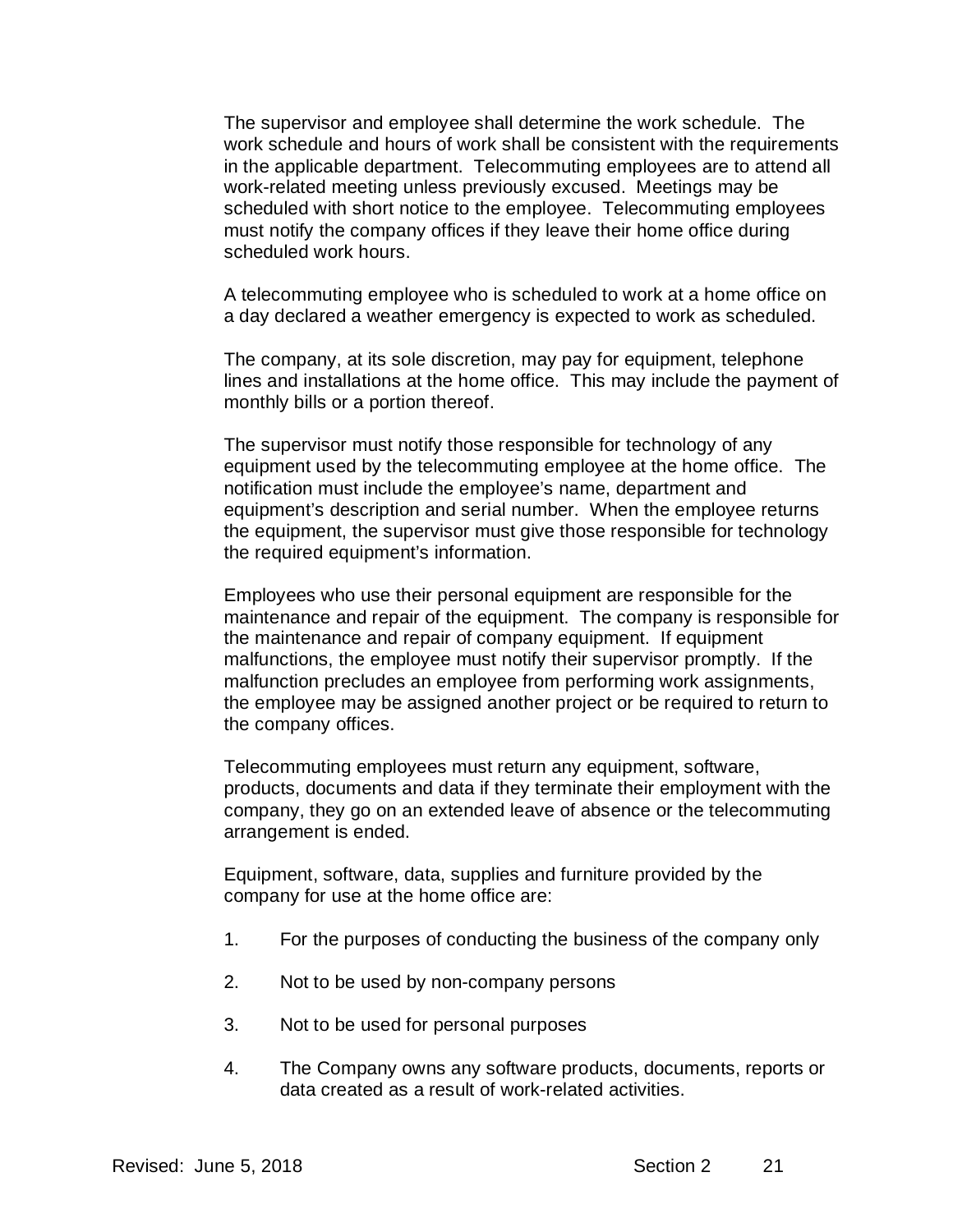The supervisor and employee shall determine the work schedule. The work schedule and hours of work shall be consistent with the requirements in the applicable department. Telecommuting employees are to attend all work-related meeting unless previously excused. Meetings may be scheduled with short notice to the employee. Telecommuting employees must notify the company offices if they leave their home office during scheduled work hours.

A telecommuting employee who is scheduled to work at a home office on a day declared a weather emergency is expected to work as scheduled.

The company, at its sole discretion, may pay for equipment, telephone lines and installations at the home office. This may include the payment of monthly bills or a portion thereof.

The supervisor must notify those responsible for technology of any equipment used by the telecommuting employee at the home office. The notification must include the employee's name, department and equipment's description and serial number. When the employee returns the equipment, the supervisor must give those responsible for technology the required equipment's information.

Employees who use their personal equipment are responsible for the maintenance and repair of the equipment. The company is responsible for the maintenance and repair of company equipment. If equipment malfunctions, the employee must notify their supervisor promptly. If the malfunction precludes an employee from performing work assignments, the employee may be assigned another project or be required to return to the company offices.

Telecommuting employees must return any equipment, software, products, documents and data if they terminate their employment with the company, they go on an extended leave of absence or the telecommuting arrangement is ended.

Equipment, software, data, supplies and furniture provided by the company for use at the home office are:

1. For the purposes of conducting the business of the company only
2. Not to be used by non-company persons
3. Not to be used for personal purposes
4. The Company owns any software products, documents, reports or data created as a result of work-related activities.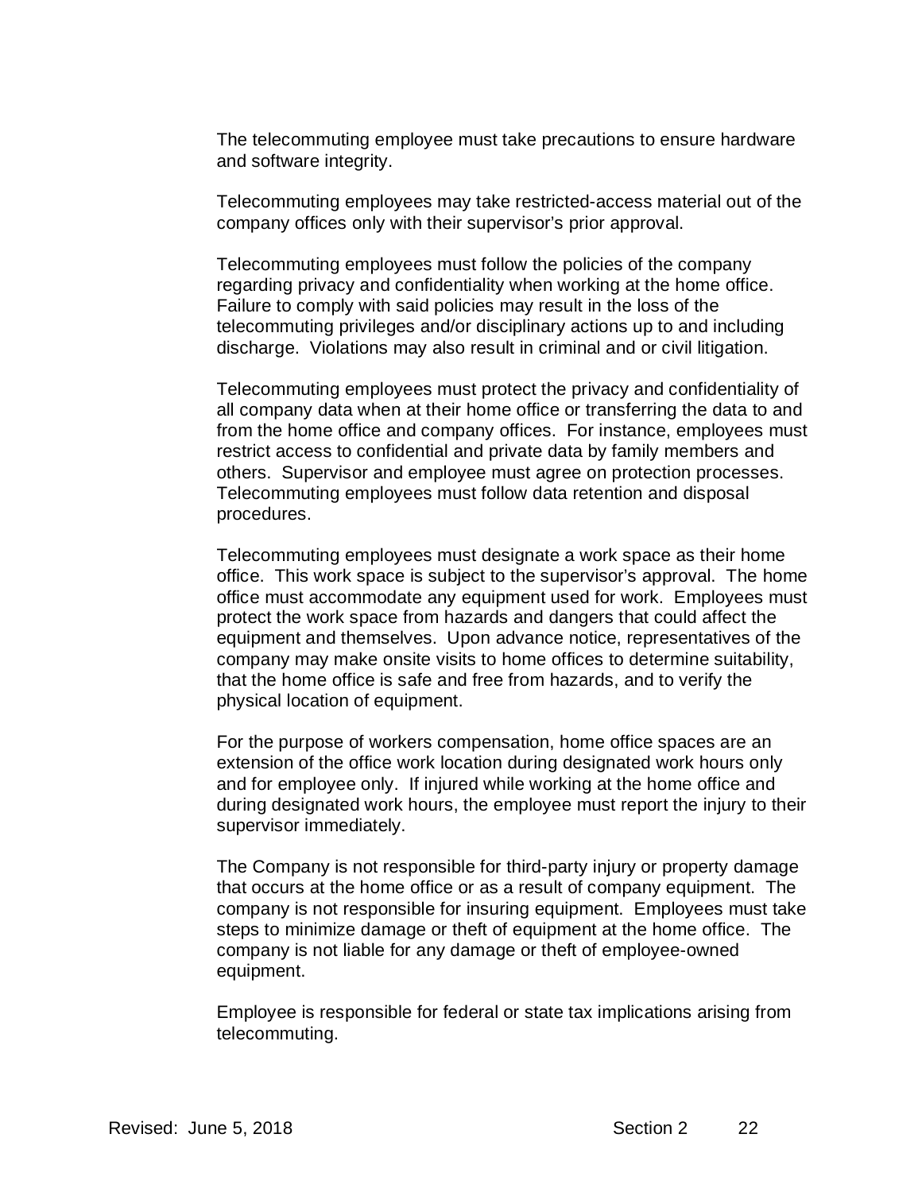The telecommuting employee must take precautions to ensure hardware and software integrity.

Telecommuting employees may take restricted-access material out of the company offices only with their supervisor's prior approval.

Telecommuting employees must follow the policies of the company regarding privacy and confidentiality when working at the home office. Failure to comply with said policies may result in the loss of the telecommuting privileges and/or disciplinary actions up to and including discharge. Violations may also result in criminal and or civil litigation.

Telecommuting employees must protect the privacy and confidentiality of all company data when at their home office or transferring the data to and from the home office and company offices. For instance, employees must restrict access to confidential and private data by family members and others. Supervisor and employee must agree on protection processes. Telecommuting employees must follow data retention and disposal procedures.

Telecommuting employees must designate a work space as their home office. This work space is subject to the supervisor's approval. The home office must accommodate any equipment used for work. Employees must protect the work space from hazards and dangers that could affect the equipment and themselves. Upon advance notice, representatives of the company may make onsite visits to home offices to determine suitability, that the home office is safe and free from hazards, and to verify the physical location of equipment.

For the purpose of workers compensation, home office spaces are an extension of the office work location during designated work hours only and for employee only. If injured while working at the home office and during designated work hours, the employee must report the injury to their supervisor immediately.

The Company is not responsible for third-party injury or property damage that occurs at the home office or as a result of company equipment. The company is not responsible for insuring equipment. Employees must take steps to minimize damage or theft of equipment at the home office. The company is not liable for any damage or theft of employee-owned equipment.

Employee is responsible for federal or state tax implications arising from telecommuting.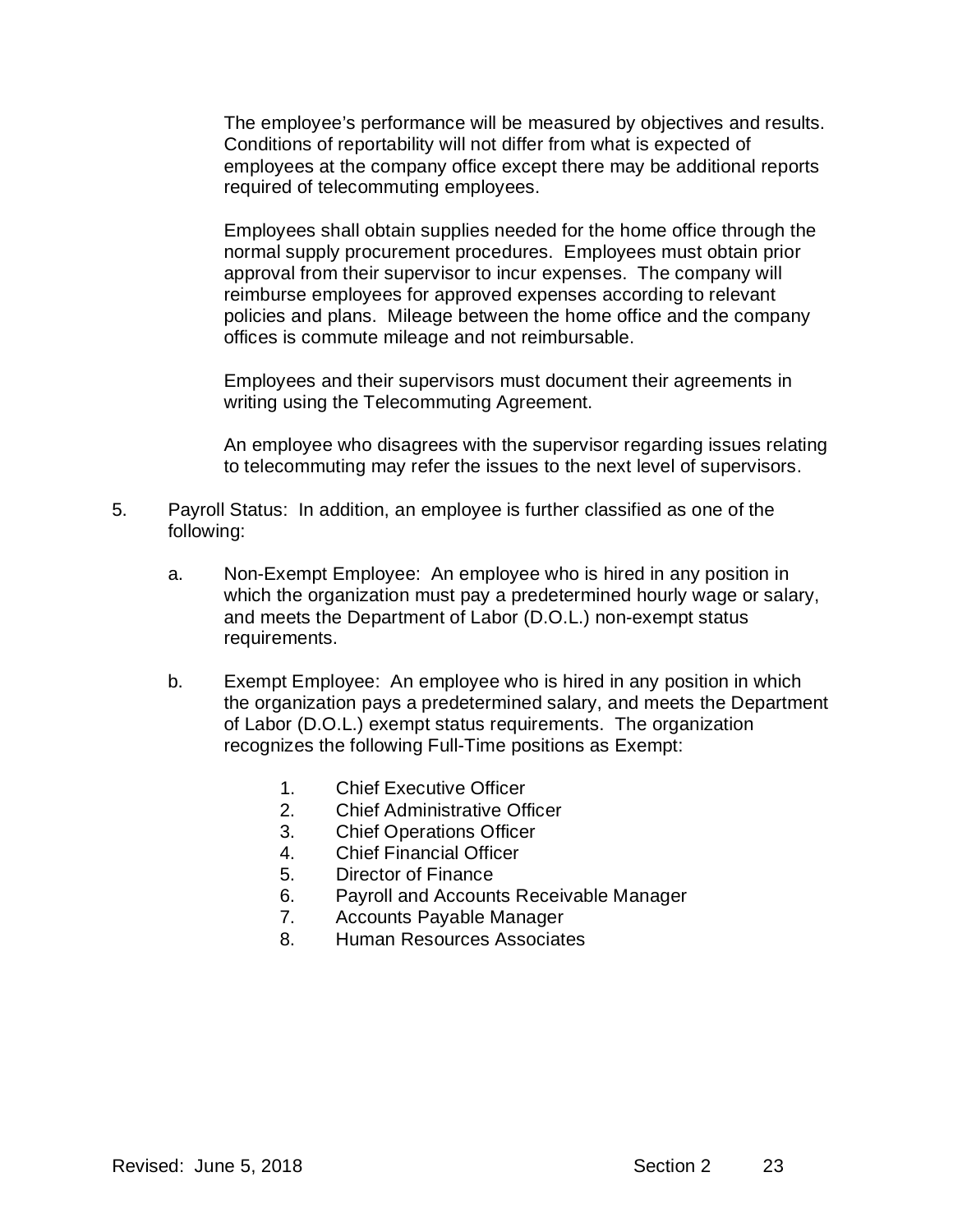The employee's performance will be measured by objectives and results. Conditions of reportability will not differ from what is expected of employees at the company office except there may be additional reports required of telecommuting employees.

Employees shall obtain supplies needed for the home office through the normal supply procurement procedures. Employees must obtain prior approval from their supervisor to incur expenses. The company will reimburse employees for approved expenses according to relevant policies and plans. Mileage between the home office and the company offices is commute mileage and not reimbursable.

Employees and their supervisors must document their agreements in writing using the Telecommuting Agreement.

An employee who disagrees with the supervisor regarding issues relating to telecommuting may refer the issues to the next level of supervisors.

5. Payroll Status: In addition, an employee is further classified as one of the following:

   a. Non-Exempt Employee: An employee who is hired in any position in which the organization must pay a predetermined hourly wage or salary, and meets the Department of Labor (D.O.L.) non-exempt status requirements.

   b. Exempt Employee: An employee who is hired in any position in which the organization pays a predetermined salary, and meets the Department of Labor (D.O.L.) exempt status requirements. The organization recognizes the following Full-Time positions as Exempt:

      1. Chief Executive Officer
      2. Chief Administrative Officer
      3. Chief Operations Officer
      4. Chief Financial Officer
      5. Director of Finance
      6. Payroll and Accounts Receivable Manager
      7. Accounts Payable Manager
      8. Human Resources Associates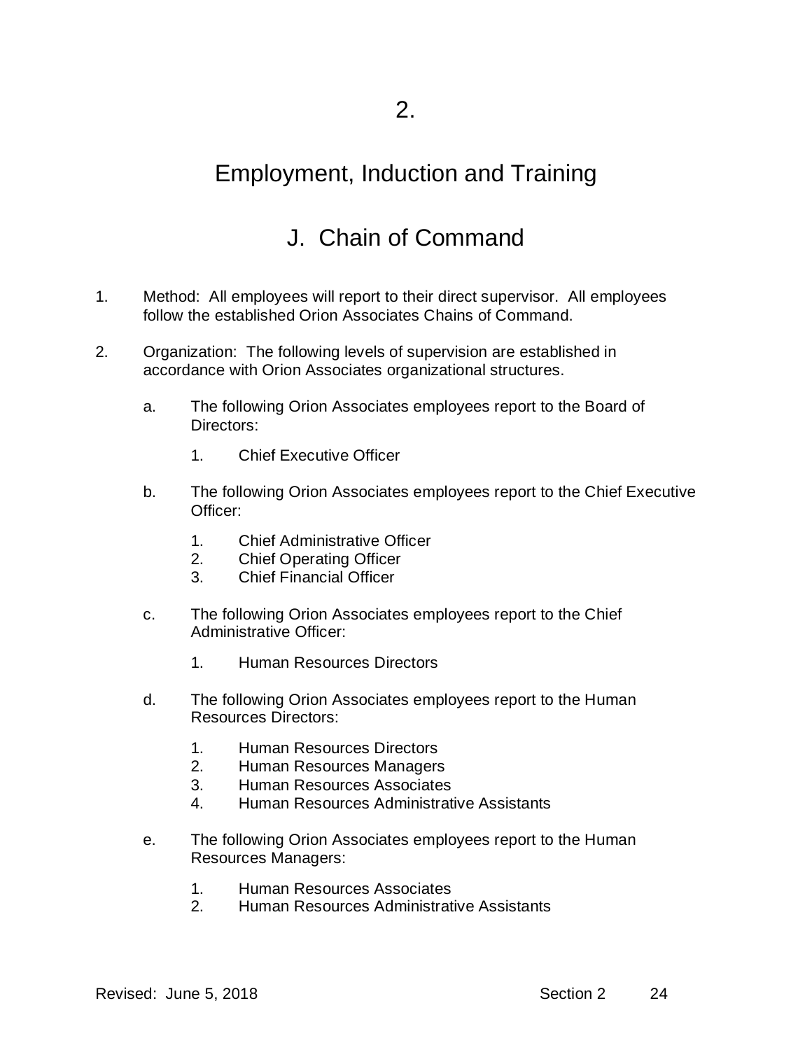# 2.

# Employment, Induction and Training

## J. Chain of Command

1. Method: All employees will report to their direct supervisor. All employees follow the established Orion Associates Chains of Command.

2. Organization: The following levels of supervision are established in accordance with Orion Associates organizational structures.

   a. The following Orion Associates employees report to the Board of Directors:

      1. Chief Executive Officer

   b. The following Orion Associates employees report to the Chief Executive Officer:

      1. Chief Administrative Officer
      2. Chief Operating Officer
      3. Chief Financial Officer

   c. The following Orion Associates employees report to the Chief Administrative Officer:

      1. Human Resources Directors

   d. The following Orion Associates employees report to the Human Resources Directors:

      1. Human Resources Directors
      2. Human Resources Managers
      3. Human Resources Associates
      4. Human Resources Administrative Assistants

   e. The following Orion Associates employees report to the Human Resources Managers:

      1. Human Resources Associates
      2. Human Resources Administrative Assistants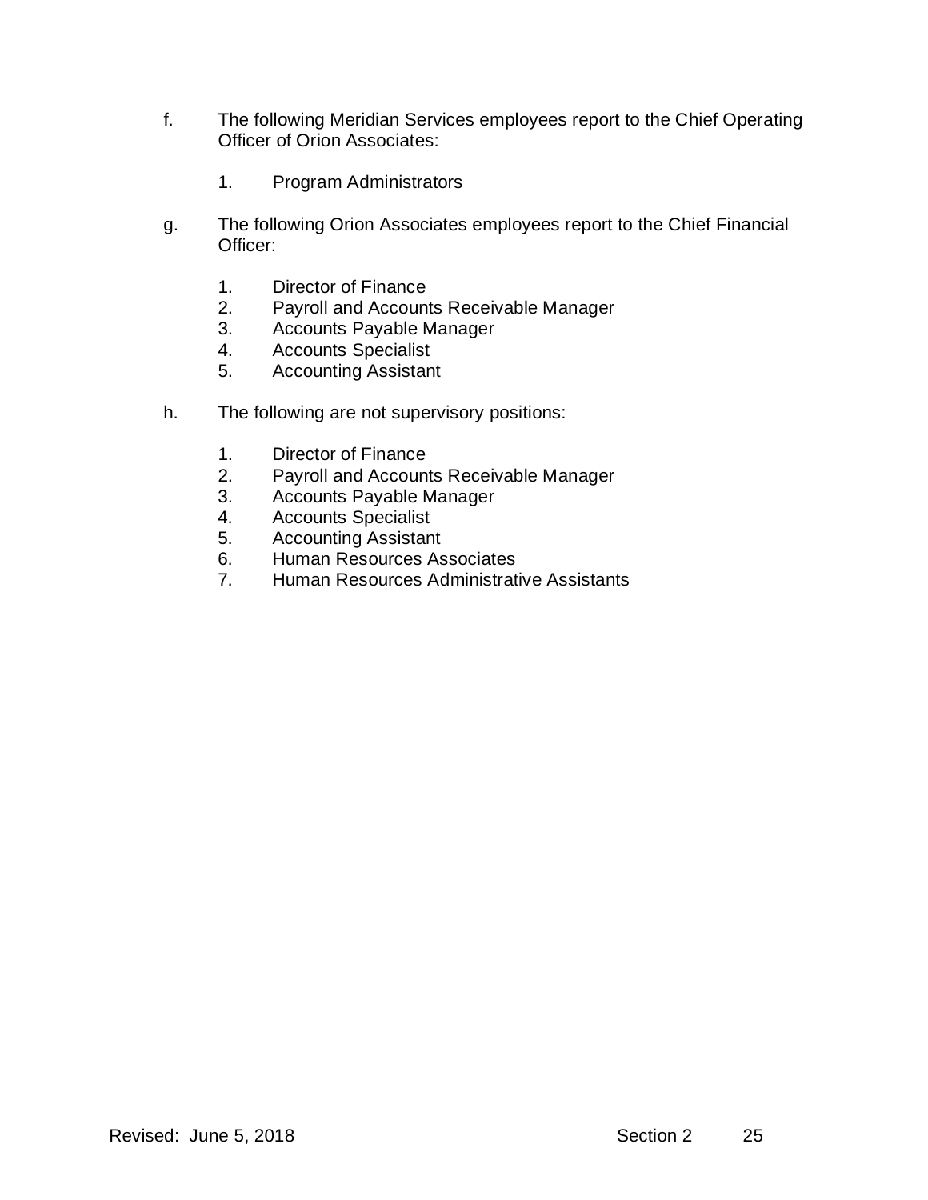f. The following Meridian Services employees report to the Chief Operating Officer of Orion Associates:

   1. Program Administrators

g. The following Orion Associates employees report to the Chief Financial Officer:

   1. Director of Finance
   2. Payroll and Accounts Receivable Manager
   3. Accounts Payable Manager
   4. Accounts Specialist
   5. Accounting Assistant

h. The following are not supervisory positions:

   1. Director of Finance
   2. Payroll and Accounts Receivable Manager
   3. Accounts Payable Manager
   4. Accounts Specialist
   5. Accounting Assistant
   6. Human Resources Associates
   7. Human Resources Administrative Assistants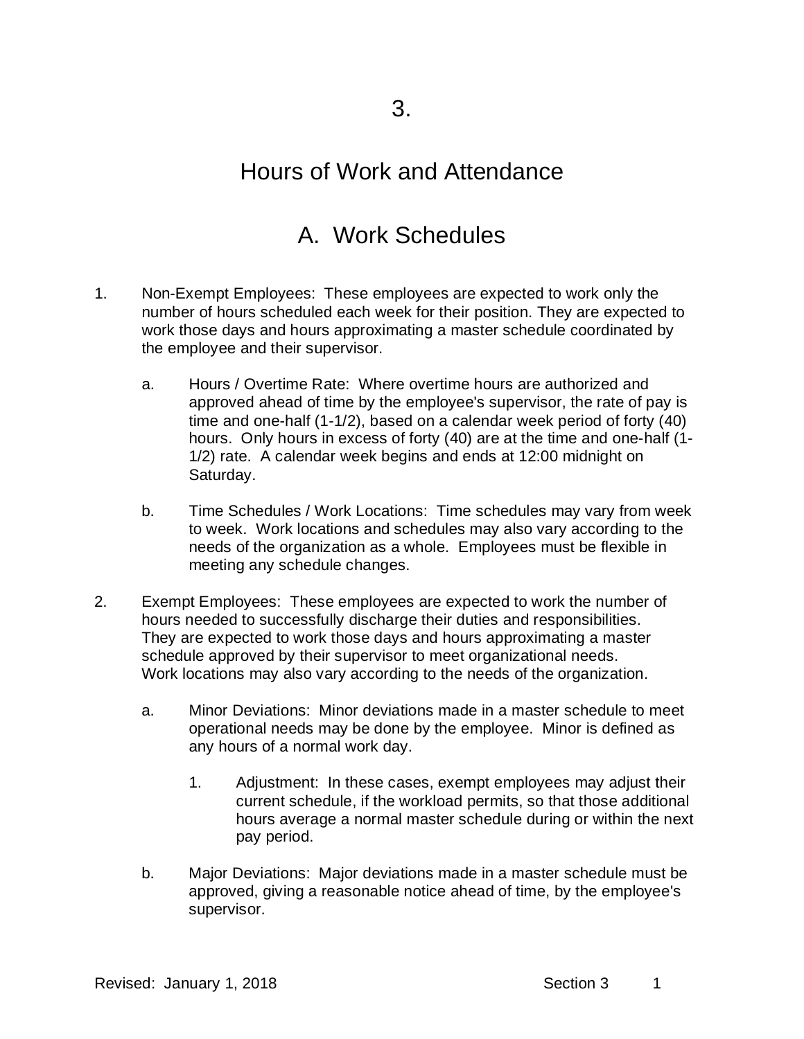# 3.

# Hours of Work and Attendance

## A. Work Schedules

1. Non-Exempt Employees: These employees are expected to work only the number of hours scheduled each week for their position. They are expected to work those days and hours approximating a master schedule coordinated by the employee and their supervisor.

   a. Hours / Overtime Rate: Where overtime hours are authorized and approved ahead of time by the employee's supervisor, the rate of pay is time and one-half (1-1/2), based on a calendar week period of forty (40) hours. Only hours in excess of forty (40) are at the time and one-half (1-1/2) rate. A calendar week begins and ends at 12:00 midnight on Saturday.

   b. Time Schedules / Work Locations: Time schedules may vary from week to week. Work locations and schedules may also vary according to the needs of the organization as a whole. Employees must be flexible in meeting any schedule changes.

2. Exempt Employees: These employees are expected to work the number of hours needed to successfully discharge their duties and responsibilities. They are expected to work those days and hours approximating a master schedule approved by their supervisor to meet organizational needs. Work locations may also vary according to the needs of the organization.

   a. Minor Deviations: Minor deviations made in a master schedule to meet operational needs may be done by the employee. Minor is defined as any hours of a normal work day.

      1. Adjustment: In these cases, exempt employees may adjust their current schedule, if the workload permits, so that those additional hours average a normal master schedule during or within the next pay period.

   b. Major Deviations: Major deviations made in a master schedule must be approved, giving a reasonable notice ahead of time, by the employee's supervisor.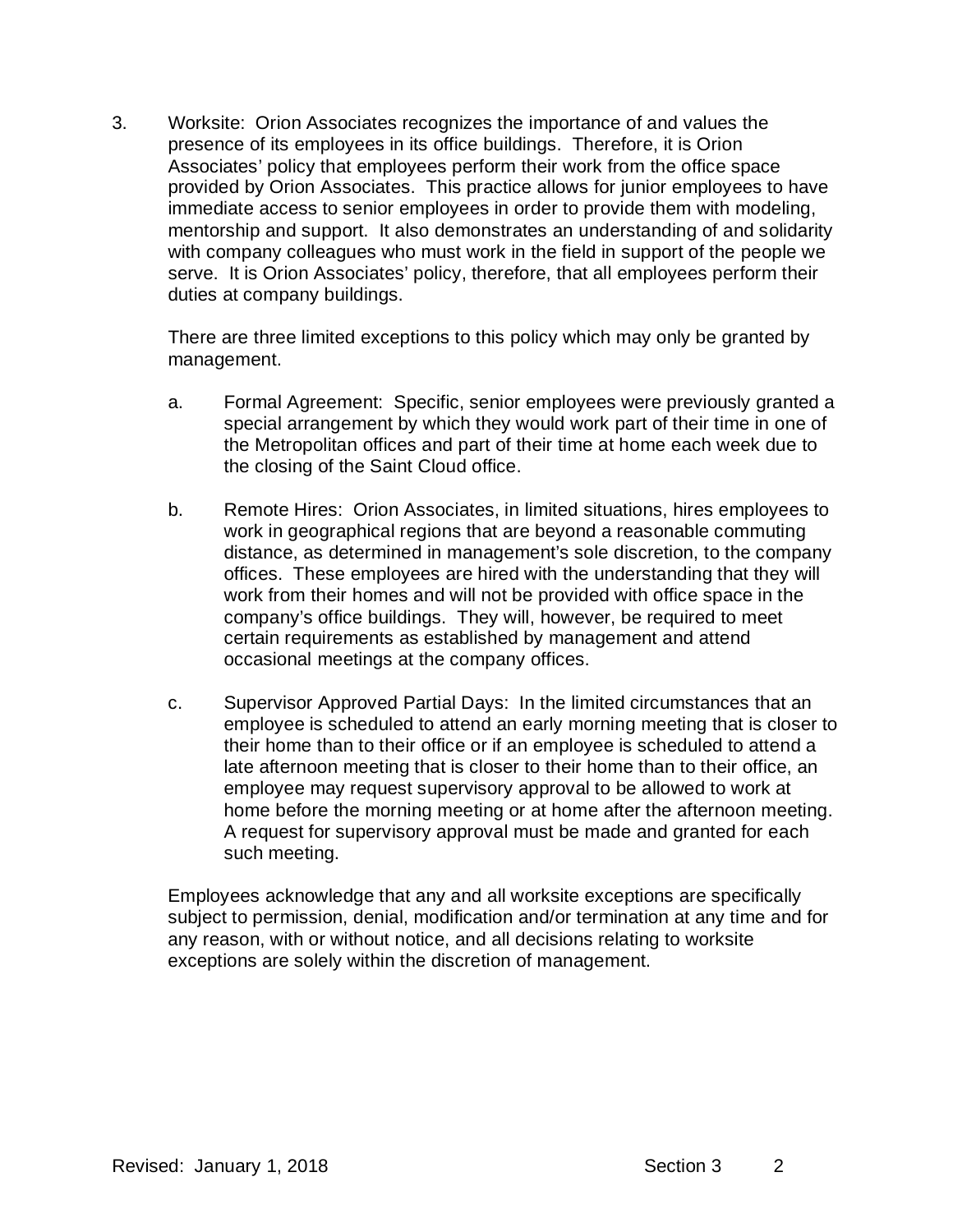3. Worksite: Orion Associates recognizes the importance of and values the presence of its employees in its office buildings. Therefore, it is Orion Associates' policy that employees perform their work from the office space provided by Orion Associates. This practice allows for junior employees to have immediate access to senior employees in order to provide them with modeling, mentorship and support. It also demonstrates an understanding of and solidarity with company colleagues who must work in the field in support of the people we serve. It is Orion Associates' policy, therefore, that all employees perform their duties at company buildings.

   There are three limited exceptions to this policy which may only be granted by management.

   a. Formal Agreement: Specific, senior employees were previously granted a special arrangement by which they would work part of their time in one of the Metropolitan offices and part of their time at home each week due to the closing of the Saint Cloud office.

   b. Remote Hires: Orion Associates, in limited situations, hires employees to work in geographical regions that are beyond a reasonable commuting distance, as determined in management's sole discretion, to the company offices. These employees are hired with the understanding that they will work from their homes and will not be provided with office space in the company's office buildings. They will, however, be required to meet certain requirements as established by management and attend occasional meetings at the company offices.

   c. Supervisor Approved Partial Days: In the limited circumstances that an employee is scheduled to attend an early morning meeting that is closer to their home than to their office or if an employee is scheduled to attend a late afternoon meeting that is closer to their home than to their office, an employee may request supervisory approval to be allowed to work at home before the morning meeting or at home after the afternoon meeting. A request for supervisory approval must be made and granted for each such meeting.

   Employees acknowledge that any and all worksite exceptions are specifically subject to permission, denial, modification and/or termination at any time and for any reason, with or without notice, and all decisions relating to worksite exceptions are solely within the discretion of management.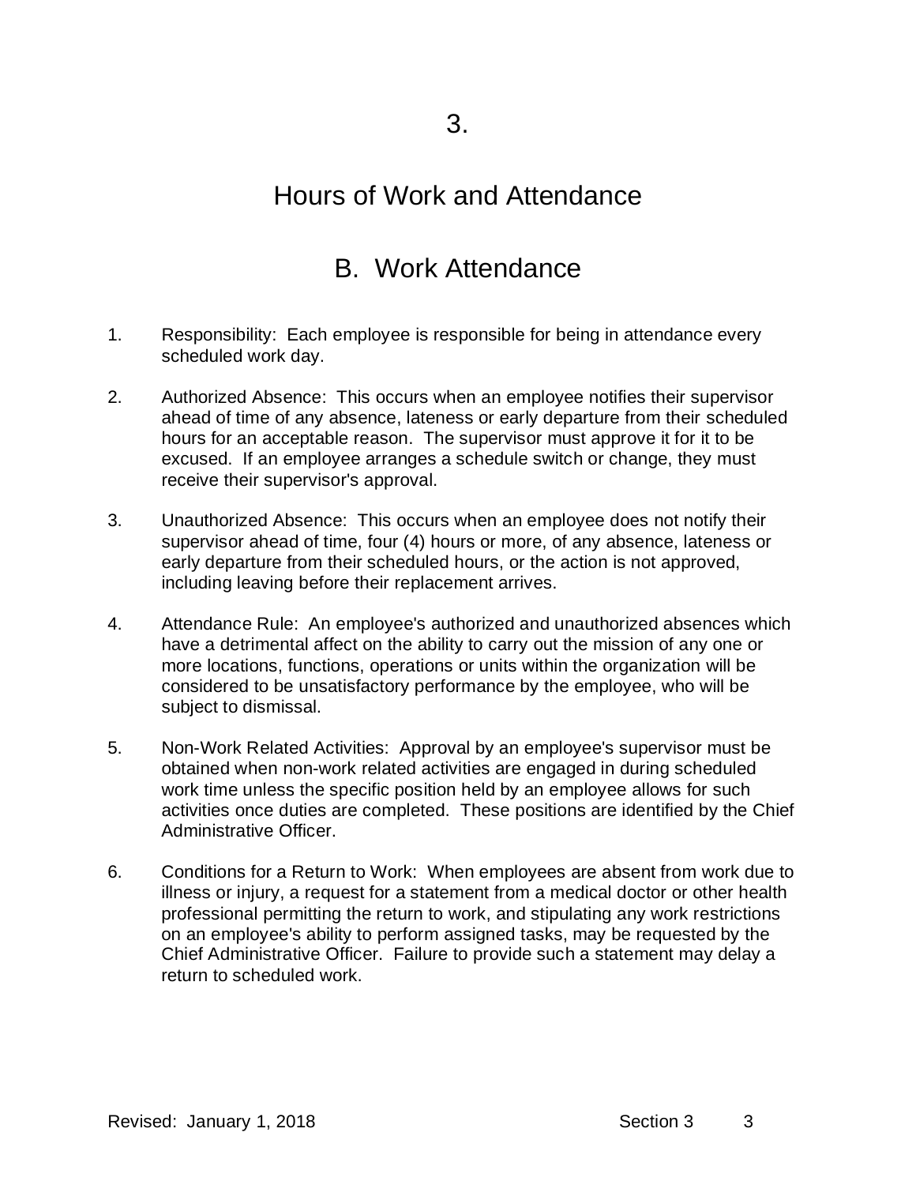# 3.

# Hours of Work and Attendance

## B. Work Attendance

1. Responsibility: Each employee is responsible for being in attendance every scheduled work day.

2. Authorized Absence: This occurs when an employee notifies their supervisor ahead of time of any absence, lateness or early departure from their scheduled hours for an acceptable reason. The supervisor must approve it for it to be excused. If an employee arranges a schedule switch or change, they must receive their supervisor's approval.

3. Unauthorized Absence: This occurs when an employee does not notify their supervisor ahead of time, four (4) hours or more, of any absence, lateness or early departure from their scheduled hours, or the action is not approved, including leaving before their replacement arrives.

4. Attendance Rule: An employee's authorized and unauthorized absences which have a detrimental affect on the ability to carry out the mission of any one or more locations, functions, operations or units within the organization will be considered to be unsatisfactory performance by the employee, who will be subject to dismissal.

5. Non-Work Related Activities: Approval by an employee's supervisor must be obtained when non-work related activities are engaged in during scheduled work time unless the specific position held by an employee allows for such activities once duties are completed. These positions are identified by the Chief Administrative Officer.

6. Conditions for a Return to Work: When employees are absent from work due to illness or injury, a request for a statement from a medical doctor or other health professional permitting the return to work, and stipulating any work restrictions on an employee's ability to perform assigned tasks, may be requested by the Chief Administrative Officer. Failure to provide such a statement may delay a return to scheduled work.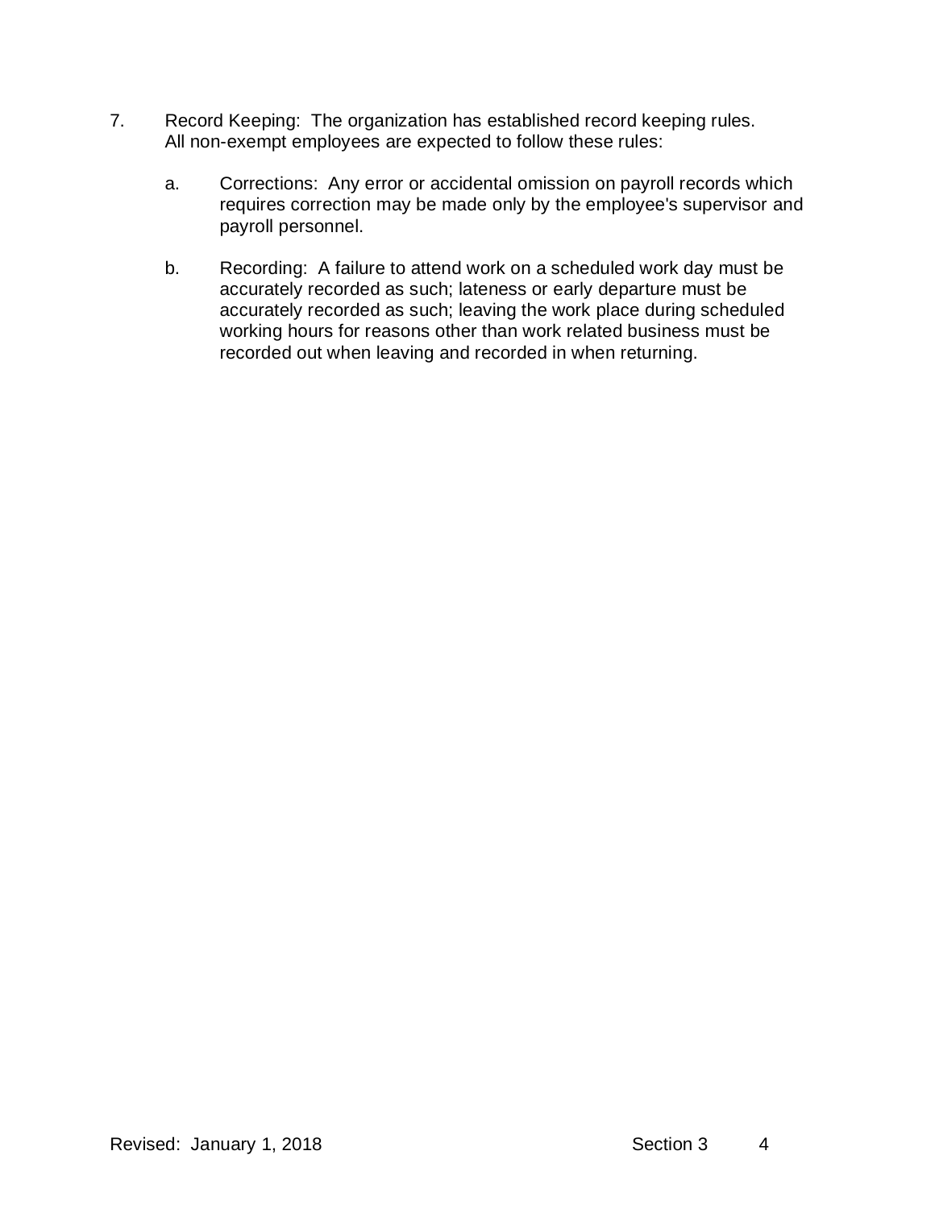7. Record Keeping: The organization has established record keeping rules. All non-exempt employees are expected to follow these rules:

   a. Corrections: Any error or accidental omission on payroll records which requires correction may be made only by the employee's supervisor and payroll personnel.

   b. Recording: A failure to attend work on a scheduled work day must be accurately recorded as such; lateness or early departure must be accurately recorded as such; leaving the work place during scheduled working hours for reasons other than work related business must be recorded out when leaving and recorded in when returning.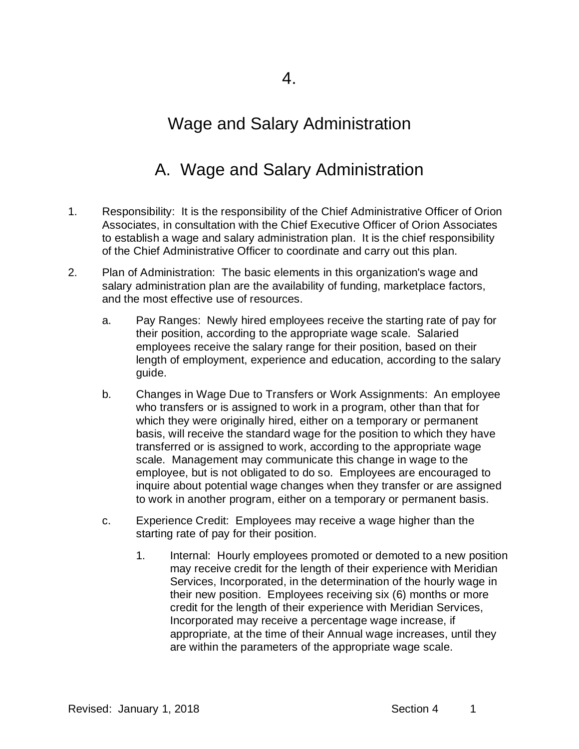# 4.

# Wage and Salary Administration

## A. Wage and Salary Administration

1. Responsibility: It is the responsibility of the Chief Administrative Officer of Orion Associates, in consultation with the Chief Executive Officer of Orion Associates to establish a wage and salary administration plan. It is the chief responsibility of the Chief Administrative Officer to coordinate and carry out this plan.

2. Plan of Administration: The basic elements in this organization's wage and salary administration plan are the availability of funding, marketplace factors, and the most effective use of resources.

   a. Pay Ranges: Newly hired employees receive the starting rate of pay for their position, according to the appropriate wage scale. Salaried employees receive the salary range for their position, based on their length of employment, experience and education, according to the salary guide.

   b. Changes in Wage Due to Transfers or Work Assignments: An employee who transfers or is assigned to work in a program, other than that for which they were originally hired, either on a temporary or permanent basis, will receive the standard wage for the position to which they have transferred or is assigned to work, according to the appropriate wage scale. Management may communicate this change in wage to the employee, but is not obligated to do so. Employees are encouraged to inquire about potential wage changes when they transfer or are assigned to work in another program, either on a temporary or permanent basis.

   c. Experience Credit: Employees may receive a wage higher than the starting rate of pay for their position.

      1. Internal: Hourly employees promoted or demoted to a new position may receive credit for the length of their experience with Meridian Services, Incorporated, in the determination of the hourly wage in their new position. Employees receiving six (6) months or more credit for the length of their experience with Meridian Services, Incorporated may receive a percentage wage increase, if appropriate, at the time of their Annual wage increases, until they are within the parameters of the appropriate wage scale.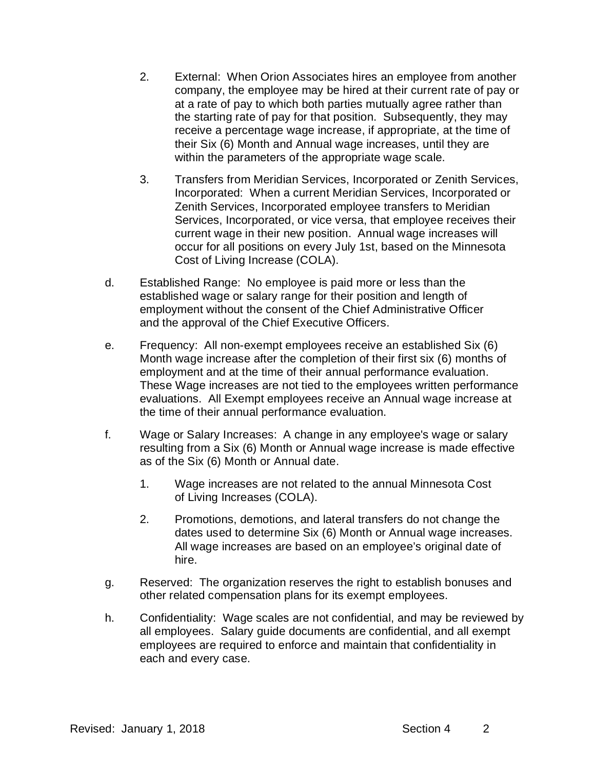2. External: When Orion Associates hires an employee from another company, the employee may be hired at their current rate of pay or at a rate of pay to which both parties mutually agree rather than the starting rate of pay for that position. Subsequently, they may receive a percentage wage increase, if appropriate, at the time of their Six (6) Month and Annual wage increases, until they are within the parameters of the appropriate wage scale.

3. Transfers from Meridian Services, Incorporated or Zenith Services, Incorporated: When a current Meridian Services, Incorporated or Zenith Services, Incorporated employee transfers to Meridian Services, Incorporated, or vice versa, that employee receives their current wage in their new position. Annual wage increases will occur for all positions on every July 1st, based on the Minnesota Cost of Living Increase (COLA).

d. Established Range: No employee is paid more or less than the established wage or salary range for their position and length of employment without the consent of the Chief Administrative Officer and the approval of the Chief Executive Officers.

e. Frequency: All non-exempt employees receive an established Six (6) Month wage increase after the completion of their first six (6) months of employment and at the time of their annual performance evaluation. These Wage increases are not tied to the employees written performance evaluations. All Exempt employees receive an Annual wage increase at the time of their annual performance evaluation.

f. Wage or Salary Increases: A change in any employee's wage or salary resulting from a Six (6) Month or Annual wage increase is made effective as of the Six (6) Month or Annual date.

   1. Wage increases are not related to the annual Minnesota Cost of Living Increases (COLA).

   2. Promotions, demotions, and lateral transfers do not change the dates used to determine Six (6) Month or Annual wage increases. All wage increases are based on an employee's original date of hire.

g. Reserved: The organization reserves the right to establish bonuses and other related compensation plans for its exempt employees.

h. Confidentiality: Wage scales are not confidential, and may be reviewed by all employees. Salary guide documents are confidential, and all exempt employees are required to enforce and maintain that confidentiality in each and every case.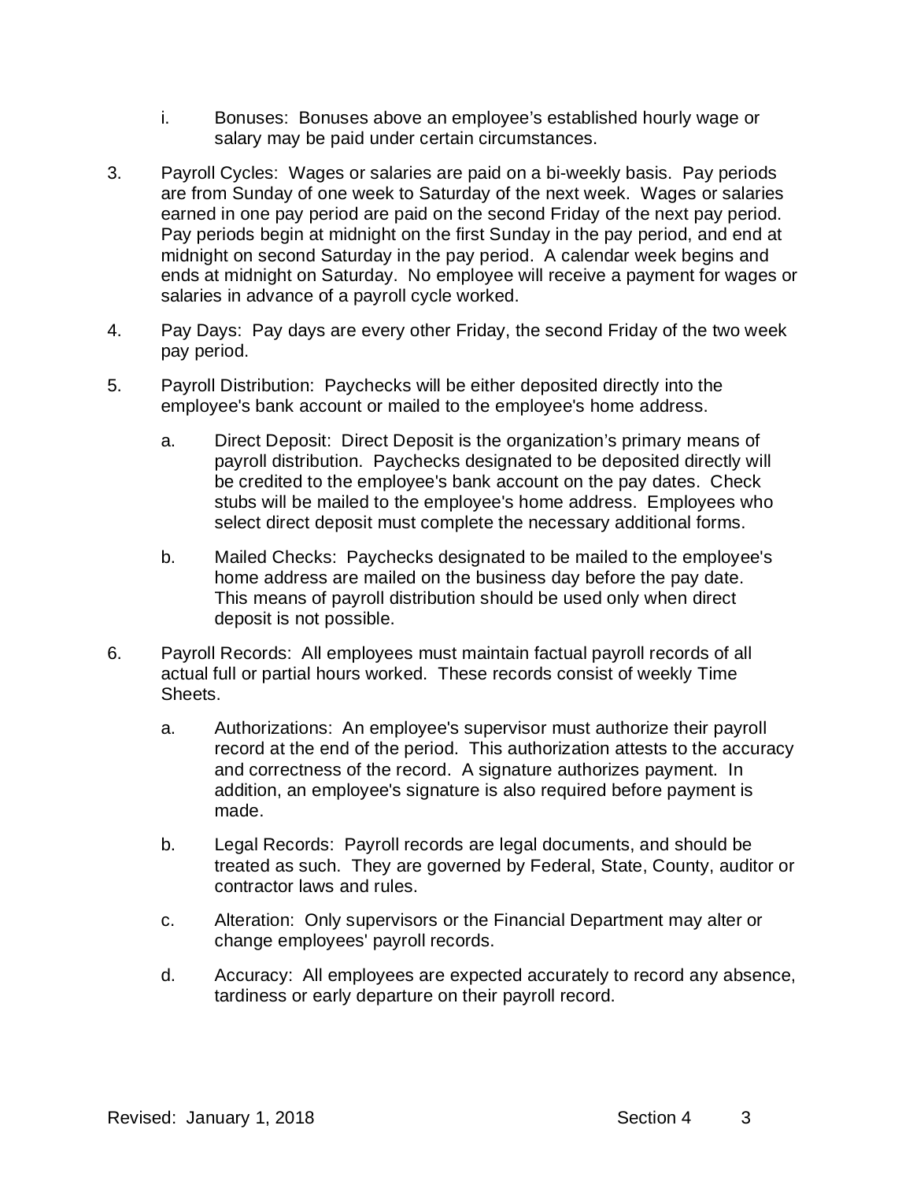i. Bonuses: Bonuses above an employee's established hourly wage or salary may be paid under certain circumstances.

3. Payroll Cycles: Wages or salaries are paid on a bi-weekly basis. Pay periods are from Sunday of one week to Saturday of the next week. Wages or salaries earned in one pay period are paid on the second Friday of the next pay period. Pay periods begin at midnight on the first Sunday in the pay period, and end at midnight on second Saturday in the pay period. A calendar week begins and ends at midnight on Saturday. No employee will receive a payment for wages or salaries in advance of a payroll cycle worked.

4. Pay Days: Pay days are every other Friday, the second Friday of the two week pay period.

5. Payroll Distribution: Paychecks will be either deposited directly into the employee's bank account or mailed to the employee's home address.

   a. Direct Deposit: Direct Deposit is the organization's primary means of payroll distribution. Paychecks designated to be deposited directly will be credited to the employee's bank account on the pay dates. Check stubs will be mailed to the employee's home address. Employees who select direct deposit must complete the necessary additional forms.

   b. Mailed Checks: Paychecks designated to be mailed to the employee's home address are mailed on the business day before the pay date. This means of payroll distribution should be used only when direct deposit is not possible.

6. Payroll Records: All employees must maintain factual payroll records of all actual full or partial hours worked. These records consist of weekly Time Sheets.

   a. Authorizations: An employee's supervisor must authorize their payroll record at the end of the period. This authorization attests to the accuracy and correctness of the record. A signature authorizes payment. In addition, an employee's signature is also required before payment is made.

   b. Legal Records: Payroll records are legal documents, and should be treated as such. They are governed by Federal, State, County, auditor or contractor laws and rules.

   c. Alteration: Only supervisors or the Financial Department may alter or change employees' payroll records.

   d. Accuracy: All employees are expected accurately to record any absence, tardiness or early departure on their payroll record.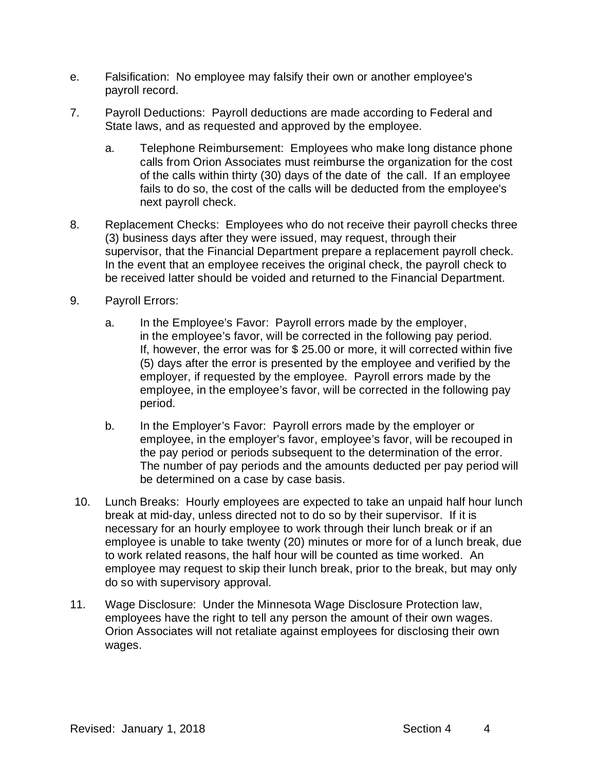e. Falsification: No employee may falsify their own or another employee's payroll record.

7. Payroll Deductions: Payroll deductions are made according to Federal and State laws, and as requested and approved by the employee.

   a. Telephone Reimbursement: Employees who make long distance phone calls from Orion Associates must reimburse the organization for the cost of the calls within thirty (30) days of the date of the call. If an employee fails to do so, the cost of the calls will be deducted from the employee's next payroll check.

8. Replacement Checks: Employees who do not receive their payroll checks three (3) business days after they were issued, may request, through their supervisor, that the Financial Department prepare a replacement payroll check. In the event that an employee receives the original check, the payroll check to be received latter should be voided and returned to the Financial Department.

9. Payroll Errors:

   a. In the Employee's Favor: Payroll errors made by the employer, in the employee's favor, will be corrected in the following pay period. If, however, the error was for $ 25.00 or more, it will corrected within five (5) days after the error is presented by the employee and verified by the employer, if requested by the employee. Payroll errors made by the employee, in the employee's favor, will be corrected in the following pay period.

   b. In the Employer's Favor: Payroll errors made by the employer or employee, in the employer's favor, employee's favor, will be recouped in the pay period or periods subsequent to the determination of the error. The number of pay periods and the amounts deducted per pay period will be determined on a case by case basis.

10. Lunch Breaks: Hourly employees are expected to take an unpaid half hour lunch break at mid-day, unless directed not to do so by their supervisor. If it is necessary for an hourly employee to work through their lunch break or if an employee is unable to take twenty (20) minutes or more for of a lunch break, due to work related reasons, the half hour will be counted as time worked. An employee may request to skip their lunch break, prior to the break, but may only do so with supervisory approval.

11. Wage Disclosure: Under the Minnesota Wage Disclosure Protection law, employees have the right to tell any person the amount of their own wages. Orion Associates will not retaliate against employees for disclosing their own wages.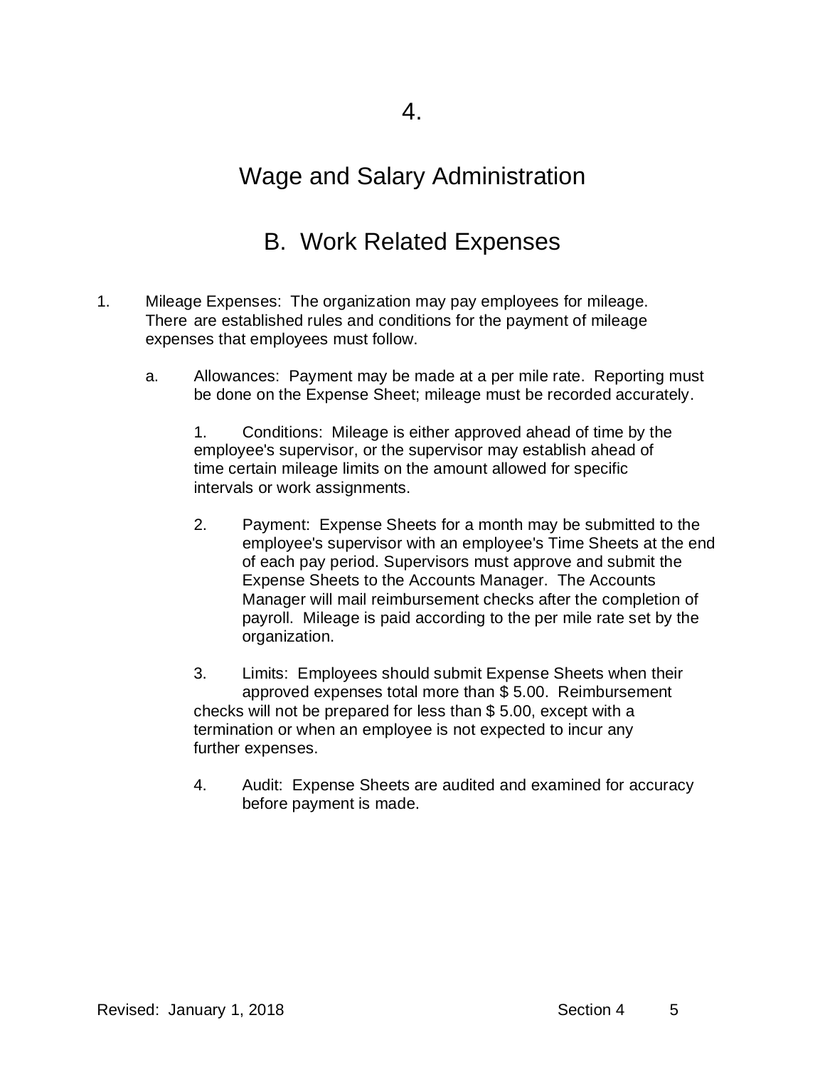# 4.

# Wage and Salary Administration

## B. Work Related Expenses

1. Mileage Expenses: The organization may pay employees for mileage. There are established rules and conditions for the payment of mileage expenses that employees must follow.

   a. Allowances: Payment may be made at a per mile rate. Reporting must be done on the Expense Sheet; mileage must be recorded accurately.

      1. Conditions: Mileage is either approved ahead of time by the employee's supervisor, or the supervisor may establish ahead of time certain mileage limits on the amount allowed for specific intervals or work assignments.

      2. Payment: Expense Sheets for a month may be submitted to the employee's supervisor with an employee's Time Sheets at the end of each pay period. Supervisors must approve and submit the Expense Sheets to the Accounts Manager. The Accounts Manager will mail reimbursement checks after the completion of payroll. Mileage is paid according to the per mile rate set by the organization.

      3. Limits: Employees should submit Expense Sheets when their approved expenses total more than $ 5.00. Reimbursement checks will not be prepared for less than $ 5.00, except with a termination or when an employee is not expected to incur any further expenses.

      4. Audit: Expense Sheets are audited and examined for accuracy before payment is made.

Revised: January 1, 2018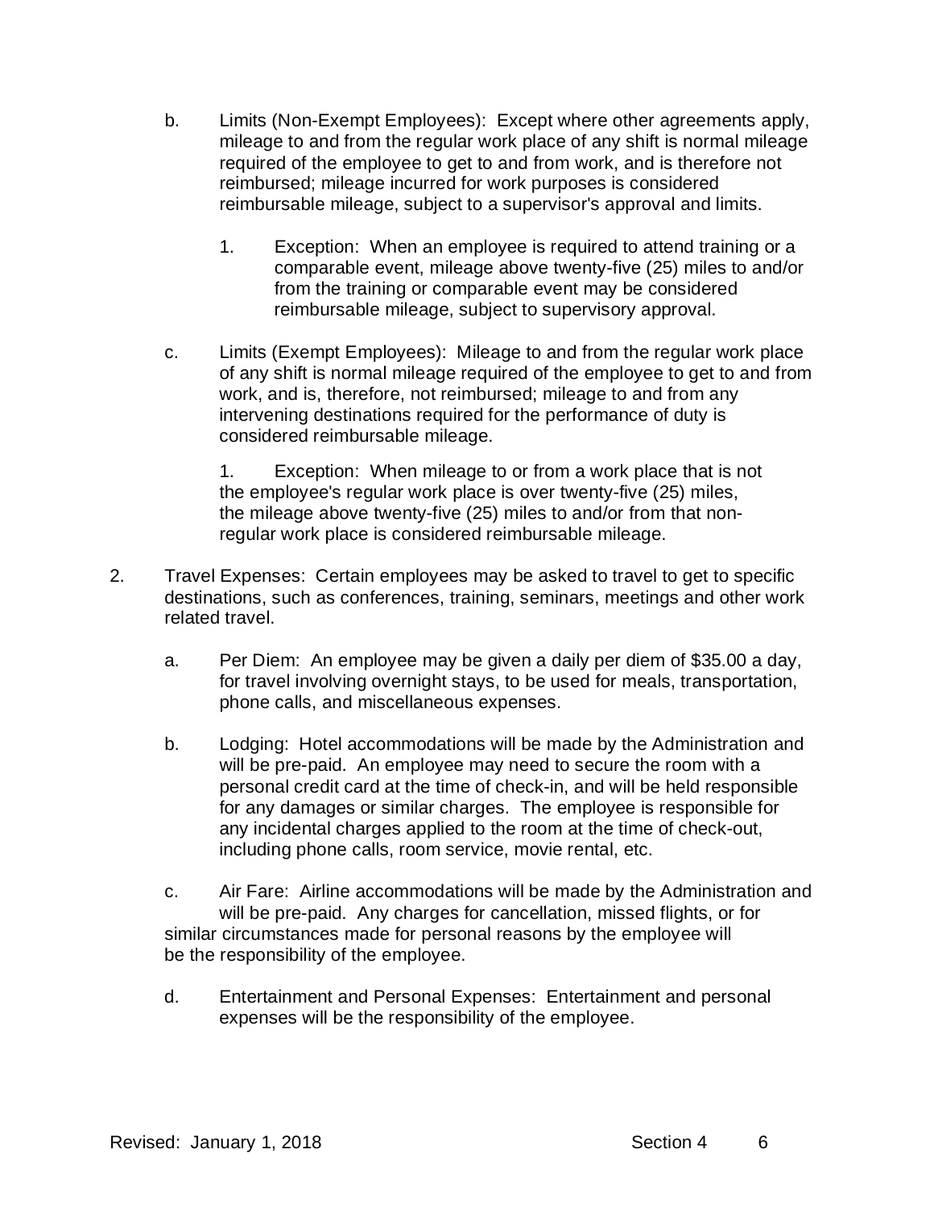b. Limits (Non-Exempt Employees): Except where other agreements apply, mileage to and from the regular work place of any shift is normal mileage required of the employee to get to and from work, and is therefore not reimbursed; mileage incurred for work purposes is considered reimbursable mileage, subject to a supervisor's approval and limits.

   1. Exception: When an employee is required to attend training or a comparable event, mileage above twenty-five (25) miles to and/or from the training or comparable event may be considered reimbursable mileage, subject to supervisory approval.

c. Limits (Exempt Employees): Mileage to and from the regular work place of any shift is normal mileage required of the employee to get to and from work, and is, therefore, not reimbursed; mileage to and from any intervening destinations required for the performance of duty is considered reimbursable mileage.

   1. Exception: When mileage to or from a work place that is not the employee's regular work place is over twenty-five (25) miles, the mileage above twenty-five (25) miles to and/or from that non-regular work place is considered reimbursable mileage.

2. Travel Expenses: Certain employees may be asked to travel to get to specific destinations, such as conferences, training, seminars, meetings and other work related travel.

   a. Per Diem: An employee may be given a daily per diem of $35.00 a day, for travel involving overnight stays, to be used for meals, transportation, phone calls, and miscellaneous expenses.

   b. Lodging: Hotel accommodations will be made by the Administration and will be pre-paid. An employee may need to secure the room with a personal credit card at the time of check-in, and will be held responsible for any damages or similar charges. The employee is responsible for any incidental charges applied to the room at the time of check-out, including phone calls, room service, movie rental, etc.

   c. Air Fare: Airline accommodations will be made by the Administration and will be pre-paid. Any charges for cancellation, missed flights, or for similar circumstances made for personal reasons by the employee will be the responsibility of the employee.

   d. Entertainment and Personal Expenses: Entertainment and personal expenses will be the responsibility of the employee.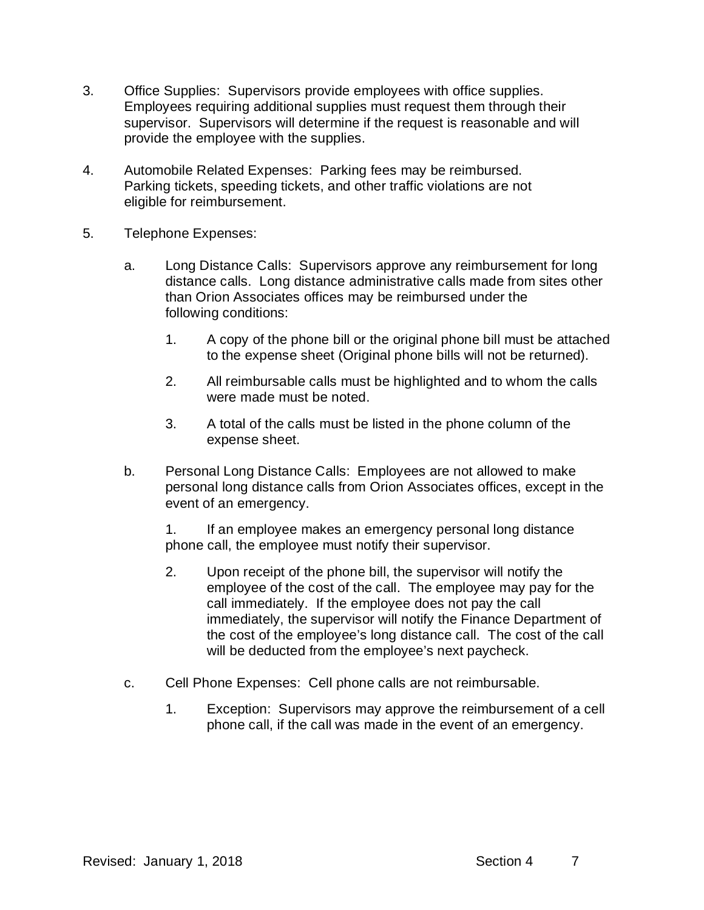3. Office Supplies: Supervisors provide employees with office supplies. Employees requiring additional supplies must request them through their supervisor. Supervisors will determine if the request is reasonable and will provide the employee with the supplies.

4. Automobile Related Expenses: Parking fees may be reimbursed. Parking tickets, speeding tickets, and other traffic violations are not eligible for reimbursement.

5. Telephone Expenses:

   a. Long Distance Calls: Supervisors approve any reimbursement for long distance calls. Long distance administrative calls made from sites other than Orion Associates offices may be reimbursed under the following conditions:

      1. A copy of the phone bill or the original phone bill must be attached to the expense sheet (Original phone bills will not be returned).

      2. All reimbursable calls must be highlighted and to whom the calls were made must be noted.

      3. A total of the calls must be listed in the phone column of the expense sheet.

   b. Personal Long Distance Calls: Employees are not allowed to make personal long distance calls from Orion Associates offices, except in the event of an emergency.

      1. If an employee makes an emergency personal long distance phone call, the employee must notify their supervisor.

      2. Upon receipt of the phone bill, the supervisor will notify the employee of the cost of the call. The employee may pay for the call immediately. If the employee does not pay the call immediately, the supervisor will notify the Finance Department of the cost of the employee's long distance call. The cost of the call will be deducted from the employee's next paycheck.

   c. Cell Phone Expenses: Cell phone calls are not reimbursable.

      1. Exception: Supervisors may approve the reimbursement of a cell phone call, if the call was made in the event of an emergency.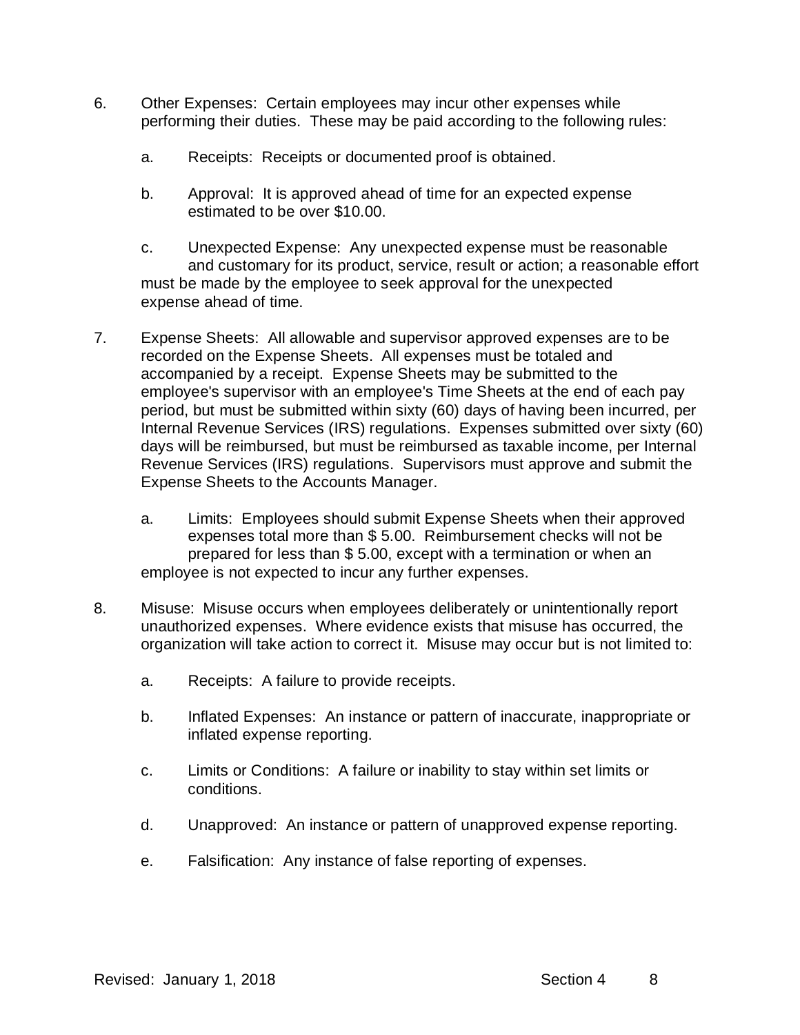6. Other Expenses: Certain employees may incur other expenses while performing their duties. These may be paid according to the following rules:

   a. Receipts: Receipts or documented proof is obtained.

   b. Approval: It is approved ahead of time for an expected expense estimated to be over $10.00.

   c. Unexpected Expense: Any unexpected expense must be reasonable and customary for its product, service, result or action; a reasonable effort must be made by the employee to seek approval for the unexpected expense ahead of time.

7. Expense Sheets: All allowable and supervisor approved expenses are to be recorded on the Expense Sheets. All expenses must be totaled and accompanied by a receipt. Expense Sheets may be submitted to the employee's supervisor with an employee's Time Sheets at the end of each pay period, but must be submitted within sixty (60) days of having been incurred, per Internal Revenue Services (IRS) regulations. Expenses submitted over sixty (60) days will be reimbursed, but must be reimbursed as taxable income, per Internal Revenue Services (IRS) regulations. Supervisors must approve and submit the Expense Sheets to the Accounts Manager.

   a. Limits: Employees should submit Expense Sheets when their approved expenses total more than $ 5.00. Reimbursement checks will not be prepared for less than $ 5.00, except with a termination or when an employee is not expected to incur any further expenses.

8. Misuse: Misuse occurs when employees deliberately or unintentionally report unauthorized expenses. Where evidence exists that misuse has occurred, the organization will take action to correct it. Misuse may occur but is not limited to:

   a. Receipts: A failure to provide receipts.

   b. Inflated Expenses: An instance or pattern of inaccurate, inappropriate or inflated expense reporting.

   c. Limits or Conditions: A failure or inability to stay within set limits or conditions.

   d. Unapproved: An instance or pattern of unapproved expense reporting.

   e. Falsification: Any instance of false reporting of expenses.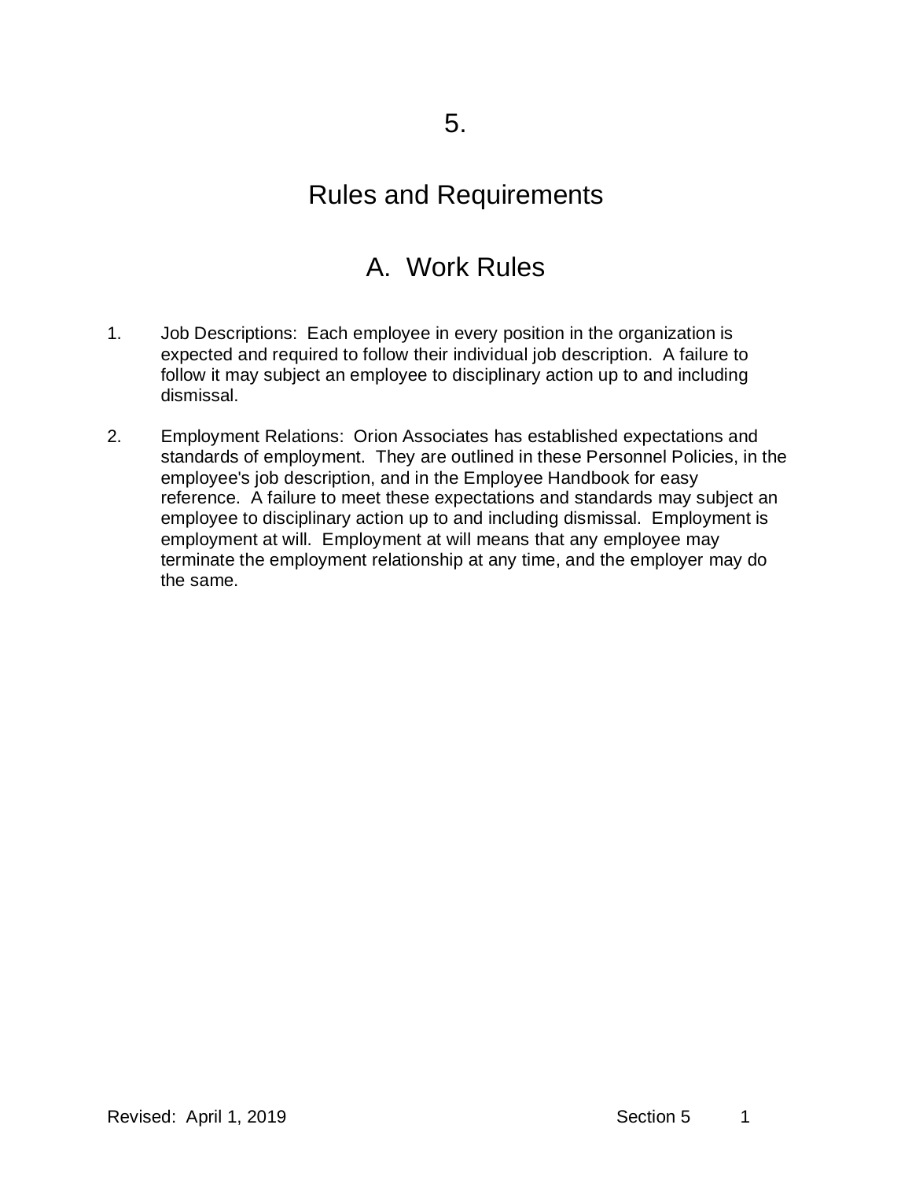# 5.

# Rules and Requirements

## A. Work Rules

1. Job Descriptions: Each employee in every position in the organization is expected and required to follow their individual job description. A failure to follow it may subject an employee to disciplinary action up to and including dismissal.

2. Employment Relations: Orion Associates has established expectations and standards of employment. They are outlined in these Personnel Policies, in the employee's job description, and in the Employee Handbook for easy reference. A failure to meet these expectations and standards may subject an employee to disciplinary action up to and including dismissal. Employment is employment at will. Employment at will means that any employee may terminate the employment relationship at any time, and the employer may do the same.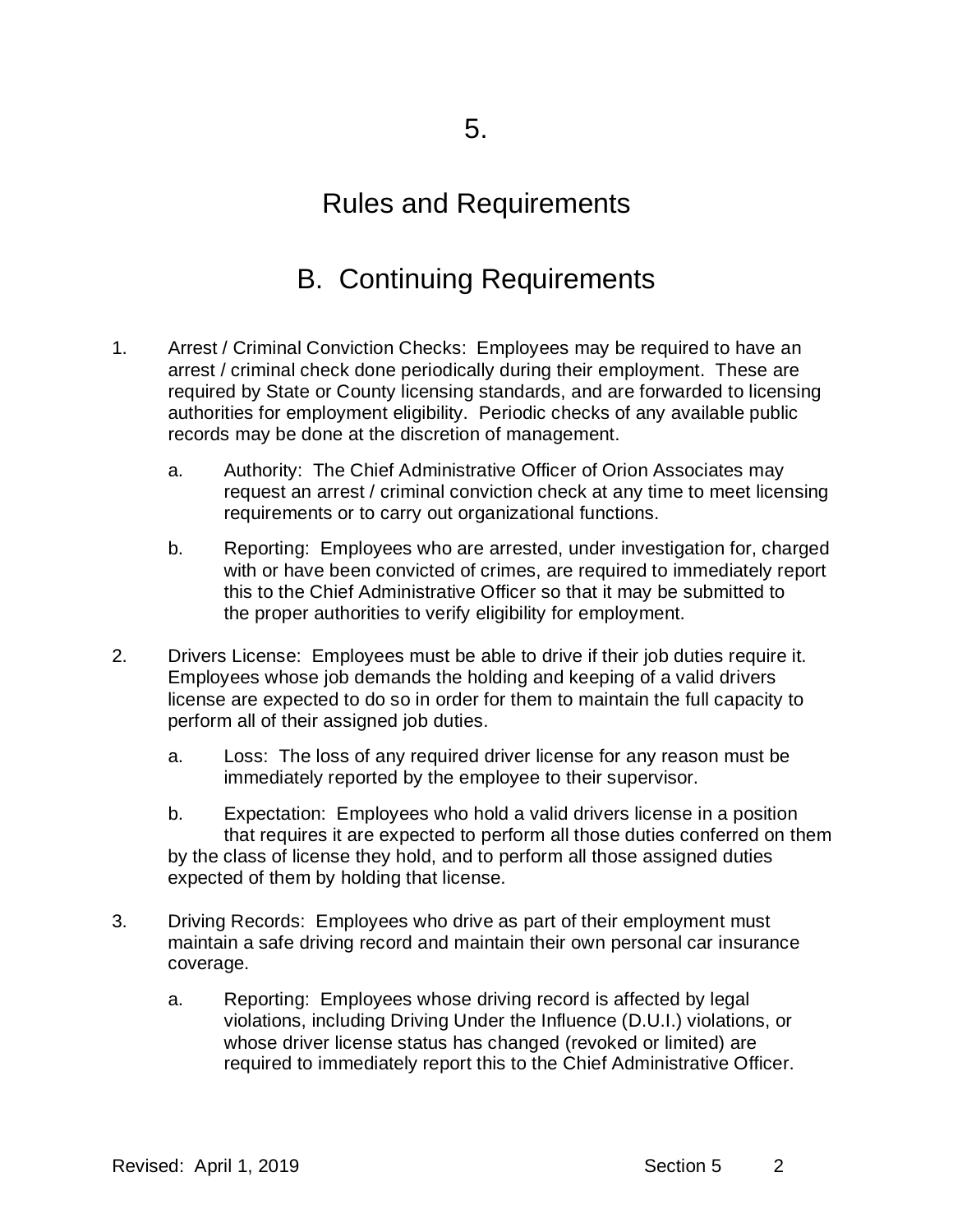# 5.

# Rules and Requirements

## B. Continuing Requirements

1. Arrest / Criminal Conviction Checks: Employees may be required to have an arrest / criminal check done periodically during their employment. These are required by State or County licensing standards, and are forwarded to licensing authorities for employment eligibility. Periodic checks of any available public records may be done at the discretion of management.

   a. Authority: The Chief Administrative Officer of Orion Associates may request an arrest / criminal conviction check at any time to meet licensing requirements or to carry out organizational functions.

   b. Reporting: Employees who are arrested, under investigation for, charged with or have been convicted of crimes, are required to immediately report this to the Chief Administrative Officer so that it may be submitted to the proper authorities to verify eligibility for employment.

2. Drivers License: Employees must be able to drive if their job duties require it. Employees whose job demands the holding and keeping of a valid drivers license are expected to do so in order for them to maintain the full capacity to perform all of their assigned job duties.

   a. Loss: The loss of any required driver license for any reason must be immediately reported by the employee to their supervisor.

   b. Expectation: Employees who hold a valid drivers license in a position that requires it are expected to perform all those duties conferred on them by the class of license they hold, and to perform all those assigned duties expected of them by holding that license.

3. Driving Records: Employees who drive as part of their employment must maintain a safe driving record and maintain their own personal car insurance coverage.

   a. Reporting: Employees whose driving record is affected by legal violations, including Driving Under the Influence (D.U.I.) violations, or whose driver license status has changed (revoked or limited) are required to immediately report this to the Chief Administrative Officer.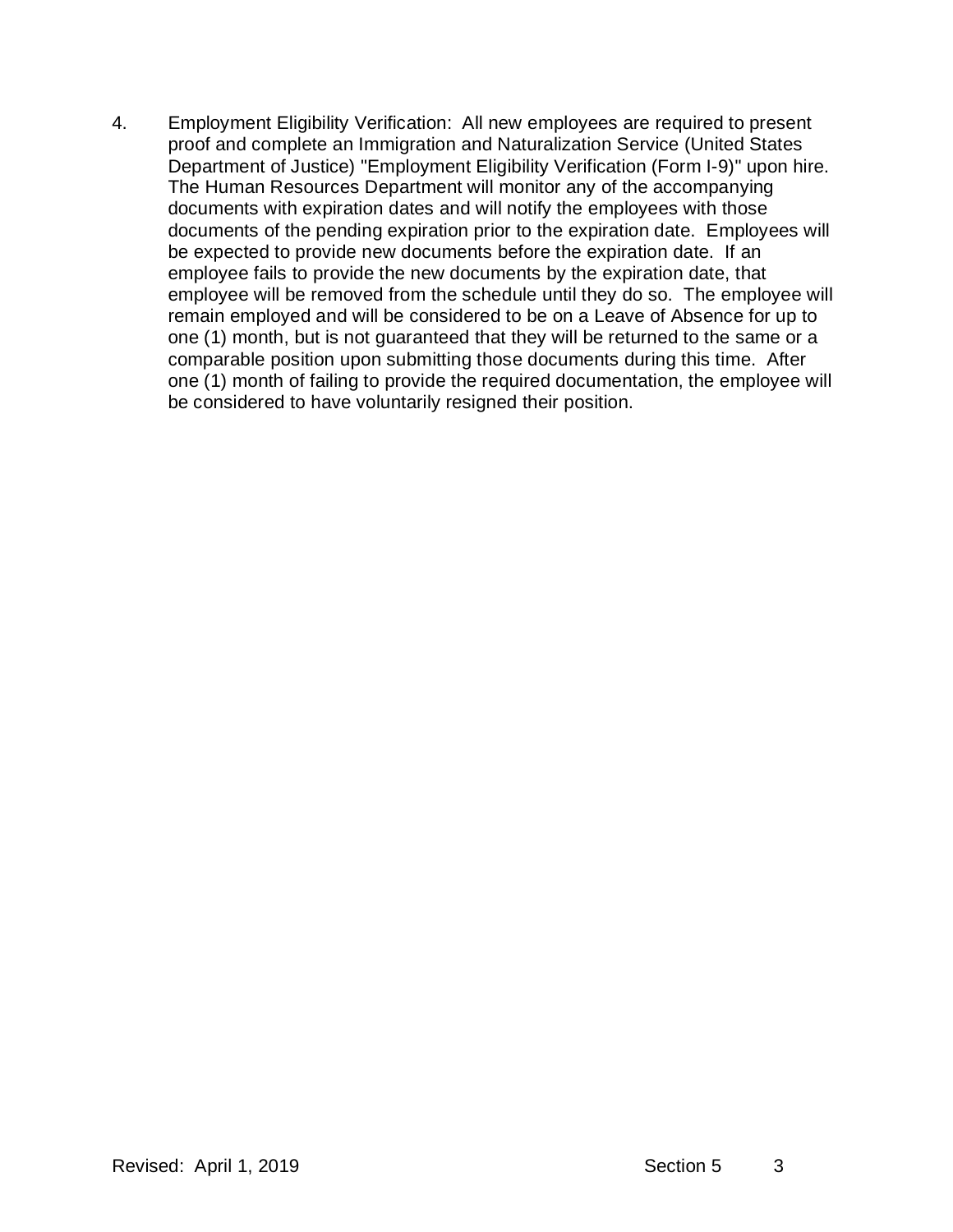4. Employment Eligibility Verification: All new employees are required to present proof and complete an Immigration and Naturalization Service (United States Department of Justice) "Employment Eligibility Verification (Form I-9)" upon hire. The Human Resources Department will monitor any of the accompanying documents with expiration dates and will notify the employees with those documents of the pending expiration prior to the expiration date. Employees will be expected to provide new documents before the expiration date. If an employee fails to provide the new documents by the expiration date, that employee will be removed from the schedule until they do so. The employee will remain employed and will be considered to be on a Leave of Absence for up to one (1) month, but is not guaranteed that they will be returned to the same or a comparable position upon submitting those documents during this time. After one (1) month of failing to provide the required documentation, the employee will be considered to have voluntarily resigned their position.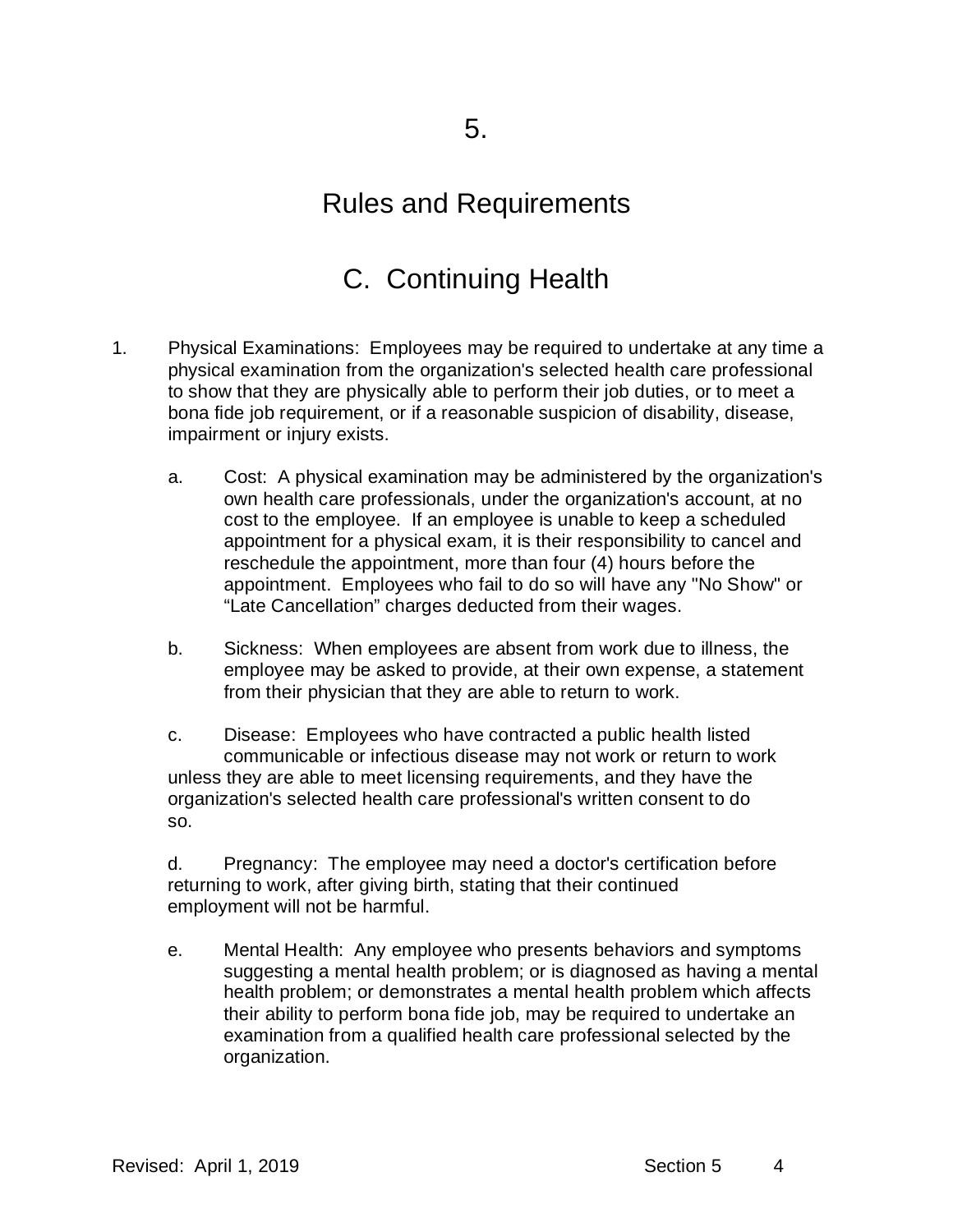# 5.

# Rules and Requirements

## C. Continuing Health

1. Physical Examinations: Employees may be required to undertake at any time a physical examination from the organization's selected health care professional to show that they are physically able to perform their job duties, or to meet a bona fide job requirement, or if a reasonable suspicion of disability, disease, impairment or injury exists.

   a. Cost: A physical examination may be administered by the organization's own health care professionals, under the organization's account, at no cost to the employee. If an employee is unable to keep a scheduled appointment for a physical exam, it is their responsibility to cancel and reschedule the appointment, more than four (4) hours before the appointment. Employees who fail to do so will have any "No Show" or "Late Cancellation" charges deducted from their wages.

   b. Sickness: When employees are absent from work due to illness, the employee may be asked to provide, at their own expense, a statement from their physician that they are able to return to work.

   c. Disease: Employees who have contracted a public health listed communicable or infectious disease may not work or return to work unless they are able to meet licensing requirements, and they have the organization's selected health care professional's written consent to do so.

   d. Pregnancy: The employee may need a doctor's certification before returning to work, after giving birth, stating that their continued employment will not be harmful.

   e. Mental Health: Any employee who presents behaviors and symptoms suggesting a mental health problem; or is diagnosed as having a mental health problem; or demonstrates a mental health problem which affects their ability to perform bona fide job, may be required to undertake an examination from a qualified health care professional selected by the organization.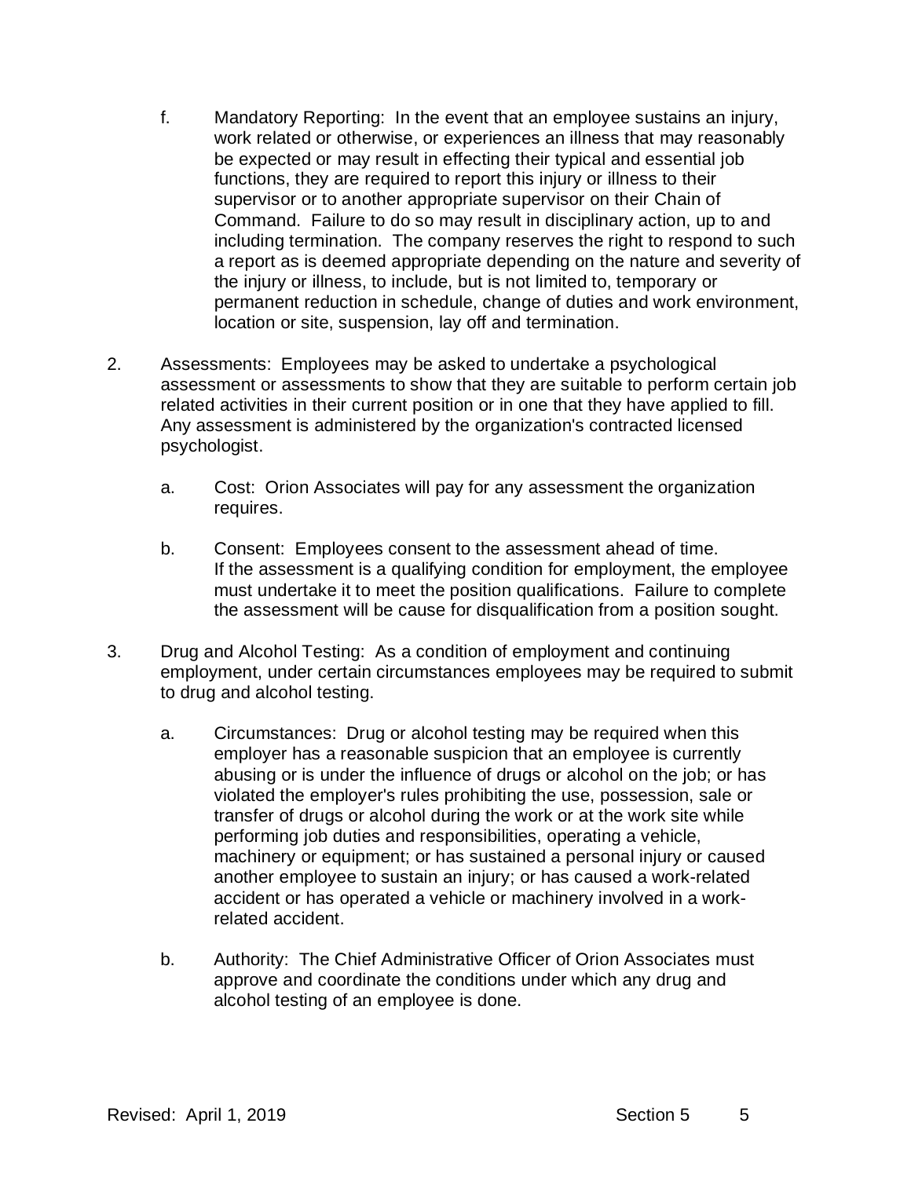f. Mandatory Reporting: In the event that an employee sustains an injury, work related or otherwise, or experiences an illness that may reasonably be expected or may result in effecting their typical and essential job functions, they are required to report this injury or illness to their supervisor or to another appropriate supervisor on their Chain of Command. Failure to do so may result in disciplinary action, up to and including termination. The company reserves the right to respond to such a report as is deemed appropriate depending on the nature and severity of the injury or illness, to include, but is not limited to, temporary or permanent reduction in schedule, change of duties and work environment, location or site, suspension, lay off and termination.

2. Assessments: Employees may be asked to undertake a psychological assessment or assessments to show that they are suitable to perform certain job related activities in their current position or in one that they have applied to fill. Any assessment is administered by the organization's contracted licensed psychologist.

   a. Cost: Orion Associates will pay for any assessment the organization requires.

   b. Consent: Employees consent to the assessment ahead of time. If the assessment is a qualifying condition for employment, the employee must undertake it to meet the position qualifications. Failure to complete the assessment will be cause for disqualification from a position sought.

3. Drug and Alcohol Testing: As a condition of employment and continuing employment, under certain circumstances employees may be required to submit to drug and alcohol testing.

   a. Circumstances: Drug or alcohol testing may be required when this employer has a reasonable suspicion that an employee is currently abusing or is under the influence of drugs or alcohol on the job; or has violated the employer's rules prohibiting the use, possession, sale or transfer of drugs or alcohol during the work or at the work site while performing job duties and responsibilities, operating a vehicle, machinery or equipment; or has sustained a personal injury or caused another employee to sustain an injury; or has caused a work-related accident or has operated a vehicle or machinery involved in a work-related accident.

   b. Authority: The Chief Administrative Officer of Orion Associates must approve and coordinate the conditions under which any drug and alcohol testing of an employee is done.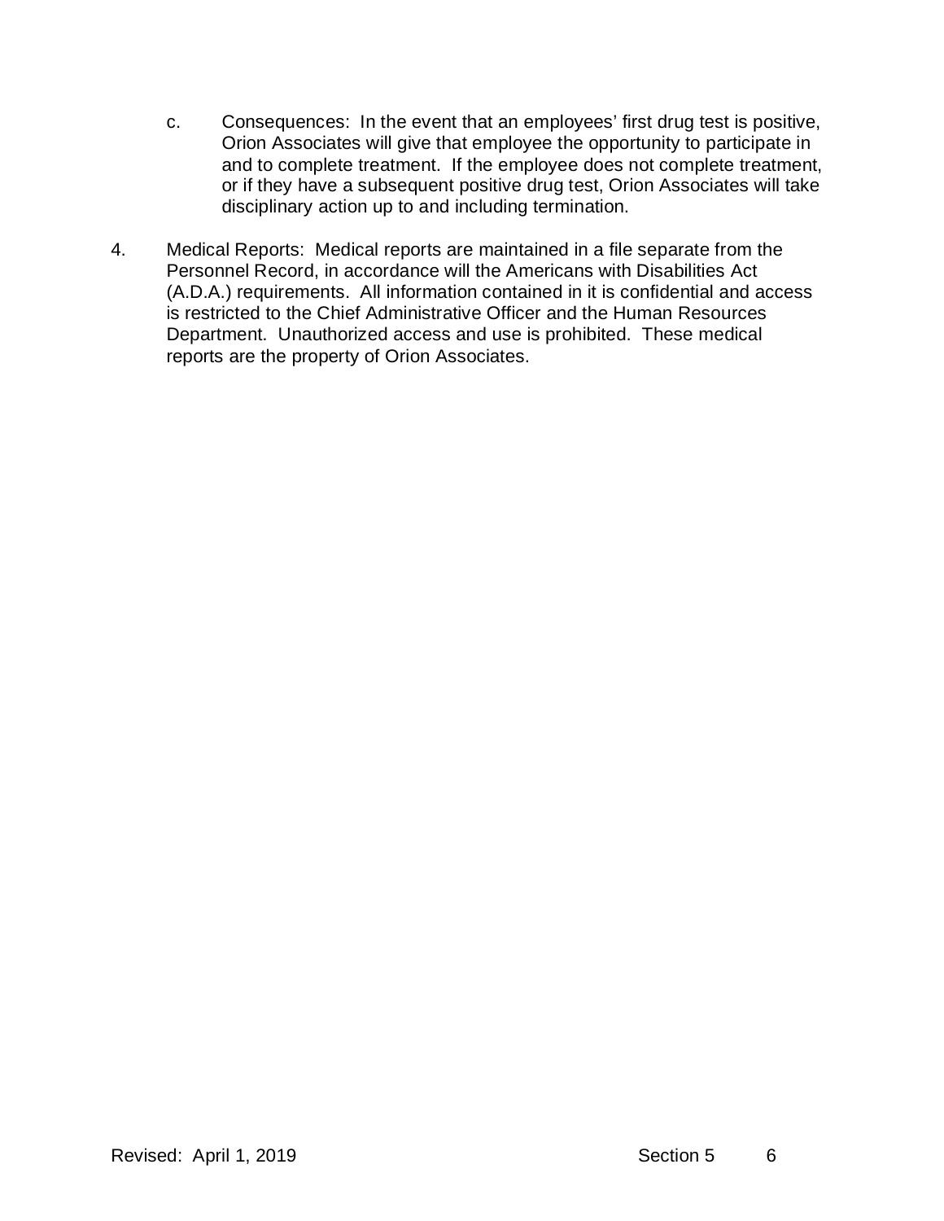c. Consequences: In the event that an employees' first drug test is positive, Orion Associates will give that employee the opportunity to participate in and to complete treatment. If the employee does not complete treatment, or if they have a subsequent positive drug test, Orion Associates will take disciplinary action up to and including termination.

4. Medical Reports: Medical reports are maintained in a file separate from the Personnel Record, in accordance will the Americans with Disabilities Act (A.D.A.) requirements. All information contained in it is confidential and access is restricted to the Chief Administrative Officer and the Human Resources Department. Unauthorized access and use is prohibited. These medical reports are the property of Orion Associates.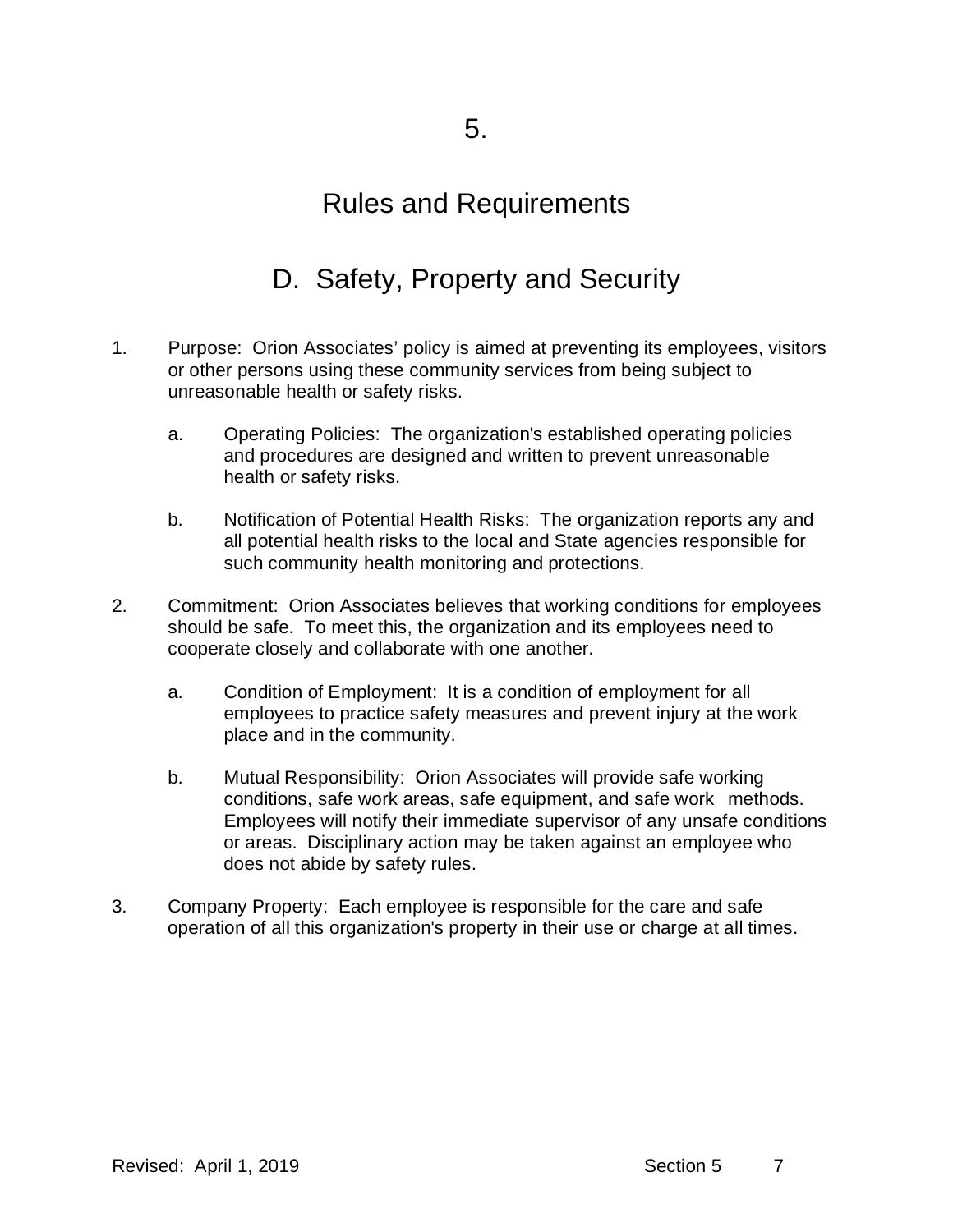# 5.

# Rules and Requirements

## D. Safety, Property and Security

1. Purpose: Orion Associates' policy is aimed at preventing its employees, visitors or other persons using these community services from being subject to unreasonable health or safety risks.

   a. Operating Policies: The organization's established operating policies and procedures are designed and written to prevent unreasonable health or safety risks.

   b. Notification of Potential Health Risks: The organization reports any and all potential health risks to the local and State agencies responsible for such community health monitoring and protections.

2. Commitment: Orion Associates believes that working conditions for employees should be safe. To meet this, the organization and its employees need to cooperate closely and collaborate with one another.

   a. Condition of Employment: It is a condition of employment for all employees to practice safety measures and prevent injury at the work place and in the community.

   b. Mutual Responsibility: Orion Associates will provide safe working conditions, safe work areas, safe equipment, and safe work methods. Employees will notify their immediate supervisor of any unsafe conditions or areas. Disciplinary action may be taken against an employee who does not abide by safety rules.

3. Company Property: Each employee is responsible for the care and safe operation of all this organization's property in their use or charge at all times.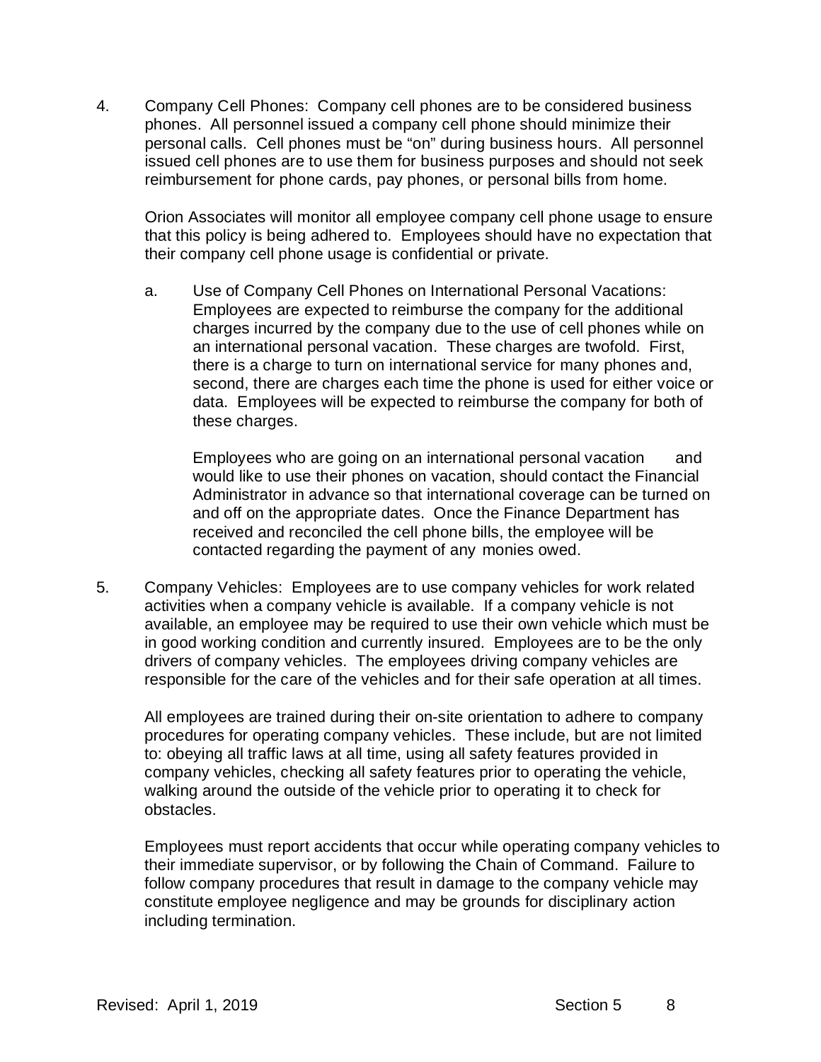4. Company Cell Phones: Company cell phones are to be considered business phones. All personnel issued a company cell phone should minimize their personal calls. Cell phones must be "on" during business hours. All personnel issued cell phones are to use them for business purposes and should not seek reimbursement for phone cards, pay phones, or personal bills from home.

   Orion Associates will monitor all employee company cell phone usage to ensure that this policy is being adhered to. Employees should have no expectation that their company cell phone usage is confidential or private.

   a. Use of Company Cell Phones on International Personal Vacations: Employees are expected to reimburse the company for the additional charges incurred by the company due to the use of cell phones while on an international personal vacation. These charges are twofold. First, there is a charge to turn on international service for many phones and, second, there are charges each time the phone is used for either voice or data. Employees will be expected to reimburse the company for both of these charges.

      Employees who are going on an international personal vacation and would like to use their phones on vacation, should contact the Financial Administrator in advance so that international coverage can be turned on and off on the appropriate dates. Once the Finance Department has received and reconciled the cell phone bills, the employee will be contacted regarding the payment of any monies owed.

5. Company Vehicles: Employees are to use company vehicles for work related activities when a company vehicle is available. If a company vehicle is not available, an employee may be required to use their own vehicle which must be in good working condition and currently insured. Employees are to be the only drivers of company vehicles. The employees driving company vehicles are responsible for the care of the vehicles and for their safe operation at all times.

   All employees are trained during their on-site orientation to adhere to company procedures for operating company vehicles. These include, but are not limited to: obeying all traffic laws at all time, using all safety features provided in company vehicles, checking all safety features prior to operating the vehicle, walking around the outside of the vehicle prior to operating it to check for obstacles.

   Employees must report accidents that occur while operating company vehicles to their immediate supervisor, or by following the Chain of Command. Failure to follow company procedures that result in damage to the company vehicle may constitute employee negligence and may be grounds for disciplinary action including termination.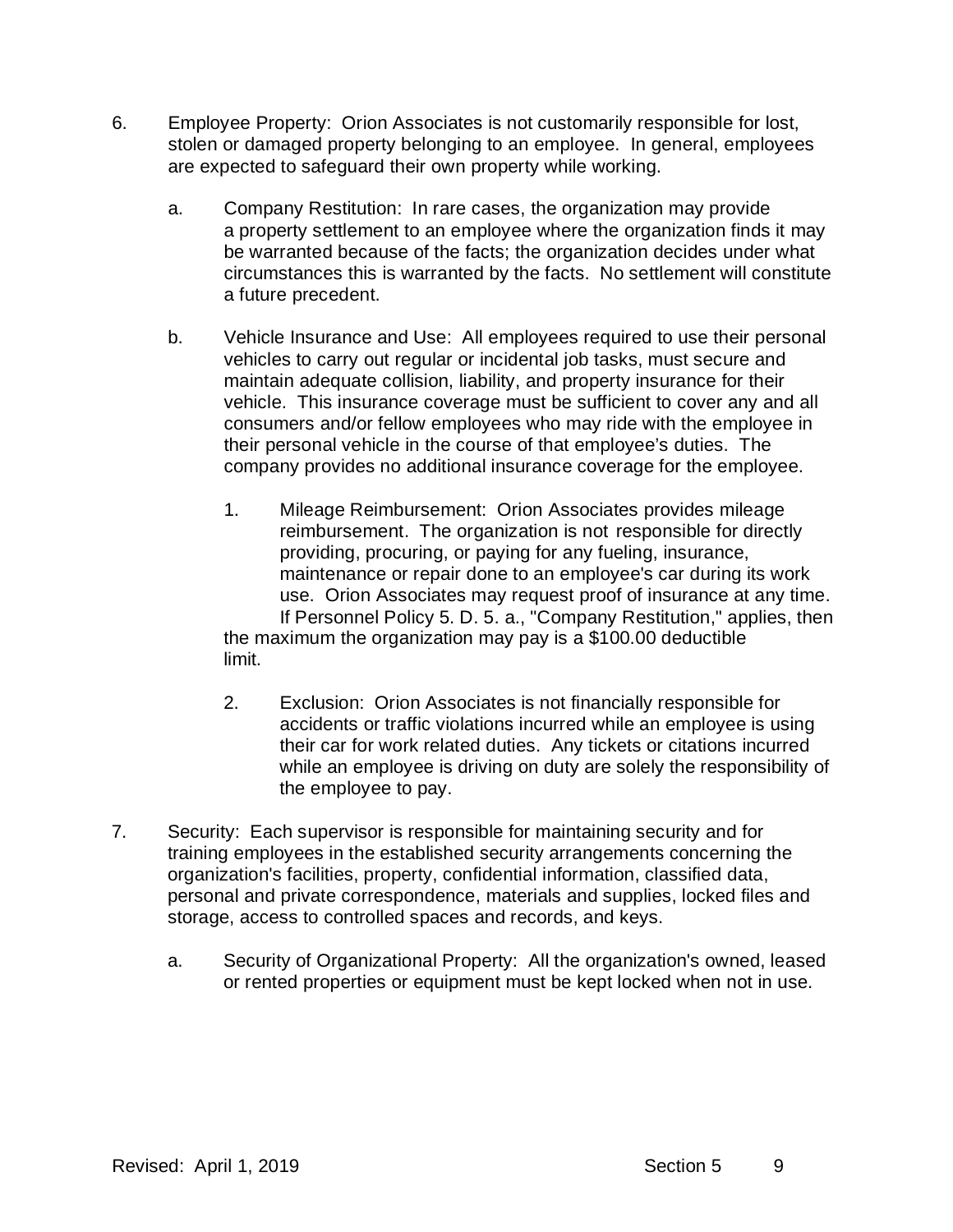6. Employee Property: Orion Associates is not customarily responsible for lost, stolen or damaged property belonging to an employee. In general, employees are expected to safeguard their own property while working.

   a. Company Restitution: In rare cases, the organization may provide a property settlement to an employee where the organization finds it may be warranted because of the facts; the organization decides under what circumstances this is warranted by the facts. No settlement will constitute a future precedent.

   b. Vehicle Insurance and Use: All employees required to use their personal vehicles to carry out regular or incidental job tasks, must secure and maintain adequate collision, liability, and property insurance for their vehicle. This insurance coverage must be sufficient to cover any and all consumers and/or fellow employees who may ride with the employee in their personal vehicle in the course of that employee's duties. The company provides no additional insurance coverage for the employee.

      1. Mileage Reimbursement: Orion Associates provides mileage reimbursement. The organization is not responsible for directly providing, procuring, or paying for any fueling, insurance, maintenance or repair done to an employee's car during its work use. Orion Associates may request proof of insurance at any time. If Personnel Policy 5. D. 5. a., "Company Restitution," applies, then the maximum the organization may pay is a $100.00 deductible limit.

      2. Exclusion: Orion Associates is not financially responsible for accidents or traffic violations incurred while an employee is using their car for work related duties. Any tickets or citations incurred while an employee is driving on duty are solely the responsibility of the employee to pay.

7. Security: Each supervisor is responsible for maintaining security and for training employees in the established security arrangements concerning the organization's facilities, property, confidential information, classified data, personal and private correspondence, materials and supplies, locked files and storage, access to controlled spaces and records, and keys.

   a. Security of Organizational Property: All the organization's owned, leased or rented properties or equipment must be kept locked when not in use.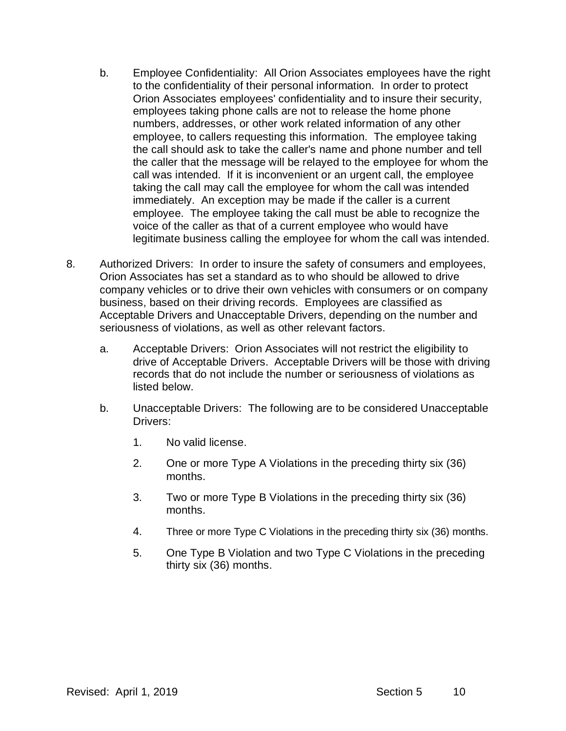b. Employee Confidentiality: All Orion Associates employees have the right to the confidentiality of their personal information. In order to protect Orion Associates employees' confidentiality and to insure their security, employees taking phone calls are not to release the home phone numbers, addresses, or other work related information of any other employee, to callers requesting this information. The employee taking the call should ask to take the caller's name and phone number and tell the caller that the message will be relayed to the employee for whom the call was intended. If it is inconvenient or an urgent call, the employee taking the call may call the employee for whom the call was intended immediately. An exception may be made if the caller is a current employee. The employee taking the call must be able to recognize the voice of the caller as that of a current employee who would have legitimate business calling the employee for whom the call was intended.

8. Authorized Drivers: In order to insure the safety of consumers and employees, Orion Associates has set a standard as to who should be allowed to drive company vehicles or to drive their own vehicles with consumers or on company business, based on their driving records. Employees are classified as Acceptable Drivers and Unacceptable Drivers, depending on the number and seriousness of violations, as well as other relevant factors.

   a. Acceptable Drivers: Orion Associates will not restrict the eligibility to drive of Acceptable Drivers. Acceptable Drivers will be those with driving records that do not include the number or seriousness of violations as listed below.

   b. Unacceptable Drivers: The following are to be considered Unacceptable Drivers:

      1. No valid license.

      2. One or more Type A Violations in the preceding thirty six (36) months.

      3. Two or more Type B Violations in the preceding thirty six (36) months.

      4. Three or more Type C Violations in the preceding thirty six (36) months.

      5. One Type B Violation and two Type C Violations in the preceding thirty six (36) months.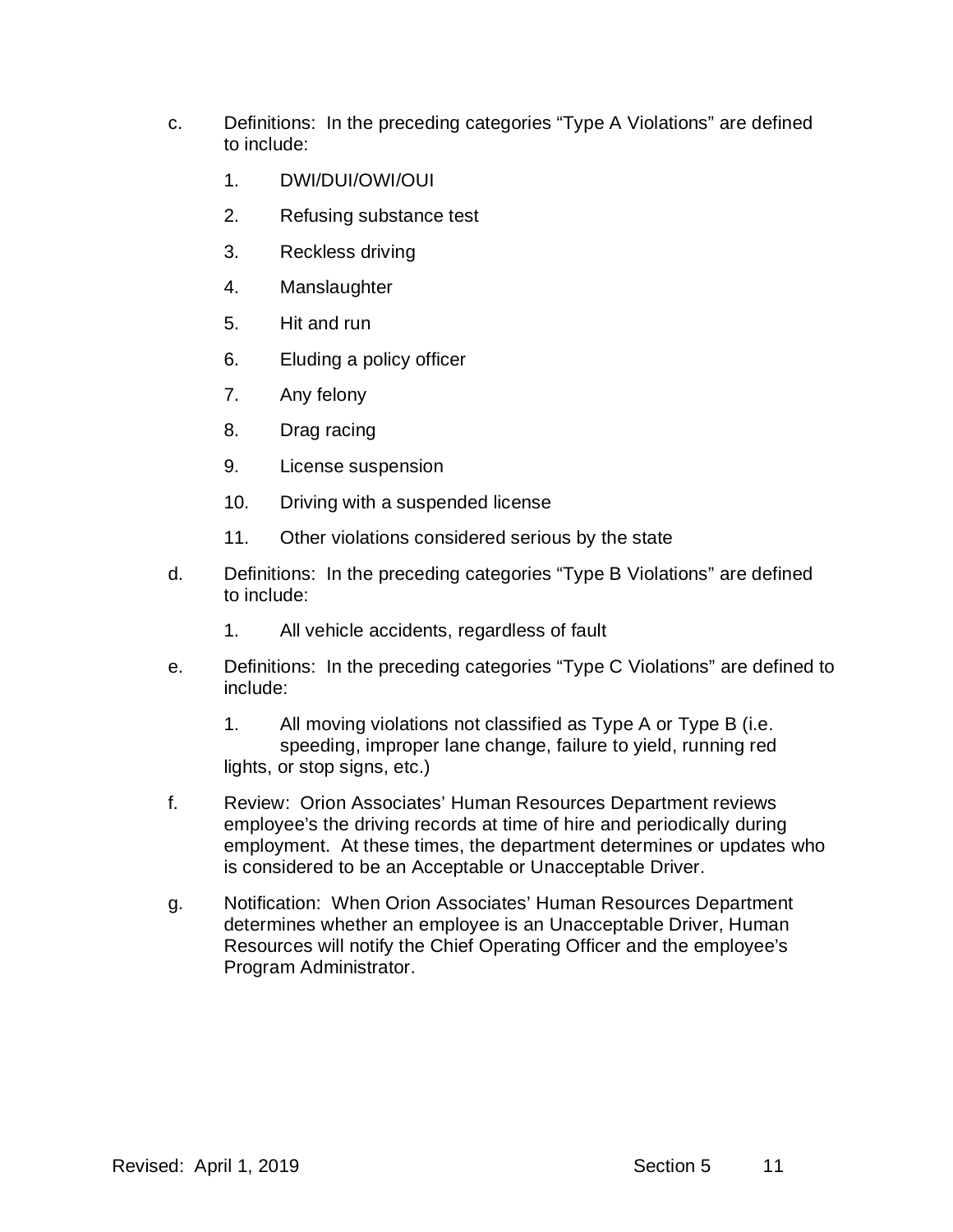c. Definitions: In the preceding categories "Type A Violations" are defined to include:

   1. DWI/DUI/OWI/OUI
   2. Refusing substance test
   3. Reckless driving
   4. Manslaughter
   5. Hit and run
   6. Eluding a policy officer
   7. Any felony
   8. Drag racing
   9. License suspension
   10. Driving with a suspended license
   11. Other violations considered serious by the state

d. Definitions: In the preceding categories "Type B Violations" are defined to include:

   1. All vehicle accidents, regardless of fault

e. Definitions: In the preceding categories "Type C Violations" are defined to include:

   1. All moving violations not classified as Type A or Type B (i.e. speeding, improper lane change, failure to yield, running red lights, or stop signs, etc.)

f. Review: Orion Associates' Human Resources Department reviews employee's the driving records at time of hire and periodically during employment. At these times, the department determines or updates who is considered to be an Acceptable or Unacceptable Driver.

g. Notification: When Orion Associates' Human Resources Department determines whether an employee is an Unacceptable Driver, Human Resources will notify the Chief Operating Officer and the employee's Program Administrator.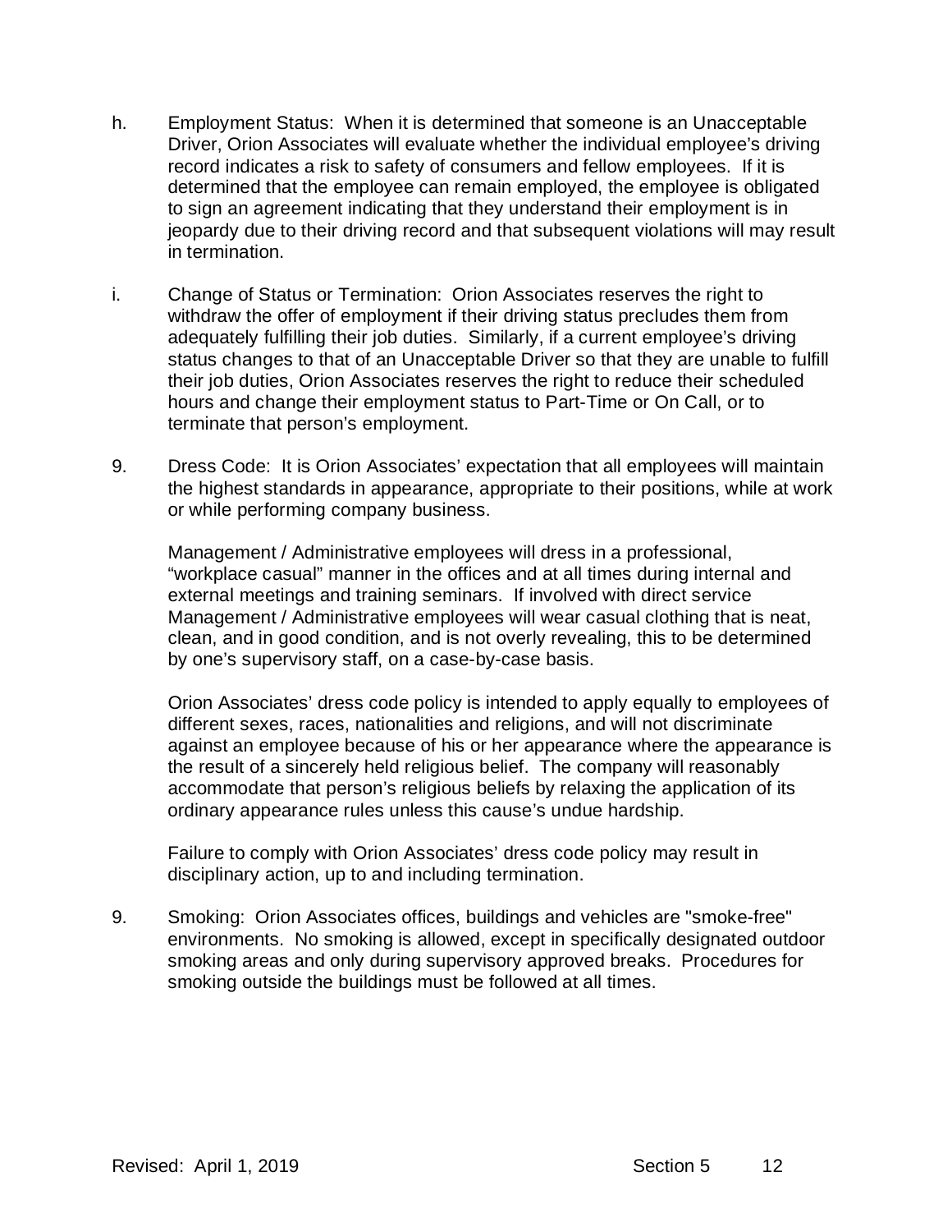h. Employment Status: When it is determined that someone is an Unacceptable Driver, Orion Associates will evaluate whether the individual employee's driving record indicates a risk to safety of consumers and fellow employees. If it is determined that the employee can remain employed, the employee is obligated to sign an agreement indicating that they understand their employment is in jeopardy due to their driving record and that subsequent violations will may result in termination.

i. Change of Status or Termination: Orion Associates reserves the right to withdraw the offer of employment if their driving status precludes them from adequately fulfilling their job duties. Similarly, if a current employee's driving status changes to that of an Unacceptable Driver so that they are unable to fulfill their job duties, Orion Associates reserves the right to reduce their scheduled hours and change their employment status to Part-Time or On Call, or to terminate that person's employment.

9. Dress Code: It is Orion Associates' expectation that all employees will maintain the highest standards in appearance, appropriate to their positions, while at work or while performing company business.

   Management / Administrative employees will dress in a professional, "workplace casual" manner in the offices and at all times during internal and external meetings and training seminars. If involved with direct service Management / Administrative employees will wear casual clothing that is neat, clean, and in good condition, and is not overly revealing, this to be determined by one's supervisory staff, on a case-by-case basis.

   Orion Associates' dress code policy is intended to apply equally to employees of different sexes, races, nationalities and religions, and will not discriminate against an employee because of his or her appearance where the appearance is the result of a sincerely held religious belief. The company will reasonably accommodate that person's religious beliefs by relaxing the application of its ordinary appearance rules unless this cause's undue hardship.

   Failure to comply with Orion Associates' dress code policy may result in disciplinary action, up to and including termination.

9. Smoking: Orion Associates offices, buildings and vehicles are "smoke-free" environments. No smoking is allowed, except in specifically designated outdoor smoking areas and only during supervisory approved breaks. Procedures for smoking outside the buildings must be followed at all times.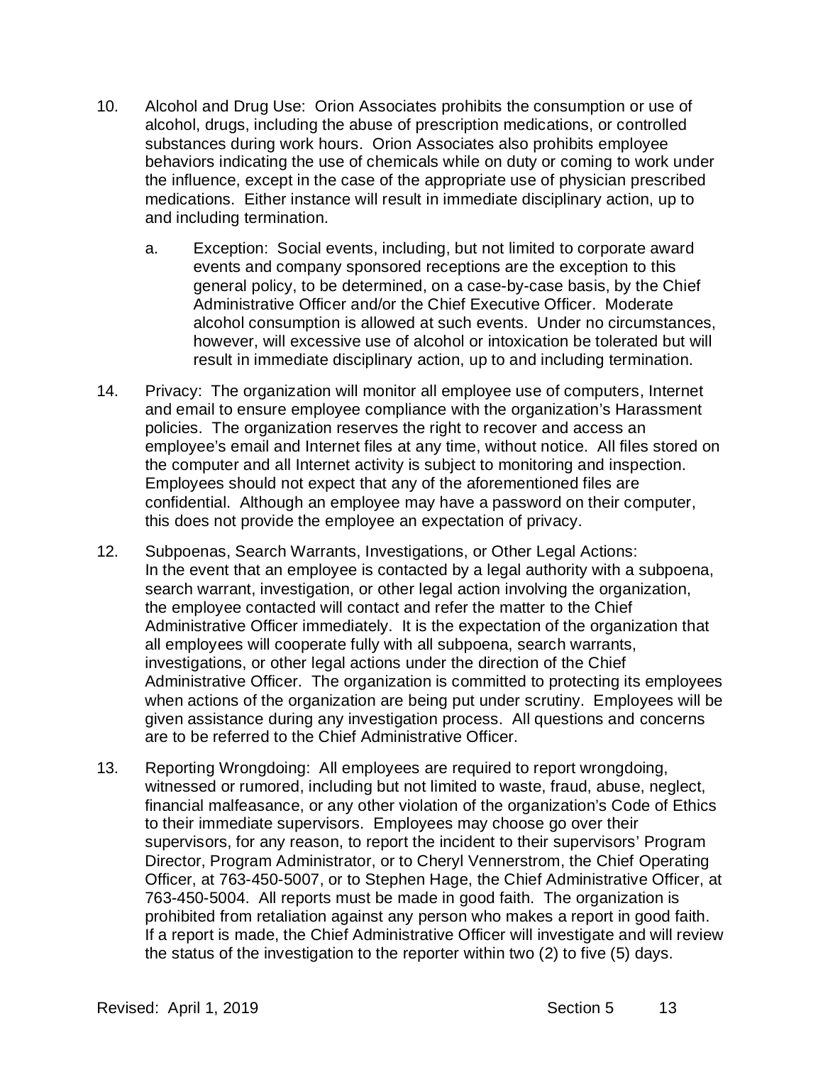10. Alcohol and Drug Use: Orion Associates prohibits the consumption or use of alcohol, drugs, including the abuse of prescription medications, or controlled substances during work hours. Orion Associates also prohibits employee behaviors indicating the use of chemicals while on duty or coming to work under the influence, except in the case of the appropriate use of physician prescribed medications. Either instance will result in immediate disciplinary action, up to and including termination.

    a. Exception: Social events, including, but not limited to corporate award events and company sponsored receptions are the exception to this general policy, to be determined, on a case-by-case basis, by the Chief Administrative Officer and/or the Chief Executive Officer. Moderate alcohol consumption is allowed at such events. Under no circumstances, however, will excessive use of alcohol or intoxication be tolerated but will result in immediate disciplinary action, up to and including termination.

14. Privacy: The organization will monitor all employee use of computers, Internet and email to ensure employee compliance with the organization's Harassment policies. The organization reserves the right to recover and access an employee's email and Internet files at any time, without notice. All files stored on the computer and all Internet activity is subject to monitoring and inspection. Employees should not expect that any of the aforementioned files are confidential. Although an employee may have a password on their computer, this does not provide the employee an expectation of privacy.

12. Subpoenas, Search Warrants, Investigations, or Other Legal Actions: In the event that an employee is contacted by a legal authority with a subpoena, search warrant, investigation, or other legal action involving the organization, the employee contacted will contact and refer the matter to the Chief Administrative Officer immediately. It is the expectation of the organization that all employees will cooperate fully with all subpoena, search warrants, investigations, or other legal actions under the direction of the Chief Administrative Officer. The organization is committed to protecting its employees when actions of the organization are being put under scrutiny. Employees will be given assistance during any investigation process. All questions and concerns are to be referred to the Chief Administrative Officer.

13. Reporting Wrongdoing: All employees are required to report wrongdoing, witnessed or rumored, including but not limited to waste, fraud, abuse, neglect, financial malfeasance, or any other violation of the organization's Code of Ethics to their immediate supervisors. Employees may choose go over their supervisors, for any reason, to report the incident to their supervisors' Program Director, Program Administrator, or to Cheryl Vennerstrom, the Chief Operating Officer, at 763-450-5007, or to Stephen Hage, the Chief Administrative Officer, at 763-450-5004. All reports must be made in good faith. The organization is prohibited from retaliation against any person who makes a report in good faith. If a report is made, the Chief Administrative Officer will investigate and will review the status of the investigation to the reporter within two (2) to five (5) days.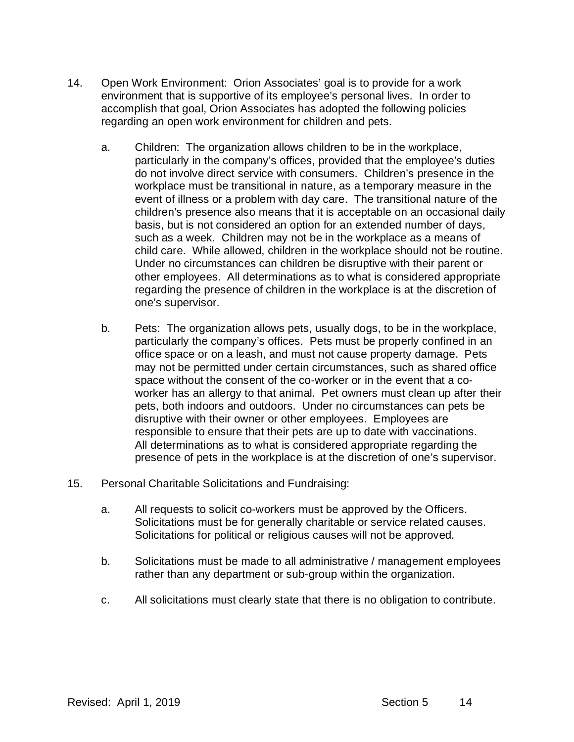14. Open Work Environment: Orion Associates' goal is to provide for a work environment that is supportive of its employee's personal lives. In order to accomplish that goal, Orion Associates has adopted the following policies regarding an open work environment for children and pets.

    a. Children: The organization allows children to be in the workplace, particularly in the company's offices, provided that the employee's duties do not involve direct service with consumers. Children's presence in the workplace must be transitional in nature, as a temporary measure in the event of illness or a problem with day care. The transitional nature of the children's presence also means that it is acceptable on an occasional daily basis, but is not considered an option for an extended number of days, such as a week. Children may not be in the workplace as a means of child care. While allowed, children in the workplace should not be routine. Under no circumstances can children be disruptive with their parent or other employees. All determinations as to what is considered appropriate regarding the presence of children in the workplace is at the discretion of one's supervisor.

    b. Pets: The organization allows pets, usually dogs, to be in the workplace, particularly the company's offices. Pets must be properly confined in an office space or on a leash, and must not cause property damage. Pets may not be permitted under certain circumstances, such as shared office space without the consent of the co-worker or in the event that a co-worker has an allergy to that animal. Pet owners must clean up after their pets, both indoors and outdoors. Under no circumstances can pets be disruptive with their owner or other employees. Employees are responsible to ensure that their pets are up to date with vaccinations. All determinations as to what is considered appropriate regarding the presence of pets in the workplace is at the discretion of one's supervisor.

15. Personal Charitable Solicitations and Fundraising:

    a. All requests to solicit co-workers must be approved by the Officers. Solicitations must be for generally charitable or service related causes. Solicitations for political or religious causes will not be approved.

    b. Solicitations must be made to all administrative / management employees rather than any department or sub-group within the organization.

    c. All solicitations must clearly state that there is no obligation to contribute.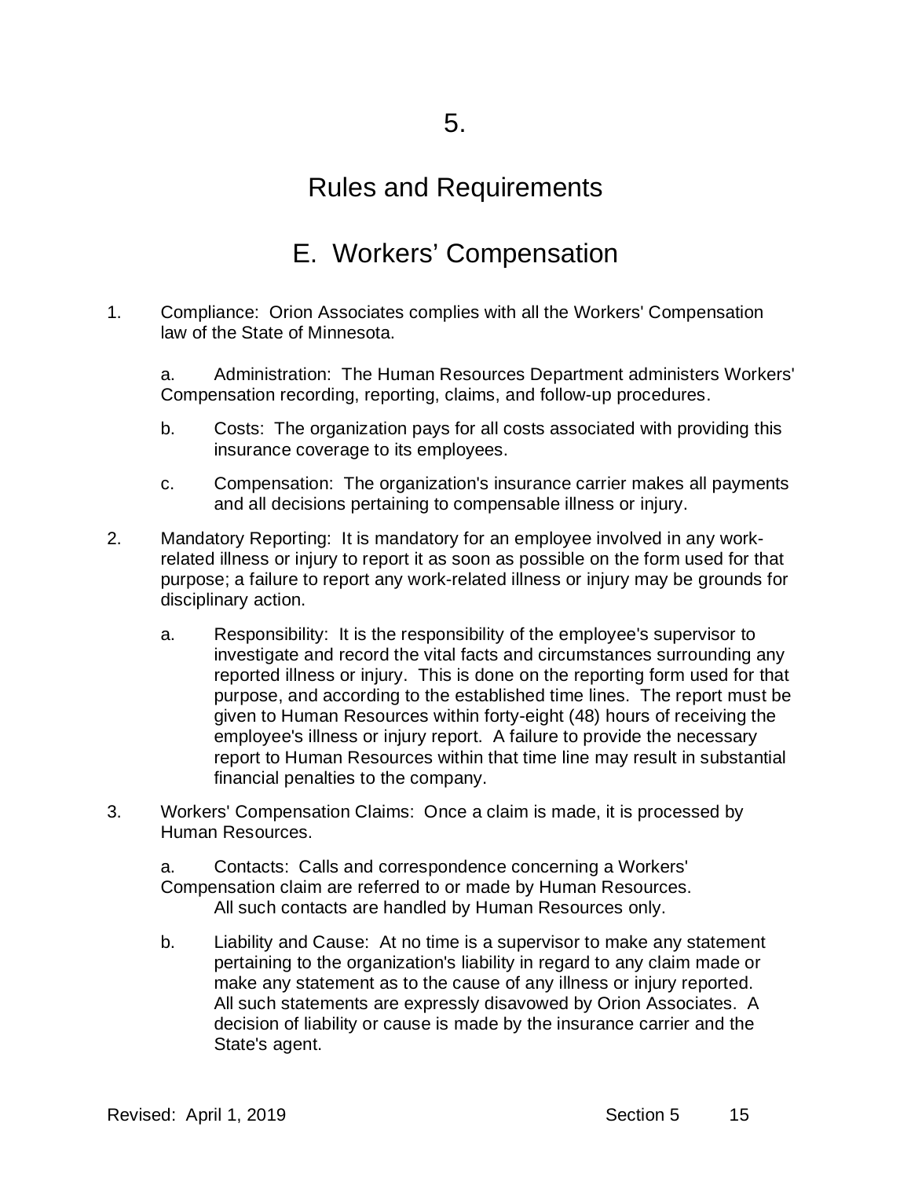# 5.

# Rules and Requirements

## E. Workers' Compensation

1. Compliance: Orion Associates complies with all the Workers' Compensation law of the State of Minnesota.

   a. Administration: The Human Resources Department administers Workers' Compensation recording, reporting, claims, and follow-up procedures.

   b. Costs: The organization pays for all costs associated with providing this insurance coverage to its employees.

   c. Compensation: The organization's insurance carrier makes all payments and all decisions pertaining to compensable illness or injury.

2. Mandatory Reporting: It is mandatory for an employee involved in any work-related illness or injury to report it as soon as possible on the form used for that purpose; a failure to report any work-related illness or injury may be grounds for disciplinary action.

   a. Responsibility: It is the responsibility of the employee's supervisor to investigate and record the vital facts and circumstances surrounding any reported illness or injury. This is done on the reporting form used for that purpose, and according to the established time lines. The report must be given to Human Resources within forty-eight (48) hours of receiving the employee's illness or injury report. A failure to provide the necessary report to Human Resources within that time line may result in substantial financial penalties to the company.

3. Workers' Compensation Claims: Once a claim is made, it is processed by Human Resources.

   a. Contacts: Calls and correspondence concerning a Workers' Compensation claim are referred to or made by Human Resources. All such contacts are handled by Human Resources only.

   b. Liability and Cause: At no time is a supervisor to make any statement pertaining to the organization's liability in regard to any claim made or make any statement as to the cause of any illness or injury reported. All such statements are expressly disavowed by Orion Associates. A decision of liability or cause is made by the insurance carrier and the State's agent.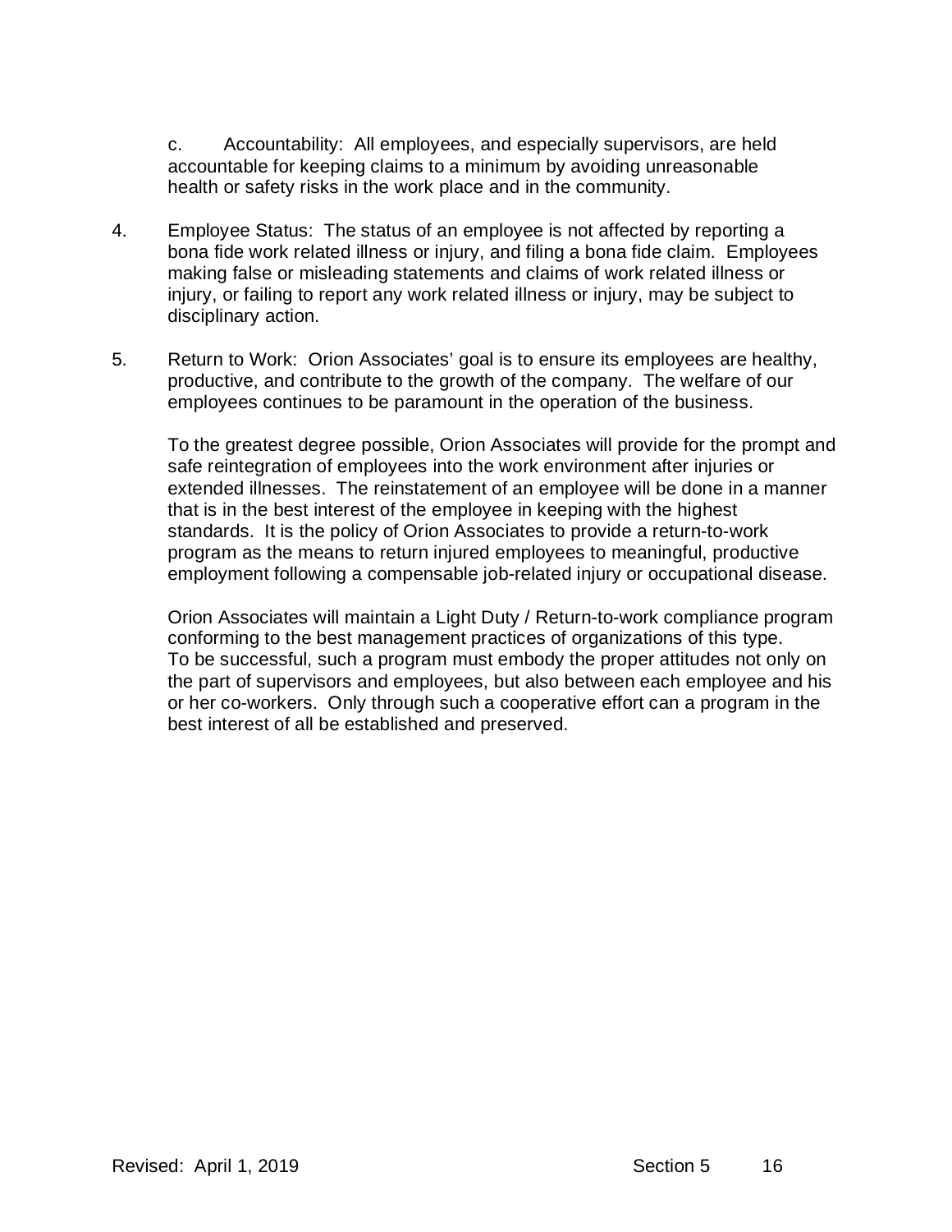c. Accountability: All employees, and especially supervisors, are held accountable for keeping claims to a minimum by avoiding unreasonable health or safety risks in the work place and in the community.

4. Employee Status: The status of an employee is not affected by reporting a bona fide work related illness or injury, and filing a bona fide claim. Employees making false or misleading statements and claims of work related illness or injury, or failing to report any work related illness or injury, may be subject to disciplinary action.

5. Return to Work: Orion Associates' goal is to ensure its employees are healthy, productive, and contribute to the growth of the company. The welfare of our employees continues to be paramount in the operation of the business.

   To the greatest degree possible, Orion Associates will provide for the prompt and safe reintegration of employees into the work environment after injuries or extended illnesses. The reinstatement of an employee will be done in a manner that is in the best interest of the employee in keeping with the highest standards. It is the policy of Orion Associates to provide a return-to-work program as the means to return injured employees to meaningful, productive employment following a compensable job-related injury or occupational disease.

   Orion Associates will maintain a Light Duty / Return-to-work compliance program conforming to the best management practices of organizations of this type. To be successful, such a program must embody the proper attitudes not only on the part of supervisors and employees, but also between each employee and his or her co-workers. Only through such a cooperative effort can a program in the best interest of all be established and preserved.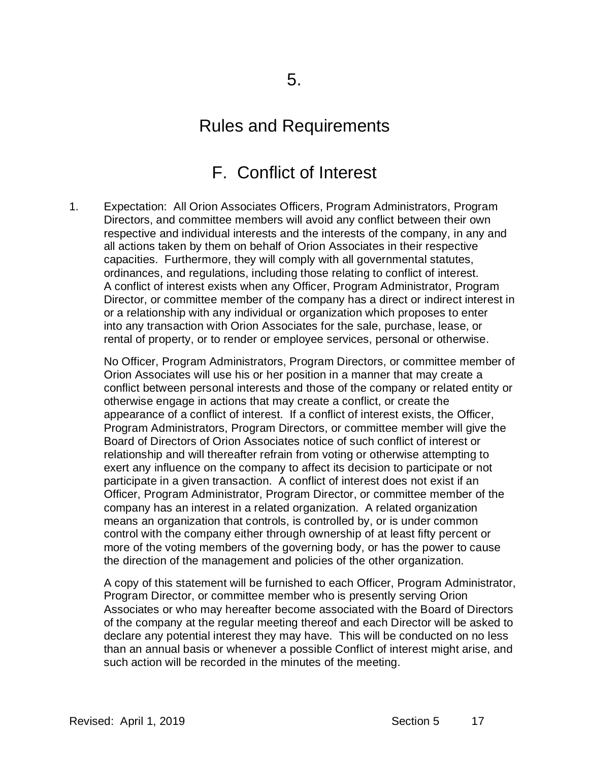# 5.

# Rules and Requirements

## F. Conflict of Interest

1. Expectation: All Orion Associates Officers, Program Administrators, Program Directors, and committee members will avoid any conflict between their own respective and individual interests and the interests of the company, in any and all actions taken by them on behalf of Orion Associates in their respective capacities. Furthermore, they will comply with all governmental statutes, ordinances, and regulations, including those relating to conflict of interest. A conflict of interest exists when any Officer, Program Administrator, Program Director, or committee member of the company has a direct or indirect interest in or a relationship with any individual or organization which proposes to enter into any transaction with Orion Associates for the sale, purchase, lease, or rental of property, or to render or employee services, personal or otherwise.

   No Officer, Program Administrators, Program Directors, or committee member of Orion Associates will use his or her position in a manner that may create a conflict between personal interests and those of the company or related entity or otherwise engage in actions that may create a conflict, or create the appearance of a conflict of interest. If a conflict of interest exists, the Officer, Program Administrators, Program Directors, or committee member will give the Board of Directors of Orion Associates notice of such conflict of interest or relationship and will thereafter refrain from voting or otherwise attempting to exert any influence on the company to affect its decision to participate or not participate in a given transaction. A conflict of interest does not exist if an Officer, Program Administrator, Program Director, or committee member of the company has an interest in a related organization. A related organization means an organization that controls, is controlled by, or is under common control with the company either through ownership of at least fifty percent or more of the voting members of the governing body, or has the power to cause the direction of the management and policies of the other organization.

   A copy of this statement will be furnished to each Officer, Program Administrator, Program Director, or committee member who is presently serving Orion Associates or who may hereafter become associated with the Board of Directors of the company at the regular meeting thereof and each Director will be asked to declare any potential interest they may have. This will be conducted on no less than an annual basis or whenever a possible Conflict of interest might arise, and such action will be recorded in the minutes of the meeting.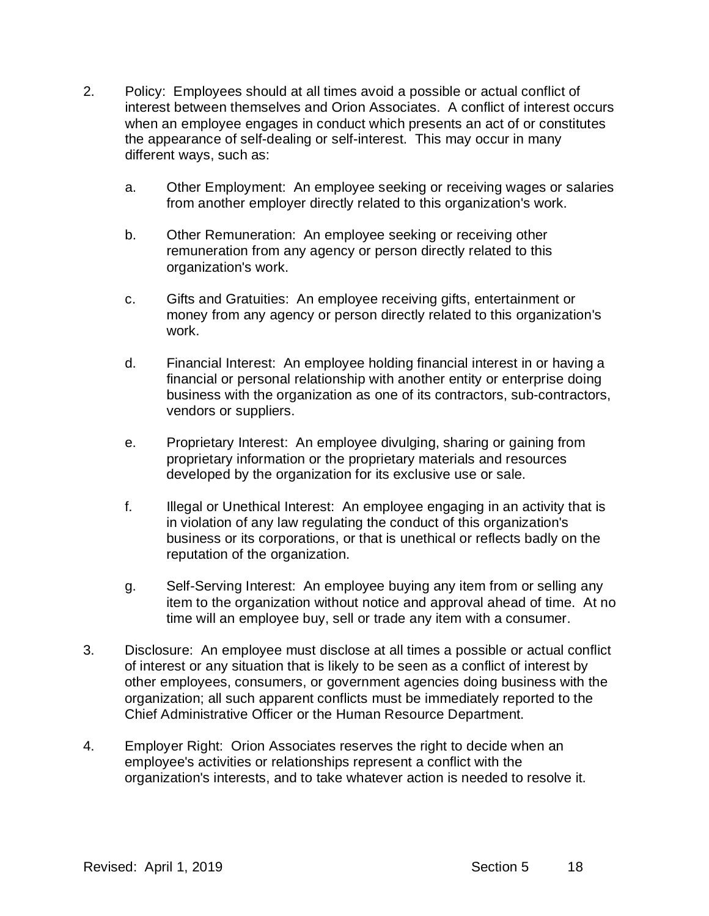2. Policy: Employees should at all times avoid a possible or actual conflict of interest between themselves and Orion Associates. A conflict of interest occurs when an employee engages in conduct which presents an act of or constitutes the appearance of self-dealing or self-interest. This may occur in many different ways, such as:

   a. Other Employment: An employee seeking or receiving wages or salaries from another employer directly related to this organization's work.

   b. Other Remuneration: An employee seeking or receiving other remuneration from any agency or person directly related to this organization's work.

   c. Gifts and Gratuities: An employee receiving gifts, entertainment or money from any agency or person directly related to this organization's work.

   d. Financial Interest: An employee holding financial interest in or having a financial or personal relationship with another entity or enterprise doing business with the organization as one of its contractors, sub-contractors, vendors or suppliers.

   e. Proprietary Interest: An employee divulging, sharing or gaining from proprietary information or the proprietary materials and resources developed by the organization for its exclusive use or sale.

   f. Illegal or Unethical Interest: An employee engaging in an activity that is in violation of any law regulating the conduct of this organization's business or its corporations, or that is unethical or reflects badly on the reputation of the organization.

   g. Self-Serving Interest: An employee buying any item from or selling any item to the organization without notice and approval ahead of time. At no time will an employee buy, sell or trade any item with a consumer.

3. Disclosure: An employee must disclose at all times a possible or actual conflict of interest or any situation that is likely to be seen as a conflict of interest by other employees, consumers, or government agencies doing business with the organization; all such apparent conflicts must be immediately reported to the Chief Administrative Officer or the Human Resource Department.

4. Employer Right: Orion Associates reserves the right to decide when an employee's activities or relationships represent a conflict with the organization's interests, and to take whatever action is needed to resolve it.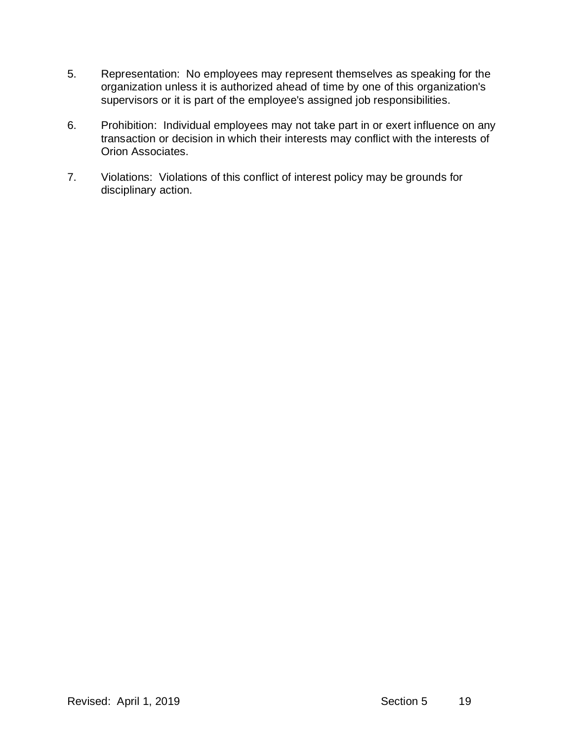5. Representation: No employees may represent themselves as speaking for the organization unless it is authorized ahead of time by one of this organization's supervisors or it is part of the employee's assigned job responsibilities.

6. Prohibition: Individual employees may not take part in or exert influence on any transaction or decision in which their interests may conflict with the interests of Orion Associates.

7. Violations: Violations of this conflict of interest policy may be grounds for disciplinary action.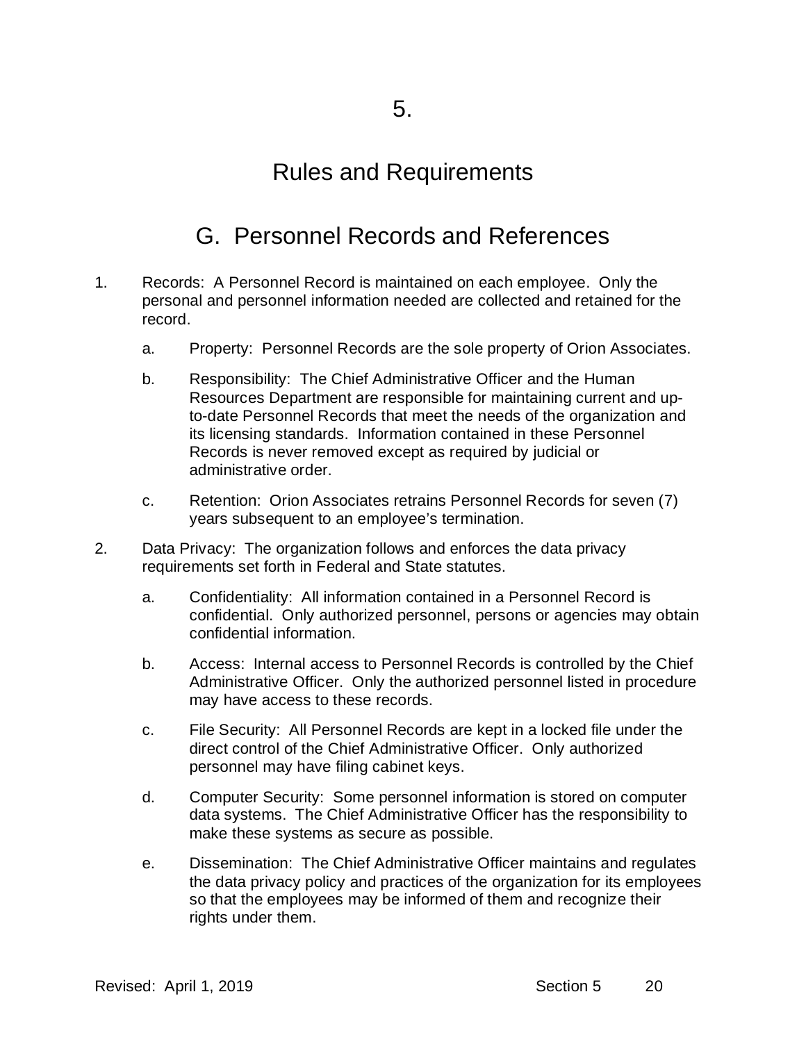# 5.

# Rules and Requirements

## G. Personnel Records and References

1. Records: A Personnel Record is maintained on each employee. Only the personal and personnel information needed are collected and retained for the record.

   a. Property: Personnel Records are the sole property of Orion Associates.

   b. Responsibility: The Chief Administrative Officer and the Human Resources Department are responsible for maintaining current and up-to-date Personnel Records that meet the needs of the organization and its licensing standards. Information contained in these Personnel Records is never removed except as required by judicial or administrative order.

   c. Retention: Orion Associates retrains Personnel Records for seven (7) years subsequent to an employee's termination.

2. Data Privacy: The organization follows and enforces the data privacy requirements set forth in Federal and State statutes.

   a. Confidentiality: All information contained in a Personnel Record is confidential. Only authorized personnel, persons or agencies may obtain confidential information.

   b. Access: Internal access to Personnel Records is controlled by the Chief Administrative Officer. Only the authorized personnel listed in procedure may have access to these records.

   c. File Security: All Personnel Records are kept in a locked file under the direct control of the Chief Administrative Officer. Only authorized personnel may have filing cabinet keys.

   d. Computer Security: Some personnel information is stored on computer data systems. The Chief Administrative Officer has the responsibility to make these systems as secure as possible.

   e. Dissemination: The Chief Administrative Officer maintains and regulates the data privacy policy and practices of the organization for its employees so that the employees may be informed of them and recognize their rights under them.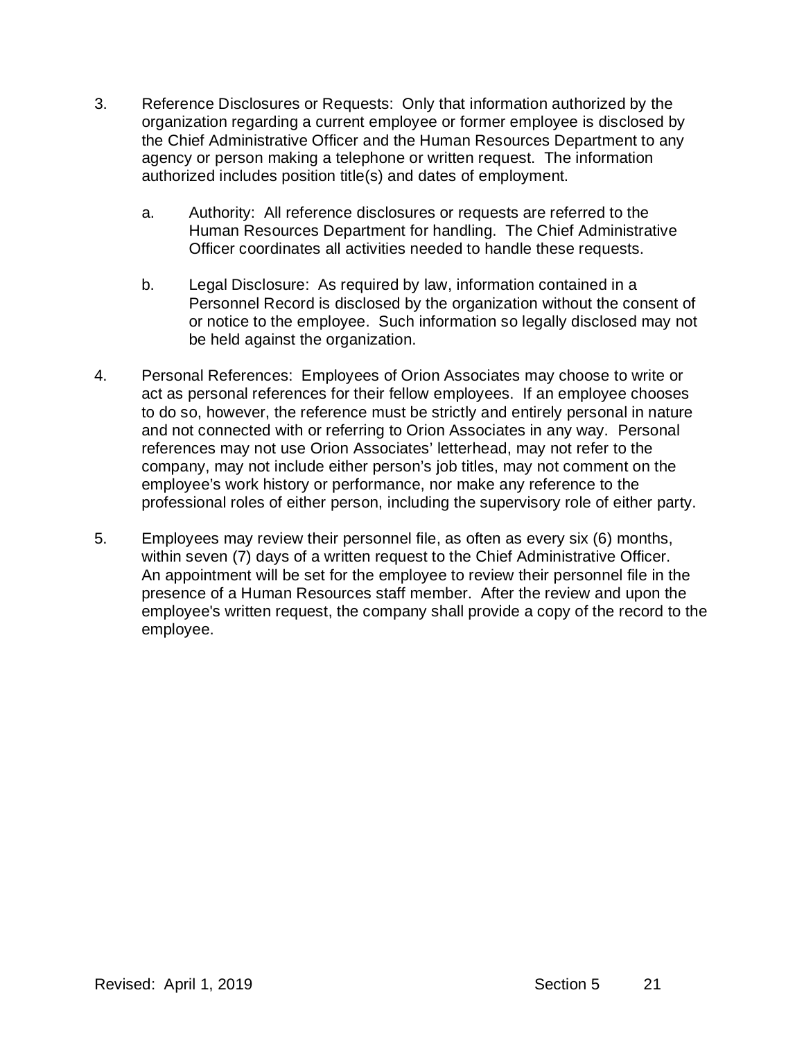3. Reference Disclosures or Requests: Only that information authorized by the organization regarding a current employee or former employee is disclosed by the Chief Administrative Officer and the Human Resources Department to any agency or person making a telephone or written request. The information authorized includes position title(s) and dates of employment.

   a. Authority: All reference disclosures or requests are referred to the Human Resources Department for handling. The Chief Administrative Officer coordinates all activities needed to handle these requests.

   b. Legal Disclosure: As required by law, information contained in a Personnel Record is disclosed by the organization without the consent of or notice to the employee. Such information so legally disclosed may not be held against the organization.

4. Personal References: Employees of Orion Associates may choose to write or act as personal references for their fellow employees. If an employee chooses to do so, however, the reference must be strictly and entirely personal in nature and not connected with or referring to Orion Associates in any way. Personal references may not use Orion Associates' letterhead, may not refer to the company, may not include either person's job titles, may not comment on the employee's work history or performance, nor make any reference to the professional roles of either person, including the supervisory role of either party.

5. Employees may review their personnel file, as often as every six (6) months, within seven (7) days of a written request to the Chief Administrative Officer. An appointment will be set for the employee to review their personnel file in the presence of a Human Resources staff member. After the review and upon the employee's written request, the company shall provide a copy of the record to the employee.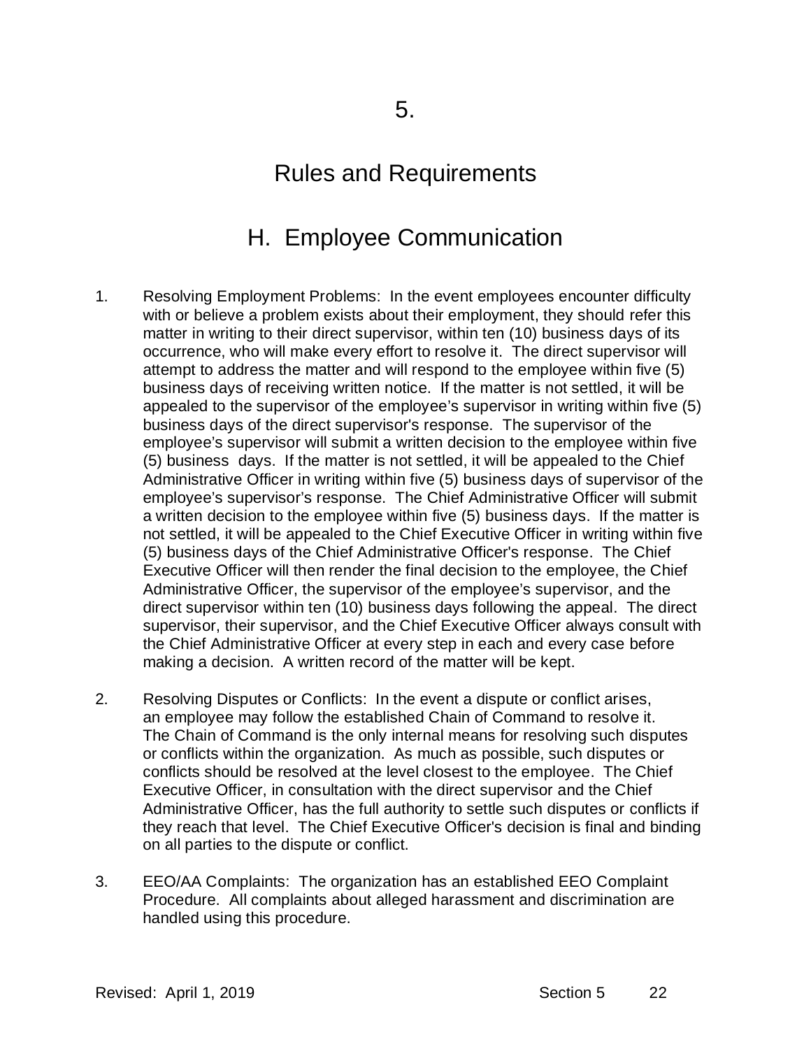# 5.

# Rules and Requirements

## H. Employee Communication

1. Resolving Employment Problems: In the event employees encounter difficulty with or believe a problem exists about their employment, they should refer this matter in writing to their direct supervisor, within ten (10) business days of its occurrence, who will make every effort to resolve it. The direct supervisor will attempt to address the matter and will respond to the employee within five (5) business days of receiving written notice. If the matter is not settled, it will be appealed to the supervisor of the employee's supervisor in writing within five (5) business days of the direct supervisor's response. The supervisor of the employee's supervisor will submit a written decision to the employee within five (5) business days. If the matter is not settled, it will be appealed to the Chief Administrative Officer in writing within five (5) business days of supervisor of the employee's supervisor's response. The Chief Administrative Officer will submit a written decision to the employee within five (5) business days. If the matter is not settled, it will be appealed to the Chief Executive Officer in writing within five (5) business days of the Chief Administrative Officer's response. The Chief Executive Officer will then render the final decision to the employee, the Chief Administrative Officer, the supervisor of the employee's supervisor, and the direct supervisor within ten (10) business days following the appeal. The direct supervisor, their supervisor, and the Chief Executive Officer always consult with the Chief Administrative Officer at every step in each and every case before making a decision. A written record of the matter will be kept.

2. Resolving Disputes or Conflicts: In the event a dispute or conflict arises, an employee may follow the established Chain of Command to resolve it. The Chain of Command is the only internal means for resolving such disputes or conflicts within the organization. As much as possible, such disputes or conflicts should be resolved at the level closest to the employee. The Chief Executive Officer, in consultation with the direct supervisor and the Chief Administrative Officer, has the full authority to settle such disputes or conflicts if they reach that level. The Chief Executive Officer's decision is final and binding on all parties to the dispute or conflict.

3. EEO/AA Complaints: The organization has an established EEO Complaint Procedure. All complaints about alleged harassment and discrimination are handled using this procedure.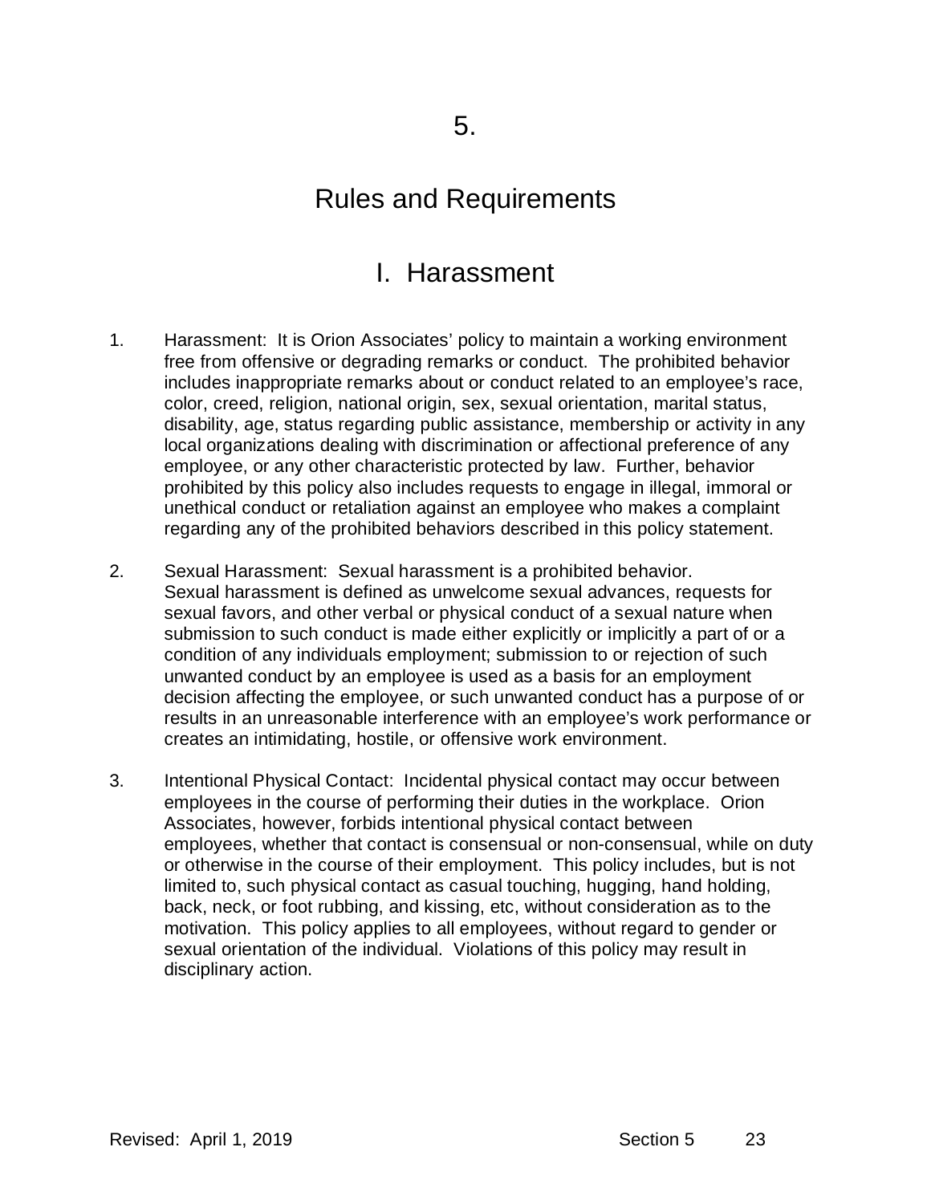# 5.

# Rules and Requirements

## I. Harassment

1. Harassment: It is Orion Associates' policy to maintain a working environment free from offensive or degrading remarks or conduct. The prohibited behavior includes inappropriate remarks about or conduct related to an employee's race, color, creed, religion, national origin, sex, sexual orientation, marital status, disability, age, status regarding public assistance, membership or activity in any local organizations dealing with discrimination or affectional preference of any employee, or any other characteristic protected by law. Further, behavior prohibited by this policy also includes requests to engage in illegal, immoral or unethical conduct or retaliation against an employee who makes a complaint regarding any of the prohibited behaviors described in this policy statement.

2. Sexual Harassment: Sexual harassment is a prohibited behavior. Sexual harassment is defined as unwelcome sexual advances, requests for sexual favors, and other verbal or physical conduct of a sexual nature when submission to such conduct is made either explicitly or implicitly a part of or a condition of any individuals employment; submission to or rejection of such unwanted conduct by an employee is used as a basis for an employment decision affecting the employee, or such unwanted conduct has a purpose of or results in an unreasonable interference with an employee's work performance or creates an intimidating, hostile, or offensive work environment.

3. Intentional Physical Contact: Incidental physical contact may occur between employees in the course of performing their duties in the workplace. Orion Associates, however, forbids intentional physical contact between employees, whether that contact is consensual or non-consensual, while on duty or otherwise in the course of their employment. This policy includes, but is not limited to, such physical contact as casual touching, hugging, hand holding, back, neck, or foot rubbing, and kissing, etc, without consideration as to the motivation. This policy applies to all employees, without regard to gender or sexual orientation of the individual. Violations of this policy may result in disciplinary action.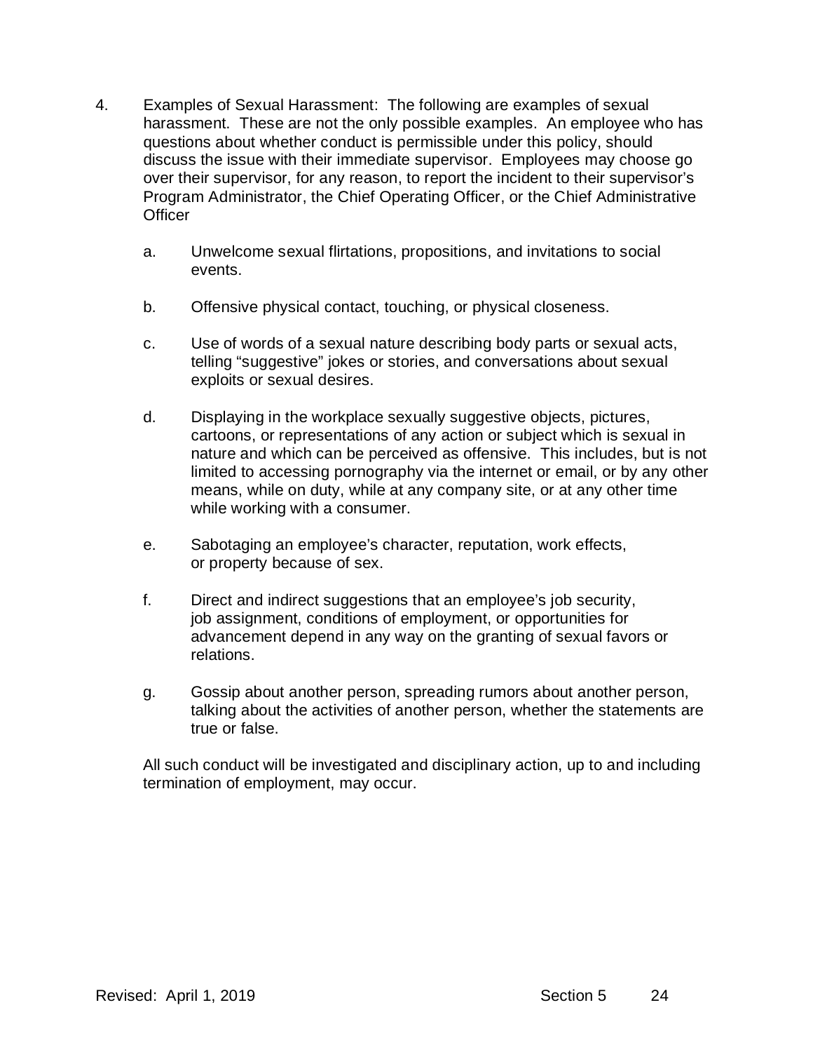4. Examples of Sexual Harassment: The following are examples of sexual harassment. These are not the only possible examples. An employee who has questions about whether conduct is permissible under this policy, should discuss the issue with their immediate supervisor. Employees may choose go over their supervisor, for any reason, to report the incident to their supervisor's Program Administrator, the Chief Operating Officer, or the Chief Administrative Officer

   a. Unwelcome sexual flirtations, propositions, and invitations to social events.

   b. Offensive physical contact, touching, or physical closeness.

   c. Use of words of a sexual nature describing body parts or sexual acts, telling "suggestive" jokes or stories, and conversations about sexual exploits or sexual desires.

   d. Displaying in the workplace sexually suggestive objects, pictures, cartoons, or representations of any action or subject which is sexual in nature and which can be perceived as offensive. This includes, but is not limited to accessing pornography via the internet or email, or by any other means, while on duty, while at any company site, or at any other time while working with a consumer.

   e. Sabotaging an employee's character, reputation, work effects, or property because of sex.

   f. Direct and indirect suggestions that an employee's job security, job assignment, conditions of employment, or opportunities for advancement depend in any way on the granting of sexual favors or relations.

   g. Gossip about another person, spreading rumors about another person, talking about the activities of another person, whether the statements are true or false.

   All such conduct will be investigated and disciplinary action, up to and including termination of employment, may occur.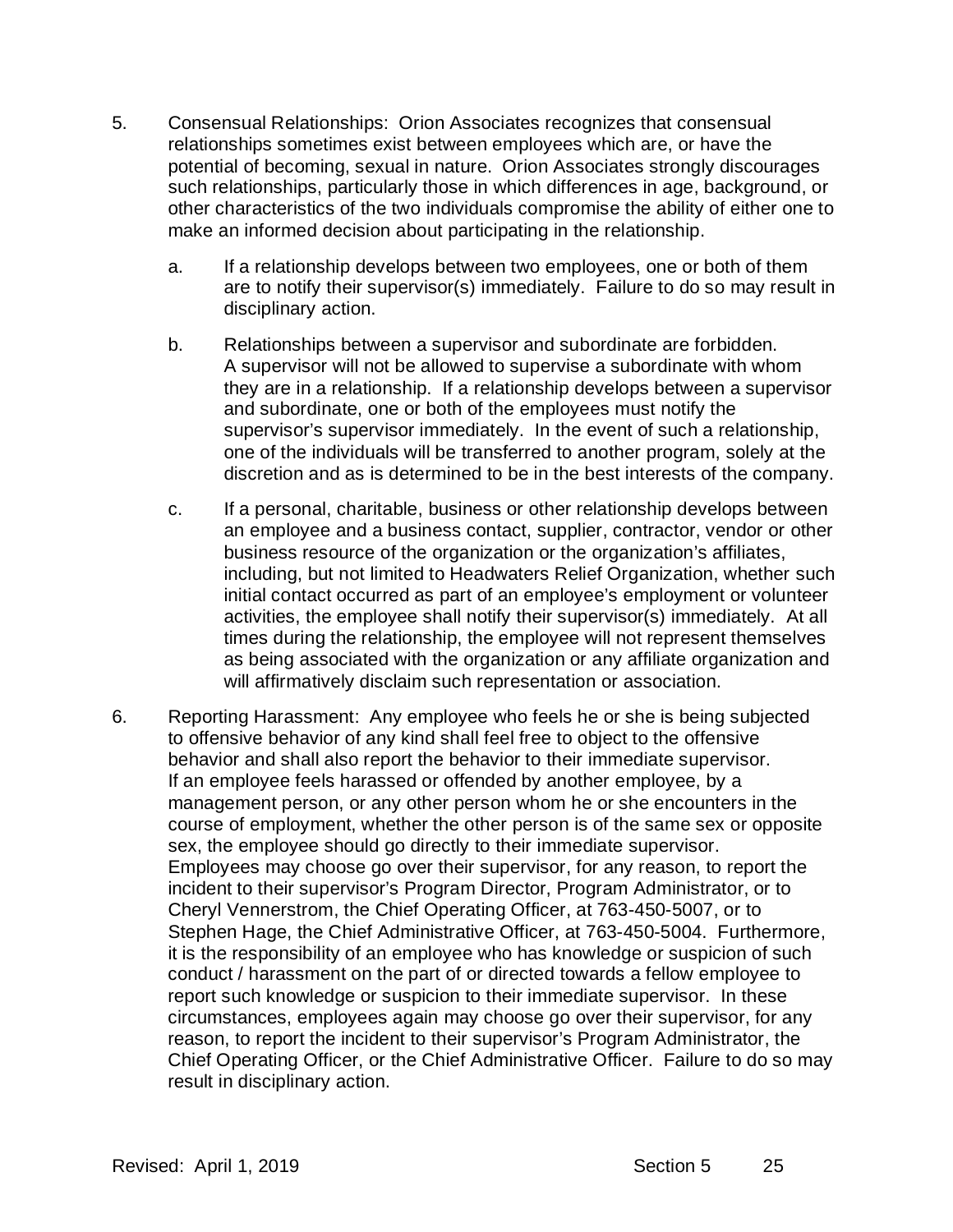5. Consensual Relationships: Orion Associates recognizes that consensual relationships sometimes exist between employees which are, or have the potential of becoming, sexual in nature. Orion Associates strongly discourages such relationships, particularly those in which differences in age, background, or other characteristics of the two individuals compromise the ability of either one to make an informed decision about participating in the relationship.

   a. If a relationship develops between two employees, one or both of them are to notify their supervisor(s) immediately. Failure to do so may result in disciplinary action.

   b. Relationships between a supervisor and subordinate are forbidden. A supervisor will not be allowed to supervise a subordinate with whom they are in a relationship. If a relationship develops between a supervisor and subordinate, one or both of the employees must notify the supervisor's supervisor immediately. In the event of such a relationship, one of the individuals will be transferred to another program, solely at the discretion and as is determined to be in the best interests of the company.

   c. If a personal, charitable, business or other relationship develops between an employee and a business contact, supplier, contractor, vendor or other business resource of the organization or the organization's affiliates, including, but not limited to Headwaters Relief Organization, whether such initial contact occurred as part of an employee's employment or volunteer activities, the employee shall notify their supervisor(s) immediately. At all times during the relationship, the employee will not represent themselves as being associated with the organization or any affiliate organization and will affirmatively disclaim such representation or association.

6. Reporting Harassment: Any employee who feels he or she is being subjected to offensive behavior of any kind shall feel free to object to the offensive behavior and shall also report the behavior to their immediate supervisor. If an employee feels harassed or offended by another employee, by a management person, or any other person whom he or she encounters in the course of employment, whether the other person is of the same sex or opposite sex, the employee should go directly to their immediate supervisor. Employees may choose go over their supervisor, for any reason, to report the incident to their supervisor's Program Director, Program Administrator, or to Cheryl Vennerstrom, the Chief Operating Officer, at 763-450-5007, or to Stephen Hage, the Chief Administrative Officer, at 763-450-5004. Furthermore, it is the responsibility of an employee who has knowledge or suspicion of such conduct / harassment on the part of or directed towards a fellow employee to report such knowledge or suspicion to their immediate supervisor. In these circumstances, employees again may choose go over their supervisor, for any reason, to report the incident to their supervisor's Program Administrator, the Chief Operating Officer, or the Chief Administrative Officer. Failure to do so may result in disciplinary action.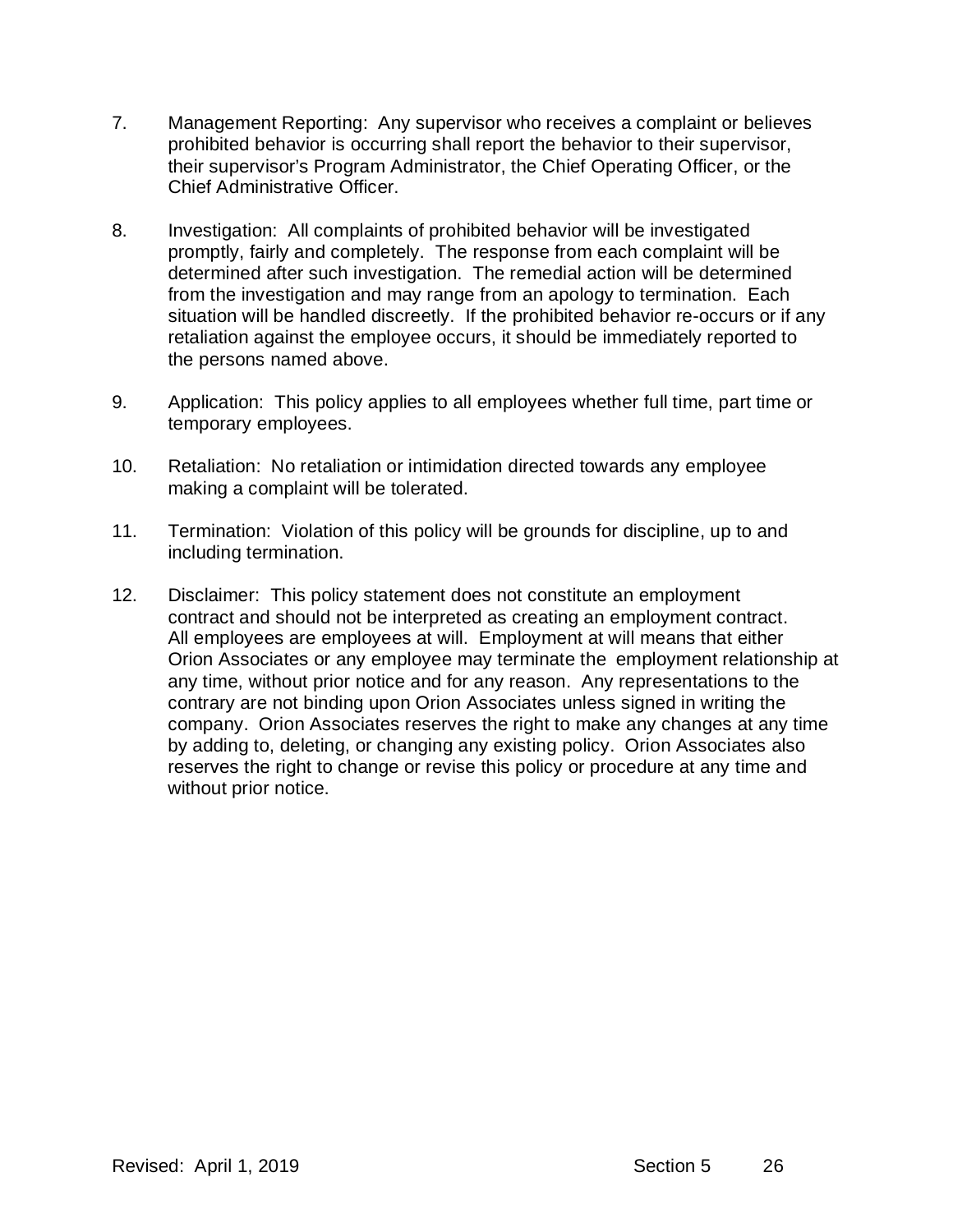7. Management Reporting: Any supervisor who receives a complaint or believes prohibited behavior is occurring shall report the behavior to their supervisor, their supervisor's Program Administrator, the Chief Operating Officer, or the Chief Administrative Officer.

8. Investigation: All complaints of prohibited behavior will be investigated promptly, fairly and completely. The response from each complaint will be determined after such investigation. The remedial action will be determined from the investigation and may range from an apology to termination. Each situation will be handled discreetly. If the prohibited behavior re-occurs or if any retaliation against the employee occurs, it should be immediately reported to the persons named above.

9. Application: This policy applies to all employees whether full time, part time or temporary employees.

10. Retaliation: No retaliation or intimidation directed towards any employee making a complaint will be tolerated.

11. Termination: Violation of this policy will be grounds for discipline, up to and including termination.

12. Disclaimer: This policy statement does not constitute an employment contract and should not be interpreted as creating an employment contract. All employees are employees at will. Employment at will means that either Orion Associates or any employee may terminate the employment relationship at any time, without prior notice and for any reason. Any representations to the contrary are not binding upon Orion Associates unless signed in writing the company. Orion Associates reserves the right to make any changes at any time by adding to, deleting, or changing any existing policy. Orion Associates also reserves the right to change or revise this policy or procedure at any time and without prior notice.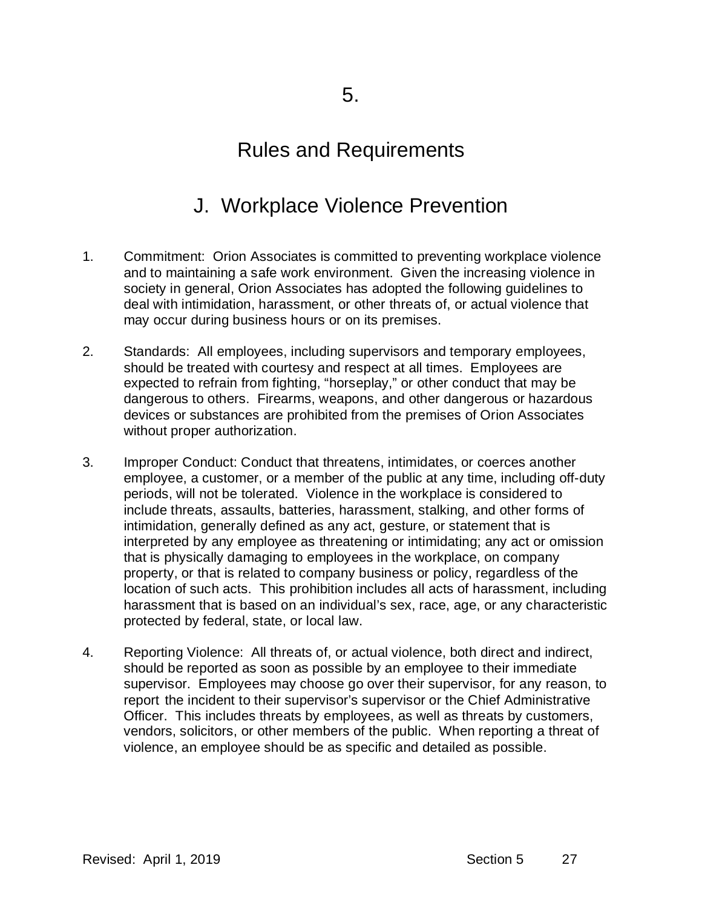# 5.

# Rules and Requirements

## J. Workplace Violence Prevention

1. Commitment: Orion Associates is committed to preventing workplace violence and to maintaining a safe work environment. Given the increasing violence in society in general, Orion Associates has adopted the following guidelines to deal with intimidation, harassment, or other threats of, or actual violence that may occur during business hours or on its premises.

2. Standards: All employees, including supervisors and temporary employees, should be treated with courtesy and respect at all times. Employees are expected to refrain from fighting, "horseplay," or other conduct that may be dangerous to others. Firearms, weapons, and other dangerous or hazardous devices or substances are prohibited from the premises of Orion Associates without proper authorization.

3. Improper Conduct: Conduct that threatens, intimidates, or coerces another employee, a customer, or a member of the public at any time, including off-duty periods, will not be tolerated. Violence in the workplace is considered to include threats, assaults, batteries, harassment, stalking, and other forms of intimidation, generally defined as any act, gesture, or statement that is interpreted by any employee as threatening or intimidating; any act or omission that is physically damaging to employees in the workplace, on company property, or that is related to company business or policy, regardless of the location of such acts. This prohibition includes all acts of harassment, including harassment that is based on an individual's sex, race, age, or any characteristic protected by federal, state, or local law.

4. Reporting Violence: All threats of, or actual violence, both direct and indirect, should be reported as soon as possible by an employee to their immediate supervisor. Employees may choose go over their supervisor, for any reason, to report the incident to their supervisor's supervisor or the Chief Administrative Officer. This includes threats by employees, as well as threats by customers, vendors, solicitors, or other members of the public. When reporting a threat of violence, an employee should be as specific and detailed as possible.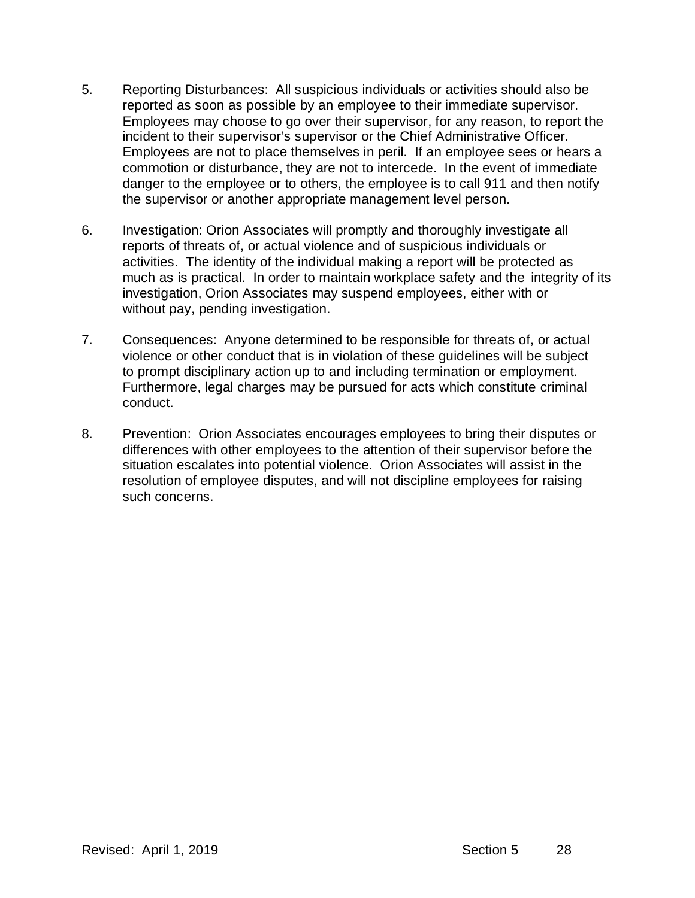5. Reporting Disturbances: All suspicious individuals or activities should also be reported as soon as possible by an employee to their immediate supervisor. Employees may choose to go over their supervisor, for any reason, to report the incident to their supervisor's supervisor or the Chief Administrative Officer. Employees are not to place themselves in peril. If an employee sees or hears a commotion or disturbance, they are not to intercede. In the event of immediate danger to the employee or to others, the employee is to call 911 and then notify the supervisor or another appropriate management level person.

6. Investigation: Orion Associates will promptly and thoroughly investigate all reports of threats of, or actual violence and of suspicious individuals or activities. The identity of the individual making a report will be protected as much as is practical. In order to maintain workplace safety and the integrity of its investigation, Orion Associates may suspend employees, either with or without pay, pending investigation.

7. Consequences: Anyone determined to be responsible for threats of, or actual violence or other conduct that is in violation of these guidelines will be subject to prompt disciplinary action up to and including termination or employment. Furthermore, legal charges may be pursued for acts which constitute criminal conduct.

8. Prevention: Orion Associates encourages employees to bring their disputes or differences with other employees to the attention of their supervisor before the situation escalates into potential violence. Orion Associates will assist in the resolution of employee disputes, and will not discipline employees for raising such concerns.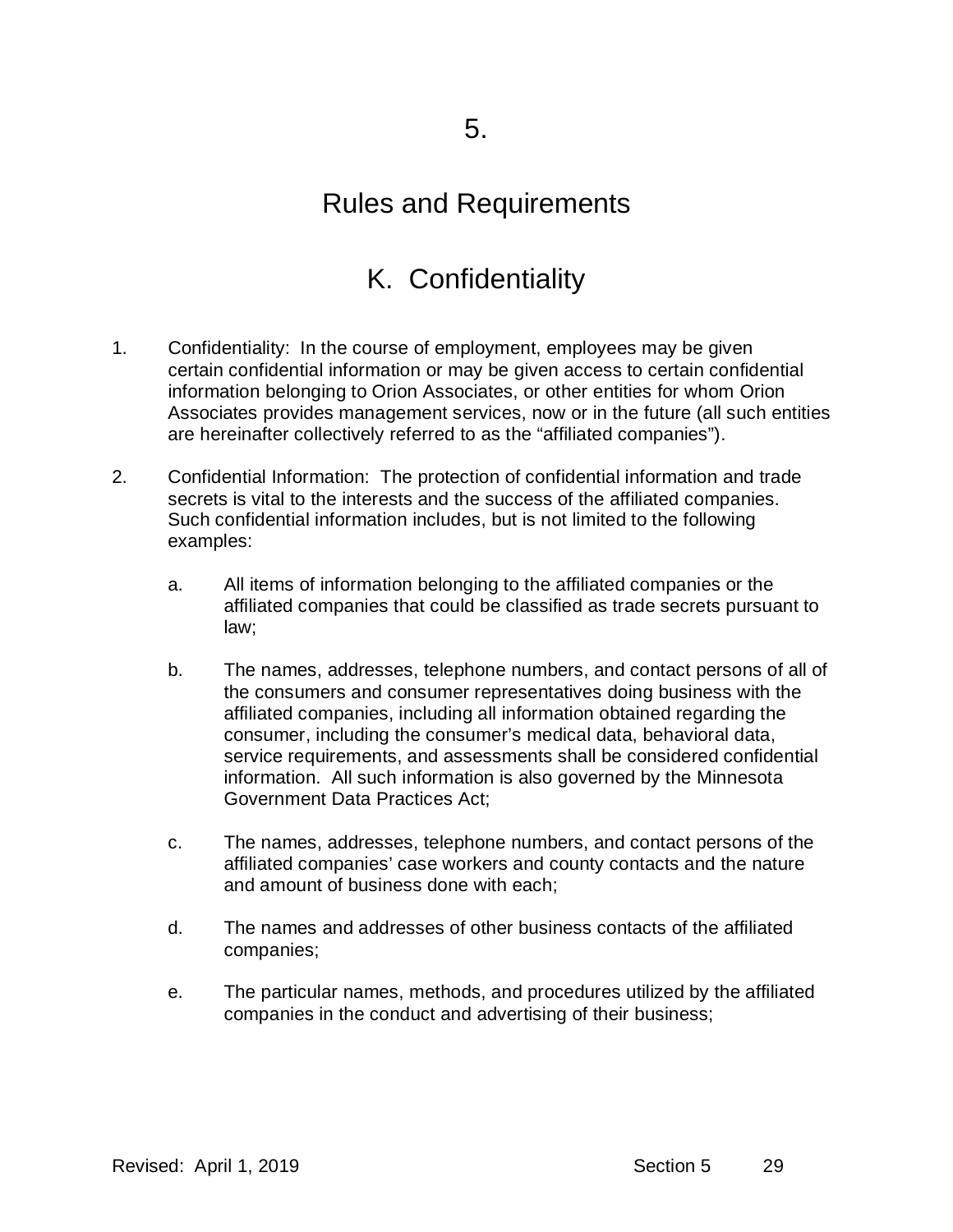# 5.

## Rules and Requirements

### K. Confidentiality

1. Confidentiality: In the course of employment, employees may be given certain confidential information or may be given access to certain confidential information belonging to Orion Associates, or other entities for whom Orion Associates provides management services, now or in the future (all such entities are hereinafter collectively referred to as the "affiliated companies").

2. Confidential Information: The protection of confidential information and trade secrets is vital to the interests and the success of the affiliated companies. Such confidential information includes, but is not limited to the following examples:

   a. All items of information belonging to the affiliated companies or the affiliated companies that could be classified as trade secrets pursuant to law;

   b. The names, addresses, telephone numbers, and contact persons of all of the consumers and consumer representatives doing business with the affiliated companies, including all information obtained regarding the consumer, including the consumer's medical data, behavioral data, service requirements, and assessments shall be considered confidential information. All such information is also governed by the Minnesota Government Data Practices Act;

   c. The names, addresses, telephone numbers, and contact persons of the affiliated companies' case workers and county contacts and the nature and amount of business done with each;

   d. The names and addresses of other business contacts of the affiliated companies;

   e. The particular names, methods, and procedures utilized by the affiliated companies in the conduct and advertising of their business;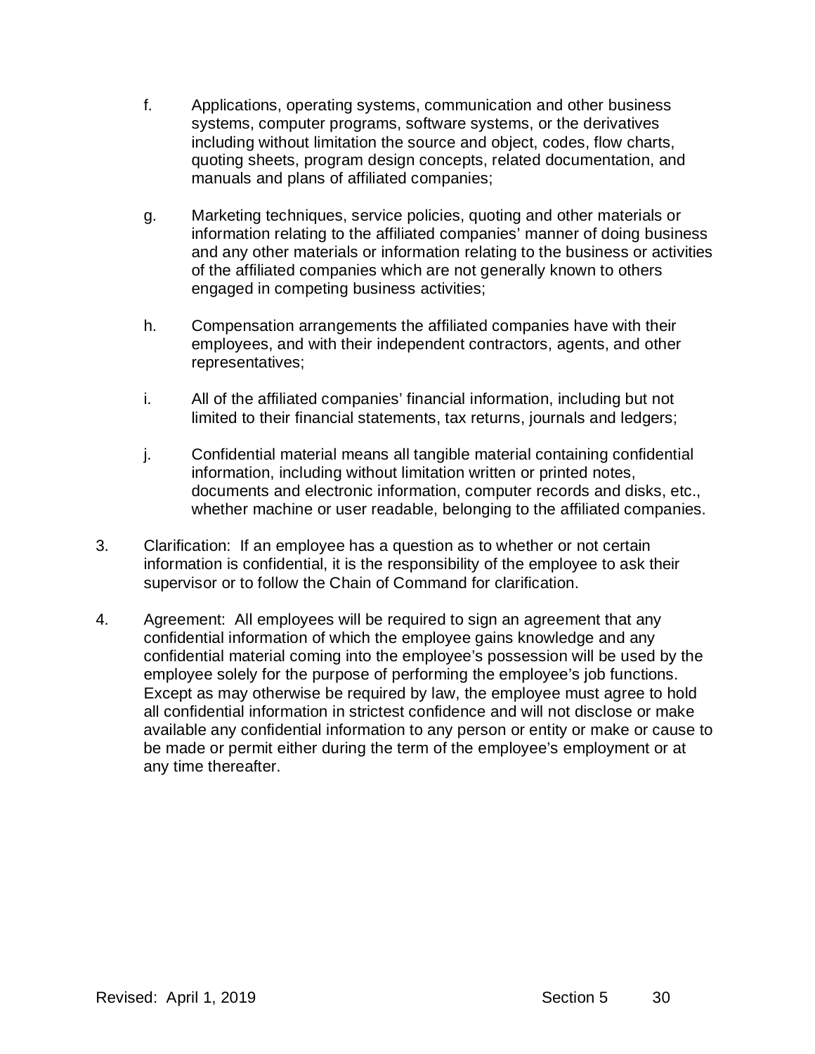f. Applications, operating systems, communication and other business systems, computer programs, software systems, or the derivatives including without limitation the source and object, codes, flow charts, quoting sheets, program design concepts, related documentation, and manuals and plans of affiliated companies;

g. Marketing techniques, service policies, quoting and other materials or information relating to the affiliated companies' manner of doing business and any other materials or information relating to the business or activities of the affiliated companies which are not generally known to others engaged in competing business activities;

h. Compensation arrangements the affiliated companies have with their employees, and with their independent contractors, agents, and other representatives;

i. All of the affiliated companies' financial information, including but not limited to their financial statements, tax returns, journals and ledgers;

j. Confidential material means all tangible material containing confidential information, including without limitation written or printed notes, documents and electronic information, computer records and disks, etc., whether machine or user readable, belonging to the affiliated companies.

3. Clarification: If an employee has a question as to whether or not certain information is confidential, it is the responsibility of the employee to ask their supervisor or to follow the Chain of Command for clarification.

4. Agreement: All employees will be required to sign an agreement that any confidential information of which the employee gains knowledge and any confidential material coming into the employee's possession will be used by the employee solely for the purpose of performing the employee's job functions. Except as may otherwise be required by law, the employee must agree to hold all confidential information in strictest confidence and will not disclose or make available any confidential information to any person or entity or make or cause to be made or permit either during the term of the employee's employment or at any time thereafter.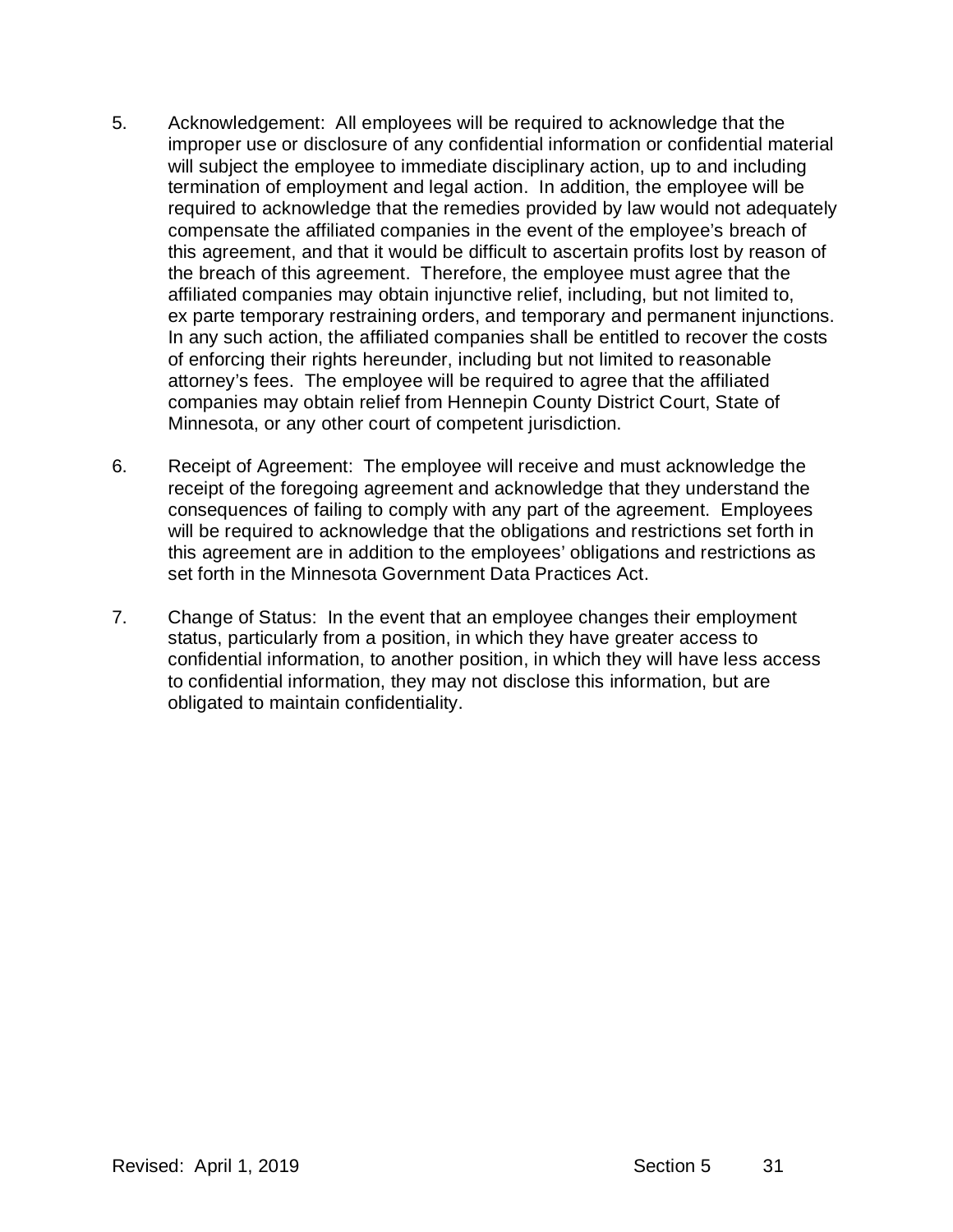5. Acknowledgement: All employees will be required to acknowledge that the improper use or disclosure of any confidential information or confidential material will subject the employee to immediate disciplinary action, up to and including termination of employment and legal action. In addition, the employee will be required to acknowledge that the remedies provided by law would not adequately compensate the affiliated companies in the event of the employee's breach of this agreement, and that it would be difficult to ascertain profits lost by reason of the breach of this agreement. Therefore, the employee must agree that the affiliated companies may obtain injunctive relief, including, but not limited to, ex parte temporary restraining orders, and temporary and permanent injunctions. In any such action, the affiliated companies shall be entitled to recover the costs of enforcing their rights hereunder, including but not limited to reasonable attorney's fees. The employee will be required to agree that the affiliated companies may obtain relief from Hennepin County District Court, State of Minnesota, or any other court of competent jurisdiction.

6. Receipt of Agreement: The employee will receive and must acknowledge the receipt of the foregoing agreement and acknowledge that they understand the consequences of failing to comply with any part of the agreement. Employees will be required to acknowledge that the obligations and restrictions set forth in this agreement are in addition to the employees' obligations and restrictions as set forth in the Minnesota Government Data Practices Act.

7. Change of Status: In the event that an employee changes their employment status, particularly from a position, in which they have greater access to confidential information, to another position, in which they will have less access to confidential information, they may not disclose this information, but are obligated to maintain confidentiality.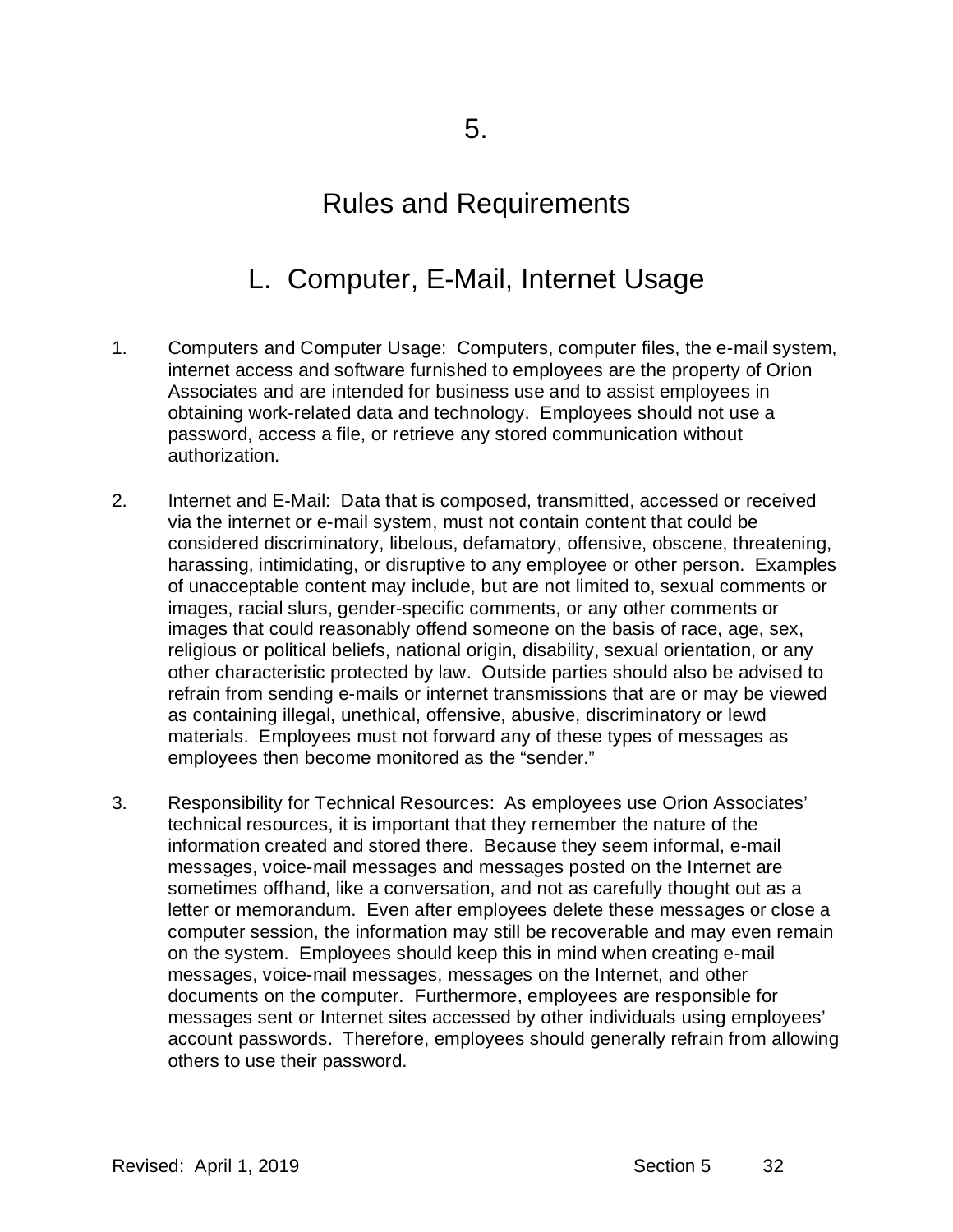# 5.

# Rules and Requirements

## L. Computer, E-Mail, Internet Usage

1. Computers and Computer Usage: Computers, computer files, the e-mail system, internet access and software furnished to employees are the property of Orion Associates and are intended for business use and to assist employees in obtaining work-related data and technology. Employees should not use a password, access a file, or retrieve any stored communication without authorization.

2. Internet and E-Mail: Data that is composed, transmitted, accessed or received via the internet or e-mail system, must not contain content that could be considered discriminatory, libelous, defamatory, offensive, obscene, threatening, harassing, intimidating, or disruptive to any employee or other person. Examples of unacceptable content may include, but are not limited to, sexual comments or images, racial slurs, gender-specific comments, or any other comments or images that could reasonably offend someone on the basis of race, age, sex, religious or political beliefs, national origin, disability, sexual orientation, or any other characteristic protected by law. Outside parties should also be advised to refrain from sending e-mails or internet transmissions that are or may be viewed as containing illegal, unethical, offensive, abusive, discriminatory or lewd materials. Employees must not forward any of these types of messages as employees then become monitored as the "sender."

3. Responsibility for Technical Resources: As employees use Orion Associates' technical resources, it is important that they remember the nature of the information created and stored there. Because they seem informal, e-mail messages, voice-mail messages and messages posted on the Internet are sometimes offhand, like a conversation, and not as carefully thought out as a letter or memorandum. Even after employees delete these messages or close a computer session, the information may still be recoverable and may even remain on the system. Employees should keep this in mind when creating e-mail messages, voice-mail messages, messages on the Internet, and other documents on the computer. Furthermore, employees are responsible for messages sent or Internet sites accessed by other individuals using employees' account passwords. Therefore, employees should generally refrain from allowing others to use their password.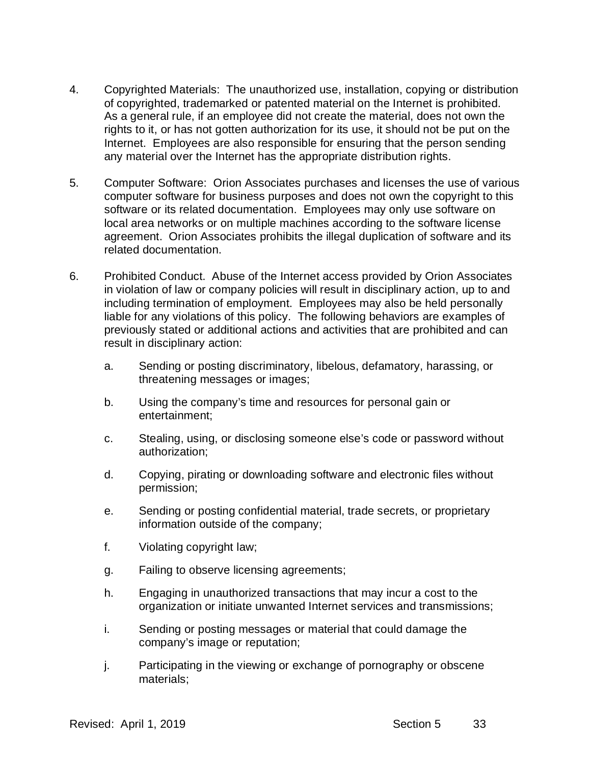4. Copyrighted Materials: The unauthorized use, installation, copying or distribution of copyrighted, trademarked or patented material on the Internet is prohibited. As a general rule, if an employee did not create the material, does not own the rights to it, or has not gotten authorization for its use, it should not be put on the Internet. Employees are also responsible for ensuring that the person sending any material over the Internet has the appropriate distribution rights.

5. Computer Software: Orion Associates purchases and licenses the use of various computer software for business purposes and does not own the copyright to this software or its related documentation. Employees may only use software on local area networks or on multiple machines according to the software license agreement. Orion Associates prohibits the illegal duplication of software and its related documentation.

6. Prohibited Conduct. Abuse of the Internet access provided by Orion Associates in violation of law or company policies will result in disciplinary action, up to and including termination of employment. Employees may also be held personally liable for any violations of this policy. The following behaviors are examples of previously stated or additional actions and activities that are prohibited and can result in disciplinary action:

   a. Sending or posting discriminatory, libelous, defamatory, harassing, or threatening messages or images;

   b. Using the company's time and resources for personal gain or entertainment;

   c. Stealing, using, or disclosing someone else's code or password without authorization;

   d. Copying, pirating or downloading software and electronic files without permission;

   e. Sending or posting confidential material, trade secrets, or proprietary information outside of the company;

   f. Violating copyright law;

   g. Failing to observe licensing agreements;

   h. Engaging in unauthorized transactions that may incur a cost to the organization or initiate unwanted Internet services and transmissions;

   i. Sending or posting messages or material that could damage the company's image or reputation;

   j. Participating in the viewing or exchange of pornography or obscene materials;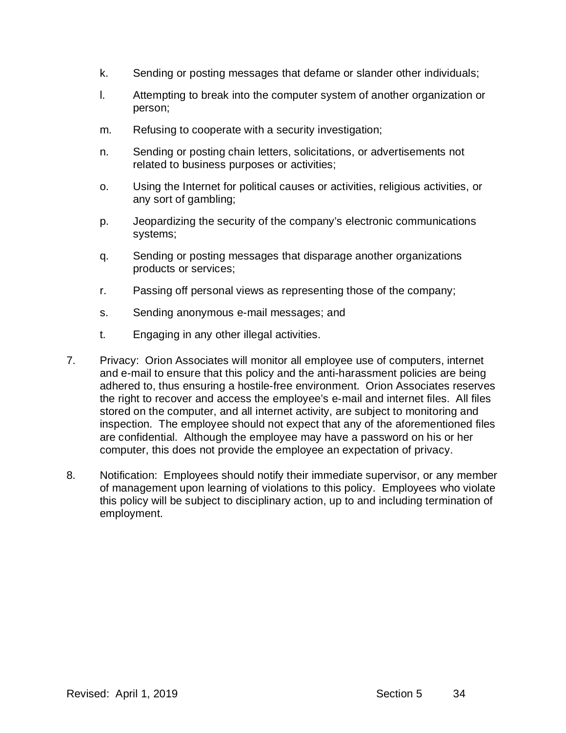k. Sending or posting messages that defame or slander other individuals;

l. Attempting to break into the computer system of another organization or person;

m. Refusing to cooperate with a security investigation;

n. Sending or posting chain letters, solicitations, or advertisements not related to business purposes or activities;

o. Using the Internet for political causes or activities, religious activities, or any sort of gambling;

p. Jeopardizing the security of the company's electronic communications systems;

q. Sending or posting messages that disparage another organizations products or services;

r. Passing off personal views as representing those of the company;

s. Sending anonymous e-mail messages; and

t. Engaging in any other illegal activities.

7. Privacy: Orion Associates will monitor all employee use of computers, internet and e-mail to ensure that this policy and the anti-harassment policies are being adhered to, thus ensuring a hostile-free environment. Orion Associates reserves the right to recover and access the employee's e-mail and internet files. All files stored on the computer, and all internet activity, are subject to monitoring and inspection. The employee should not expect that any of the aforementioned files are confidential. Although the employee may have a password on his or her computer, this does not provide the employee an expectation of privacy.

8. Notification: Employees should notify their immediate supervisor, or any member of management upon learning of violations to this policy. Employees who violate this policy will be subject to disciplinary action, up to and including termination of employment.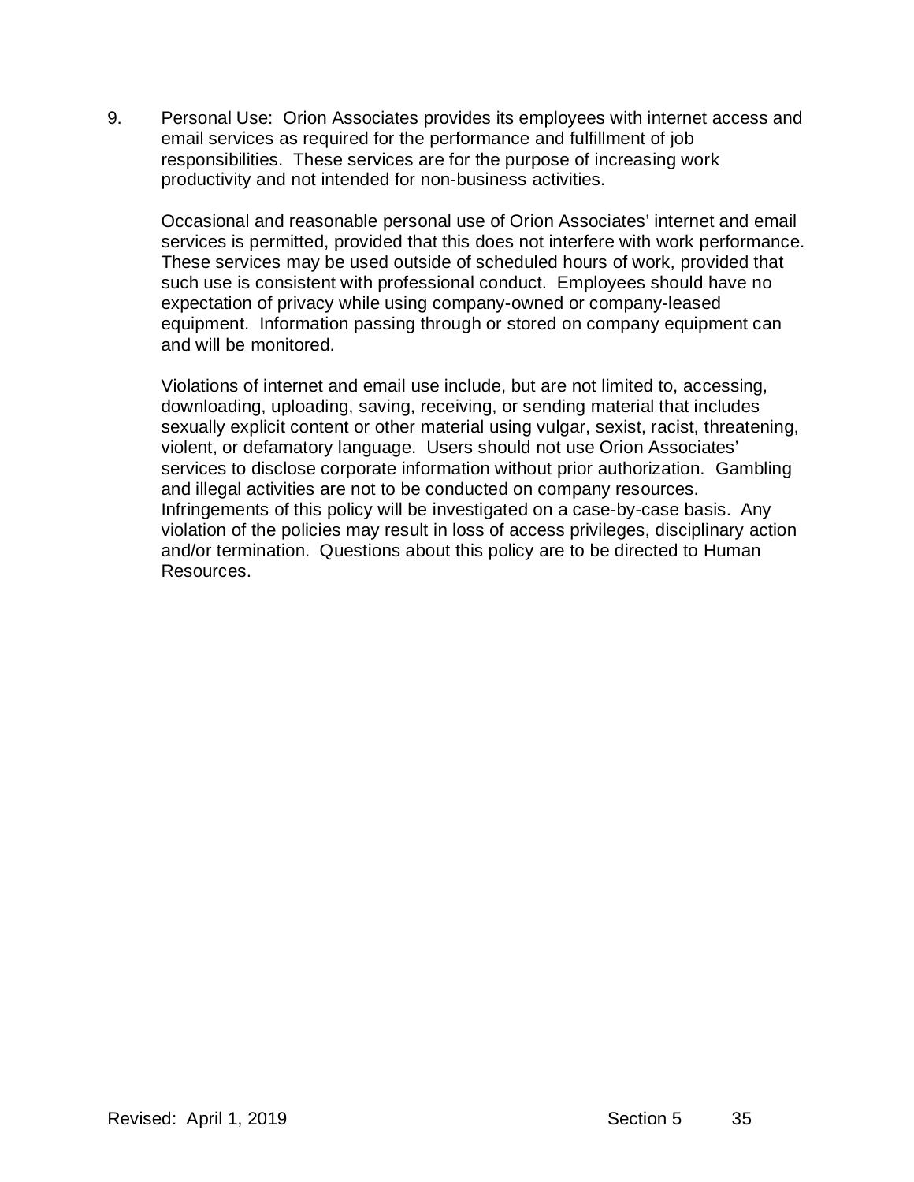9. Personal Use: Orion Associates provides its employees with internet access and email services as required for the performance and fulfillment of job responsibilities. These services are for the purpose of increasing work productivity and not intended for non-business activities.

   Occasional and reasonable personal use of Orion Associates' internet and email services is permitted, provided that this does not interfere with work performance. These services may be used outside of scheduled hours of work, provided that such use is consistent with professional conduct. Employees should have no expectation of privacy while using company-owned or company-leased equipment. Information passing through or stored on company equipment can and will be monitored.

   Violations of internet and email use include, but are not limited to, accessing, downloading, uploading, saving, receiving, or sending material that includes sexually explicit content or other material using vulgar, sexist, racist, threatening, violent, or defamatory language. Users should not use Orion Associates' services to disclose corporate information without prior authorization. Gambling and illegal activities are not to be conducted on company resources. Infringements of this policy will be investigated on a case-by-case basis. Any violation of the policies may result in loss of access privileges, disciplinary action and/or termination. Questions about this policy are to be directed to Human Resources.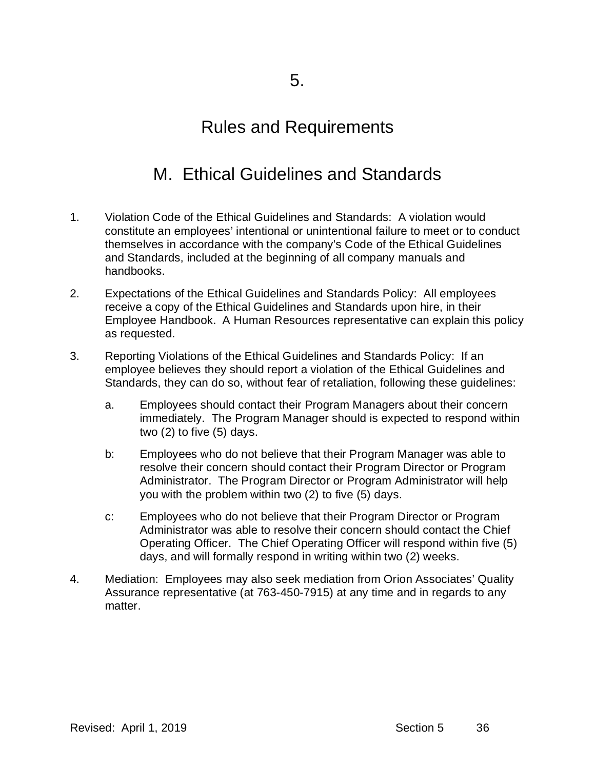# 5.

# Rules and Requirements

## M. Ethical Guidelines and Standards

1. Violation Code of the Ethical Guidelines and Standards: A violation would constitute an employees' intentional or unintentional failure to meet or to conduct themselves in accordance with the company's Code of the Ethical Guidelines and Standards, included at the beginning of all company manuals and handbooks.

2. Expectations of the Ethical Guidelines and Standards Policy: All employees receive a copy of the Ethical Guidelines and Standards upon hire, in their Employee Handbook. A Human Resources representative can explain this policy as requested.

3. Reporting Violations of the Ethical Guidelines and Standards Policy: If an employee believes they should report a violation of the Ethical Guidelines and Standards, they can do so, without fear of retaliation, following these guidelines:

   a. Employees should contact their Program Managers about their concern immediately. The Program Manager should is expected to respond within two (2) to five (5) days.

   b: Employees who do not believe that their Program Manager was able to resolve their concern should contact their Program Director or Program Administrator. The Program Director or Program Administrator will help you with the problem within two (2) to five (5) days.

   c: Employees who do not believe that their Program Director or Program Administrator was able to resolve their concern should contact the Chief Operating Officer. The Chief Operating Officer will respond within five (5) days, and will formally respond in writing within two (2) weeks.

4. Mediation: Employees may also seek mediation from Orion Associates' Quality Assurance representative (at 763-450-7915) at any time and in regards to any matter.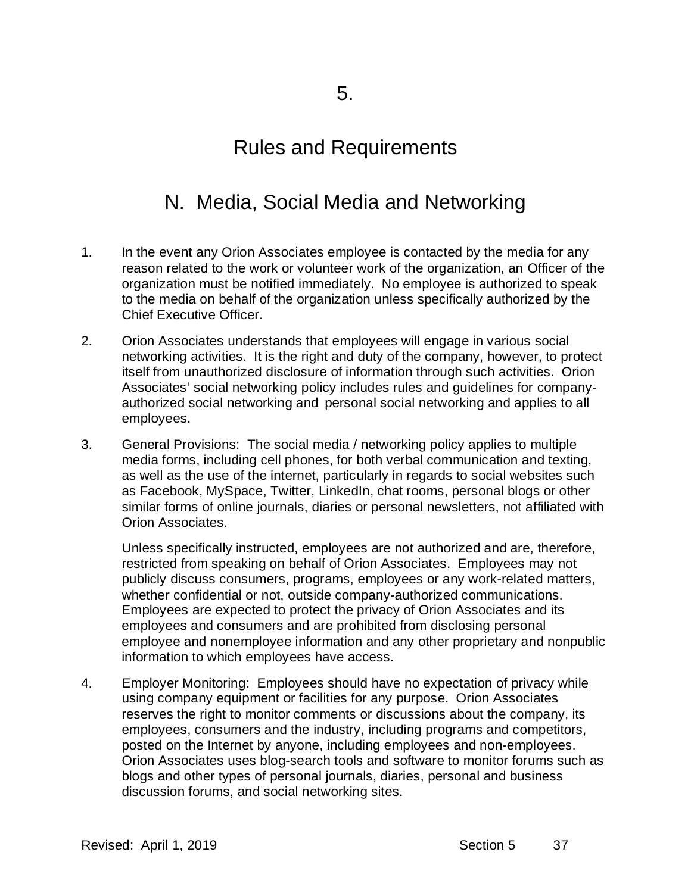# 5.

# Rules and Requirements

## N. Media, Social Media and Networking

1. In the event any Orion Associates employee is contacted by the media for any reason related to the work or volunteer work of the organization, an Officer of the organization must be notified immediately. No employee is authorized to speak to the media on behalf of the organization unless specifically authorized by the Chief Executive Officer.

2. Orion Associates understands that employees will engage in various social networking activities. It is the right and duty of the company, however, to protect itself from unauthorized disclosure of information through such activities. Orion Associates' social networking policy includes rules and guidelines for company-authorized social networking and personal social networking and applies to all employees.

3. General Provisions: The social media / networking policy applies to multiple media forms, including cell phones, for both verbal communication and texting, as well as the use of the internet, particularly in regards to social websites such as Facebook, MySpace, Twitter, LinkedIn, chat rooms, personal blogs or other similar forms of online journals, diaries or personal newsletters, not affiliated with Orion Associates.

   Unless specifically instructed, employees are not authorized and are, therefore, restricted from speaking on behalf of Orion Associates. Employees may not publicly discuss consumers, programs, employees or any work-related matters, whether confidential or not, outside company-authorized communications. Employees are expected to protect the privacy of Orion Associates and its employees and consumers and are prohibited from disclosing personal employee and nonemployee information and any other proprietary and nonpublic information to which employees have access.

4. Employer Monitoring: Employees should have no expectation of privacy while using company equipment or facilities for any purpose. Orion Associates reserves the right to monitor comments or discussions about the company, its employees, consumers and the industry, including programs and competitors, posted on the Internet by anyone, including employees and non-employees. Orion Associates uses blog-search tools and software to monitor forums such as blogs and other types of personal journals, diaries, personal and business discussion forums, and social networking sites.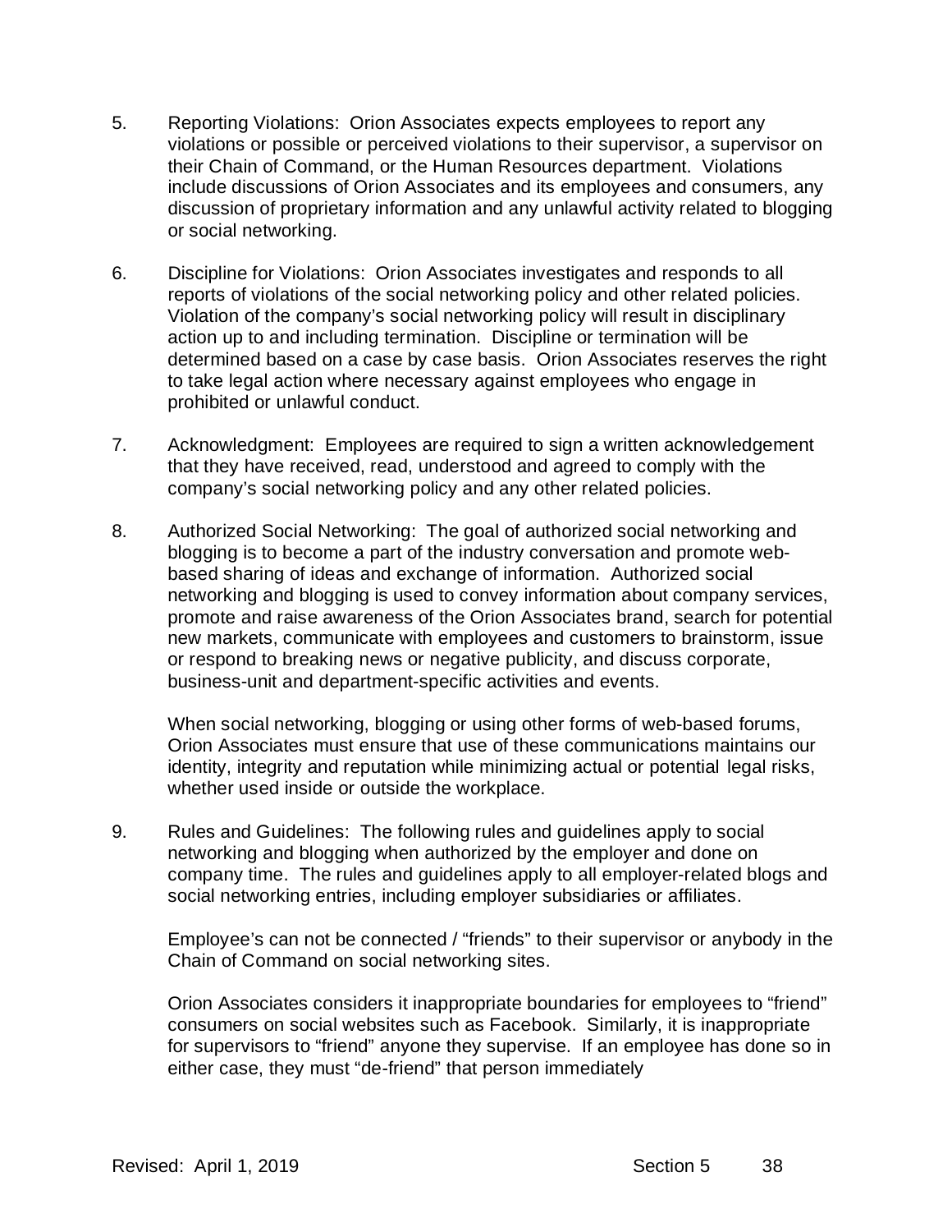5. Reporting Violations: Orion Associates expects employees to report any violations or possible or perceived violations to their supervisor, a supervisor on their Chain of Command, or the Human Resources department. Violations include discussions of Orion Associates and its employees and consumers, any discussion of proprietary information and any unlawful activity related to blogging or social networking.

6. Discipline for Violations: Orion Associates investigates and responds to all reports of violations of the social networking policy and other related policies. Violation of the company's social networking policy will result in disciplinary action up to and including termination. Discipline or termination will be determined based on a case by case basis. Orion Associates reserves the right to take legal action where necessary against employees who engage in prohibited or unlawful conduct.

7. Acknowledgment: Employees are required to sign a written acknowledgement that they have received, read, understood and agreed to comply with the company's social networking policy and any other related policies.

8. Authorized Social Networking: The goal of authorized social networking and blogging is to become a part of the industry conversation and promote web-based sharing of ideas and exchange of information. Authorized social networking and blogging is used to convey information about company services, promote and raise awareness of the Orion Associates brand, search for potential new markets, communicate with employees and customers to brainstorm, issue or respond to breaking news or negative publicity, and discuss corporate, business-unit and department-specific activities and events.

   When social networking, blogging or using other forms of web-based forums, Orion Associates must ensure that use of these communications maintains our identity, integrity and reputation while minimizing actual or potential legal risks, whether used inside or outside the workplace.

9. Rules and Guidelines: The following rules and guidelines apply to social networking and blogging when authorized by the employer and done on company time. The rules and guidelines apply to all employer-related blogs and social networking entries, including employer subsidiaries or affiliates.

   Employee's can not be connected / "friends" to their supervisor or anybody in the Chain of Command on social networking sites.

   Orion Associates considers it inappropriate boundaries for employees to "friend" consumers on social websites such as Facebook. Similarly, it is inappropriate for supervisors to "friend" anyone they supervise. If an employee has done so in either case, they must "de-friend" that person immediately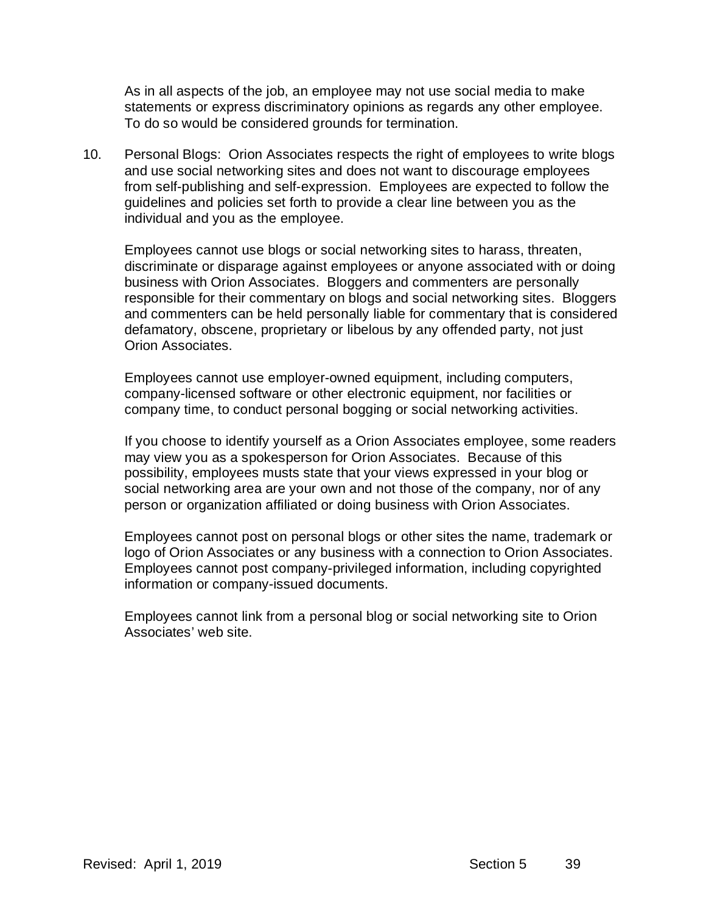As in all aspects of the job, an employee may not use social media to make statements or express discriminatory opinions as regards any other employee. To do so would be considered grounds for termination.

10. Personal Blogs: Orion Associates respects the right of employees to write blogs and use social networking sites and does not want to discourage employees from self-publishing and self-expression. Employees are expected to follow the guidelines and policies set forth to provide a clear line between you as the individual and you as the employee.

    Employees cannot use blogs or social networking sites to harass, threaten, discriminate or disparage against employees or anyone associated with or doing business with Orion Associates. Bloggers and commenters are personally responsible for their commentary on blogs and social networking sites. Bloggers and commenters can be held personally liable for commentary that is considered defamatory, obscene, proprietary or libelous by any offended party, not just Orion Associates.

    Employees cannot use employer-owned equipment, including computers, company-licensed software or other electronic equipment, nor facilities or company time, to conduct personal bogging or social networking activities.

    If you choose to identify yourself as a Orion Associates employee, some readers may view you as a spokesperson for Orion Associates. Because of this possibility, employees musts state that your views expressed in your blog or social networking area are your own and not those of the company, nor of any person or organization affiliated or doing business with Orion Associates.

    Employees cannot post on personal blogs or other sites the name, trademark or logo of Orion Associates or any business with a connection to Orion Associates. Employees cannot post company-privileged information, including copyrighted information or company-issued documents.

    Employees cannot link from a personal blog or social networking site to Orion Associates' web site.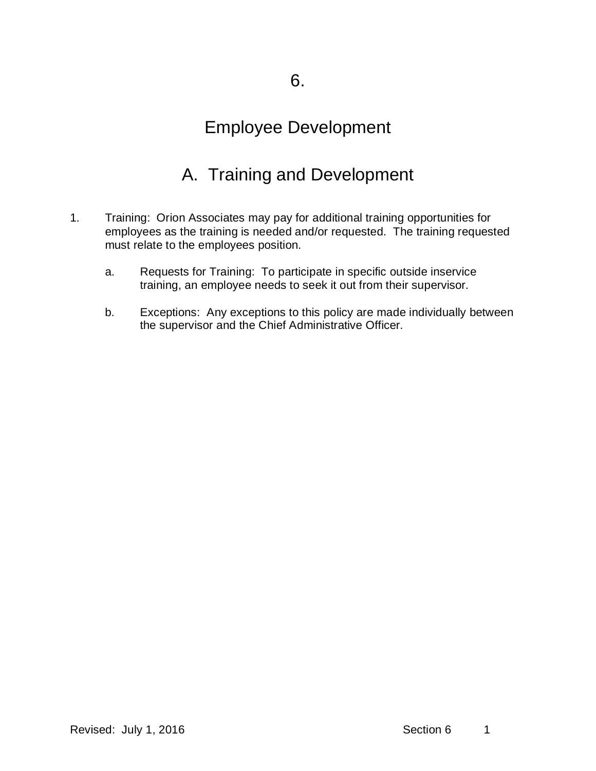# 6.

# Employee Development

## A. Training and Development

1. Training: Orion Associates may pay for additional training opportunities for employees as the training is needed and/or requested. The training requested must relate to the employees position.

   a. Requests for Training: To participate in specific outside inservice training, an employee needs to seek it out from their supervisor.

   b. Exceptions: Any exceptions to this policy are made individually between the supervisor and the Chief Administrative Officer.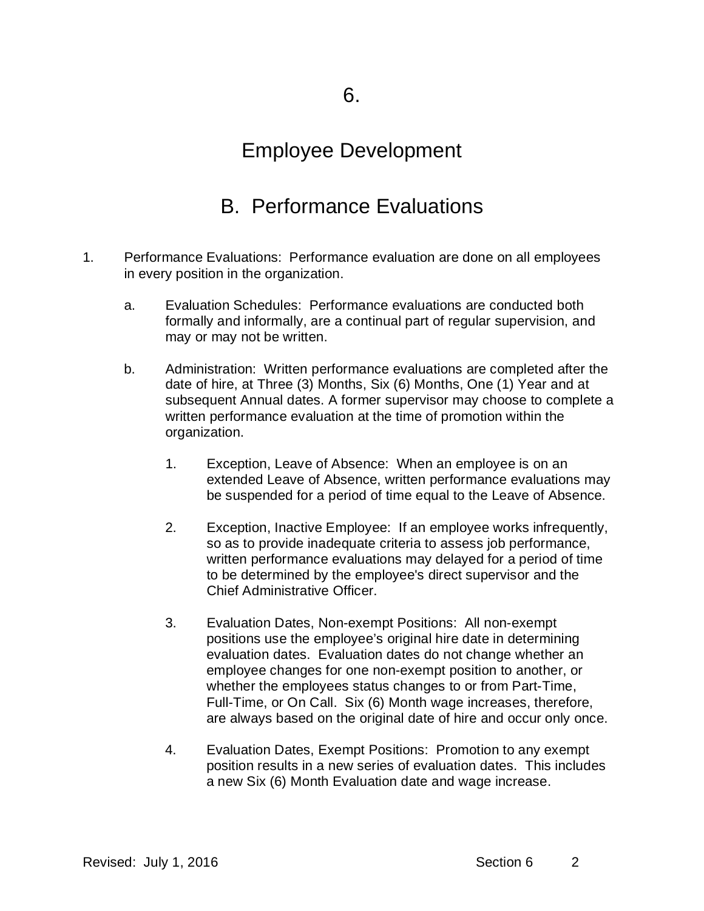# 6.

# Employee Development

## B. Performance Evaluations

1. Performance Evaluations: Performance evaluation are done on all employees in every position in the organization.

   a. Evaluation Schedules: Performance evaluations are conducted both formally and informally, are a continual part of regular supervision, and may or may not be written.

   b. Administration: Written performance evaluations are completed after the date of hire, at Three (3) Months, Six (6) Months, One (1) Year and at subsequent Annual dates. A former supervisor may choose to complete a written performance evaluation at the time of promotion within the organization.

      1. Exception, Leave of Absence: When an employee is on an extended Leave of Absence, written performance evaluations may be suspended for a period of time equal to the Leave of Absence.

      2. Exception, Inactive Employee: If an employee works infrequently, so as to provide inadequate criteria to assess job performance, written performance evaluations may delayed for a period of time to be determined by the employee's direct supervisor and the Chief Administrative Officer.

      3. Evaluation Dates, Non-exempt Positions: All non-exempt positions use the employee's original hire date in determining evaluation dates. Evaluation dates do not change whether an employee changes for one non-exempt position to another, or whether the employees status changes to or from Part-Time, Full-Time, or On Call. Six (6) Month wage increases, therefore, are always based on the original date of hire and occur only once.

      4. Evaluation Dates, Exempt Positions: Promotion to any exempt position results in a new series of evaluation dates. This includes a new Six (6) Month Evaluation date and wage increase.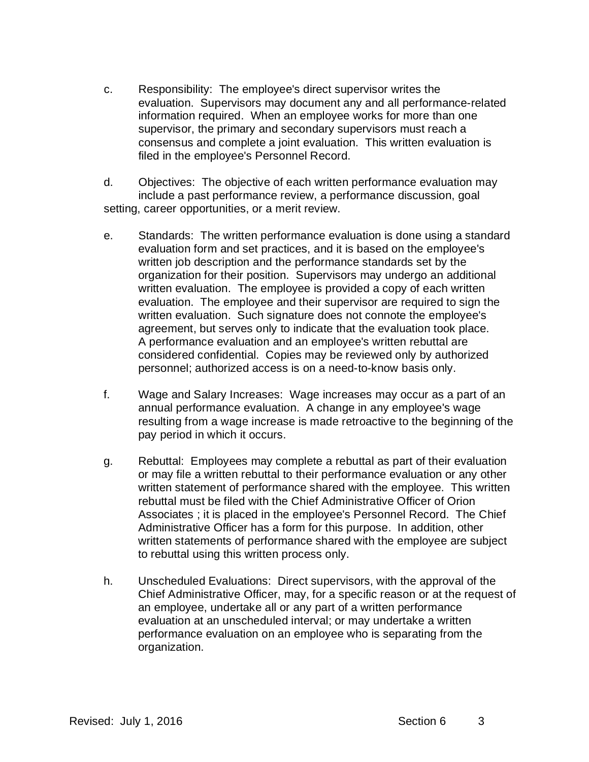c. Responsibility: The employee's direct supervisor writes the evaluation. Supervisors may document any and all performance-related information required. When an employee works for more than one supervisor, the primary and secondary supervisors must reach a consensus and complete a joint evaluation. This written evaluation is filed in the employee's Personnel Record.

d. Objectives: The objective of each written performance evaluation may include a past performance review, a performance discussion, goal setting, career opportunities, or a merit review.

e. Standards: The written performance evaluation is done using a standard evaluation form and set practices, and it is based on the employee's written job description and the performance standards set by the organization for their position. Supervisors may undergo an additional written evaluation. The employee is provided a copy of each written evaluation. The employee and their supervisor are required to sign the written evaluation. Such signature does not connote the employee's agreement, but serves only to indicate that the evaluation took place. A performance evaluation and an employee's written rebuttal are considered confidential. Copies may be reviewed only by authorized personnel; authorized access is on a need-to-know basis only.

f. Wage and Salary Increases: Wage increases may occur as a part of an annual performance evaluation. A change in any employee's wage resulting from a wage increase is made retroactive to the beginning of the pay period in which it occurs.

g. Rebuttal: Employees may complete a rebuttal as part of their evaluation or may file a written rebuttal to their performance evaluation or any other written statement of performance shared with the employee. This written rebuttal must be filed with the Chief Administrative Officer of Orion Associates ; it is placed in the employee's Personnel Record. The Chief Administrative Officer has a form for this purpose. In addition, other written statements of performance shared with the employee are subject to rebuttal using this written process only.

h. Unscheduled Evaluations: Direct supervisors, with the approval of the Chief Administrative Officer, may, for a specific reason or at the request of an employee, undertake all or any part of a written performance evaluation at an unscheduled interval; or may undertake a written performance evaluation on an employee who is separating from the organization.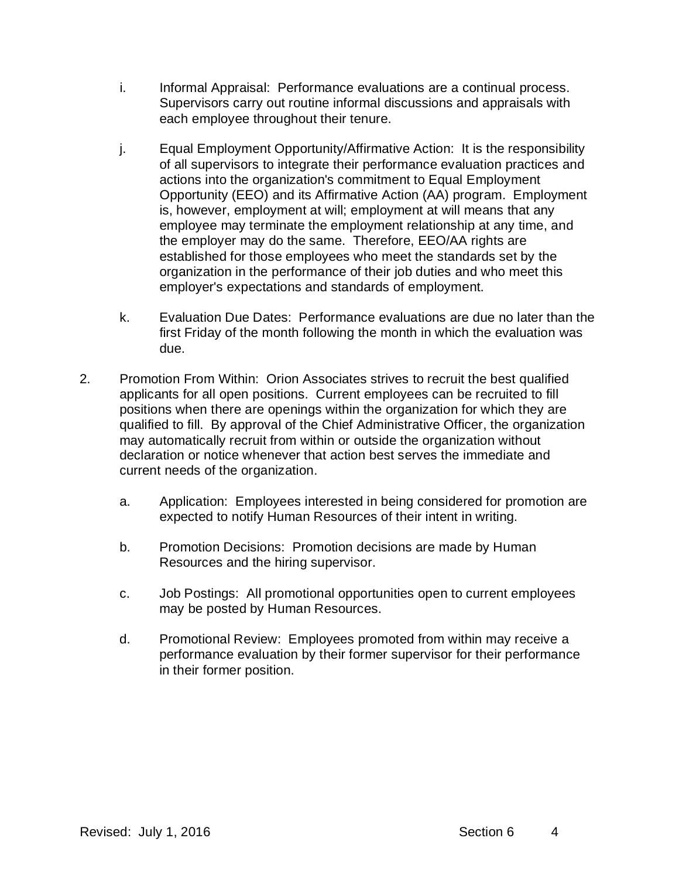i. Informal Appraisal: Performance evaluations are a continual process. Supervisors carry out routine informal discussions and appraisals with each employee throughout their tenure.

j. Equal Employment Opportunity/Affirmative Action: It is the responsibility of all supervisors to integrate their performance evaluation practices and actions into the organization's commitment to Equal Employment Opportunity (EEO) and its Affirmative Action (AA) program. Employment is, however, employment at will; employment at will means that any employee may terminate the employment relationship at any time, and the employer may do the same. Therefore, EEO/AA rights are established for those employees who meet the standards set by the organization in the performance of their job duties and who meet this employer's expectations and standards of employment.

k. Evaluation Due Dates: Performance evaluations are due no later than the first Friday of the month following the month in which the evaluation was due.

2. Promotion From Within: Orion Associates strives to recruit the best qualified applicants for all open positions. Current employees can be recruited to fill positions when there are openings within the organization for which they are qualified to fill. By approval of the Chief Administrative Officer, the organization may automatically recruit from within or outside the organization without declaration or notice whenever that action best serves the immediate and current needs of the organization.

   a. Application: Employees interested in being considered for promotion are expected to notify Human Resources of their intent in writing.

   b. Promotion Decisions: Promotion decisions are made by Human Resources and the hiring supervisor.

   c. Job Postings: All promotional opportunities open to current employees may be posted by Human Resources.

   d. Promotional Review: Employees promoted from within may receive a performance evaluation by their former supervisor for their performance in their former position.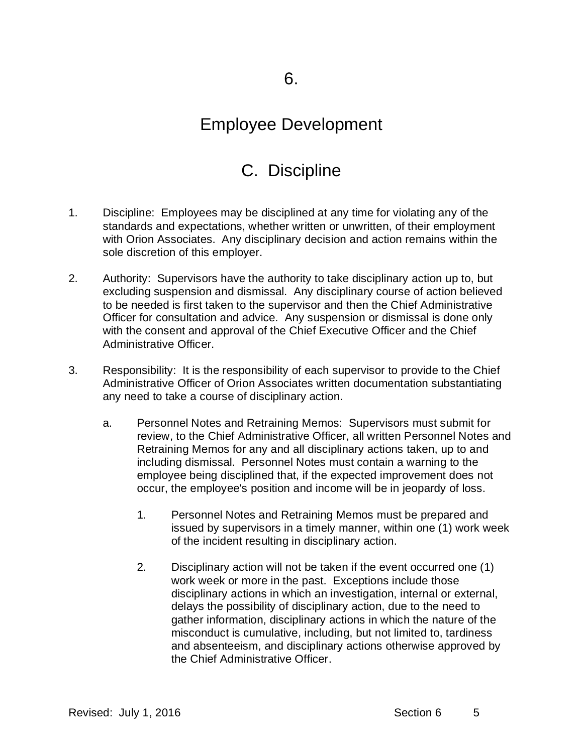# 6.

# Employee Development

## C. Discipline

1. Discipline: Employees may be disciplined at any time for violating any of the standards and expectations, whether written or unwritten, of their employment with Orion Associates. Any disciplinary decision and action remains within the sole discretion of this employer.

2. Authority: Supervisors have the authority to take disciplinary action up to, but excluding suspension and dismissal. Any disciplinary course of action believed to be needed is first taken to the supervisor and then the Chief Administrative Officer for consultation and advice. Any suspension or dismissal is done only with the consent and approval of the Chief Executive Officer and the Chief Administrative Officer.

3. Responsibility: It is the responsibility of each supervisor to provide to the Chief Administrative Officer of Orion Associates written documentation substantiating any need to take a course of disciplinary action.

    a. Personnel Notes and Retraining Memos: Supervisors must submit for review, to the Chief Administrative Officer, all written Personnel Notes and Retraining Memos for any and all disciplinary actions taken, up to and including dismissal. Personnel Notes must contain a warning to the employee being disciplined that, if the expected improvement does not occur, the employee's position and income will be in jeopardy of loss.

        1. Personnel Notes and Retraining Memos must be prepared and issued by supervisors in a timely manner, within one (1) work week of the incident resulting in disciplinary action.

        2. Disciplinary action will not be taken if the event occurred one (1) work week or more in the past. Exceptions include those disciplinary actions in which an investigation, internal or external, delays the possibility of disciplinary action, due to the need to gather information, disciplinary actions in which the nature of the misconduct is cumulative, including, but not limited to, tardiness and absenteeism, and disciplinary actions otherwise approved by the Chief Administrative Officer.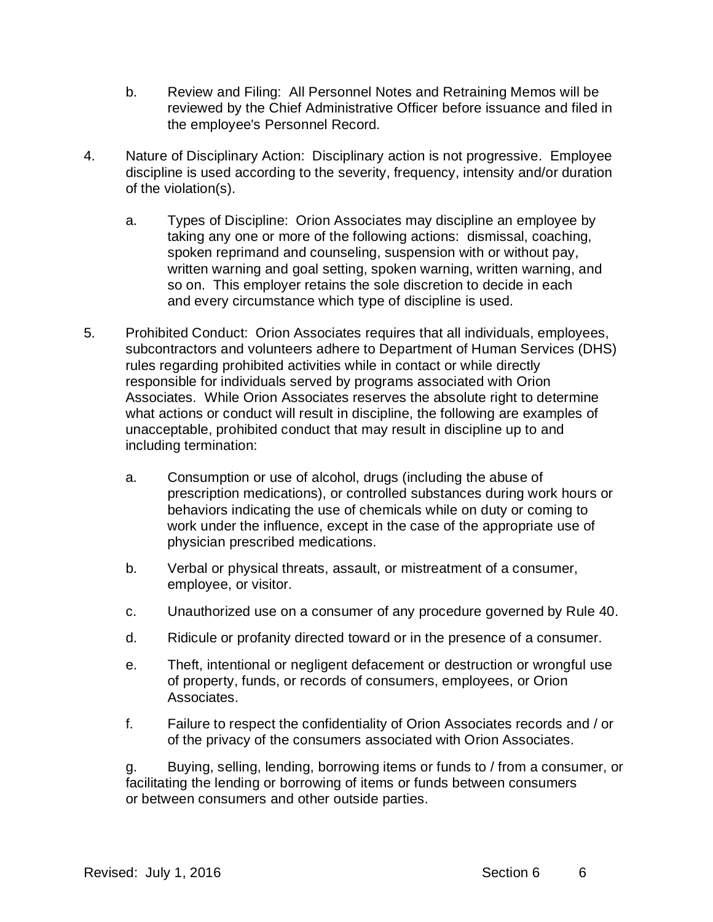b. Review and Filing: All Personnel Notes and Retraining Memos will be reviewed by the Chief Administrative Officer before issuance and filed in the employee's Personnel Record.

4. Nature of Disciplinary Action: Disciplinary action is not progressive. Employee discipline is used according to the severity, frequency, intensity and/or duration of the violation(s).

   a. Types of Discipline: Orion Associates may discipline an employee by taking any one or more of the following actions: dismissal, coaching, spoken reprimand and counseling, suspension with or without pay, written warning and goal setting, spoken warning, written warning, and so on. This employer retains the sole discretion to decide in each and every circumstance which type of discipline is used.

5. Prohibited Conduct: Orion Associates requires that all individuals, employees, subcontractors and volunteers adhere to Department of Human Services (DHS) rules regarding prohibited activities while in contact or while directly responsible for individuals served by programs associated with Orion Associates. While Orion Associates reserves the absolute right to determine what actions or conduct will result in discipline, the following are examples of unacceptable, prohibited conduct that may result in discipline up to and including termination:

   a. Consumption or use of alcohol, drugs (including the abuse of prescription medications), or controlled substances during work hours or behaviors indicating the use of chemicals while on duty or coming to work under the influence, except in the case of the appropriate use of physician prescribed medications.

   b. Verbal or physical threats, assault, or mistreatment of a consumer, employee, or visitor.

   c. Unauthorized use on a consumer of any procedure governed by Rule 40.

   d. Ridicule or profanity directed toward or in the presence of a consumer.

   e. Theft, intentional or negligent defacement or destruction or wrongful use of property, funds, or records of consumers, employees, or Orion Associates.

   f. Failure to respect the confidentiality of Orion Associates records and / or of the privacy of the consumers associated with Orion Associates.

   g. Buying, selling, lending, borrowing items or funds to / from a consumer, or facilitating the lending or borrowing of items or funds between consumers or between consumers and other outside parties.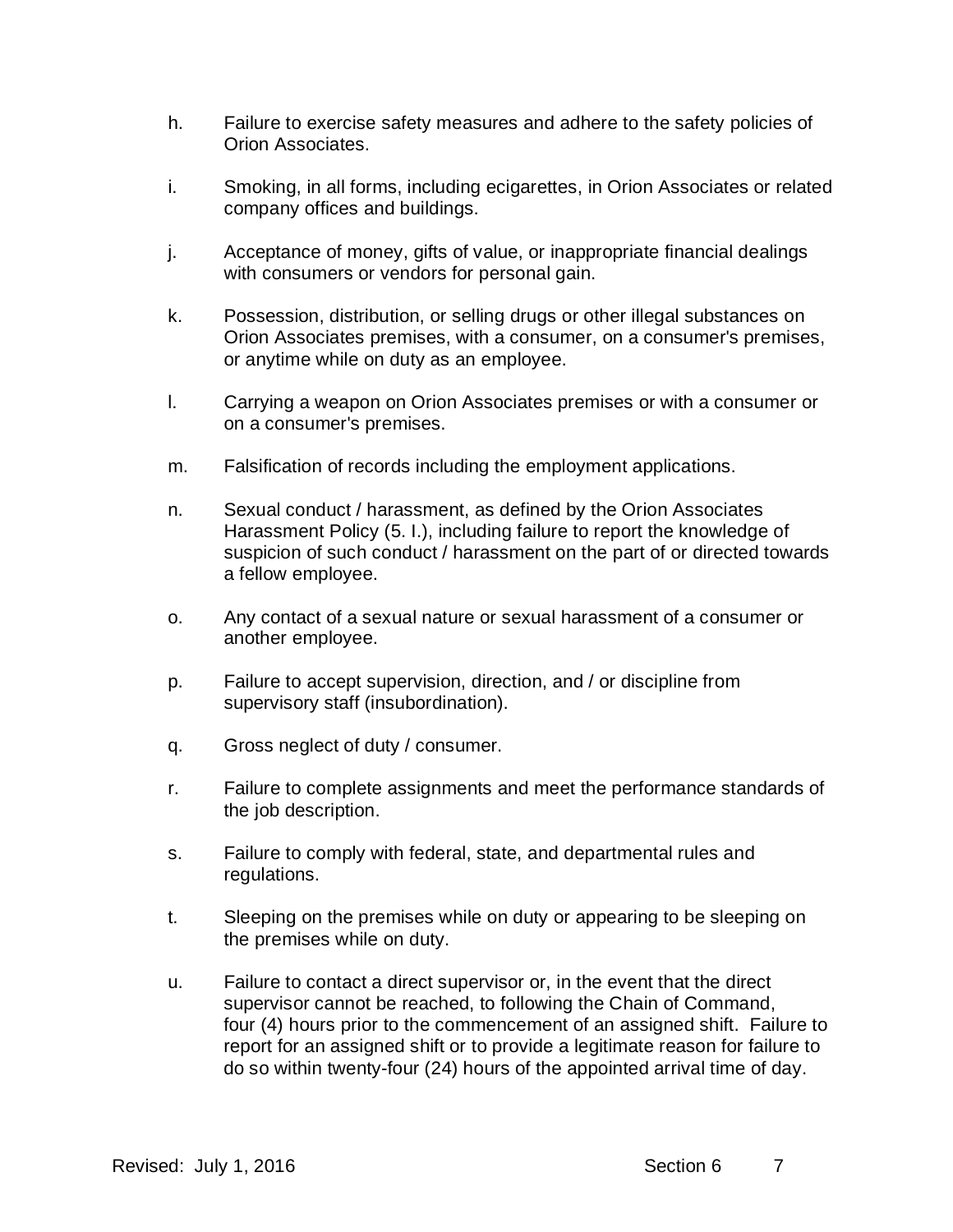h. Failure to exercise safety measures and adhere to the safety policies of Orion Associates.

i. Smoking, in all forms, including ecigarettes, in Orion Associates or related company offices and buildings.

j. Acceptance of money, gifts of value, or inappropriate financial dealings with consumers or vendors for personal gain.

k. Possession, distribution, or selling drugs or other illegal substances on Orion Associates premises, with a consumer, on a consumer's premises, or anytime while on duty as an employee.

l. Carrying a weapon on Orion Associates premises or with a consumer or on a consumer's premises.

m. Falsification of records including the employment applications.

n. Sexual conduct / harassment, as defined by the Orion Associates Harassment Policy (5. I.), including failure to report the knowledge of suspicion of such conduct / harassment on the part of or directed towards a fellow employee.

o. Any contact of a sexual nature or sexual harassment of a consumer or another employee.

p. Failure to accept supervision, direction, and / or discipline from supervisory staff (insubordination).

q. Gross neglect of duty / consumer.

r. Failure to complete assignments and meet the performance standards of the job description.

s. Failure to comply with federal, state, and departmental rules and regulations.

t. Sleeping on the premises while on duty or appearing to be sleeping on the premises while on duty.

u. Failure to contact a direct supervisor or, in the event that the direct supervisor cannot be reached, to following the Chain of Command, four (4) hours prior to the commencement of an assigned shift. Failure to report for an assigned shift or to provide a legitimate reason for failure to do so within twenty-four (24) hours of the appointed arrival time of day.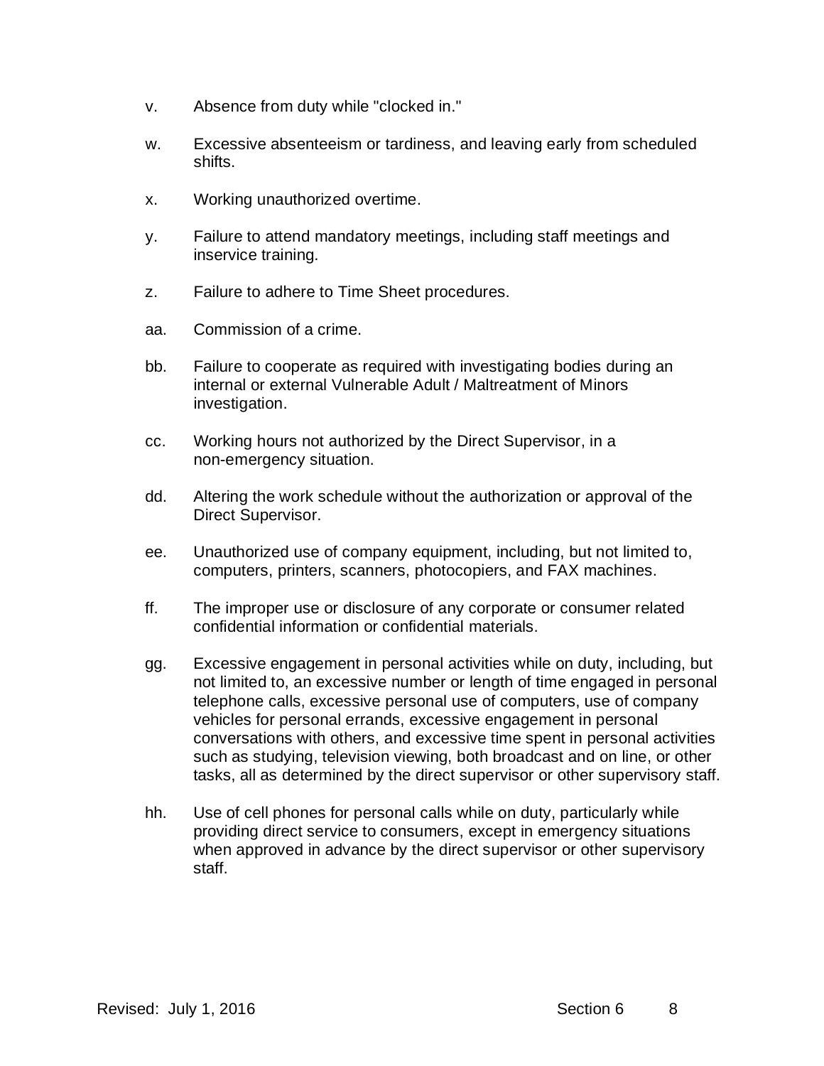v. Absence from duty while "clocked in."

w. Excessive absenteeism or tardiness, and leaving early from scheduled shifts.

x. Working unauthorized overtime.

y. Failure to attend mandatory meetings, including staff meetings and inservice training.

z. Failure to adhere to Time Sheet procedures.

aa. Commission of a crime.

bb. Failure to cooperate as required with investigating bodies during an internal or external Vulnerable Adult / Maltreatment of Minors investigation.

cc. Working hours not authorized by the Direct Supervisor, in a non-emergency situation.

dd. Altering the work schedule without the authorization or approval of the Direct Supervisor.

ee. Unauthorized use of company equipment, including, but not limited to, computers, printers, scanners, photocopiers, and FAX machines.

ff. The improper use or disclosure of any corporate or consumer related confidential information or confidential materials.

gg. Excessive engagement in personal activities while on duty, including, but not limited to, an excessive number or length of time engaged in personal telephone calls, excessive personal use of computers, use of company vehicles for personal errands, excessive engagement in personal conversations with others, and excessive time spent in personal activities such as studying, television viewing, both broadcast and on line, or other tasks, all as determined by the direct supervisor or other supervisory staff.

hh. Use of cell phones for personal calls while on duty, particularly while providing direct service to consumers, except in emergency situations when approved in advance by the direct supervisor or other supervisory staff.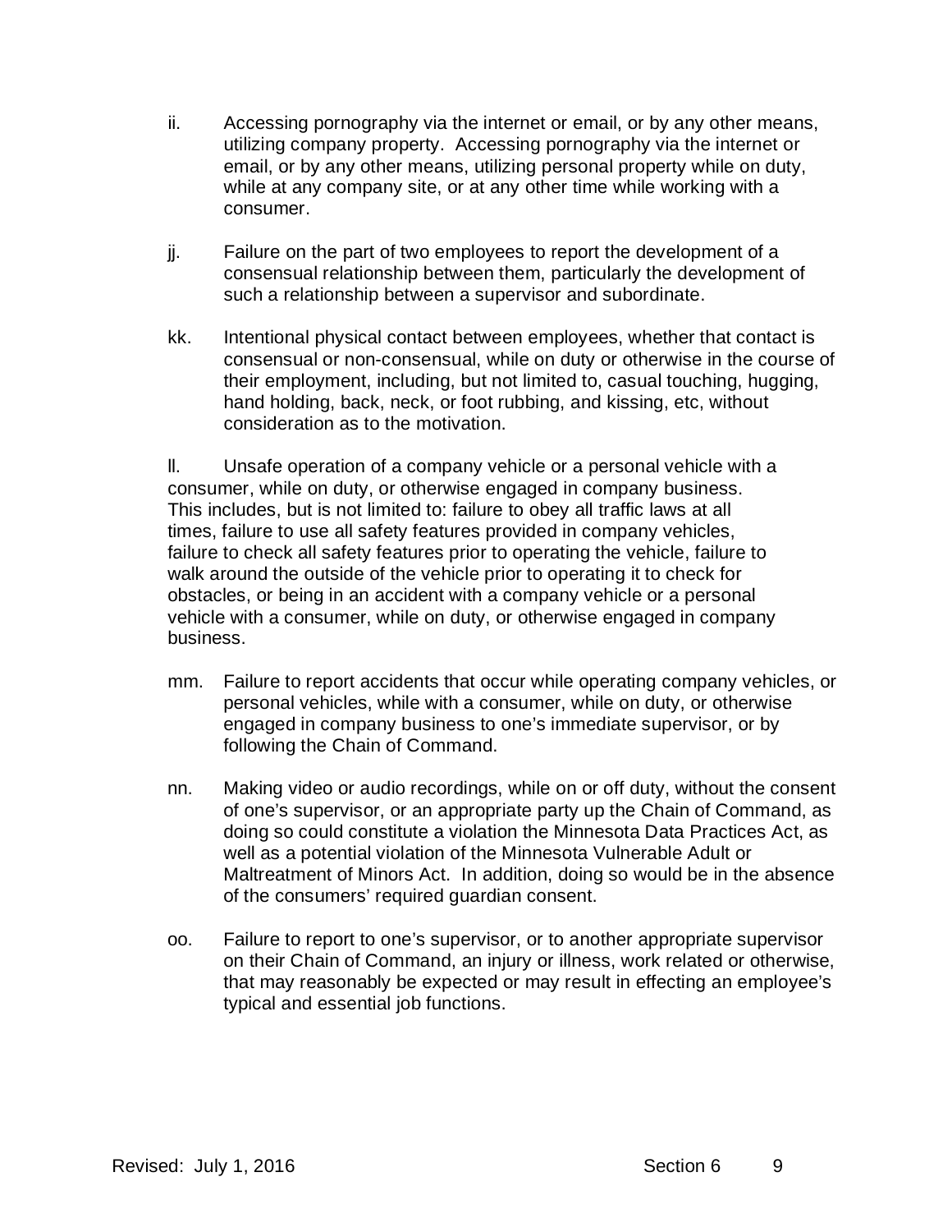ii. Accessing pornography via the internet or email, or by any other means, utilizing company property. Accessing pornography via the internet or email, or by any other means, utilizing personal property while on duty, while at any company site, or at any other time while working with a consumer.

jj. Failure on the part of two employees to report the development of a consensual relationship between them, particularly the development of such a relationship between a supervisor and subordinate.

kk. Intentional physical contact between employees, whether that contact is consensual or non-consensual, while on duty or otherwise in the course of their employment, including, but not limited to, casual touching, hugging, hand holding, back, neck, or foot rubbing, and kissing, etc, without consideration as to the motivation.

ll. Unsafe operation of a company vehicle or a personal vehicle with a consumer, while on duty, or otherwise engaged in company business. This includes, but is not limited to: failure to obey all traffic laws at all times, failure to use all safety features provided in company vehicles, failure to check all safety features prior to operating the vehicle, failure to walk around the outside of the vehicle prior to operating it to check for obstacles, or being in an accident with a company vehicle or a personal vehicle with a consumer, while on duty, or otherwise engaged in company business.

mm. Failure to report accidents that occur while operating company vehicles, or personal vehicles, while with a consumer, while on duty, or otherwise engaged in company business to one's immediate supervisor, or by following the Chain of Command.

nn. Making video or audio recordings, while on or off duty, without the consent of one's supervisor, or an appropriate party up the Chain of Command, as doing so could constitute a violation the Minnesota Data Practices Act, as well as a potential violation of the Minnesota Vulnerable Adult or Maltreatment of Minors Act. In addition, doing so would be in the absence of the consumers' required guardian consent.

oo. Failure to report to one's supervisor, or to another appropriate supervisor on their Chain of Command, an injury or illness, work related or otherwise, that may reasonably be expected or may result in effecting an employee's typical and essential job functions.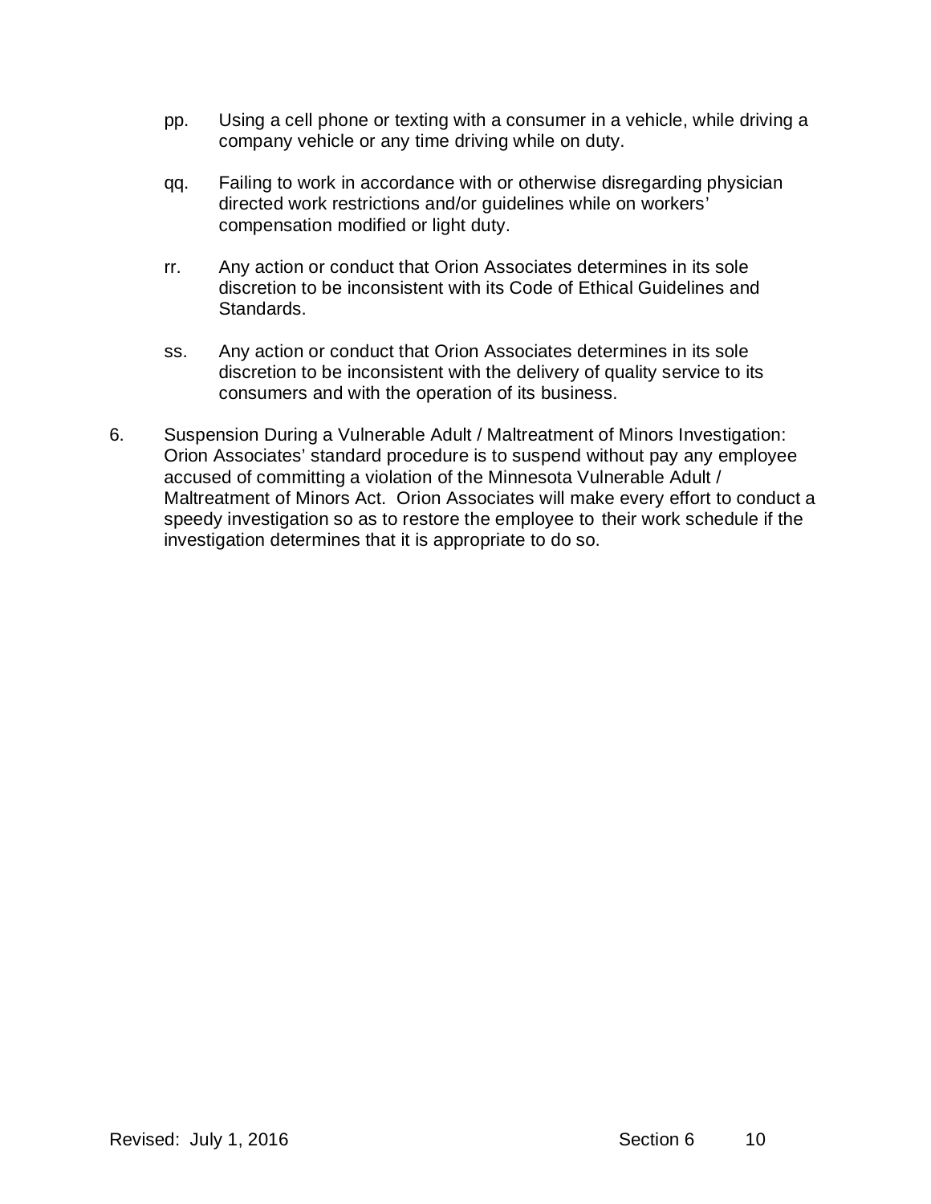pp. Using a cell phone or texting with a consumer in a vehicle, while driving a company vehicle or any time driving while on duty.

qq. Failing to work in accordance with or otherwise disregarding physician directed work restrictions and/or guidelines while on workers' compensation modified or light duty.

rr. Any action or conduct that Orion Associates determines in its sole discretion to be inconsistent with its Code of Ethical Guidelines and Standards.

ss. Any action or conduct that Orion Associates determines in its sole discretion to be inconsistent with the delivery of quality service to its consumers and with the operation of its business.

6. Suspension During a Vulnerable Adult / Maltreatment of Minors Investigation: Orion Associates' standard procedure is to suspend without pay any employee accused of committing a violation of the Minnesota Vulnerable Adult / Maltreatment of Minors Act. Orion Associates will make every effort to conduct a speedy investigation so as to restore the employee to their work schedule if the investigation determines that it is appropriate to do so.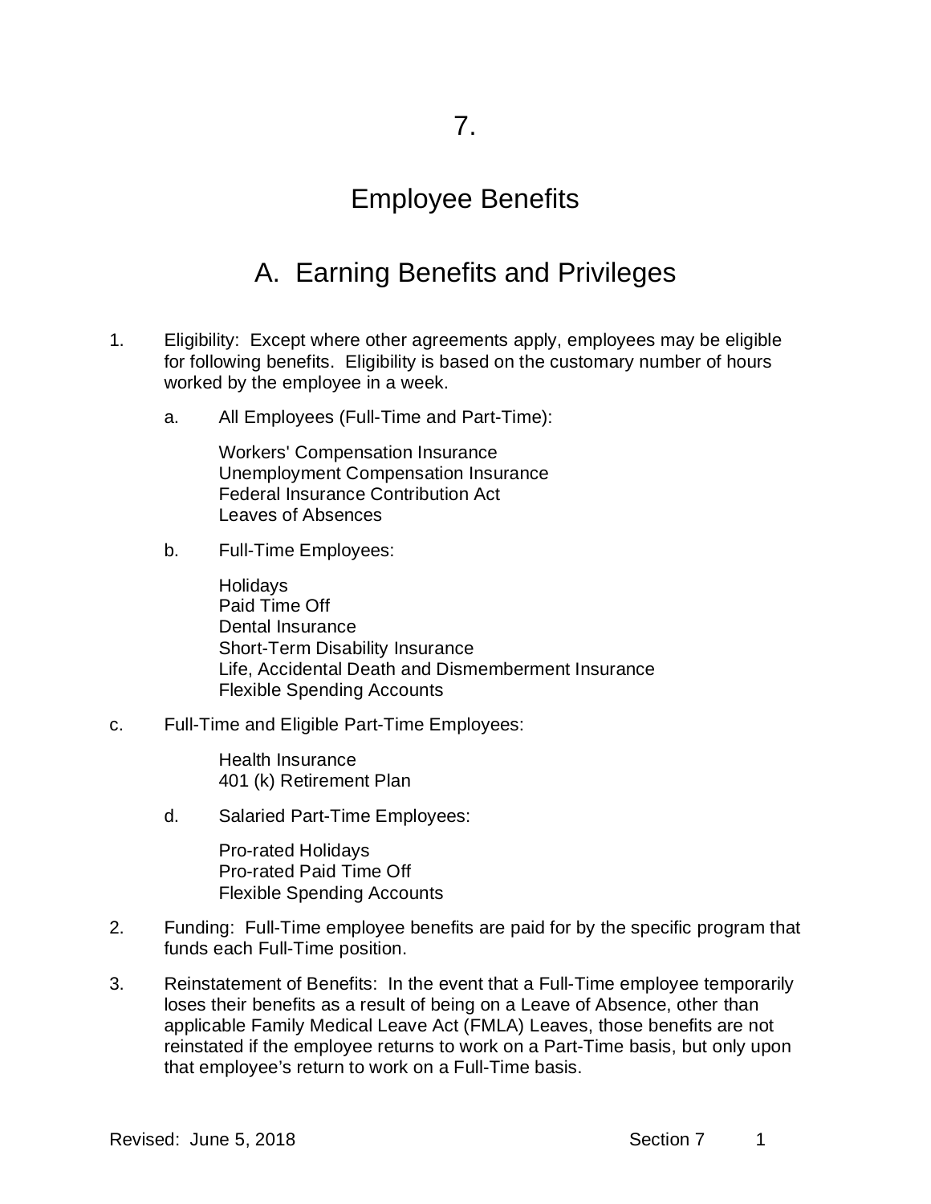# 7.

# Employee Benefits

## A. Earning Benefits and Privileges

1. Eligibility: Except where other agreements apply, employees may be eligible for following benefits. Eligibility is based on the customary number of hours worked by the employee in a week.

   a. All Employees (Full-Time and Part-Time):

      Workers' Compensation Insurance
      Unemployment Compensation Insurance
      Federal Insurance Contribution Act
      Leaves of Absences

   b. Full-Time Employees:

      Holidays
      Paid Time Off
      Dental Insurance
      Short-Term Disability Insurance
      Life, Accidental Death and Dismemberment Insurance
      Flexible Spending Accounts

c. Full-Time and Eligible Part-Time Employees:

      Health Insurance
      401 (k) Retirement Plan

   d. Salaried Part-Time Employees:

      Pro-rated Holidays
      Pro-rated Paid Time Off
      Flexible Spending Accounts

2. Funding: Full-Time employee benefits are paid for by the specific program that funds each Full-Time position.

3. Reinstatement of Benefits: In the event that a Full-Time employee temporarily loses their benefits as a result of being on a Leave of Absence, other than applicable Family Medical Leave Act (FMLA) Leaves, those benefits are not reinstated if the employee returns to work on a Part-Time basis, but only upon that employee's return to work on a Full-Time basis.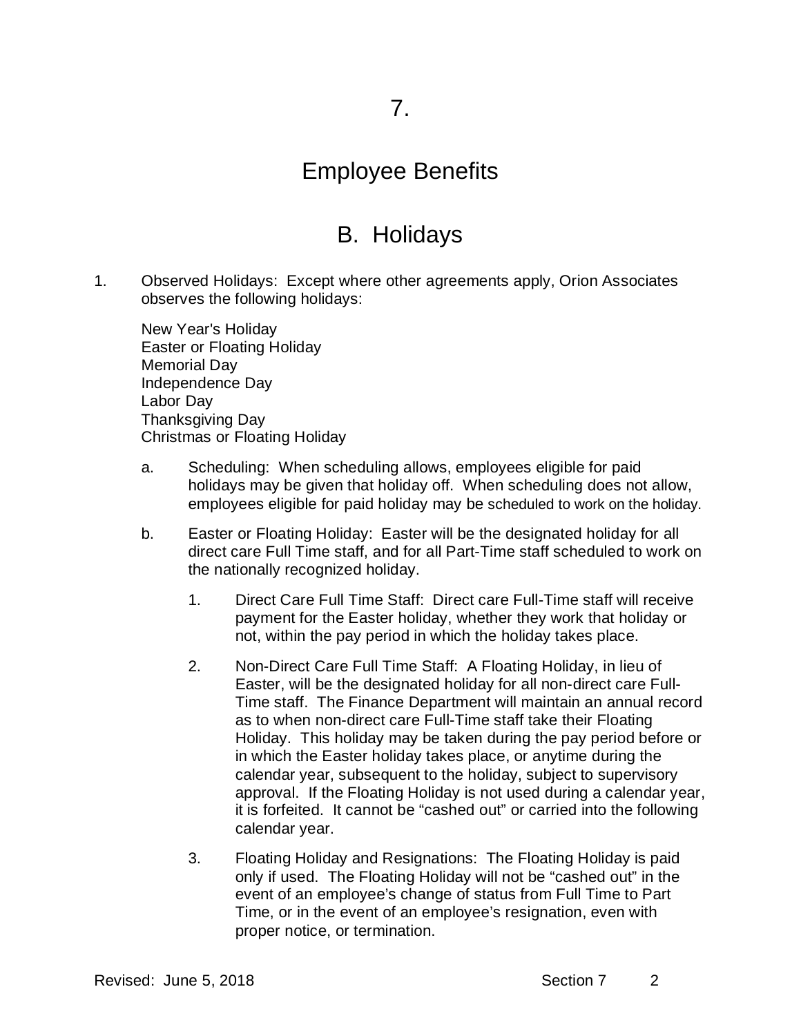# 7.

# Employee Benefits

## B. Holidays

1. Observed Holidays: Except where other agreements apply, Orion Associates observes the following holidays:

   New Year's Holiday
   Easter or Floating Holiday
   Memorial Day
   Independence Day
   Labor Day
   Thanksgiving Day
   Christmas or Floating Holiday

   a. Scheduling: When scheduling allows, employees eligible for paid holidays may be given that holiday off. When scheduling does not allow, employees eligible for paid holiday may be scheduled to work on the holiday.

   b. Easter or Floating Holiday: Easter will be the designated holiday for all direct care Full Time staff, and for all Part-Time staff scheduled to work on the nationally recognized holiday.

      1. Direct Care Full Time Staff: Direct care Full-Time staff will receive payment for the Easter holiday, whether they work that holiday or not, within the pay period in which the holiday takes place.

      2. Non-Direct Care Full Time Staff: A Floating Holiday, in lieu of Easter, will be the designated holiday for all non-direct care Full-Time staff. The Finance Department will maintain an annual record as to when non-direct care Full-Time staff take their Floating Holiday. This holiday may be taken during the pay period before or in which the Easter holiday takes place, or anytime during the calendar year, subsequent to the holiday, subject to supervisory approval. If the Floating Holiday is not used during a calendar year, it is forfeited. It cannot be "cashed out" or carried into the following calendar year.

      3. Floating Holiday and Resignations: The Floating Holiday is paid only if used. The Floating Holiday will not be "cashed out" in the event of an employee's change of status from Full Time to Part Time, or in the event of an employee's resignation, even with proper notice, or termination.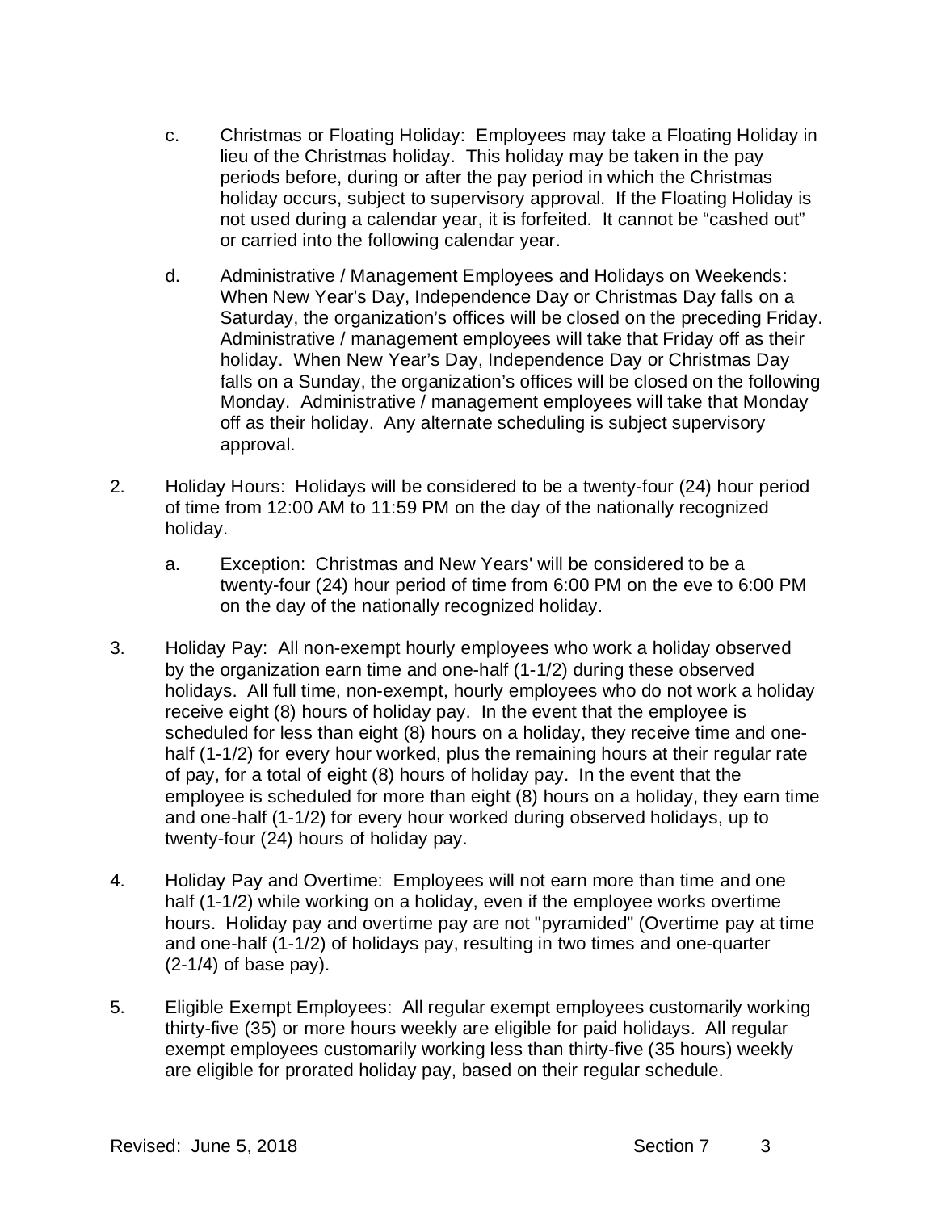c. Christmas or Floating Holiday: Employees may take a Floating Holiday in lieu of the Christmas holiday. This holiday may be taken in the pay periods before, during or after the pay period in which the Christmas holiday occurs, subject to supervisory approval. If the Floating Holiday is not used during a calendar year, it is forfeited. It cannot be "cashed out" or carried into the following calendar year.

d. Administrative / Management Employees and Holidays on Weekends: When New Year's Day, Independence Day or Christmas Day falls on a Saturday, the organization's offices will be closed on the preceding Friday. Administrative / management employees will take that Friday off as their holiday. When New Year's Day, Independence Day or Christmas Day falls on a Sunday, the organization's offices will be closed on the following Monday. Administrative / management employees will take that Monday off as their holiday. Any alternate scheduling is subject supervisory approval.

2. Holiday Hours: Holidays will be considered to be a twenty-four (24) hour period of time from 12:00 AM to 11:59 PM on the day of the nationally recognized holiday.

   a. Exception: Christmas and New Years' will be considered to be a twenty-four (24) hour period of time from 6:00 PM on the eve to 6:00 PM on the day of the nationally recognized holiday.

3. Holiday Pay: All non-exempt hourly employees who work a holiday observed by the organization earn time and one-half (1-1/2) during these observed holidays. All full time, non-exempt, hourly employees who do not work a holiday receive eight (8) hours of holiday pay. In the event that the employee is scheduled for less than eight (8) hours on a holiday, they receive time and one-half (1-1/2) for every hour worked, plus the remaining hours at their regular rate of pay, for a total of eight (8) hours of holiday pay. In the event that the employee is scheduled for more than eight (8) hours on a holiday, they earn time and one-half (1-1/2) for every hour worked during observed holidays, up to twenty-four (24) hours of holiday pay.

4. Holiday Pay and Overtime: Employees will not earn more than time and one half (1-1/2) while working on a holiday, even if the employee works overtime hours. Holiday pay and overtime pay are not "pyramided" (Overtime pay at time and one-half (1-1/2) of holidays pay, resulting in two times and one-quarter (2-1/4) of base pay).

5. Eligible Exempt Employees: All regular exempt employees customarily working thirty-five (35) or more hours weekly are eligible for paid holidays. All regular exempt employees customarily working less than thirty-five (35 hours) weekly are eligible for prorated holiday pay, based on their regular schedule.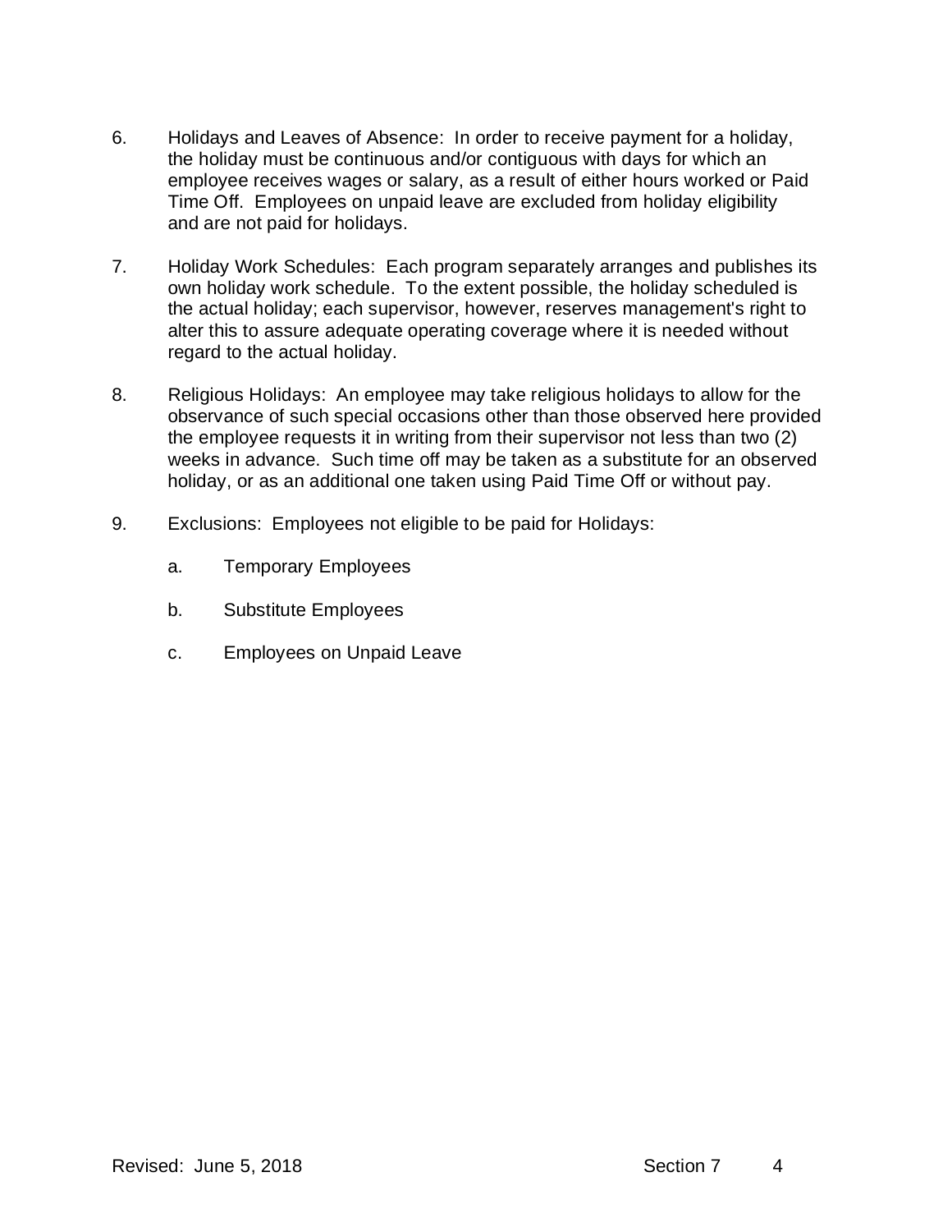6. Holidays and Leaves of Absence: In order to receive payment for a holiday, the holiday must be continuous and/or contiguous with days for which an employee receives wages or salary, as a result of either hours worked or Paid Time Off. Employees on unpaid leave are excluded from holiday eligibility and are not paid for holidays.

7. Holiday Work Schedules: Each program separately arranges and publishes its own holiday work schedule. To the extent possible, the holiday scheduled is the actual holiday; each supervisor, however, reserves management's right to alter this to assure adequate operating coverage where it is needed without regard to the actual holiday.

8. Religious Holidays: An employee may take religious holidays to allow for the observance of such special occasions other than those observed here provided the employee requests it in writing from their supervisor not less than two (2) weeks in advance. Such time off may be taken as a substitute for an observed holiday, or as an additional one taken using Paid Time Off or without pay.

9. Exclusions: Employees not eligible to be paid for Holidays:

    a. Temporary Employees

    b. Substitute Employees

    c. Employees on Unpaid Leave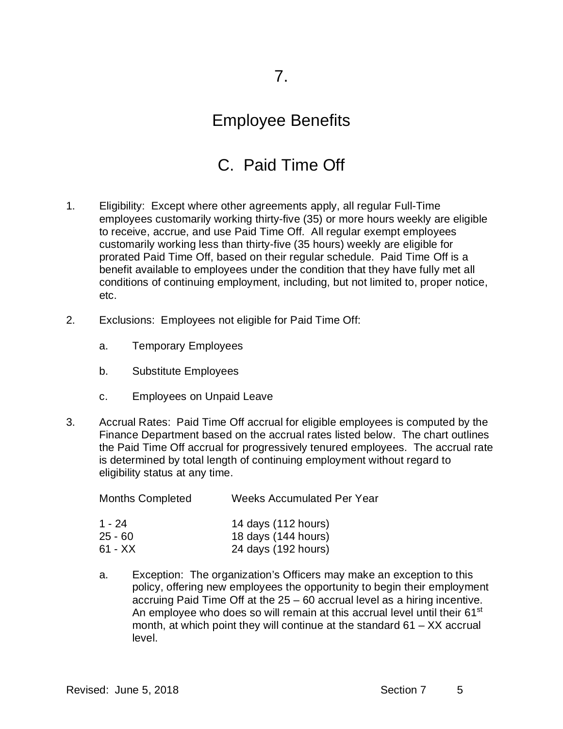# 7.

# Employee Benefits

## C. Paid Time Off

1. Eligibility: Except where other agreements apply, all regular Full-Time employees customarily working thirty-five (35) or more hours weekly are eligible to receive, accrue, and use Paid Time Off. All regular exempt employees customarily working less than thirty-five (35 hours) weekly are eligible for prorated Paid Time Off, based on their regular schedule. Paid Time Off is a benefit available to employees under the condition that they have fully met all conditions of continuing employment, including, but not limited to, proper notice, etc.

2. Exclusions: Employees not eligible for Paid Time Off:

   a. Temporary Employees

   b. Substitute Employees

   c. Employees on Unpaid Leave

3. Accrual Rates: Paid Time Off accrual for eligible employees is computed by the Finance Department based on the accrual rates listed below. The chart outlines the Paid Time Off accrual for progressively tenured employees. The accrual rate is determined by total length of continuing employment without regard to eligibility status at any time.

   | Months Completed | Weeks Accumulated Per Year |
   | --- | --- |
   | 1 - 24 | 14 days (112 hours) |
   | 25 - 60 | 18 days (144 hours) |
   | 61 - XX | 24 days (192 hours) |

   a. Exception: The organization's Officers may make an exception to this policy, offering new employees the opportunity to begin their employment accruing Paid Time Off at the 25 – 60 accrual level as a hiring incentive. An employee who does so will remain at this accrual level until their 61st month, at which point they will continue at the standard 61 – XX accrual level.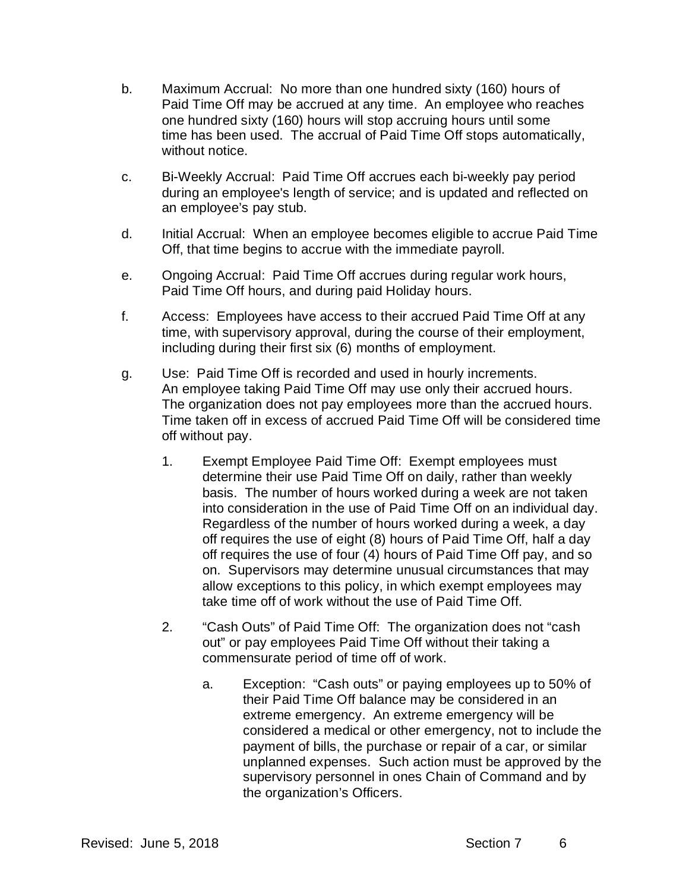b. Maximum Accrual: No more than one hundred sixty (160) hours of Paid Time Off may be accrued at any time. An employee who reaches one hundred sixty (160) hours will stop accruing hours until some time has been used. The accrual of Paid Time Off stops automatically, without notice.

c. Bi-Weekly Accrual: Paid Time Off accrues each bi-weekly pay period during an employee's length of service; and is updated and reflected on an employee's pay stub.

d. Initial Accrual: When an employee becomes eligible to accrue Paid Time Off, that time begins to accrue with the immediate payroll.

e. Ongoing Accrual: Paid Time Off accrues during regular work hours, Paid Time Off hours, and during paid Holiday hours.

f. Access: Employees have access to their accrued Paid Time Off at any time, with supervisory approval, during the course of their employment, including during their first six (6) months of employment.

g. Use: Paid Time Off is recorded and used in hourly increments. An employee taking Paid Time Off may use only their accrued hours. The organization does not pay employees more than the accrued hours. Time taken off in excess of accrued Paid Time Off will be considered time off without pay.

   1. Exempt Employee Paid Time Off: Exempt employees must determine their use Paid Time Off on daily, rather than weekly basis. The number of hours worked during a week are not taken into consideration in the use of Paid Time Off on an individual day. Regardless of the number of hours worked during a week, a day off requires the use of eight (8) hours of Paid Time Off, half a day off requires the use of four (4) hours of Paid Time Off pay, and so on. Supervisors may determine unusual circumstances that may allow exceptions to this policy, in which exempt employees may take time off of work without the use of Paid Time Off.

   2. "Cash Outs" of Paid Time Off: The organization does not "cash out" or pay employees Paid Time Off without their taking a commensurate period of time off of work.

      a. Exception: "Cash outs" or paying employees up to 50% of their Paid Time Off balance may be considered in an extreme emergency. An extreme emergency will be considered a medical or other emergency, not to include the payment of bills, the purchase or repair of a car, or similar unplanned expenses. Such action must be approved by the supervisory personnel in ones Chain of Command and by the organization's Officers.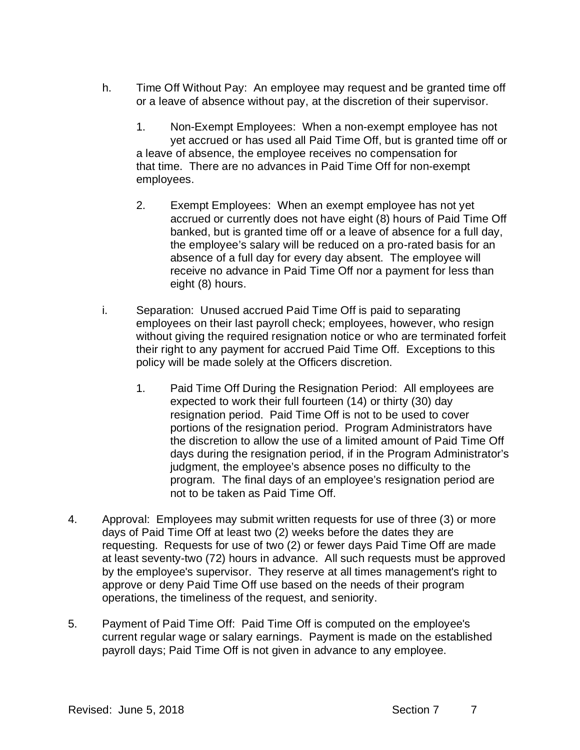h. Time Off Without Pay: An employee may request and be granted time off or a leave of absence without pay, at the discretion of their supervisor.

1. Non-Exempt Employees: When a non-exempt employee has not yet accrued or has used all Paid Time Off, but is granted time off or a leave of absence, the employee receives no compensation for that time. There are no advances in Paid Time Off for non-exempt employees.

2. Exempt Employees: When an exempt employee has not yet accrued or currently does not have eight (8) hours of Paid Time Off banked, but is granted time off or a leave of absence for a full day, the employee's salary will be reduced on a pro-rated basis for an absence of a full day for every day absent. The employee will receive no advance in Paid Time Off nor a payment for less than eight (8) hours.

i. Separation: Unused accrued Paid Time Off is paid to separating employees on their last payroll check; employees, however, who resign without giving the required resignation notice or who are terminated forfeit their right to any payment for accrued Paid Time Off. Exceptions to this policy will be made solely at the Officers discretion.

1. Paid Time Off During the Resignation Period: All employees are expected to work their full fourteen (14) or thirty (30) day resignation period. Paid Time Off is not to be used to cover portions of the resignation period. Program Administrators have the discretion to allow the use of a limited amount of Paid Time Off days during the resignation period, if in the Program Administrator's judgment, the employee's absence poses no difficulty to the program. The final days of an employee's resignation period are not to be taken as Paid Time Off.

4. Approval: Employees may submit written requests for use of three (3) or more days of Paid Time Off at least two (2) weeks before the dates they are requesting. Requests for use of two (2) or fewer days Paid Time Off are made at least seventy-two (72) hours in advance. All such requests must be approved by the employee's supervisor. They reserve at all times management's right to approve or deny Paid Time Off use based on the needs of their program operations, the timeliness of the request, and seniority.

5. Payment of Paid Time Off: Paid Time Off is computed on the employee's current regular wage or salary earnings. Payment is made on the established payroll days; Paid Time Off is not given in advance to any employee.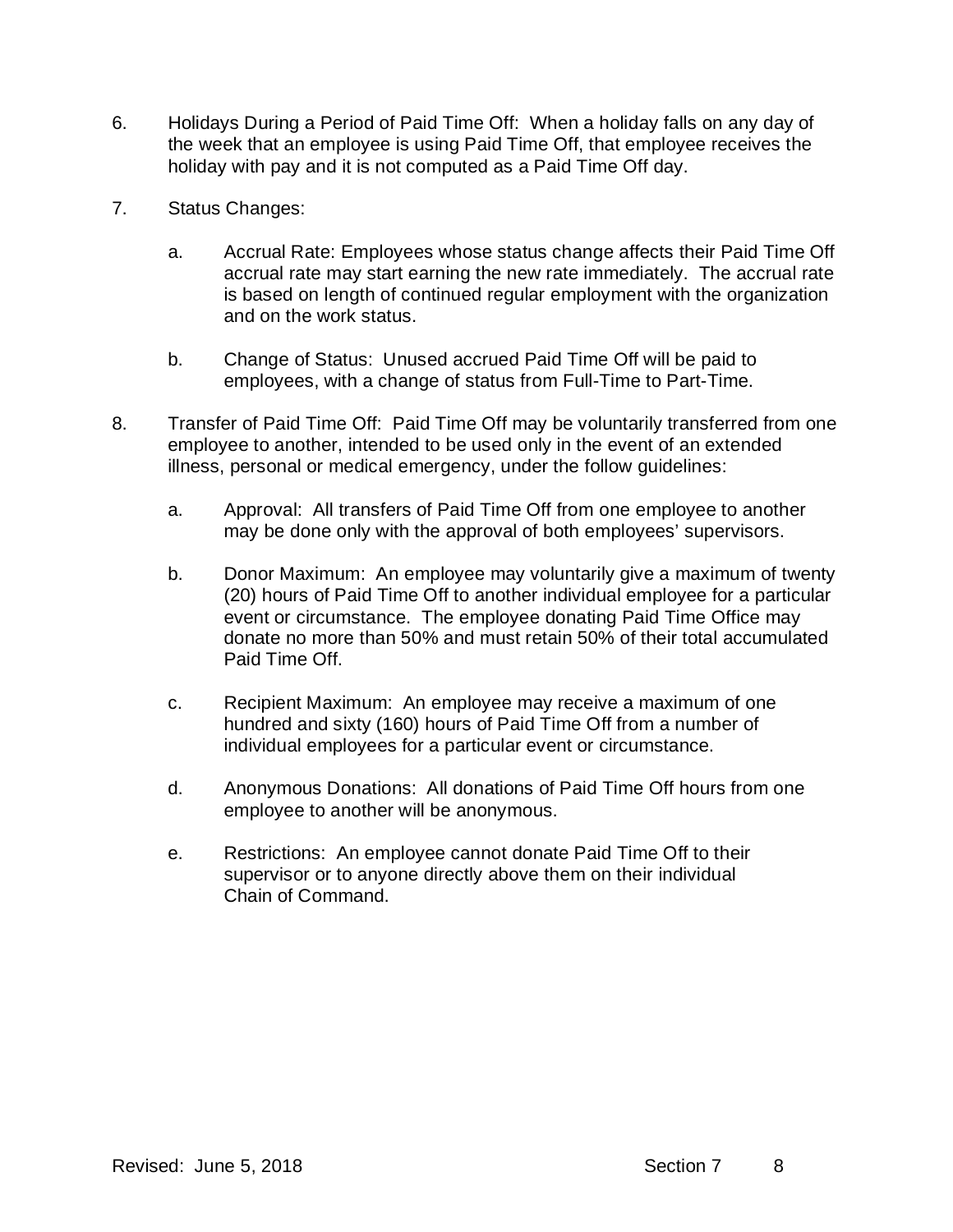6. Holidays During a Period of Paid Time Off: When a holiday falls on any day of the week that an employee is using Paid Time Off, that employee receives the holiday with pay and it is not computed as a Paid Time Off day.

7. Status Changes:

   a. Accrual Rate: Employees whose status change affects their Paid Time Off accrual rate may start earning the new rate immediately. The accrual rate is based on length of continued regular employment with the organization and on the work status.

   b. Change of Status: Unused accrued Paid Time Off will be paid to employees, with a change of status from Full-Time to Part-Time.

8. Transfer of Paid Time Off: Paid Time Off may be voluntarily transferred from one employee to another, intended to be used only in the event of an extended illness, personal or medical emergency, under the follow guidelines:

   a. Approval: All transfers of Paid Time Off from one employee to another may be done only with the approval of both employees' supervisors.

   b. Donor Maximum: An employee may voluntarily give a maximum of twenty (20) hours of Paid Time Off to another individual employee for a particular event or circumstance. The employee donating Paid Time Office may donate no more than 50% and must retain 50% of their total accumulated Paid Time Off.

   c. Recipient Maximum: An employee may receive a maximum of one hundred and sixty (160) hours of Paid Time Off from a number of individual employees for a particular event or circumstance.

   d. Anonymous Donations: All donations of Paid Time Off hours from one employee to another will be anonymous.

   e. Restrictions: An employee cannot donate Paid Time Off to their supervisor or to anyone directly above them on their individual Chain of Command.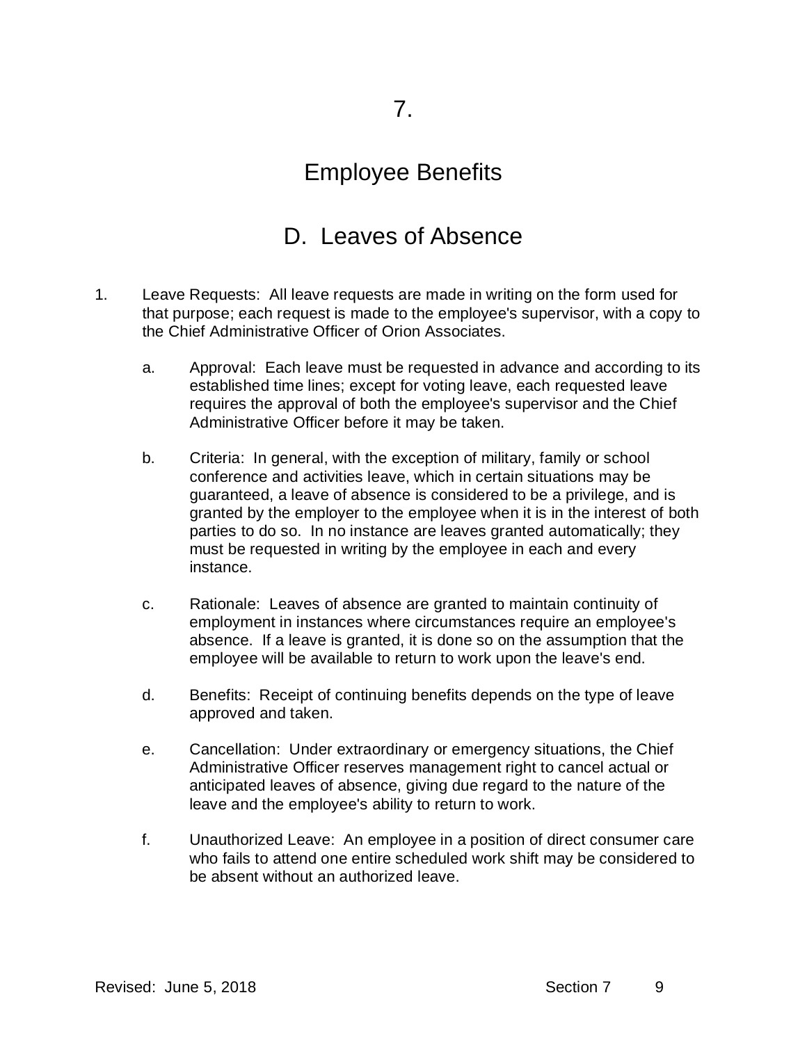# 7.

# Employee Benefits

## D. Leaves of Absence

1. Leave Requests: All leave requests are made in writing on the form used for that purpose; each request is made to the employee's supervisor, with a copy to the Chief Administrative Officer of Orion Associates.

   a. Approval: Each leave must be requested in advance and according to its established time lines; except for voting leave, each requested leave requires the approval of both the employee's supervisor and the Chief Administrative Officer before it may be taken.

   b. Criteria: In general, with the exception of military, family or school conference and activities leave, which in certain situations may be guaranteed, a leave of absence is considered to be a privilege, and is granted by the employer to the employee when it is in the interest of both parties to do so. In no instance are leaves granted automatically; they must be requested in writing by the employee in each and every instance.

   c. Rationale: Leaves of absence are granted to maintain continuity of employment in instances where circumstances require an employee's absence. If a leave is granted, it is done so on the assumption that the employee will be available to return to work upon the leave's end.

   d. Benefits: Receipt of continuing benefits depends on the type of leave approved and taken.

   e. Cancellation: Under extraordinary or emergency situations, the Chief Administrative Officer reserves management right to cancel actual or anticipated leaves of absence, giving due regard to the nature of the leave and the employee's ability to return to work.

   f. Unauthorized Leave: An employee in a position of direct consumer care who fails to attend one entire scheduled work shift may be considered to be absent without an authorized leave.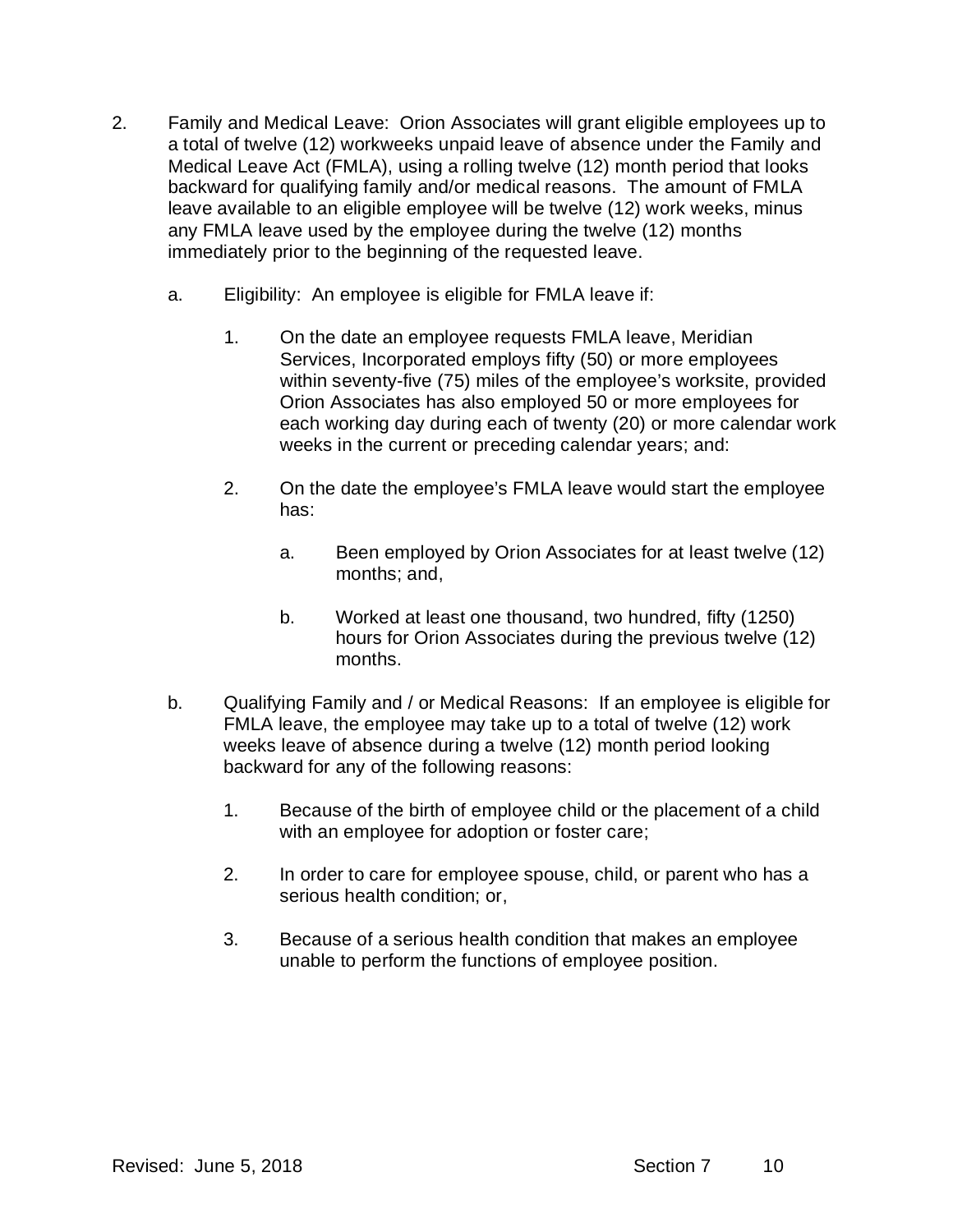2. Family and Medical Leave: Orion Associates will grant eligible employees up to a total of twelve (12) workweeks unpaid leave of absence under the Family and Medical Leave Act (FMLA), using a rolling twelve (12) month period that looks backward for qualifying family and/or medical reasons. The amount of FMLA leave available to an eligible employee will be twelve (12) work weeks, minus any FMLA leave used by the employee during the twelve (12) months immediately prior to the beginning of the requested leave.

   a. Eligibility: An employee is eligible for FMLA leave if:

      1. On the date an employee requests FMLA leave, Meridian Services, Incorporated employs fifty (50) or more employees within seventy-five (75) miles of the employee's worksite, provided Orion Associates has also employed 50 or more employees for each working day during each of twenty (20) or more calendar work weeks in the current or preceding calendar years; and:

      2. On the date the employee's FMLA leave would start the employee has:

         a. Been employed by Orion Associates for at least twelve (12) months; and,

         b. Worked at least one thousand, two hundred, fifty (1250) hours for Orion Associates during the previous twelve (12) months.

   b. Qualifying Family and / or Medical Reasons: If an employee is eligible for FMLA leave, the employee may take up to a total of twelve (12) work weeks leave of absence during a twelve (12) month period looking backward for any of the following reasons:

      1. Because of the birth of employee child or the placement of a child with an employee for adoption or foster care;

      2. In order to care for employee spouse, child, or parent who has a serious health condition; or,

      3. Because of a serious health condition that makes an employee unable to perform the functions of employee position.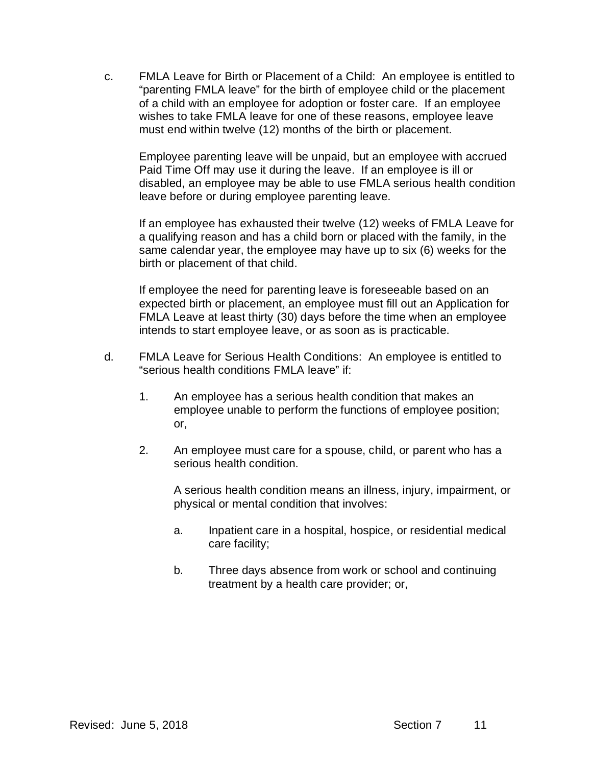c. FMLA Leave for Birth or Placement of a Child: An employee is entitled to "parenting FMLA leave" for the birth of employee child or the placement of a child with an employee for adoption or foster care. If an employee wishes to take FMLA leave for one of these reasons, employee leave must end within twelve (12) months of the birth or placement.

   Employee parenting leave will be unpaid, but an employee with accrued Paid Time Off may use it during the leave. If an employee is ill or disabled, an employee may be able to use FMLA serious health condition leave before or during employee parenting leave.

   If an employee has exhausted their twelve (12) weeks of FMLA Leave for a qualifying reason and has a child born or placed with the family, in the same calendar year, the employee may have up to six (6) weeks for the birth or placement of that child.

   If employee the need for parenting leave is foreseeable based on an expected birth or placement, an employee must fill out an Application for FMLA Leave at least thirty (30) days before the time when an employee intends to start employee leave, or as soon as is practicable.

d. FMLA Leave for Serious Health Conditions: An employee is entitled to "serious health conditions FMLA leave" if:

   1. An employee has a serious health condition that makes an employee unable to perform the functions of employee position; or,

   2. An employee must care for a spouse, child, or parent who has a serious health condition.

      A serious health condition means an illness, injury, impairment, or physical or mental condition that involves:

      a. Inpatient care in a hospital, hospice, or residential medical care facility;

      b. Three days absence from work or school and continuing treatment by a health care provider; or,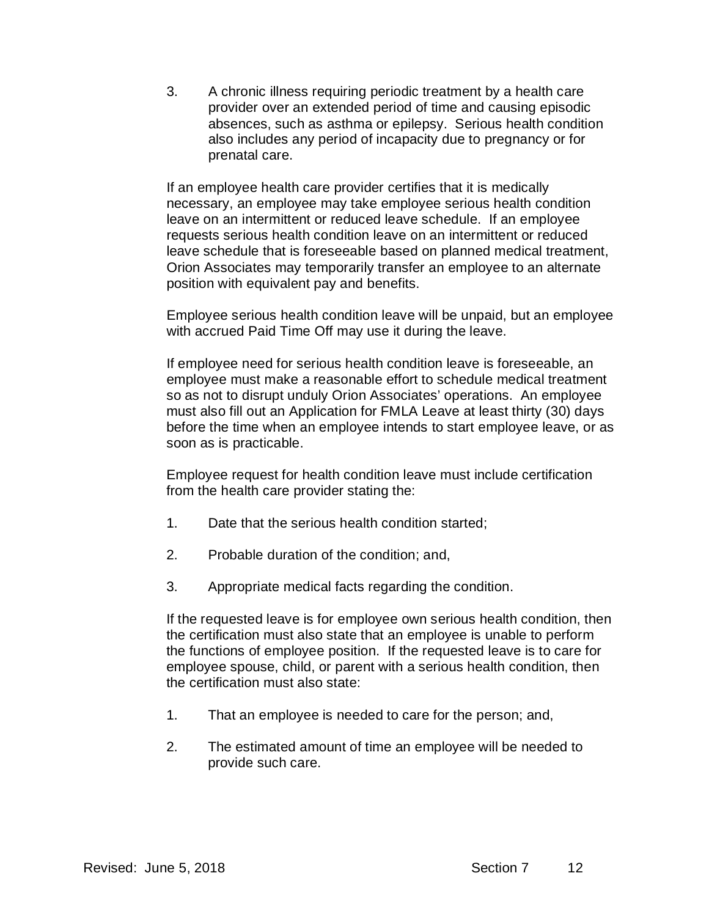3. A chronic illness requiring periodic treatment by a health care provider over an extended period of time and causing episodic absences, such as asthma or epilepsy. Serious health condition also includes any period of incapacity due to pregnancy or for prenatal care.

If an employee health care provider certifies that it is medically necessary, an employee may take employee serious health condition leave on an intermittent or reduced leave schedule. If an employee requests serious health condition leave on an intermittent or reduced leave schedule that is foreseeable based on planned medical treatment, Orion Associates may temporarily transfer an employee to an alternate position with equivalent pay and benefits.

Employee serious health condition leave will be unpaid, but an employee with accrued Paid Time Off may use it during the leave.

If employee need for serious health condition leave is foreseeable, an employee must make a reasonable effort to schedule medical treatment so as not to disrupt unduly Orion Associates' operations. An employee must also fill out an Application for FMLA Leave at least thirty (30) days before the time when an employee intends to start employee leave, or as soon as is practicable.

Employee request for health condition leave must include certification from the health care provider stating the:

1. Date that the serious health condition started;

2. Probable duration of the condition; and,

3. Appropriate medical facts regarding the condition.

If the requested leave is for employee own serious health condition, then the certification must also state that an employee is unable to perform the functions of employee position. If the requested leave is to care for employee spouse, child, or parent with a serious health condition, then the certification must also state:

1. That an employee is needed to care for the person; and,

2. The estimated amount of time an employee will be needed to provide such care.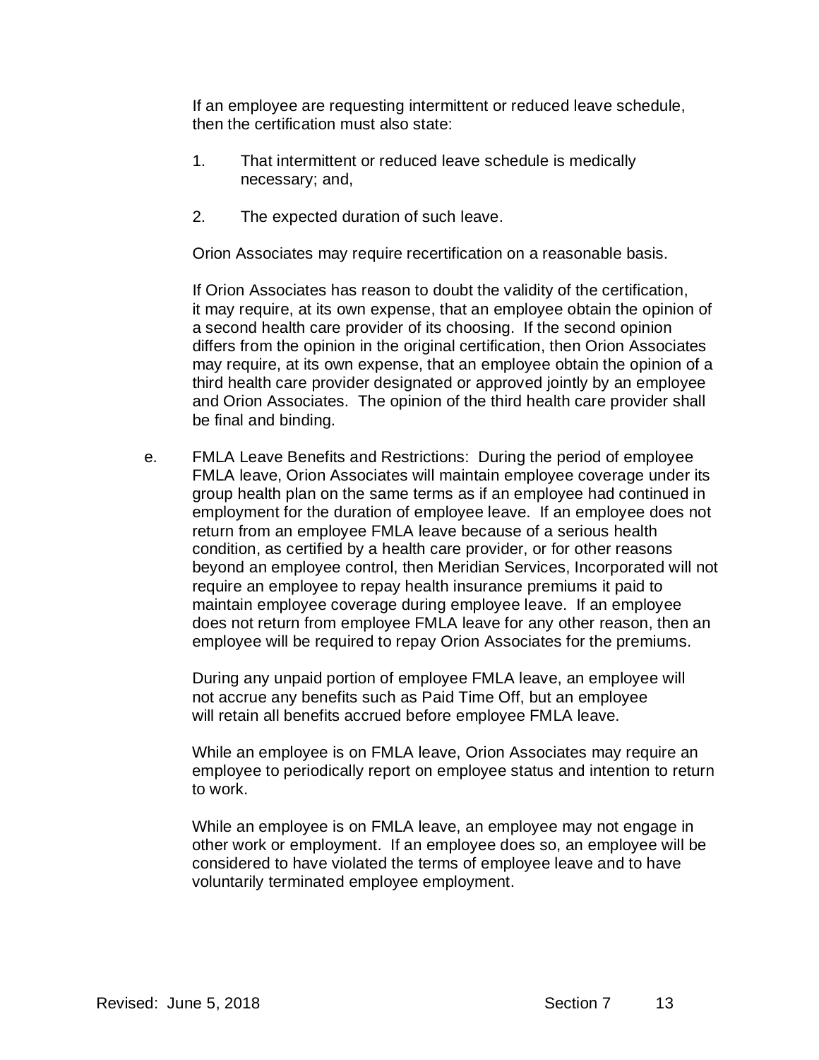If an employee are requesting intermittent or reduced leave schedule, then the certification must also state:

1. That intermittent or reduced leave schedule is medically necessary; and,

2. The expected duration of such leave.

Orion Associates may require recertification on a reasonable basis.

If Orion Associates has reason to doubt the validity of the certification, it may require, at its own expense, that an employee obtain the opinion of a second health care provider of its choosing. If the second opinion differs from the opinion in the original certification, then Orion Associates may require, at its own expense, that an employee obtain the opinion of a third health care provider designated or approved jointly by an employee and Orion Associates. The opinion of the third health care provider shall be final and binding.

e. FMLA Leave Benefits and Restrictions: During the period of employee FMLA leave, Orion Associates will maintain employee coverage under its group health plan on the same terms as if an employee had continued in employment for the duration of employee leave. If an employee does not return from an employee FMLA leave because of a serious health condition, as certified by a health care provider, or for other reasons beyond an employee control, then Meridian Services, Incorporated will not require an employee to repay health insurance premiums it paid to maintain employee coverage during employee leave. If an employee does not return from employee FMLA leave for any other reason, then an employee will be required to repay Orion Associates for the premiums.

During any unpaid portion of employee FMLA leave, an employee will not accrue any benefits such as Paid Time Off, but an employee will retain all benefits accrued before employee FMLA leave.

While an employee is on FMLA leave, Orion Associates may require an employee to periodically report on employee status and intention to return to work.

While an employee is on FMLA leave, an employee may not engage in other work or employment. If an employee does so, an employee will be considered to have violated the terms of employee leave and to have voluntarily terminated employee employment.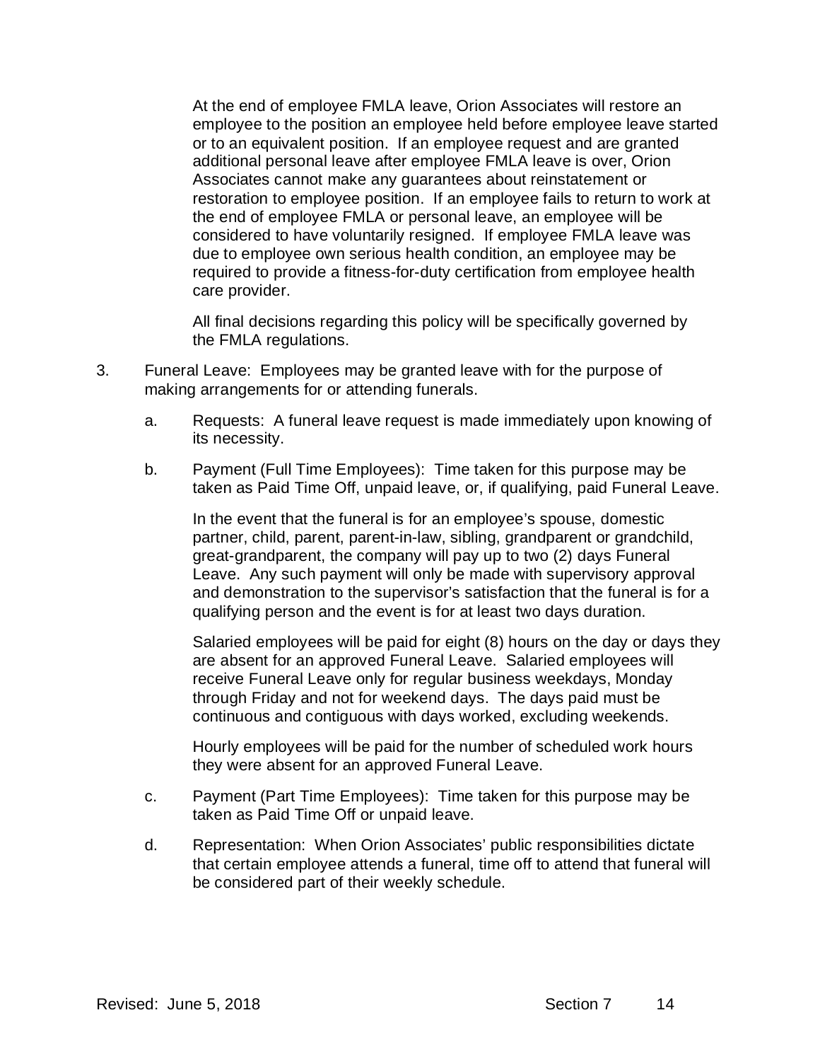At the end of employee FMLA leave, Orion Associates will restore an employee to the position an employee held before employee leave started or to an equivalent position. If an employee request and are granted additional personal leave after employee FMLA leave is over, Orion Associates cannot make any guarantees about reinstatement or restoration to employee position. If an employee fails to return to work at the end of employee FMLA or personal leave, an employee will be considered to have voluntarily resigned. If employee FMLA leave was due to employee own serious health condition, an employee may be required to provide a fitness-for-duty certification from employee health care provider.

All final decisions regarding this policy will be specifically governed by the FMLA regulations.

3. Funeral Leave: Employees may be granted leave with for the purpose of making arrangements for or attending funerals.

   a. Requests: A funeral leave request is made immediately upon knowing of its necessity.

   b. Payment (Full Time Employees): Time taken for this purpose may be taken as Paid Time Off, unpaid leave, or, if qualifying, paid Funeral Leave.

      In the event that the funeral is for an employee's spouse, domestic partner, child, parent, parent-in-law, sibling, grandparent or grandchild, great-grandparent, the company will pay up to two (2) days Funeral Leave. Any such payment will only be made with supervisory approval and demonstration to the supervisor's satisfaction that the funeral is for a qualifying person and the event is for at least two days duration.

      Salaried employees will be paid for eight (8) hours on the day or days they are absent for an approved Funeral Leave. Salaried employees will receive Funeral Leave only for regular business weekdays, Monday through Friday and not for weekend days. The days paid must be continuous and contiguous with days worked, excluding weekends.

      Hourly employees will be paid for the number of scheduled work hours they were absent for an approved Funeral Leave.

   c. Payment (Part Time Employees): Time taken for this purpose may be taken as Paid Time Off or unpaid leave.

   d. Representation: When Orion Associates' public responsibilities dictate that certain employee attends a funeral, time off to attend that funeral will be considered part of their weekly schedule.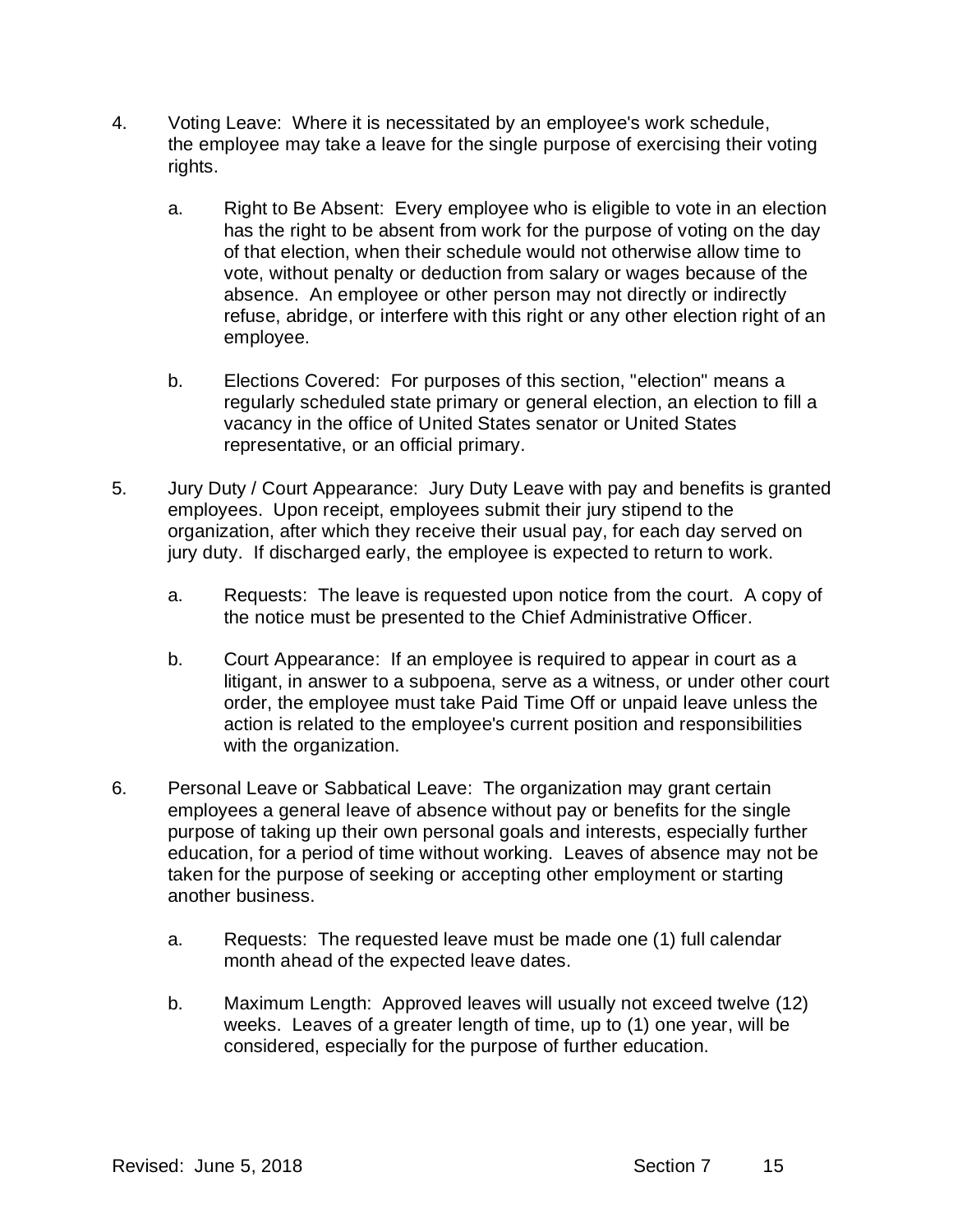4. Voting Leave: Where it is necessitated by an employee's work schedule, the employee may take a leave for the single purpose of exercising their voting rights.

   a. Right to Be Absent: Every employee who is eligible to vote in an election has the right to be absent from work for the purpose of voting on the day of that election, when their schedule would not otherwise allow time to vote, without penalty or deduction from salary or wages because of the absence. An employee or other person may not directly or indirectly refuse, abridge, or interfere with this right or any other election right of an employee.

   b. Elections Covered: For purposes of this section, "election" means a regularly scheduled state primary or general election, an election to fill a vacancy in the office of United States senator or United States representative, or an official primary.

5. Jury Duty / Court Appearance: Jury Duty Leave with pay and benefits is granted employees. Upon receipt, employees submit their jury stipend to the organization, after which they receive their usual pay, for each day served on jury duty. If discharged early, the employee is expected to return to work.

   a. Requests: The leave is requested upon notice from the court. A copy of the notice must be presented to the Chief Administrative Officer.

   b. Court Appearance: If an employee is required to appear in court as a litigant, in answer to a subpoena, serve as a witness, or under other court order, the employee must take Paid Time Off or unpaid leave unless the action is related to the employee's current position and responsibilities with the organization.

6. Personal Leave or Sabbatical Leave: The organization may grant certain employees a general leave of absence without pay or benefits for the single purpose of taking up their own personal goals and interests, especially further education, for a period of time without working. Leaves of absence may not be taken for the purpose of seeking or accepting other employment or starting another business.

   a. Requests: The requested leave must be made one (1) full calendar month ahead of the expected leave dates.

   b. Maximum Length: Approved leaves will usually not exceed twelve (12) weeks. Leaves of a greater length of time, up to (1) one year, will be considered, especially for the purpose of further education.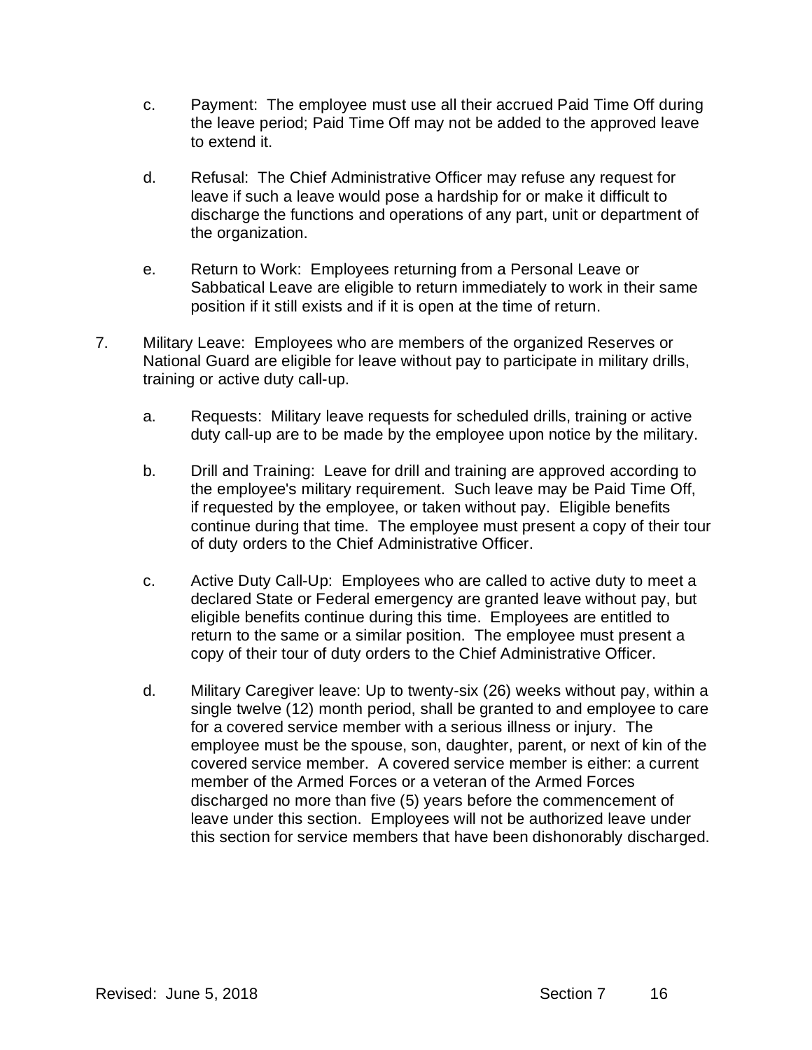c. Payment: The employee must use all their accrued Paid Time Off during the leave period; Paid Time Off may not be added to the approved leave to extend it.

d. Refusal: The Chief Administrative Officer may refuse any request for leave if such a leave would pose a hardship for or make it difficult to discharge the functions and operations of any part, unit or department of the organization.

e. Return to Work: Employees returning from a Personal Leave or Sabbatical Leave are eligible to return immediately to work in their same position if it still exists and if it is open at the time of return.

7. Military Leave: Employees who are members of the organized Reserves or National Guard are eligible for leave without pay to participate in military drills, training or active duty call-up.

   a. Requests: Military leave requests for scheduled drills, training or active duty call-up are to be made by the employee upon notice by the military.

   b. Drill and Training: Leave for drill and training are approved according to the employee's military requirement. Such leave may be Paid Time Off, if requested by the employee, or taken without pay. Eligible benefits continue during that time. The employee must present a copy of their tour of duty orders to the Chief Administrative Officer.

   c. Active Duty Call-Up: Employees who are called to active duty to meet a declared State or Federal emergency are granted leave without pay, but eligible benefits continue during this time. Employees are entitled to return to the same or a similar position. The employee must present a copy of their tour of duty orders to the Chief Administrative Officer.

   d. Military Caregiver leave: Up to twenty-six (26) weeks without pay, within a single twelve (12) month period, shall be granted to and employee to care for a covered service member with a serious illness or injury. The employee must be the spouse, son, daughter, parent, or next of kin of the covered service member. A covered service member is either: a current member of the Armed Forces or a veteran of the Armed Forces discharged no more than five (5) years before the commencement of leave under this section. Employees will not be authorized leave under this section for service members that have been dishonorably discharged.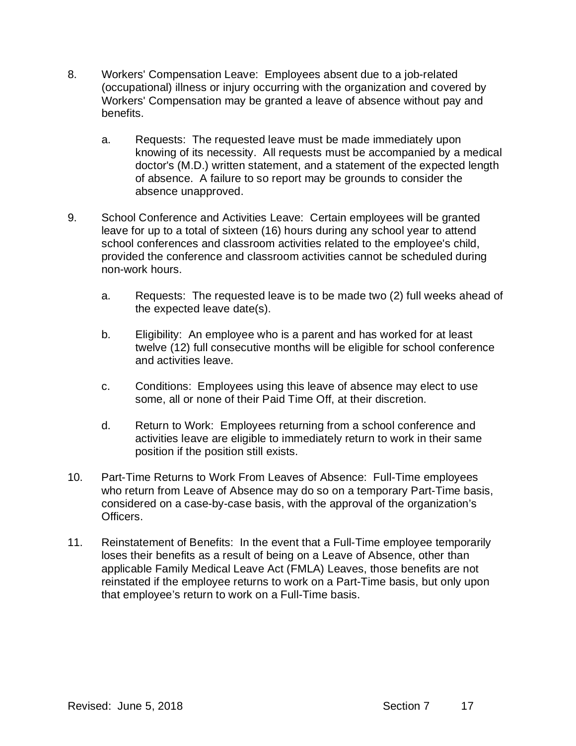8. Workers' Compensation Leave: Employees absent due to a job-related (occupational) illness or injury occurring with the organization and covered by Workers' Compensation may be granted a leave of absence without pay and benefits.

   a. Requests: The requested leave must be made immediately upon knowing of its necessity. All requests must be accompanied by a medical doctor's (M.D.) written statement, and a statement of the expected length of absence. A failure to so report may be grounds to consider the absence unapproved.

9. School Conference and Activities Leave: Certain employees will be granted leave for up to a total of sixteen (16) hours during any school year to attend school conferences and classroom activities related to the employee's child, provided the conference and classroom activities cannot be scheduled during non-work hours.

   a. Requests: The requested leave is to be made two (2) full weeks ahead of the expected leave date(s).

   b. Eligibility: An employee who is a parent and has worked for at least twelve (12) full consecutive months will be eligible for school conference and activities leave.

   c. Conditions: Employees using this leave of absence may elect to use some, all or none of their Paid Time Off, at their discretion.

   d. Return to Work: Employees returning from a school conference and activities leave are eligible to immediately return to work in their same position if the position still exists.

10. Part-Time Returns to Work From Leaves of Absence: Full-Time employees who return from Leave of Absence may do so on a temporary Part-Time basis, considered on a case-by-case basis, with the approval of the organization's Officers.

11. Reinstatement of Benefits: In the event that a Full-Time employee temporarily loses their benefits as a result of being on a Leave of Absence, other than applicable Family Medical Leave Act (FMLA) Leaves, those benefits are not reinstated if the employee returns to work on a Part-Time basis, but only upon that employee's return to work on a Full-Time basis.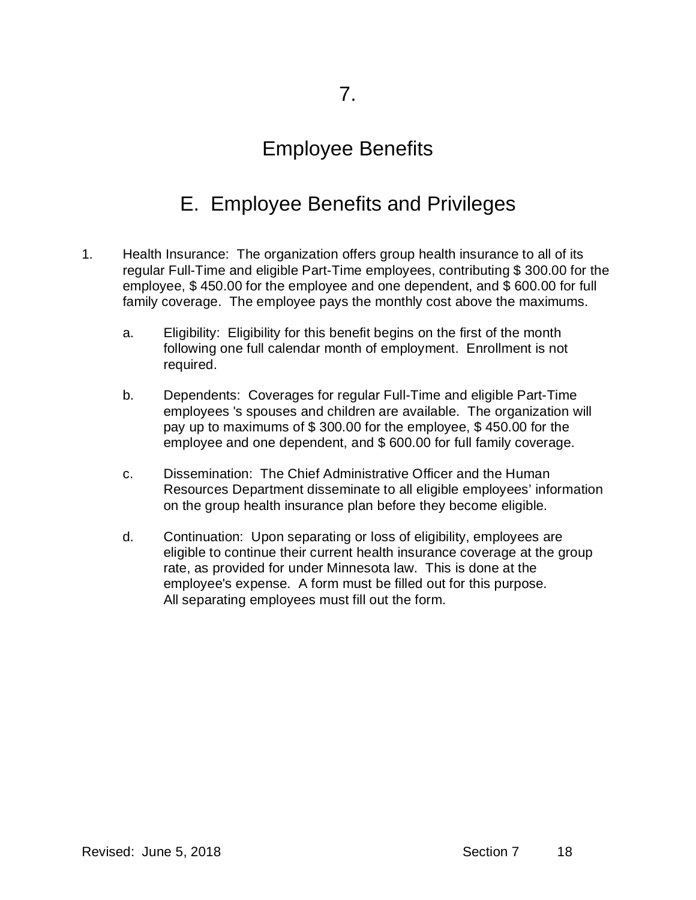# 7.

# Employee Benefits

## E. Employee Benefits and Privileges

1. Health Insurance: The organization offers group health insurance to all of its regular Full-Time and eligible Part-Time employees, contributing $ 300.00 for the employee, $ 450.00 for the employee and one dependent, and $ 600.00 for full family coverage. The employee pays the monthly cost above the maximums.

   a. Eligibility: Eligibility for this benefit begins on the first of the month following one full calendar month of employment. Enrollment is not required.

   b. Dependents: Coverages for regular Full-Time and eligible Part-Time employees 's spouses and children are available. The organization will pay up to maximums of $ 300.00 for the employee, $ 450.00 for the employee and one dependent, and $ 600.00 for full family coverage.

   c. Dissemination: The Chief Administrative Officer and the Human Resources Department disseminate to all eligible employees' information on the group health insurance plan before they become eligible.

   d. Continuation: Upon separating or loss of eligibility, employees are eligible to continue their current health insurance coverage at the group rate, as provided for under Minnesota law. This is done at the employee's expense. A form must be filled out for this purpose. All separating employees must fill out the form.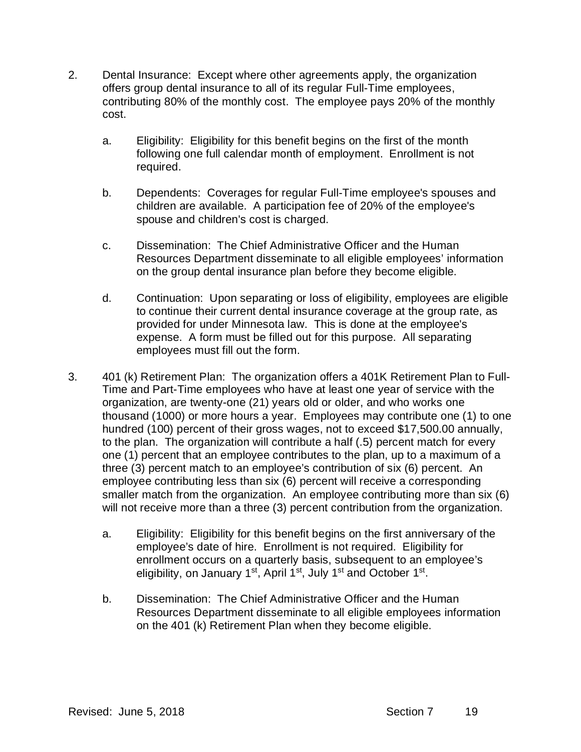2. Dental Insurance: Except where other agreements apply, the organization offers group dental insurance to all of its regular Full-Time employees, contributing 80% of the monthly cost. The employee pays 20% of the monthly cost.

   a. Eligibility: Eligibility for this benefit begins on the first of the month following one full calendar month of employment. Enrollment is not required.

   b. Dependents: Coverages for regular Full-Time employee's spouses and children are available. A participation fee of 20% of the employee's spouse and children's cost is charged.

   c. Dissemination: The Chief Administrative Officer and the Human Resources Department disseminate to all eligible employees' information on the group dental insurance plan before they become eligible.

   d. Continuation: Upon separating or loss of eligibility, employees are eligible to continue their current dental insurance coverage at the group rate, as provided for under Minnesota law. This is done at the employee's expense. A form must be filled out for this purpose. All separating employees must fill out the form.

3. 401 (k) Retirement Plan: The organization offers a 401K Retirement Plan to Full-Time and Part-Time employees who have at least one year of service with the organization, are twenty-one (21) years old or older, and who works one thousand (1000) or more hours a year. Employees may contribute one (1) to one hundred (100) percent of their gross wages, not to exceed $17,500.00 annually, to the plan. The organization will contribute a half (.5) percent match for every one (1) percent that an employee contributes to the plan, up to a maximum of a three (3) percent match to an employee's contribution of six (6) percent. An employee contributing less than six (6) percent will receive a corresponding smaller match from the organization. An employee contributing more than six (6) will not receive more than a three (3) percent contribution from the organization.

   a. Eligibility: Eligibility for this benefit begins on the first anniversary of the employee's date of hire. Enrollment is not required. Eligibility for enrollment occurs on a quarterly basis, subsequent to an employee's eligibility, on January 1st, April 1st, July 1st and October 1st.

   b. Dissemination: The Chief Administrative Officer and the Human Resources Department disseminate to all eligible employees information on the 401 (k) Retirement Plan when they become eligible.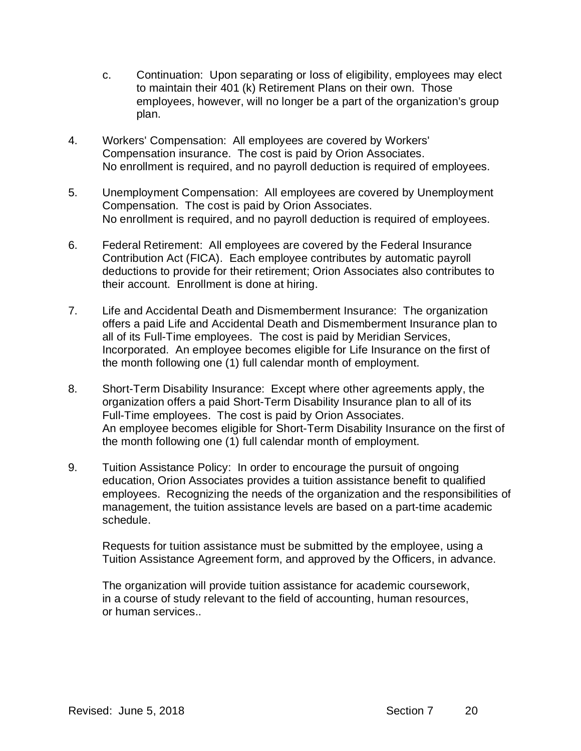c. Continuation: Upon separating or loss of eligibility, employees may elect to maintain their 401 (k) Retirement Plans on their own. Those employees, however, will no longer be a part of the organization's group plan.

4. Workers' Compensation: All employees are covered by Workers' Compensation insurance. The cost is paid by Orion Associates. No enrollment is required, and no payroll deduction is required of employees.

5. Unemployment Compensation: All employees are covered by Unemployment Compensation. The cost is paid by Orion Associates. No enrollment is required, and no payroll deduction is required of employees.

6. Federal Retirement: All employees are covered by the Federal Insurance Contribution Act (FICA). Each employee contributes by automatic payroll deductions to provide for their retirement; Orion Associates also contributes to their account. Enrollment is done at hiring.

7. Life and Accidental Death and Dismemberment Insurance: The organization offers a paid Life and Accidental Death and Dismemberment Insurance plan to all of its Full-Time employees. The cost is paid by Meridian Services, Incorporated. An employee becomes eligible for Life Insurance on the first of the month following one (1) full calendar month of employment.

8. Short-Term Disability Insurance: Except where other agreements apply, the organization offers a paid Short-Term Disability Insurance plan to all of its Full-Time employees. The cost is paid by Orion Associates. An employee becomes eligible for Short-Term Disability Insurance on the first of the month following one (1) full calendar month of employment.

9. Tuition Assistance Policy: In order to encourage the pursuit of ongoing education, Orion Associates provides a tuition assistance benefit to qualified employees. Recognizing the needs of the organization and the responsibilities of management, the tuition assistance levels are based on a part-time academic schedule.

   Requests for tuition assistance must be submitted by the employee, using a Tuition Assistance Agreement form, and approved by the Officers, in advance.

   The organization will provide tuition assistance for academic coursework, in a course of study relevant to the field of accounting, human resources, or human services..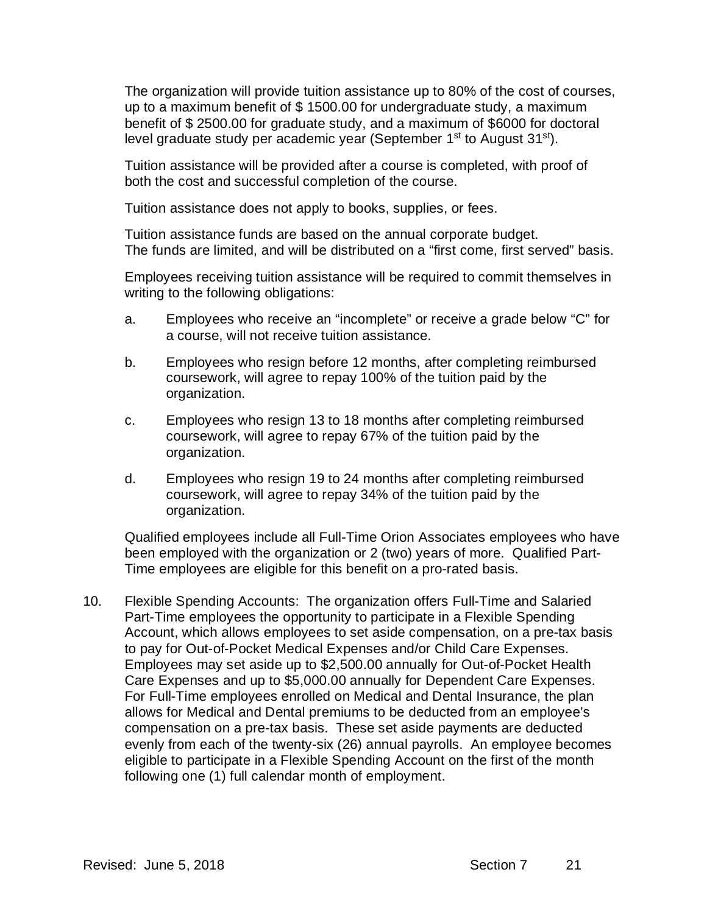The organization will provide tuition assistance up to 80% of the cost of courses, up to a maximum benefit of $ 1500.00 for undergraduate study, a maximum benefit of $ 2500.00 for graduate study, and a maximum of $6000 for doctoral level graduate study per academic year (September 1st to August 31st).

Tuition assistance will be provided after a course is completed, with proof of both the cost and successful completion of the course.

Tuition assistance does not apply to books, supplies, or fees.

Tuition assistance funds are based on the annual corporate budget. The funds are limited, and will be distributed on a "first come, first served" basis.

Employees receiving tuition assistance will be required to commit themselves in writing to the following obligations:

a. Employees who receive an "incomplete" or receive a grade below "C" for a course, will not receive tuition assistance.

b. Employees who resign before 12 months, after completing reimbursed coursework, will agree to repay 100% of the tuition paid by the organization.

c. Employees who resign 13 to 18 months after completing reimbursed coursework, will agree to repay 67% of the tuition paid by the organization.

d. Employees who resign 19 to 24 months after completing reimbursed coursework, will agree to repay 34% of the tuition paid by the organization.

Qualified employees include all Full-Time Orion Associates employees who have been employed with the organization or 2 (two) years of more. Qualified Part-Time employees are eligible for this benefit on a pro-rated basis.

10. Flexible Spending Accounts: The organization offers Full-Time and Salaried Part-Time employees the opportunity to participate in a Flexible Spending Account, which allows employees to set aside compensation, on a pre-tax basis to pay for Out-of-Pocket Medical Expenses and/or Child Care Expenses. Employees may set aside up to $2,500.00 annually for Out-of-Pocket Health Care Expenses and up to $5,000.00 annually for Dependent Care Expenses. For Full-Time employees enrolled on Medical and Dental Insurance, the plan allows for Medical and Dental premiums to be deducted from an employee's compensation on a pre-tax basis. These set aside payments are deducted evenly from each of the twenty-six (26) annual payrolls. An employee becomes eligible to participate in a Flexible Spending Account on the first of the month following one (1) full calendar month of employment.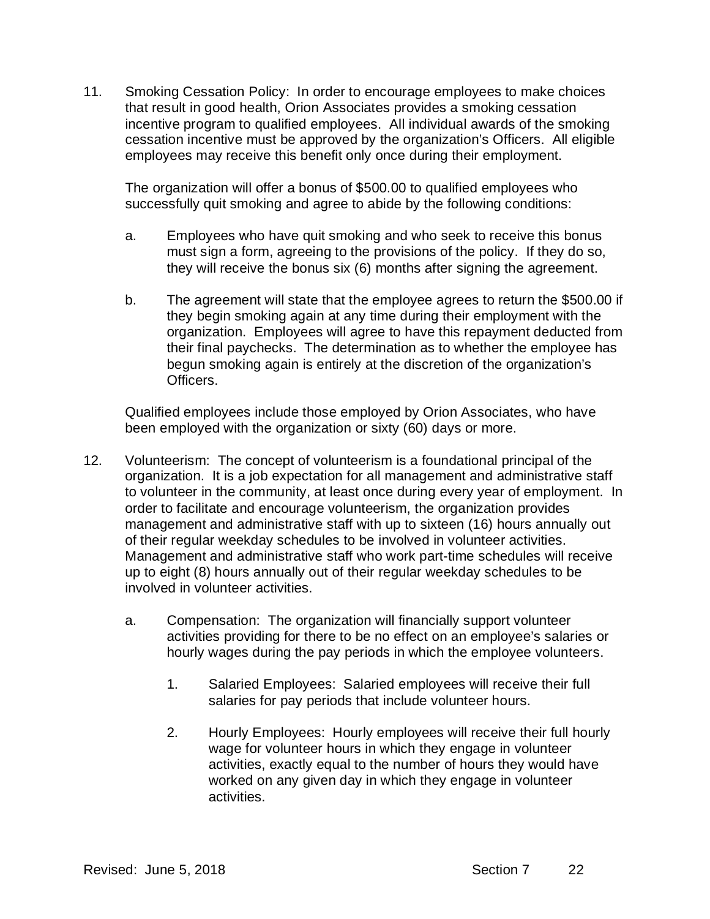11. Smoking Cessation Policy: In order to encourage employees to make choices that result in good health, Orion Associates provides a smoking cessation incentive program to qualified employees. All individual awards of the smoking cessation incentive must be approved by the organization's Officers. All eligible employees may receive this benefit only once during their employment.

    The organization will offer a bonus of $500.00 to qualified employees who successfully quit smoking and agree to abide by the following conditions:

    a. Employees who have quit smoking and who seek to receive this bonus must sign a form, agreeing to the provisions of the policy. If they do so, they will receive the bonus six (6) months after signing the agreement.

    b. The agreement will state that the employee agrees to return the $500.00 if they begin smoking again at any time during their employment with the organization. Employees will agree to have this repayment deducted from their final paychecks. The determination as to whether the employee has begun smoking again is entirely at the discretion of the organization's Officers.

    Qualified employees include those employed by Orion Associates, who have been employed with the organization or sixty (60) days or more.

12. Volunteerism: The concept of volunteerism is a foundational principal of the organization. It is a job expectation for all management and administrative staff to volunteer in the community, at least once during every year of employment. In order to facilitate and encourage volunteerism, the organization provides management and administrative staff with up to sixteen (16) hours annually out of their regular weekday schedules to be involved in volunteer activities. Management and administrative staff who work part-time schedules will receive up to eight (8) hours annually out of their regular weekday schedules to be involved in volunteer activities.

    a. Compensation: The organization will financially support volunteer activities providing for there to be no effect on an employee's salaries or hourly wages during the pay periods in which the employee volunteers.

        1. Salaried Employees: Salaried employees will receive their full salaries for pay periods that include volunteer hours.

        2. Hourly Employees: Hourly employees will receive their full hourly wage for volunteer hours in which they engage in volunteer activities, exactly equal to the number of hours they would have worked on any given day in which they engage in volunteer activities.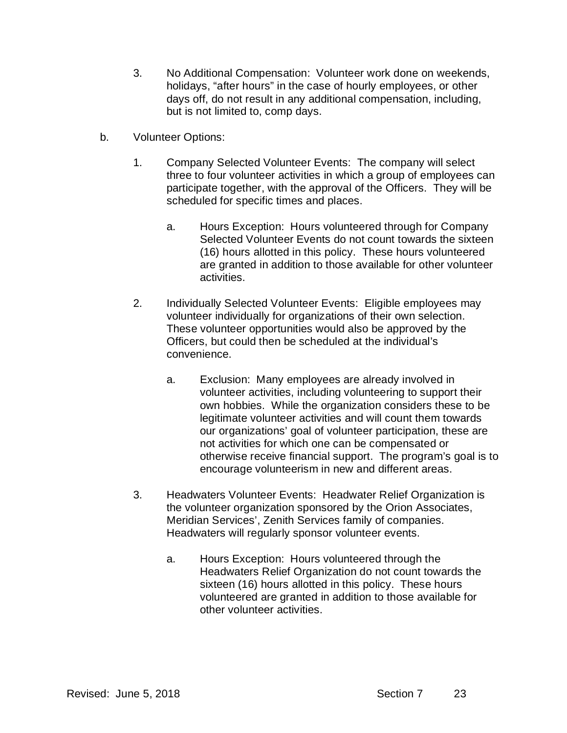3. No Additional Compensation: Volunteer work done on weekends, holidays, "after hours" in the case of hourly employees, or other days off, do not result in any additional compensation, including, but is not limited to, comp days.

b. Volunteer Options:

1. Company Selected Volunteer Events: The company will select three to four volunteer activities in which a group of employees can participate together, with the approval of the Officers. They will be scheduled for specific times and places.

   a. Hours Exception: Hours volunteered through for Company Selected Volunteer Events do not count towards the sixteen (16) hours allotted in this policy. These hours volunteered are granted in addition to those available for other volunteer activities.

2. Individually Selected Volunteer Events: Eligible employees may volunteer individually for organizations of their own selection. These volunteer opportunities would also be approved by the Officers, but could then be scheduled at the individual's convenience.

   a. Exclusion: Many employees are already involved in volunteer activities, including volunteering to support their own hobbies. While the organization considers these to be legitimate volunteer activities and will count them towards our organizations' goal of volunteer participation, these are not activities for which one can be compensated or otherwise receive financial support. The program's goal is to encourage volunteerism in new and different areas.

3. Headwaters Volunteer Events: Headwater Relief Organization is the volunteer organization sponsored by the Orion Associates, Meridian Services', Zenith Services family of companies. Headwaters will regularly sponsor volunteer events.

   a. Hours Exception: Hours volunteered through the Headwaters Relief Organization do not count towards the sixteen (16) hours allotted in this policy. These hours volunteered are granted in addition to those available for other volunteer activities.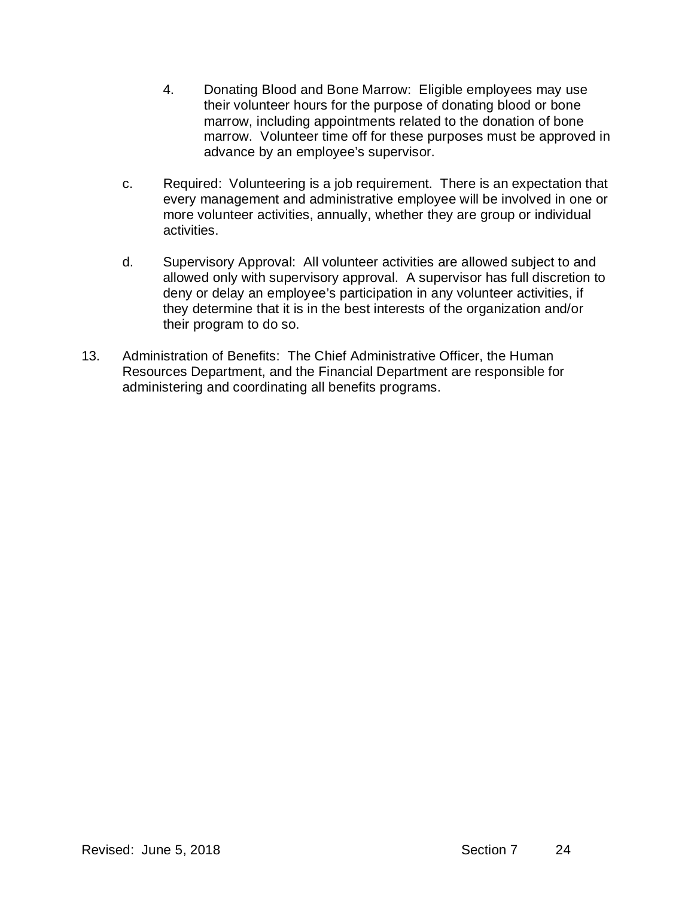4. Donating Blood and Bone Marrow: Eligible employees may use their volunteer hours for the purpose of donating blood or bone marrow, including appointments related to the donation of bone marrow. Volunteer time off for these purposes must be approved in advance by an employee's supervisor.

c. Required: Volunteering is a job requirement. There is an expectation that every management and administrative employee will be involved in one or more volunteer activities, annually, whether they are group or individual activities.

d. Supervisory Approval: All volunteer activities are allowed subject to and allowed only with supervisory approval. A supervisor has full discretion to deny or delay an employee's participation in any volunteer activities, if they determine that it is in the best interests of the organization and/or their program to do so.

13. Administration of Benefits: The Chief Administrative Officer, the Human Resources Department, and the Financial Department are responsible for administering and coordinating all benefits programs.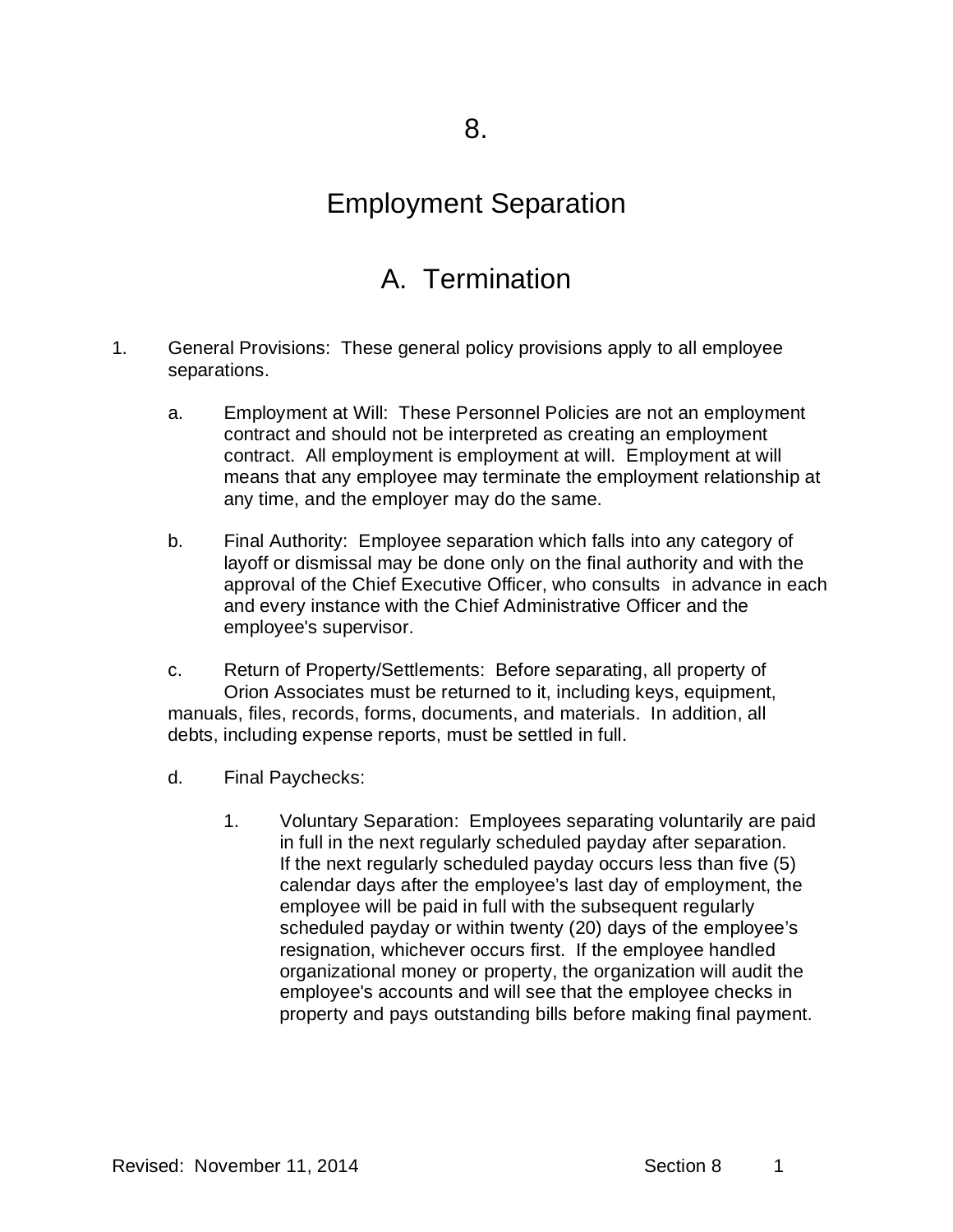# 8.

# Employment Separation

## A. Termination

1. General Provisions: These general policy provisions apply to all employee separations.

   a. Employment at Will: These Personnel Policies are not an employment contract and should not be interpreted as creating an employment contract. All employment is employment at will. Employment at will means that any employee may terminate the employment relationship at any time, and the employer may do the same.

   b. Final Authority: Employee separation which falls into any category of layoff or dismissal may be done only on the final authority and with the approval of the Chief Executive Officer, who consults in advance in each and every instance with the Chief Administrative Officer and the employee's supervisor.

   c. Return of Property/Settlements: Before separating, all property of Orion Associates must be returned to it, including keys, equipment, manuals, files, records, forms, documents, and materials. In addition, all debts, including expense reports, must be settled in full.

   d. Final Paychecks:

      1. Voluntary Separation: Employees separating voluntarily are paid in full in the next regularly scheduled payday after separation. If the next regularly scheduled payday occurs less than five (5) calendar days after the employee's last day of employment, the employee will be paid in full with the subsequent regularly scheduled payday or within twenty (20) days of the employee's resignation, whichever occurs first. If the employee handled organizational money or property, the organization will audit the employee's accounts and will see that the employee checks in property and pays outstanding bills before making final payment.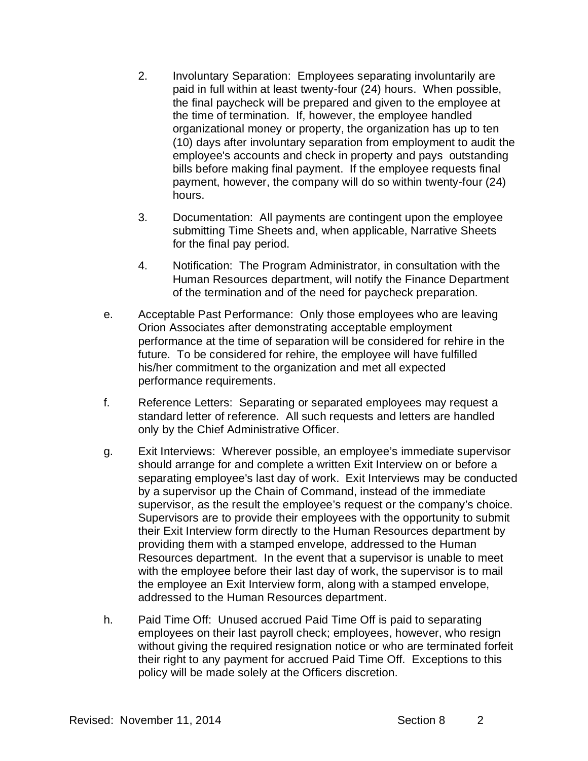2. Involuntary Separation: Employees separating involuntarily are paid in full within at least twenty-four (24) hours. When possible, the final paycheck will be prepared and given to the employee at the time of termination. If, however, the employee handled organizational money or property, the organization has up to ten (10) days after involuntary separation from employment to audit the employee's accounts and check in property and pays outstanding bills before making final payment. If the employee requests final payment, however, the company will do so within twenty-four (24) hours.

3. Documentation: All payments are contingent upon the employee submitting Time Sheets and, when applicable, Narrative Sheets for the final pay period.

4. Notification: The Program Administrator, in consultation with the Human Resources department, will notify the Finance Department of the termination and of the need for paycheck preparation.

e. Acceptable Past Performance: Only those employees who are leaving Orion Associates after demonstrating acceptable employment performance at the time of separation will be considered for rehire in the future. To be considered for rehire, the employee will have fulfilled his/her commitment to the organization and met all expected performance requirements.

f. Reference Letters: Separating or separated employees may request a standard letter of reference. All such requests and letters are handled only by the Chief Administrative Officer.

g. Exit Interviews: Wherever possible, an employee's immediate supervisor should arrange for and complete a written Exit Interview on or before a separating employee's last day of work. Exit Interviews may be conducted by a supervisor up the Chain of Command, instead of the immediate supervisor, as the result the employee's request or the company's choice. Supervisors are to provide their employees with the opportunity to submit their Exit Interview form directly to the Human Resources department by providing them with a stamped envelope, addressed to the Human Resources department. In the event that a supervisor is unable to meet with the employee before their last day of work, the supervisor is to mail the employee an Exit Interview form, along with a stamped envelope, addressed to the Human Resources department.

h. Paid Time Off: Unused accrued Paid Time Off is paid to separating employees on their last payroll check; employees, however, who resign without giving the required resignation notice or who are terminated forfeit their right to any payment for accrued Paid Time Off. Exceptions to this policy will be made solely at the Officers discretion.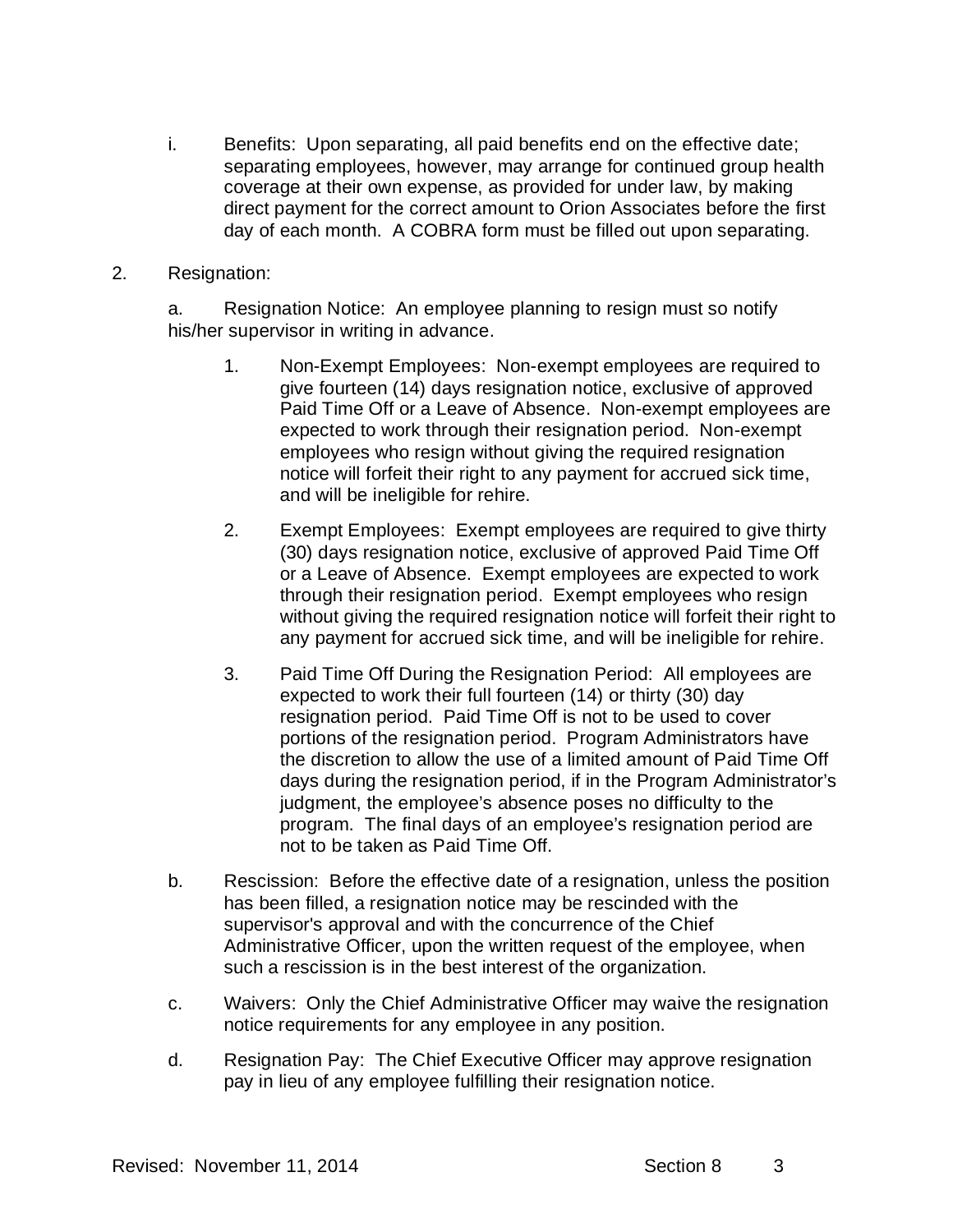i. Benefits: Upon separating, all paid benefits end on the effective date; separating employees, however, may arrange for continued group health coverage at their own expense, as provided for under law, by making direct payment for the correct amount to Orion Associates before the first day of each month. A COBRA form must be filled out upon separating.

2. Resignation:

a. Resignation Notice: An employee planning to resign must so notify his/her supervisor in writing in advance.

1. Non-Exempt Employees: Non-exempt employees are required to give fourteen (14) days resignation notice, exclusive of approved Paid Time Off or a Leave of Absence. Non-exempt employees are expected to work through their resignation period. Non-exempt employees who resign without giving the required resignation notice will forfeit their right to any payment for accrued sick time, and will be ineligible for rehire.

2. Exempt Employees: Exempt employees are required to give thirty (30) days resignation notice, exclusive of approved Paid Time Off or a Leave of Absence. Exempt employees are expected to work through their resignation period. Exempt employees who resign without giving the required resignation notice will forfeit their right to any payment for accrued sick time, and will be ineligible for rehire.

3. Paid Time Off During the Resignation Period: All employees are expected to work their full fourteen (14) or thirty (30) day resignation period. Paid Time Off is not to be used to cover portions of the resignation period. Program Administrators have the discretion to allow the use of a limited amount of Paid Time Off days during the resignation period, if in the Program Administrator's judgment, the employee's absence poses no difficulty to the program. The final days of an employee's resignation period are not to be taken as Paid Time Off.

b. Rescission: Before the effective date of a resignation, unless the position has been filled, a resignation notice may be rescinded with the supervisor's approval and with the concurrence of the Chief Administrative Officer, upon the written request of the employee, when such a rescission is in the best interest of the organization.

c. Waivers: Only the Chief Administrative Officer may waive the resignation notice requirements for any employee in any position.

d. Resignation Pay: The Chief Executive Officer may approve resignation pay in lieu of any employee fulfilling their resignation notice.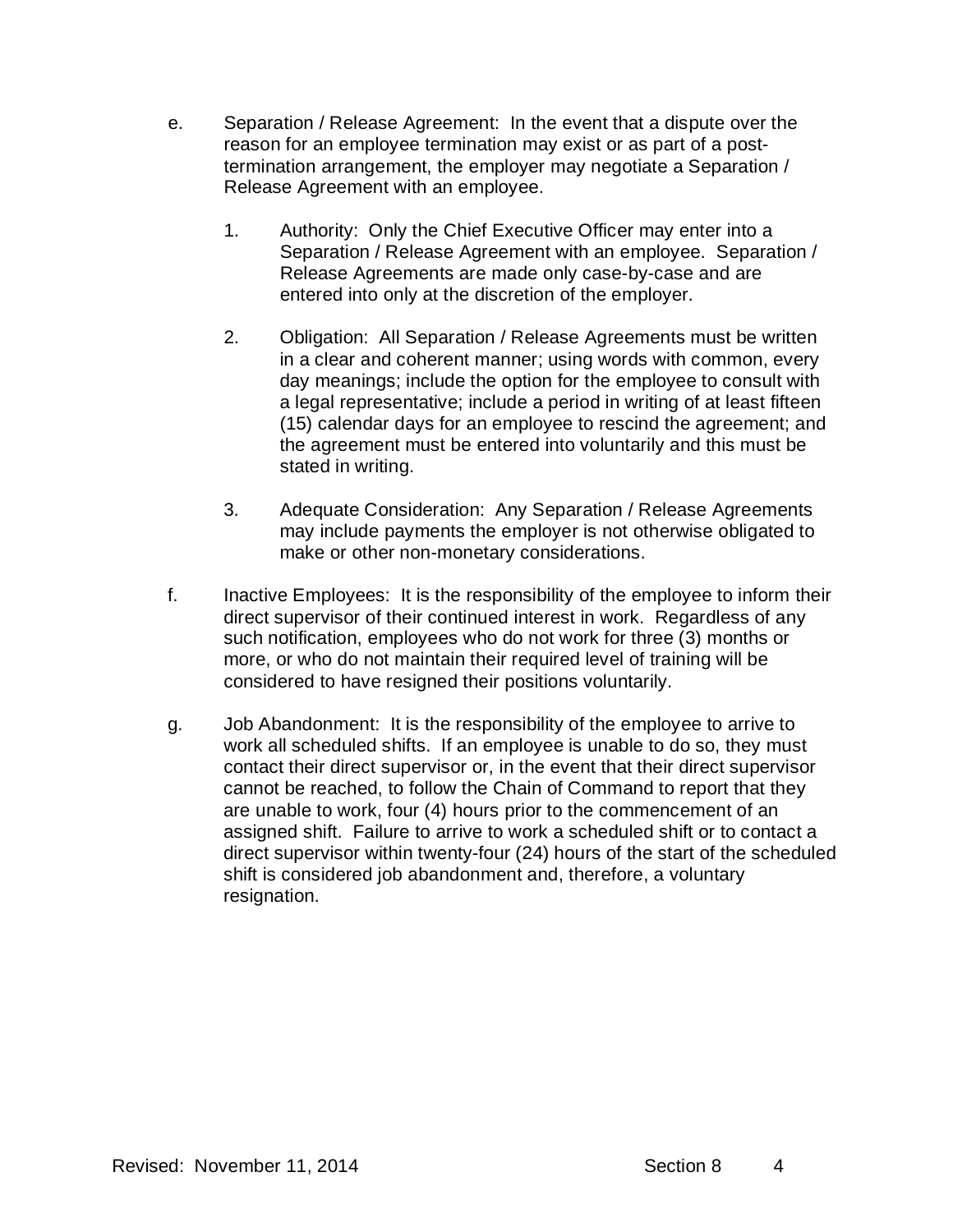e. Separation / Release Agreement: In the event that a dispute over the reason for an employee termination may exist or as part of a post-termination arrangement, the employer may negotiate a Separation / Release Agreement with an employee.

   1. Authority: Only the Chief Executive Officer may enter into a Separation / Release Agreement with an employee. Separation / Release Agreements are made only case-by-case and are entered into only at the discretion of the employer.

   2. Obligation: All Separation / Release Agreements must be written in a clear and coherent manner; using words with common, every day meanings; include the option for the employee to consult with a legal representative; include a period in writing of at least fifteen (15) calendar days for an employee to rescind the agreement; and the agreement must be entered into voluntarily and this must be stated in writing.

   3. Adequate Consideration: Any Separation / Release Agreements may include payments the employer is not otherwise obligated to make or other non-monetary considerations.

f. Inactive Employees: It is the responsibility of the employee to inform their direct supervisor of their continued interest in work. Regardless of any such notification, employees who do not work for three (3) months or more, or who do not maintain their required level of training will be considered to have resigned their positions voluntarily.

g. Job Abandonment: It is the responsibility of the employee to arrive to work all scheduled shifts. If an employee is unable to do so, they must contact their direct supervisor or, in the event that their direct supervisor cannot be reached, to follow the Chain of Command to report that they are unable to work, four (4) hours prior to the commencement of an assigned shift. Failure to arrive to work a scheduled shift or to contact a direct supervisor within twenty-four (24) hours of the start of the scheduled shift is considered job abandonment and, therefore, a voluntary resignation.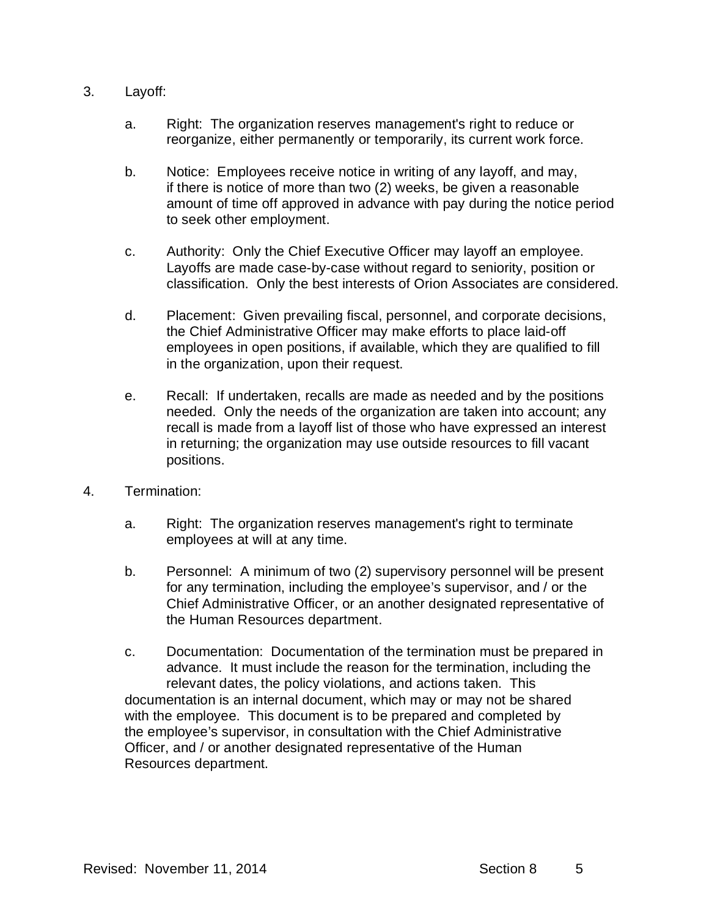3. Layoff:

   a. Right: The organization reserves management's right to reduce or reorganize, either permanently or temporarily, its current work force.

   b. Notice: Employees receive notice in writing of any layoff, and may, if there is notice of more than two (2) weeks, be given a reasonable amount of time off approved in advance with pay during the notice period to seek other employment.

   c. Authority: Only the Chief Executive Officer may layoff an employee. Layoffs are made case-by-case without regard to seniority, position or classification. Only the best interests of Orion Associates are considered.

   d. Placement: Given prevailing fiscal, personnel, and corporate decisions, the Chief Administrative Officer may make efforts to place laid-off employees in open positions, if available, which they are qualified to fill in the organization, upon their request.

   e. Recall: If undertaken, recalls are made as needed and by the positions needed. Only the needs of the organization are taken into account; any recall is made from a layoff list of those who have expressed an interest in returning; the organization may use outside resources to fill vacant positions.

4. Termination:

   a. Right: The organization reserves management's right to terminate employees at will at any time.

   b. Personnel: A minimum of two (2) supervisory personnel will be present for any termination, including the employee's supervisor, and / or the Chief Administrative Officer, or an another designated representative of the Human Resources department.

   c. Documentation: Documentation of the termination must be prepared in advance. It must include the reason for the termination, including the relevant dates, the policy violations, and actions taken. This documentation is an internal document, which may or may not be shared with the employee. This document is to be prepared and completed by the employee's supervisor, in consultation with the Chief Administrative Officer, and / or another designated representative of the Human Resources department.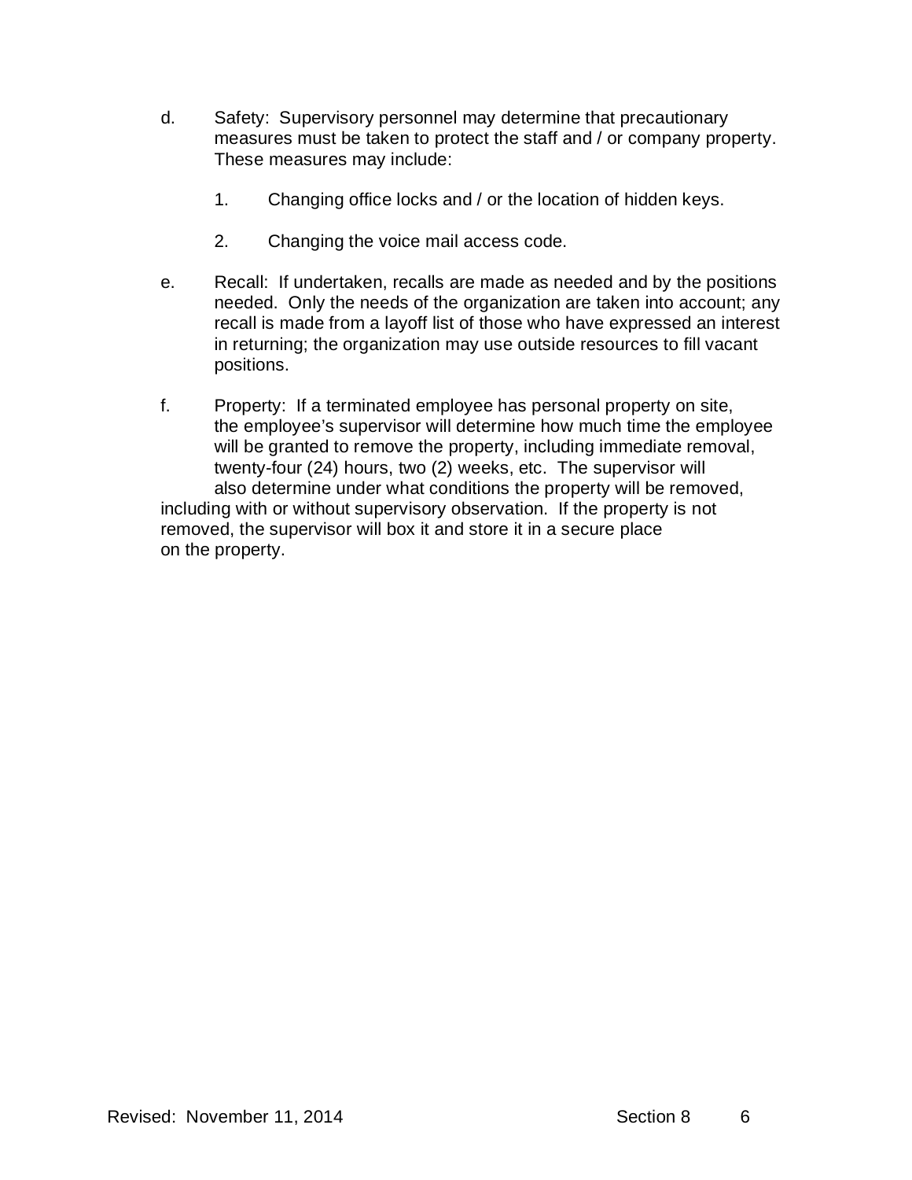d. Safety: Supervisory personnel may determine that precautionary measures must be taken to protect the staff and / or company property. These measures may include:

   1. Changing office locks and / or the location of hidden keys.

   2. Changing the voice mail access code.

e. Recall: If undertaken, recalls are made as needed and by the positions needed. Only the needs of the organization are taken into account; any recall is made from a layoff list of those who have expressed an interest in returning; the organization may use outside resources to fill vacant positions.

f. Property: If a terminated employee has personal property on site, the employee's supervisor will determine how much time the employee will be granted to remove the property, including immediate removal, twenty-four (24) hours, two (2) weeks, etc. The supervisor will also determine under what conditions the property will be removed, including with or without supervisory observation. If the property is not removed, the supervisor will box it and store it in a secure place on the property.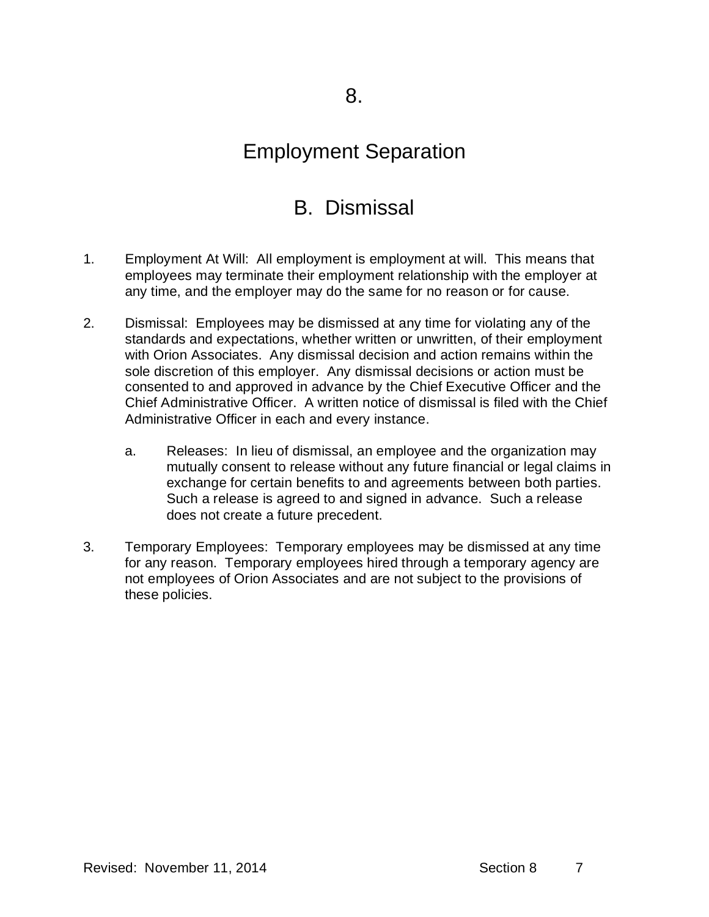# 8.

# Employment Separation

## B. Dismissal

1. Employment At Will: All employment is employment at will. This means that employees may terminate their employment relationship with the employer at any time, and the employer may do the same for no reason or for cause.

2. Dismissal: Employees may be dismissed at any time for violating any of the standards and expectations, whether written or unwritten, of their employment with Orion Associates. Any dismissal decision and action remains within the sole discretion of this employer. Any dismissal decisions or action must be consented to and approved in advance by the Chief Executive Officer and the Chief Administrative Officer. A written notice of dismissal is filed with the Chief Administrative Officer in each and every instance.

   a. Releases: In lieu of dismissal, an employee and the organization may mutually consent to release without any future financial or legal claims in exchange for certain benefits to and agreements between both parties. Such a release is agreed to and signed in advance. Such a release does not create a future precedent.

3. Temporary Employees: Temporary employees may be dismissed at any time for any reason. Temporary employees hired through a temporary agency are not employees of Orion Associates and are not subject to the provisions of these policies.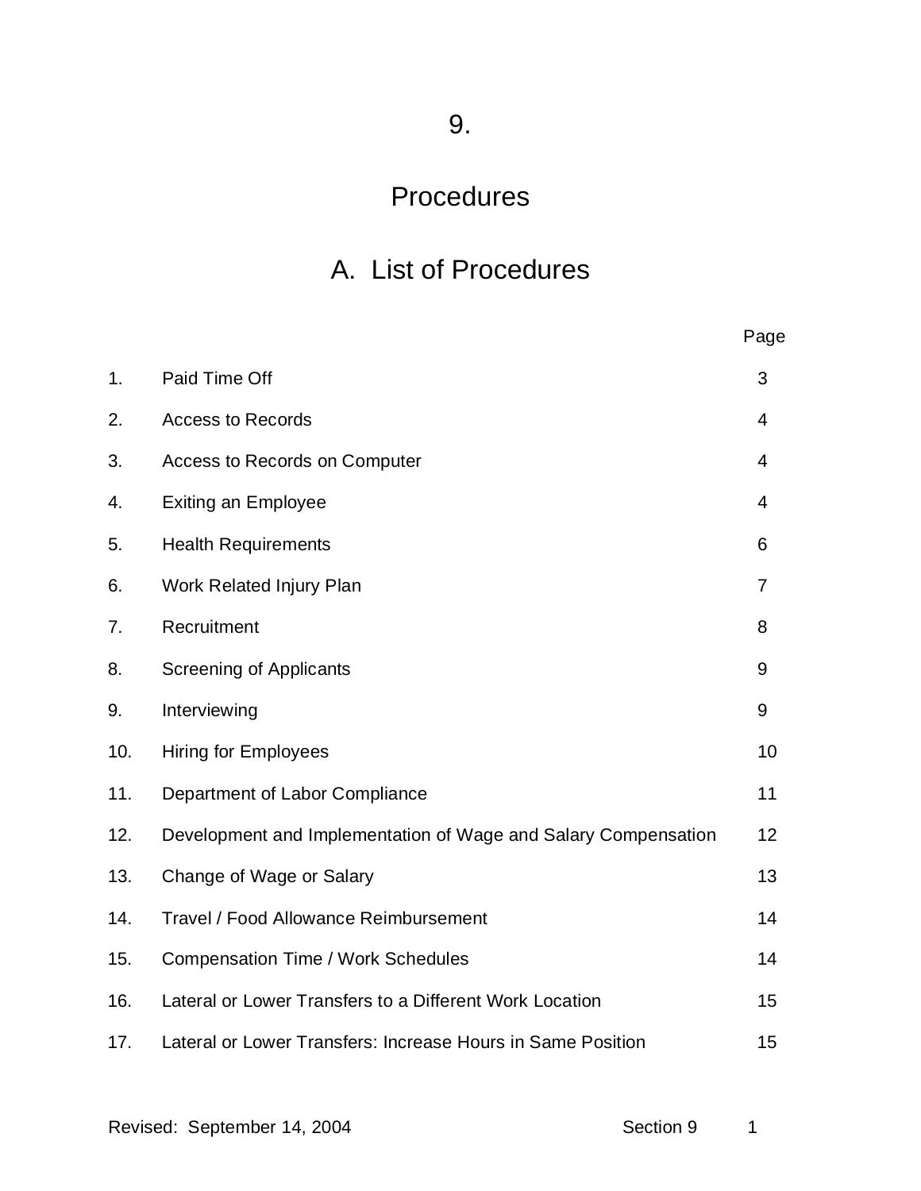# 9.

# Procedures

## A. List of Procedures

| | | Page |
|---|---|---|
| 1. | Paid Time Off | 3 |
| 2. | Access to Records | 4 |
| 3. | Access to Records on Computer | 4 |
| 4. | Exiting an Employee | 4 |
| 5. | Health Requirements | 6 |
| 6. | Work Related Injury Plan | 7 |
| 7. | Recruitment | 8 |
| 8. | Screening of Applicants | 9 |
| 9. | Interviewing | 9 |
| 10. | Hiring for Employees | 10 |
| 11. | Department of Labor Compliance | 11 |
| 12. | Development and Implementation of Wage and Salary Compensation | 12 |
| 13. | Change of Wage or Salary | 13 |
| 14. | Travel / Food Allowance Reimbursement | 14 |
| 15. | Compensation Time / Work Schedules | 14 |
| 16. | Lateral or Lower Transfers to a Different Work Location | 15 |
| 17. | Lateral or Lower Transfers: Increase Hours in Same Position | 15 |

Revised: September 14, 2004 Section 9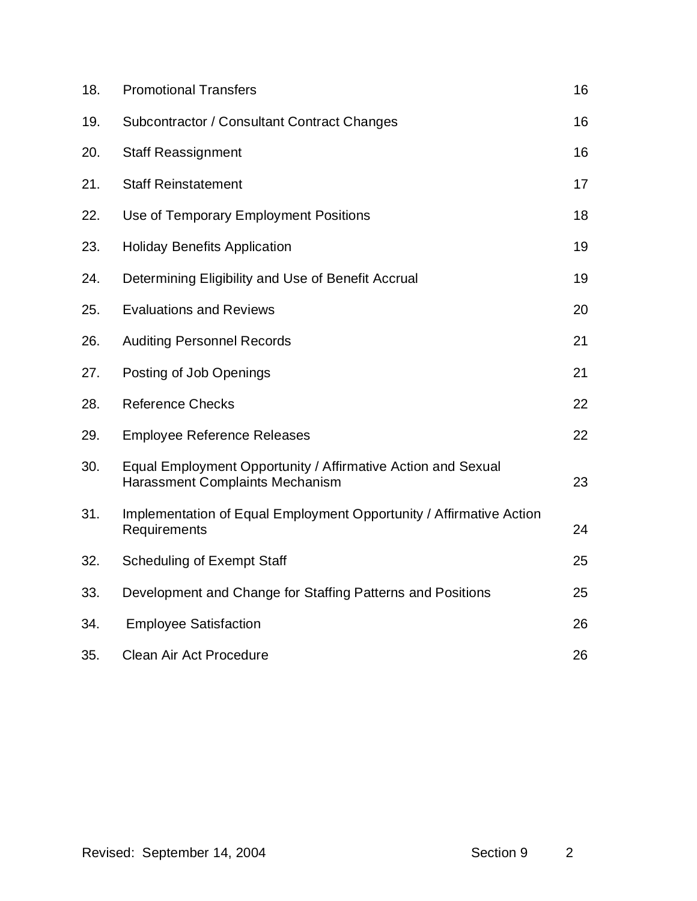| | | |
|---|---|---|
| 18. | Promotional Transfers | 16 |
| 19. | Subcontractor / Consultant Contract Changes | 16 |
| 20. | Staff Reassignment | 16 |
| 21. | Staff Reinstatement | 17 |
| 22. | Use of Temporary Employment Positions | 18 |
| 23. | Holiday Benefits Application | 19 |
| 24. | Determining Eligibility and Use of Benefit Accrual | 19 |
| 25. | Evaluations and Reviews | 20 |
| 26. | Auditing Personnel Records | 21 |
| 27. | Posting of Job Openings | 21 |
| 28. | Reference Checks | 22 |
| 29. | Employee Reference Releases | 22 |
| 30. | Equal Employment Opportunity / Affirmative Action and Sexual Harassment Complaints Mechanism | 23 |
| 31. | Implementation of Equal Employment Opportunity / Affirmative Action Requirements | 24 |
| 32. | Scheduling of Exempt Staff | 25 |
| 33. | Development and Change for Staffing Patterns and Positions | 25 |
| 34. | Employee Satisfaction | 26 |
| 35. | Clean Air Act Procedure | 26 |

Revised: September 14, 2004 Section 9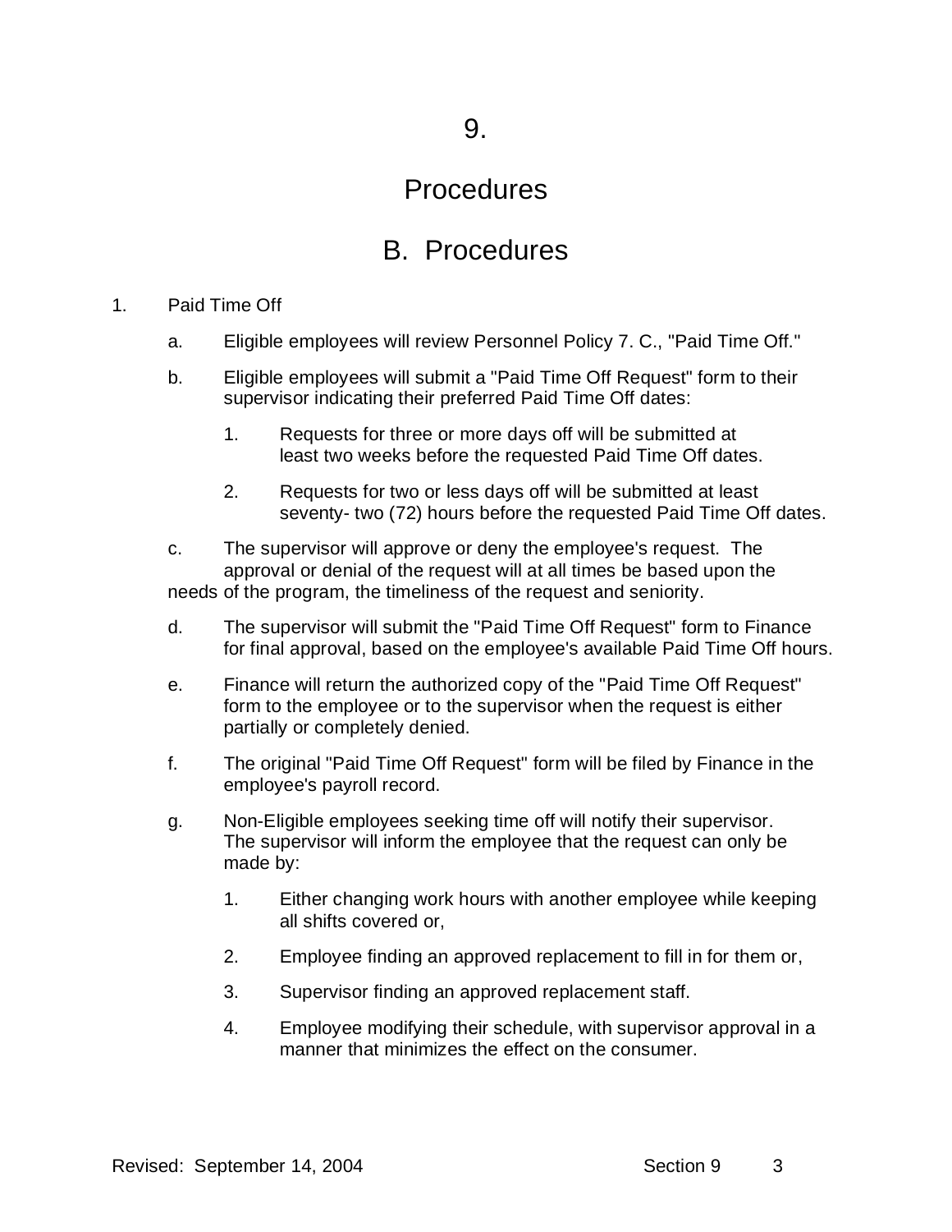# 9.

# Procedures

## B. Procedures

1. Paid Time Off

   a. Eligible employees will review Personnel Policy 7. C., "Paid Time Off."

   b. Eligible employees will submit a "Paid Time Off Request" form to their supervisor indicating their preferred Paid Time Off dates:

      1. Requests for three or more days off will be submitted at least two weeks before the requested Paid Time Off dates.

      2. Requests for two or less days off will be submitted at least seventy- two (72) hours before the requested Paid Time Off dates.

   c. The supervisor will approve or deny the employee's request. The approval or denial of the request will at all times be based upon the needs of the program, the timeliness of the request and seniority.

   d. The supervisor will submit the "Paid Time Off Request" form to Finance for final approval, based on the employee's available Paid Time Off hours.

   e. Finance will return the authorized copy of the "Paid Time Off Request" form to the employee or to the supervisor when the request is either partially or completely denied.

   f. The original "Paid Time Off Request" form will be filed by Finance in the employee's payroll record.

   g. Non-Eligible employees seeking time off will notify their supervisor. The supervisor will inform the employee that the request can only be made by:

      1. Either changing work hours with another employee while keeping all shifts covered or,

      2. Employee finding an approved replacement to fill in for them or,

      3. Supervisor finding an approved replacement staff.

      4. Employee modifying their schedule, with supervisor approval in a manner that minimizes the effect on the consumer.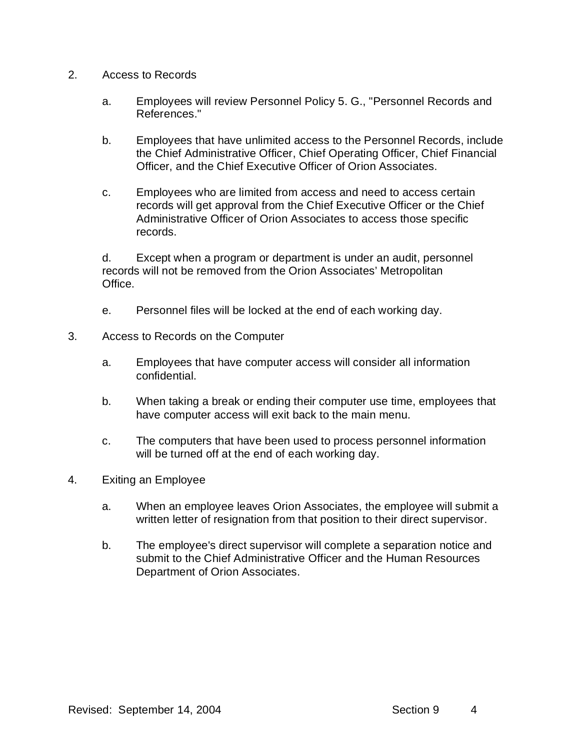2. Access to Records

   a. Employees will review Personnel Policy 5. G., "Personnel Records and References."

   b. Employees that have unlimited access to the Personnel Records, include the Chief Administrative Officer, Chief Operating Officer, Chief Financial Officer, and the Chief Executive Officer of Orion Associates.

   c. Employees who are limited from access and need to access certain records will get approval from the Chief Executive Officer or the Chief Administrative Officer of Orion Associates to access those specific records.

   d. Except when a program or department is under an audit, personnel records will not be removed from the Orion Associates' Metropolitan Office.

   e. Personnel files will be locked at the end of each working day.

3. Access to Records on the Computer

   a. Employees that have computer access will consider all information confidential.

   b. When taking a break or ending their computer use time, employees that have computer access will exit back to the main menu.

   c. The computers that have been used to process personnel information will be turned off at the end of each working day.

4. Exiting an Employee

   a. When an employee leaves Orion Associates, the employee will submit a written letter of resignation from that position to their direct supervisor.

   b. The employee's direct supervisor will complete a separation notice and submit to the Chief Administrative Officer and the Human Resources Department of Orion Associates.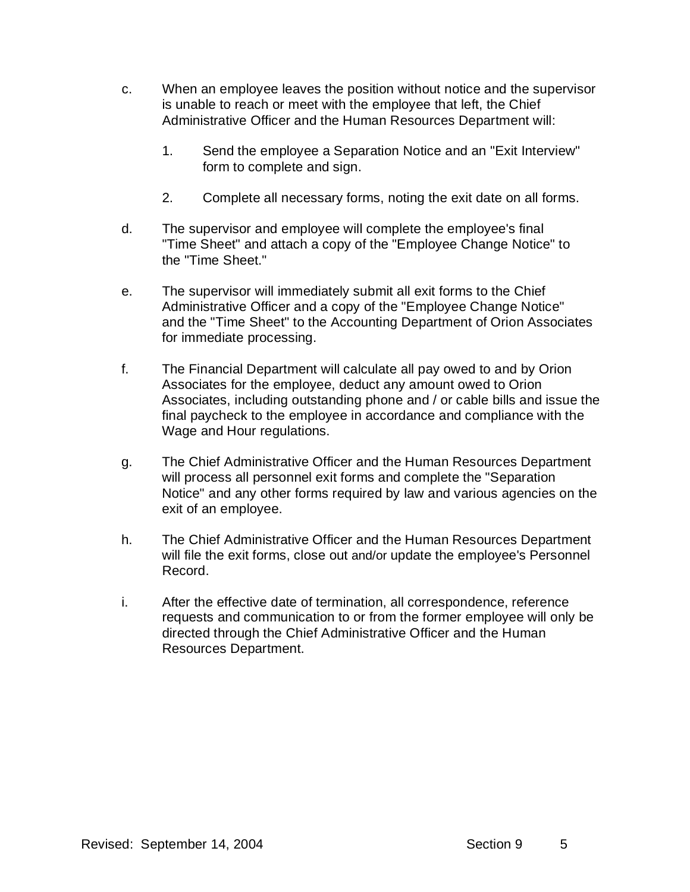c. When an employee leaves the position without notice and the supervisor is unable to reach or meet with the employee that left, the Chief Administrative Officer and the Human Resources Department will:

   1. Send the employee a Separation Notice and an "Exit Interview" form to complete and sign.

   2. Complete all necessary forms, noting the exit date on all forms.

d. The supervisor and employee will complete the employee's final "Time Sheet" and attach a copy of the "Employee Change Notice" to the "Time Sheet."

e. The supervisor will immediately submit all exit forms to the Chief Administrative Officer and a copy of the "Employee Change Notice" and the "Time Sheet" to the Accounting Department of Orion Associates for immediate processing.

f. The Financial Department will calculate all pay owed to and by Orion Associates for the employee, deduct any amount owed to Orion Associates, including outstanding phone and / or cable bills and issue the final paycheck to the employee in accordance and compliance with the Wage and Hour regulations.

g. The Chief Administrative Officer and the Human Resources Department will process all personnel exit forms and complete the "Separation Notice" and any other forms required by law and various agencies on the exit of an employee.

h. The Chief Administrative Officer and the Human Resources Department will file the exit forms, close out and/or update the employee's Personnel Record.

i. After the effective date of termination, all correspondence, reference requests and communication to or from the former employee will only be directed through the Chief Administrative Officer and the Human Resources Department.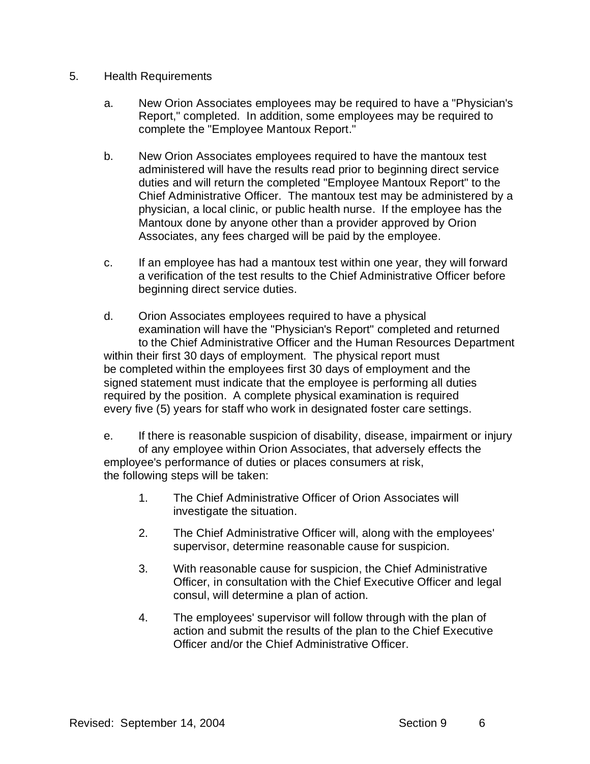5. Health Requirements

   a. New Orion Associates employees may be required to have a "Physician's Report," completed. In addition, some employees may be required to complete the "Employee Mantoux Report."

   b. New Orion Associates employees required to have the mantoux test administered will have the results read prior to beginning direct service duties and will return the completed "Employee Mantoux Report" to the Chief Administrative Officer. The mantoux test may be administered by a physician, a local clinic, or public health nurse. If the employee has the Mantoux done by anyone other than a provider approved by Orion Associates, any fees charged will be paid by the employee.

   c. If an employee has had a mantoux test within one year, they will forward a verification of the test results to the Chief Administrative Officer before beginning direct service duties.

   d. Orion Associates employees required to have a physical examination will have the "Physician's Report" completed and returned to the Chief Administrative Officer and the Human Resources Department within their first 30 days of employment. The physical report must be completed within the employees first 30 days of employment and the signed statement must indicate that the employee is performing all duties required by the position. A complete physical examination is required every five (5) years for staff who work in designated foster care settings.

   e. If there is reasonable suspicion of disability, disease, impairment or injury of any employee within Orion Associates, that adversely effects the employee's performance of duties or places consumers at risk, the following steps will be taken:

      1. The Chief Administrative Officer of Orion Associates will investigate the situation.

      2. The Chief Administrative Officer will, along with the employees' supervisor, determine reasonable cause for suspicion.

      3. With reasonable cause for suspicion, the Chief Administrative Officer, in consultation with the Chief Executive Officer and legal consul, will determine a plan of action.

      4. The employees' supervisor will follow through with the plan of action and submit the results of the plan to the Chief Executive Officer and/or the Chief Administrative Officer.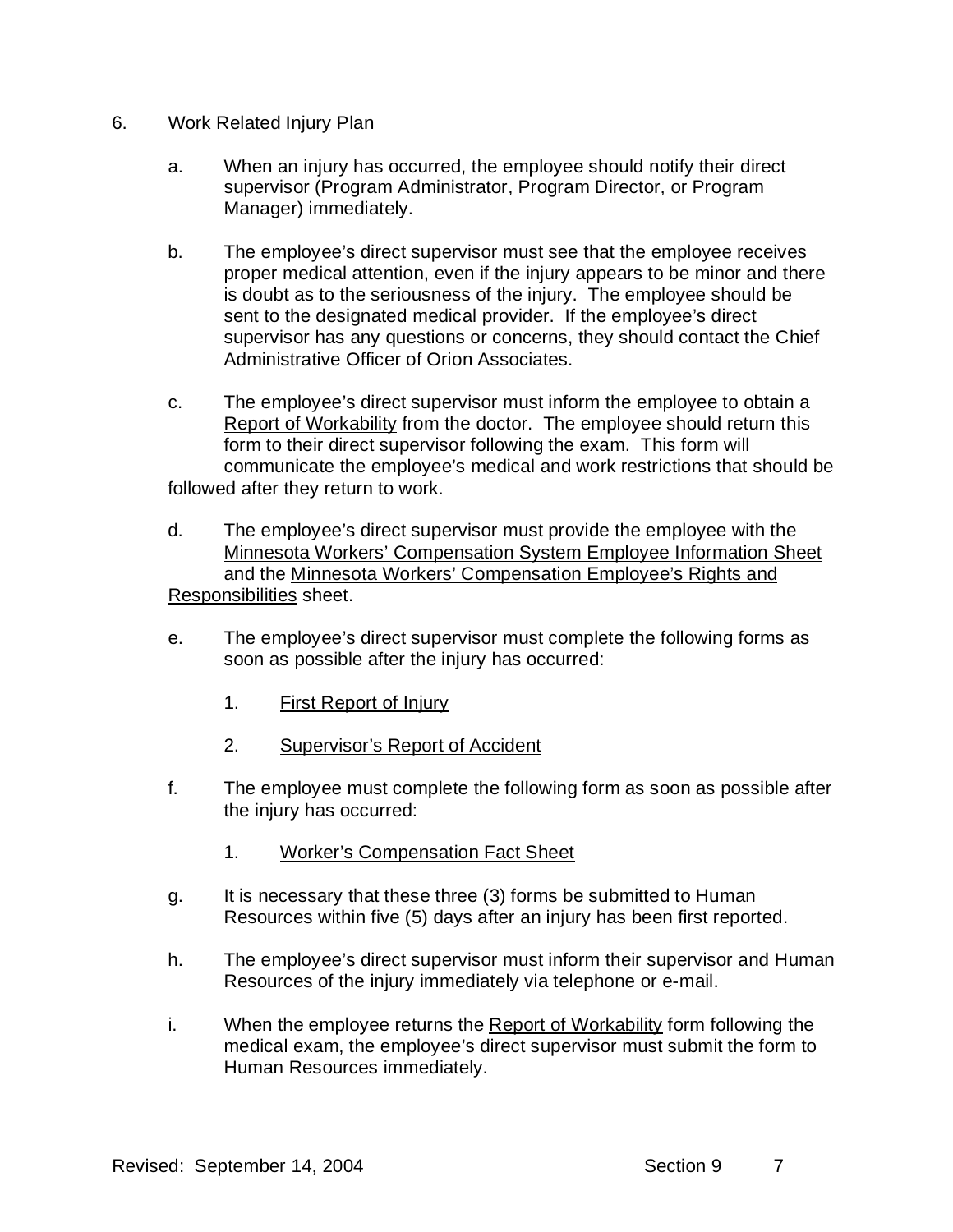6. Work Related Injury Plan

   a. When an injury has occurred, the employee should notify their direct supervisor (Program Administrator, Program Director, or Program Manager) immediately.

   b. The employee's direct supervisor must see that the employee receives proper medical attention, even if the injury appears to be minor and there is doubt as to the seriousness of the injury. The employee should be sent to the designated medical provider. If the employee's direct supervisor has any questions or concerns, they should contact the Chief Administrative Officer of Orion Associates.

   c. The employee's direct supervisor must inform the employee to obtain a <u>Report of Workability</u> from the doctor. The employee should return this form to their direct supervisor following the exam. This form will communicate the employee's medical and work restrictions that should be followed after they return to work.

   d. The employee's direct supervisor must provide the employee with the <u>Minnesota Workers' Compensation System Employee Information Sheet</u> and the <u>Minnesota Workers' Compensation Employee's Rights and Responsibilities</u> sheet.

   e. The employee's direct supervisor must complete the following forms as soon as possible after the injury has occurred:

      1. <u>First Report of Injury</u>

      2. <u>Supervisor's Report of Accident</u>

   f. The employee must complete the following form as soon as possible after the injury has occurred:

      1. <u>Worker's Compensation Fact Sheet</u>

   g. It is necessary that these three (3) forms be submitted to Human Resources within five (5) days after an injury has been first reported.

   h. The employee's direct supervisor must inform their supervisor and Human Resources of the injury immediately via telephone or e-mail.

   i. When the employee returns the <u>Report of Workability</u> form following the medical exam, the employee's direct supervisor must submit the form to Human Resources immediately.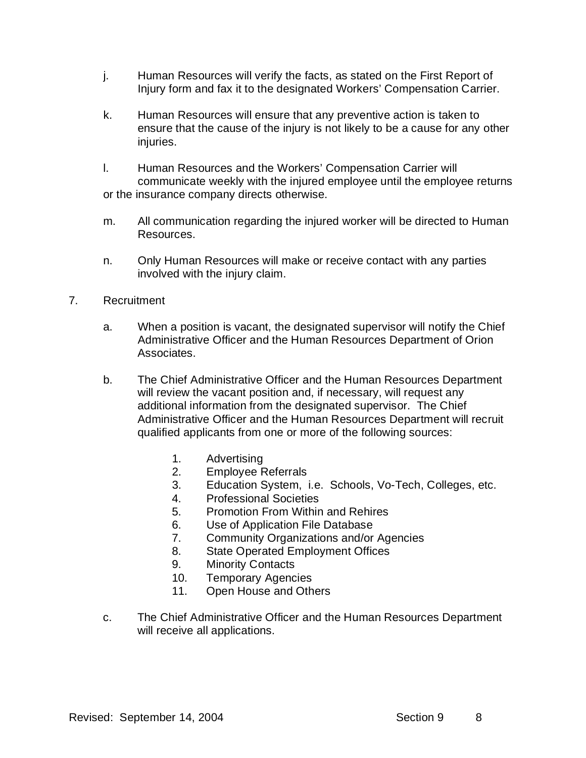j. Human Resources will verify the facts, as stated on the First Report of Injury form and fax it to the designated Workers' Compensation Carrier.

k. Human Resources will ensure that any preventive action is taken to ensure that the cause of the injury is not likely to be a cause for any other injuries.

l. Human Resources and the Workers' Compensation Carrier will communicate weekly with the injured employee until the employee returns or the insurance company directs otherwise.

m. All communication regarding the injured worker will be directed to Human Resources.

n. Only Human Resources will make or receive contact with any parties involved with the injury claim.

7. Recruitment

   a. When a position is vacant, the designated supervisor will notify the Chief Administrative Officer and the Human Resources Department of Orion Associates.

   b. The Chief Administrative Officer and the Human Resources Department will review the vacant position and, if necessary, will request any additional information from the designated supervisor. The Chief Administrative Officer and the Human Resources Department will recruit qualified applicants from one or more of the following sources:

      1. Advertising
      2. Employee Referrals
      3. Education System, i.e. Schools, Vo-Tech, Colleges, etc.
      4. Professional Societies
      5. Promotion From Within and Rehires
      6. Use of Application File Database
      7. Community Organizations and/or Agencies
      8. State Operated Employment Offices
      9. Minority Contacts
      10. Temporary Agencies
      11. Open House and Others

   c. The Chief Administrative Officer and the Human Resources Department will receive all applications.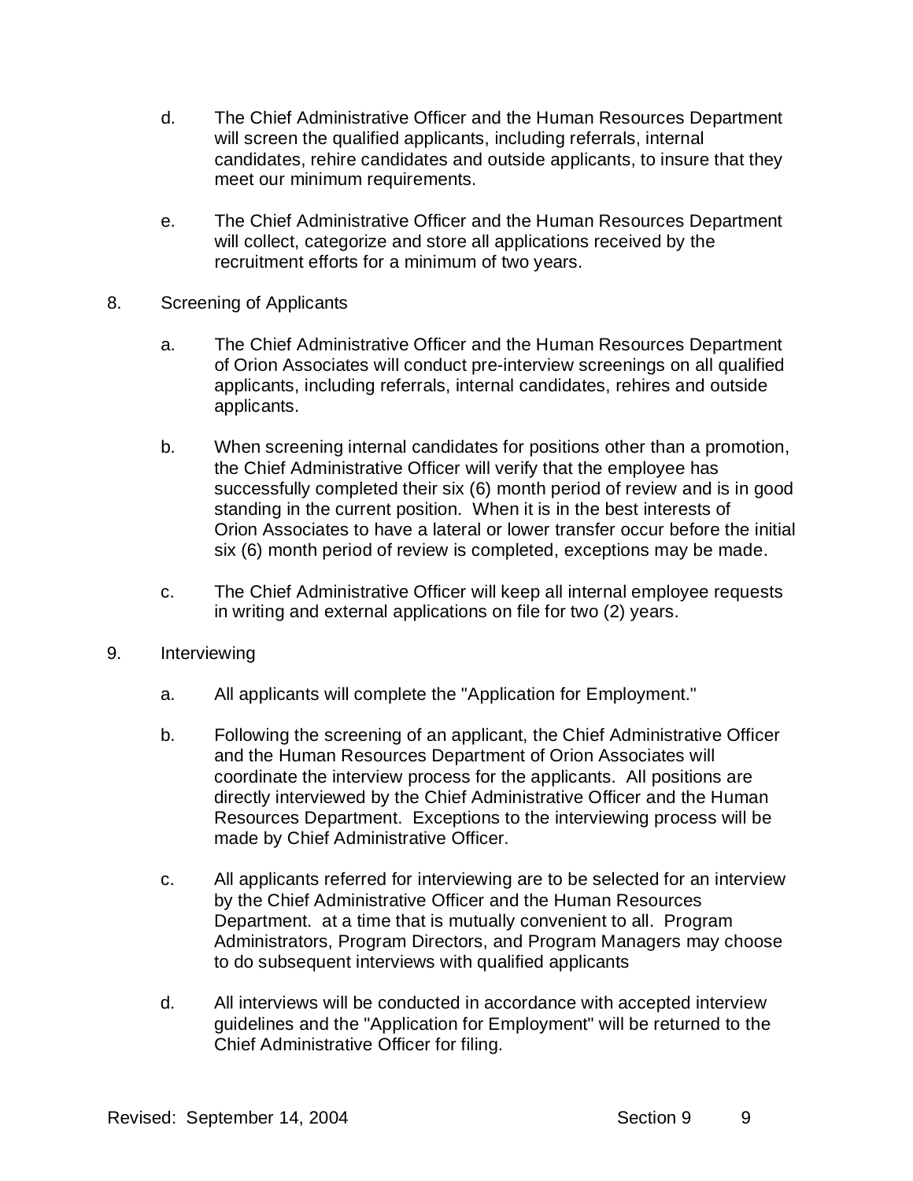d. The Chief Administrative Officer and the Human Resources Department will screen the qualified applicants, including referrals, internal candidates, rehire candidates and outside applicants, to insure that they meet our minimum requirements.

e. The Chief Administrative Officer and the Human Resources Department will collect, categorize and store all applications received by the recruitment efforts for a minimum of two years.

8. Screening of Applicants

   a. The Chief Administrative Officer and the Human Resources Department of Orion Associates will conduct pre-interview screenings on all qualified applicants, including referrals, internal candidates, rehires and outside applicants.

   b. When screening internal candidates for positions other than a promotion, the Chief Administrative Officer will verify that the employee has successfully completed their six (6) month period of review and is in good standing in the current position. When it is in the best interests of Orion Associates to have a lateral or lower transfer occur before the initial six (6) month period of review is completed, exceptions may be made.

   c. The Chief Administrative Officer will keep all internal employee requests in writing and external applications on file for two (2) years.

9. Interviewing

   a. All applicants will complete the "Application for Employment."

   b. Following the screening of an applicant, the Chief Administrative Officer and the Human Resources Department of Orion Associates will coordinate the interview process for the applicants. All positions are directly interviewed by the Chief Administrative Officer and the Human Resources Department. Exceptions to the interviewing process will be made by Chief Administrative Officer.

   c. All applicants referred for interviewing are to be selected for an interview by the Chief Administrative Officer and the Human Resources Department. at a time that is mutually convenient to all. Program Administrators, Program Directors, and Program Managers may choose to do subsequent interviews with qualified applicants

   d. All interviews will be conducted in accordance with accepted interview guidelines and the "Application for Employment" will be returned to the Chief Administrative Officer for filing.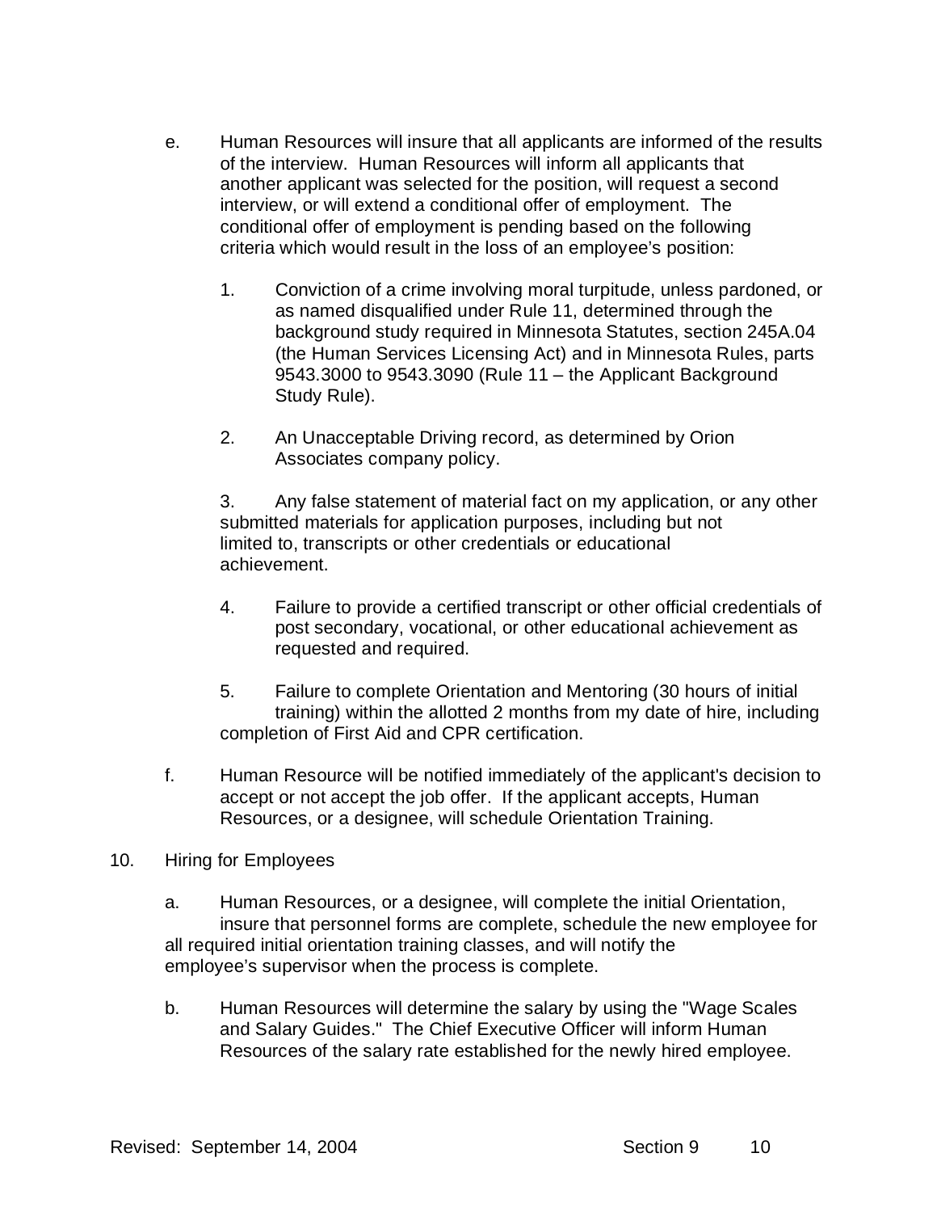e. Human Resources will insure that all applicants are informed of the results of the interview. Human Resources will inform all applicants that another applicant was selected for the position, will request a second interview, or will extend a conditional offer of employment. The conditional offer of employment is pending based on the following criteria which would result in the loss of an employee's position:

   1. Conviction of a crime involving moral turpitude, unless pardoned, or as named disqualified under Rule 11, determined through the background study required in Minnesota Statutes, section 245A.04 (the Human Services Licensing Act) and in Minnesota Rules, parts 9543.3000 to 9543.3090 (Rule 11 – the Applicant Background Study Rule).

   2. An Unacceptable Driving record, as determined by Orion Associates company policy.

   3. Any false statement of material fact on my application, or any other submitted materials for application purposes, including but not limited to, transcripts or other credentials or educational achievement.

   4. Failure to provide a certified transcript or other official credentials of post secondary, vocational, or other educational achievement as requested and required.

   5. Failure to complete Orientation and Mentoring (30 hours of initial training) within the allotted 2 months from my date of hire, including completion of First Aid and CPR certification.

f. Human Resource will be notified immediately of the applicant's decision to accept or not accept the job offer. If the applicant accepts, Human Resources, or a designee, will schedule Orientation Training.

10. Hiring for Employees

   a. Human Resources, or a designee, will complete the initial Orientation, insure that personnel forms are complete, schedule the new employee for all required initial orientation training classes, and will notify the employee's supervisor when the process is complete.

   b. Human Resources will determine the salary by using the "Wage Scales and Salary Guides." The Chief Executive Officer will inform Human Resources of the salary rate established for the newly hired employee.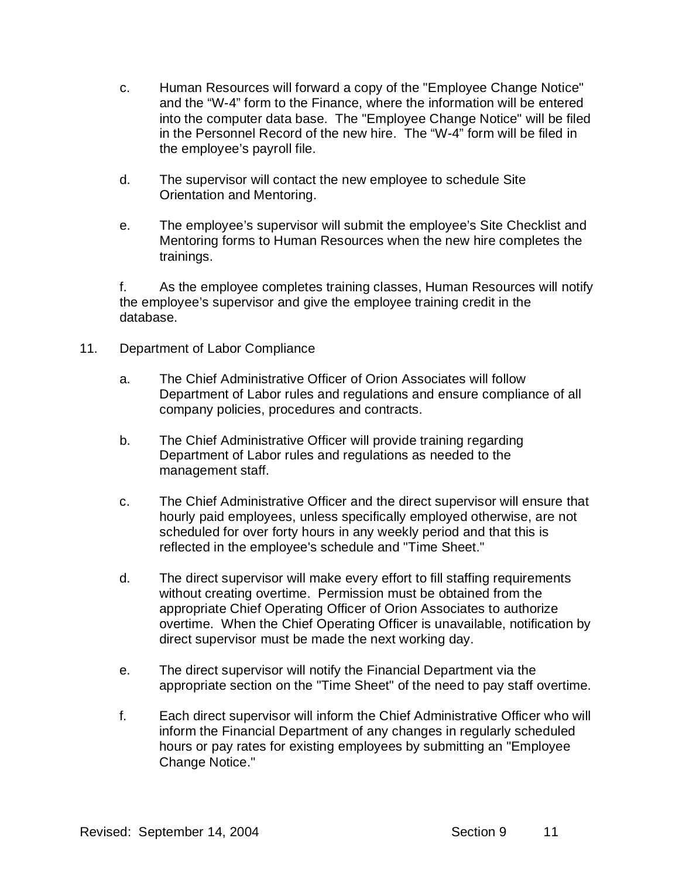c. Human Resources will forward a copy of the "Employee Change Notice" and the "W-4" form to the Finance, where the information will be entered into the computer data base. The "Employee Change Notice" will be filed in the Personnel Record of the new hire. The "W-4" form will be filed in the employee's payroll file.

d. The supervisor will contact the new employee to schedule Site Orientation and Mentoring.

e. The employee's supervisor will submit the employee's Site Checklist and Mentoring forms to Human Resources when the new hire completes the trainings.

f. As the employee completes training classes, Human Resources will notify the employee's supervisor and give the employee training credit in the database.

11. Department of Labor Compliance

a. The Chief Administrative Officer of Orion Associates will follow Department of Labor rules and regulations and ensure compliance of all company policies, procedures and contracts.

b. The Chief Administrative Officer will provide training regarding Department of Labor rules and regulations as needed to the management staff.

c. The Chief Administrative Officer and the direct supervisor will ensure that hourly paid employees, unless specifically employed otherwise, are not scheduled for over forty hours in any weekly period and that this is reflected in the employee's schedule and "Time Sheet."

d. The direct supervisor will make every effort to fill staffing requirements without creating overtime. Permission must be obtained from the appropriate Chief Operating Officer of Orion Associates to authorize overtime. When the Chief Operating Officer is unavailable, notification by direct supervisor must be made the next working day.

e. The direct supervisor will notify the Financial Department via the appropriate section on the "Time Sheet" of the need to pay staff overtime.

f. Each direct supervisor will inform the Chief Administrative Officer who will inform the Financial Department of any changes in regularly scheduled hours or pay rates for existing employees by submitting an "Employee Change Notice."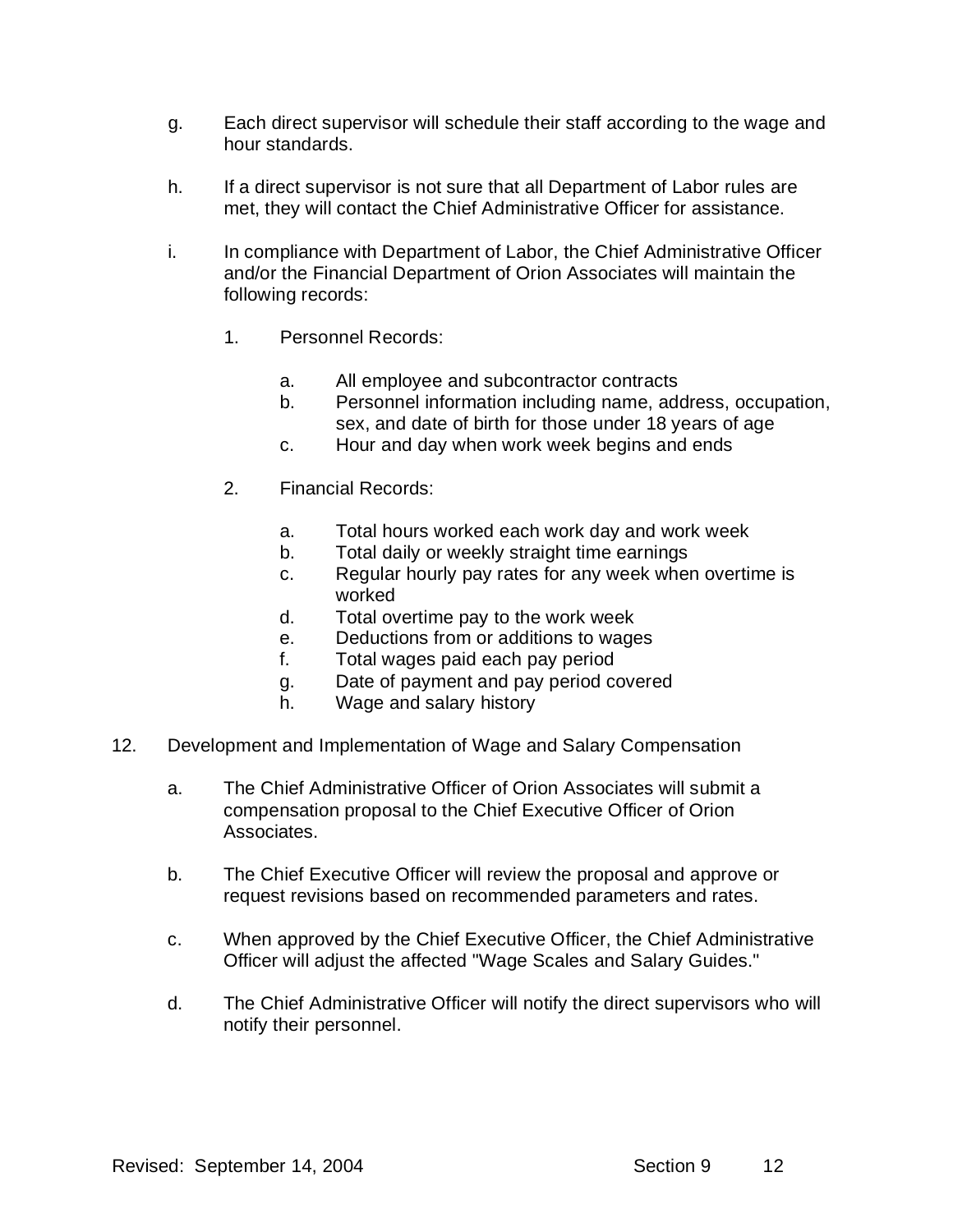g. Each direct supervisor will schedule their staff according to the wage and hour standards.

h. If a direct supervisor is not sure that all Department of Labor rules are met, they will contact the Chief Administrative Officer for assistance.

i. In compliance with Department of Labor, the Chief Administrative Officer and/or the Financial Department of Orion Associates will maintain the following records:

   1. Personnel Records:

      a. All employee and subcontractor contracts
      b. Personnel information including name, address, occupation, sex, and date of birth for those under 18 years of age
      c. Hour and day when work week begins and ends

   2. Financial Records:

      a. Total hours worked each work day and work week
      b. Total daily or weekly straight time earnings
      c. Regular hourly pay rates for any week when overtime is worked
      d. Total overtime pay to the work week
      e. Deductions from or additions to wages
      f. Total wages paid each pay period
      g. Date of payment and pay period covered
      h. Wage and salary history

12. Development and Implementation of Wage and Salary Compensation

    a. The Chief Administrative Officer of Orion Associates will submit a compensation proposal to the Chief Executive Officer of Orion Associates.

    b. The Chief Executive Officer will review the proposal and approve or request revisions based on recommended parameters and rates.

    c. When approved by the Chief Executive Officer, the Chief Administrative Officer will adjust the affected "Wage Scales and Salary Guides."

    d. The Chief Administrative Officer will notify the direct supervisors who will notify their personnel.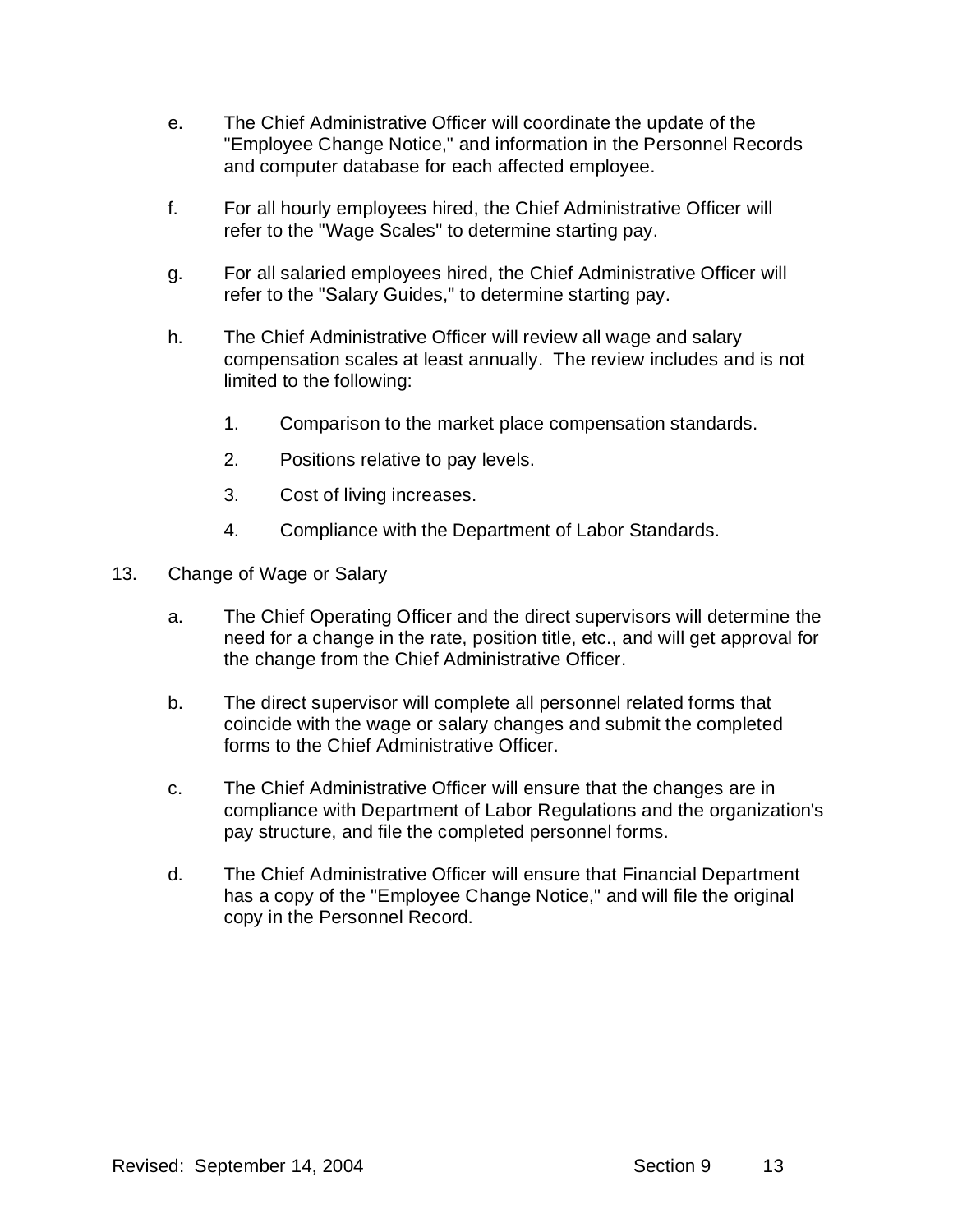e. The Chief Administrative Officer will coordinate the update of the "Employee Change Notice," and information in the Personnel Records and computer database for each affected employee.

f. For all hourly employees hired, the Chief Administrative Officer will refer to the "Wage Scales" to determine starting pay.

g. For all salaried employees hired, the Chief Administrative Officer will refer to the "Salary Guides," to determine starting pay.

h. The Chief Administrative Officer will review all wage and salary compensation scales at least annually. The review includes and is not limited to the following:

   1. Comparison to the market place compensation standards.

   2. Positions relative to pay levels.

   3. Cost of living increases.

   4. Compliance with the Department of Labor Standards.

13. Change of Wage or Salary

   a. The Chief Operating Officer and the direct supervisors will determine the need for a change in the rate, position title, etc., and will get approval for the change from the Chief Administrative Officer.

   b. The direct supervisor will complete all personnel related forms that coincide with the wage or salary changes and submit the completed forms to the Chief Administrative Officer.

   c. The Chief Administrative Officer will ensure that the changes are in compliance with Department of Labor Regulations and the organization's pay structure, and file the completed personnel forms.

   d. The Chief Administrative Officer will ensure that Financial Department has a copy of the "Employee Change Notice," and will file the original copy in the Personnel Record.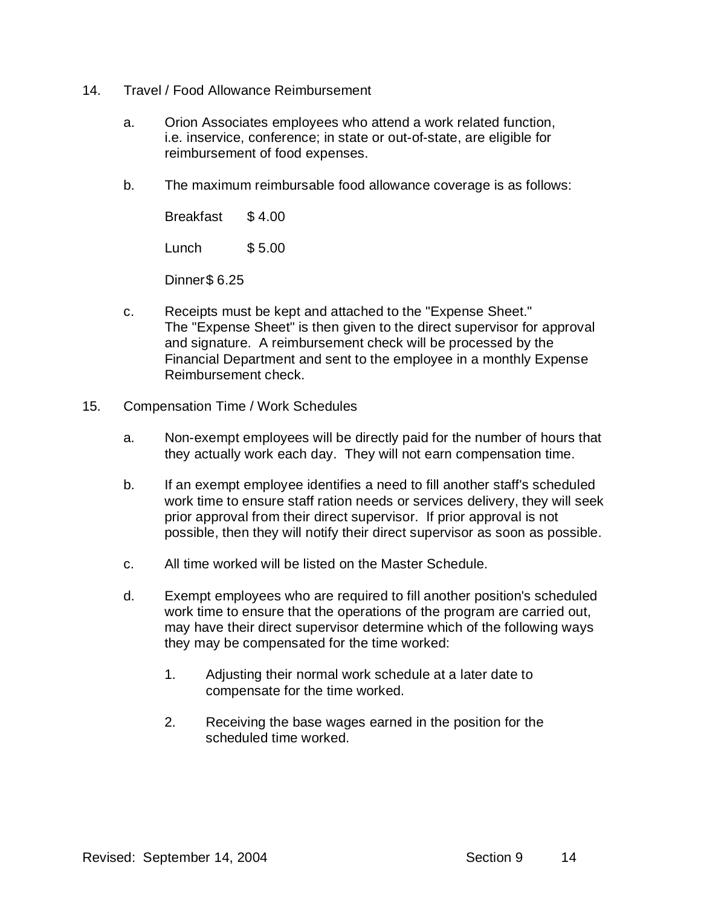14. Travel / Food Allowance Reimbursement

    a. Orion Associates employees who attend a work related function, i.e. inservice, conference; in state or out-of-state, are eligible for reimbursement of food expenses.

    b. The maximum reimbursable food allowance coverage is as follows:

       Breakfast $ 4.00

       Lunch $ 5.00

       Dinner $ 6.25

    c. Receipts must be kept and attached to the "Expense Sheet." The "Expense Sheet" is then given to the direct supervisor for approval and signature. A reimbursement check will be processed by the Financial Department and sent to the employee in a monthly Expense Reimbursement check.

15. Compensation Time / Work Schedules

    a. Non-exempt employees will be directly paid for the number of hours that they actually work each day. They will not earn compensation time.

    b. If an exempt employee identifies a need to fill another staff's scheduled work time to ensure staff ration needs or services delivery, they will seek prior approval from their direct supervisor. If prior approval is not possible, then they will notify their direct supervisor as soon as possible.

    c. All time worked will be listed on the Master Schedule.

    d. Exempt employees who are required to fill another position's scheduled work time to ensure that the operations of the program are carried out, may have their direct supervisor determine which of the following ways they may be compensated for the time worked:

       1. Adjusting their normal work schedule at a later date to compensate for the time worked.

       2. Receiving the base wages earned in the position for the scheduled time worked.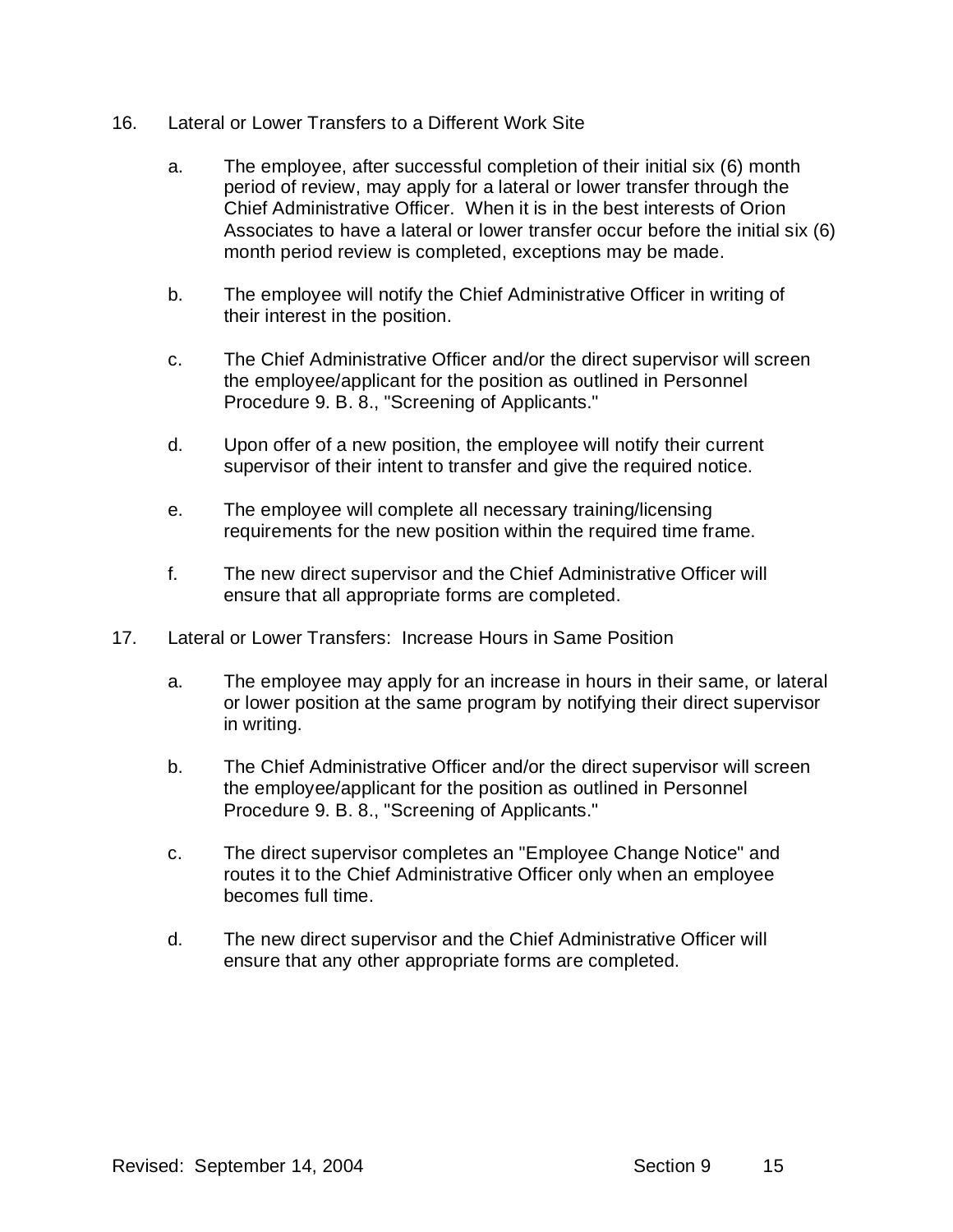16. Lateral or Lower Transfers to a Different Work Site

    a. The employee, after successful completion of their initial six (6) month period of review, may apply for a lateral or lower transfer through the Chief Administrative Officer. When it is in the best interests of Orion Associates to have a lateral or lower transfer occur before the initial six (6) month period review is completed, exceptions may be made.

    b. The employee will notify the Chief Administrative Officer in writing of their interest in the position.

    c. The Chief Administrative Officer and/or the direct supervisor will screen the employee/applicant for the position as outlined in Personnel Procedure 9. B. 8., "Screening of Applicants."

    d. Upon offer of a new position, the employee will notify their current supervisor of their intent to transfer and give the required notice.

    e. The employee will complete all necessary training/licensing requirements for the new position within the required time frame.

    f. The new direct supervisor and the Chief Administrative Officer will ensure that all appropriate forms are completed.

17. Lateral or Lower Transfers: Increase Hours in Same Position

    a. The employee may apply for an increase in hours in their same, or lateral or lower position at the same program by notifying their direct supervisor in writing.

    b. The Chief Administrative Officer and/or the direct supervisor will screen the employee/applicant for the position as outlined in Personnel Procedure 9. B. 8., "Screening of Applicants."

    c. The direct supervisor completes an "Employee Change Notice" and routes it to the Chief Administrative Officer only when an employee becomes full time.

    d. The new direct supervisor and the Chief Administrative Officer will ensure that any other appropriate forms are completed.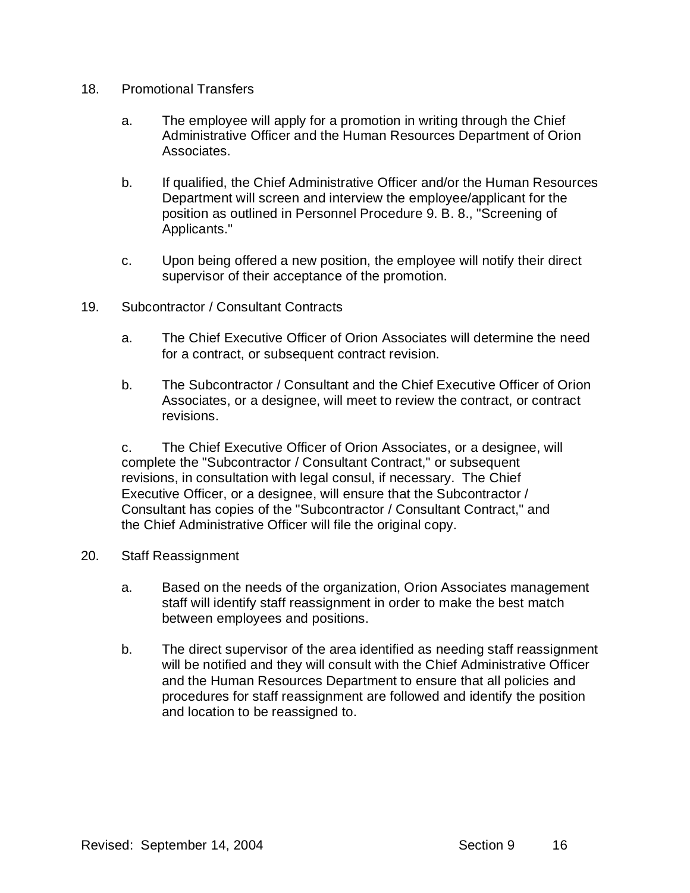18. Promotional Transfers

    a. The employee will apply for a promotion in writing through the Chief Administrative Officer and the Human Resources Department of Orion Associates.

    b. If qualified, the Chief Administrative Officer and/or the Human Resources Department will screen and interview the employee/applicant for the position as outlined in Personnel Procedure 9. B. 8., "Screening of Applicants."

    c. Upon being offered a new position, the employee will notify their direct supervisor of their acceptance of the promotion.

19. Subcontractor / Consultant Contracts

    a. The Chief Executive Officer of Orion Associates will determine the need for a contract, or subsequent contract revision.

    b. The Subcontractor / Consultant and the Chief Executive Officer of Orion Associates, or a designee, will meet to review the contract, or contract revisions.

    c. The Chief Executive Officer of Orion Associates, or a designee, will complete the "Subcontractor / Consultant Contract," or subsequent revisions, in consultation with legal consul, if necessary. The Chief Executive Officer, or a designee, will ensure that the Subcontractor / Consultant has copies of the "Subcontractor / Consultant Contract," and the Chief Administrative Officer will file the original copy.

20. Staff Reassignment

    a. Based on the needs of the organization, Orion Associates management staff will identify staff reassignment in order to make the best match between employees and positions.

    b. The direct supervisor of the area identified as needing staff reassignment will be notified and they will consult with the Chief Administrative Officer and the Human Resources Department to ensure that all policies and procedures for staff reassignment are followed and identify the position and location to be reassigned to.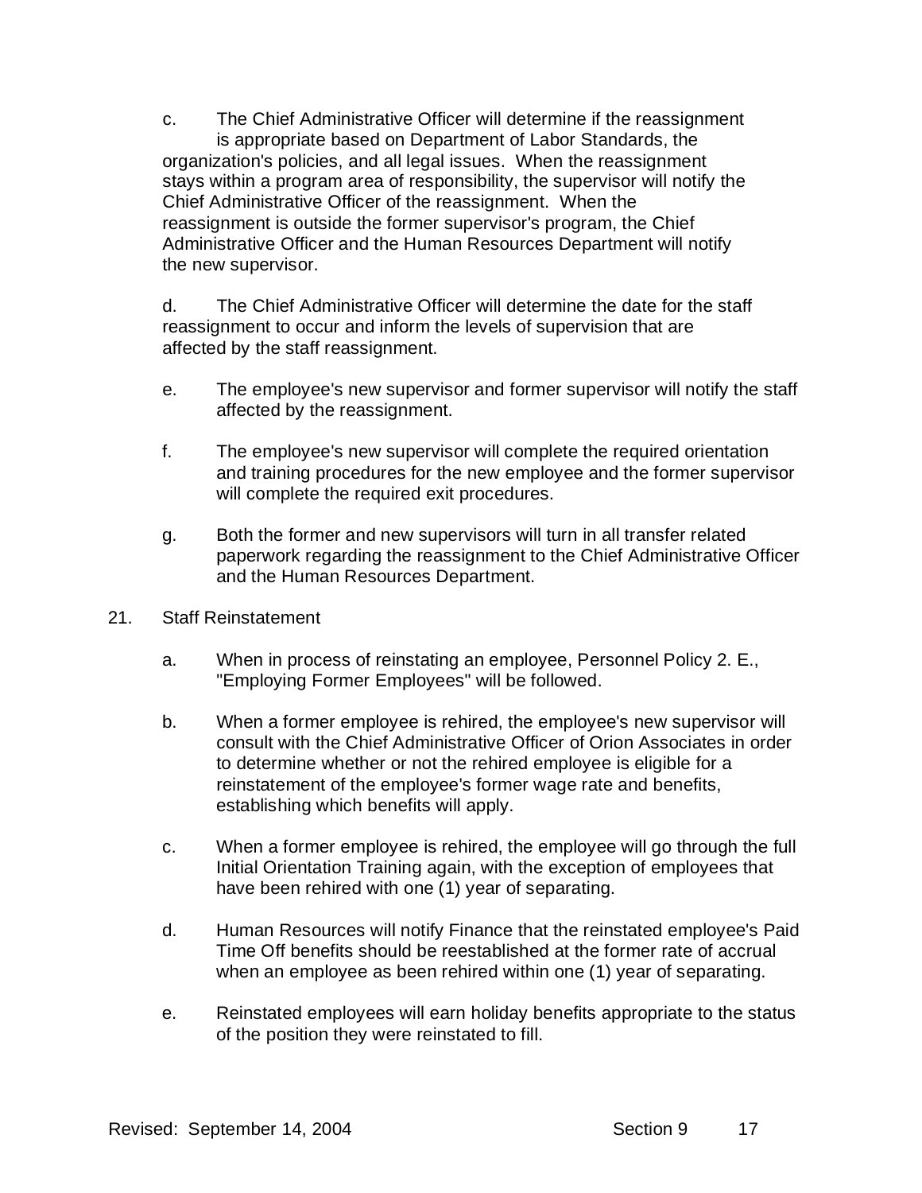c. The Chief Administrative Officer will determine if the reassignment is appropriate based on Department of Labor Standards, the organization's policies, and all legal issues. When the reassignment stays within a program area of responsibility, the supervisor will notify the Chief Administrative Officer of the reassignment. When the reassignment is outside the former supervisor's program, the Chief Administrative Officer and the Human Resources Department will notify the new supervisor.

d. The Chief Administrative Officer will determine the date for the staff reassignment to occur and inform the levels of supervision that are affected by the staff reassignment.

e. The employee's new supervisor and former supervisor will notify the staff affected by the reassignment.

f. The employee's new supervisor will complete the required orientation and training procedures for the new employee and the former supervisor will complete the required exit procedures.

g. Both the former and new supervisors will turn in all transfer related paperwork regarding the reassignment to the Chief Administrative Officer and the Human Resources Department.

21. Staff Reinstatement

a. When in process of reinstating an employee, Personnel Policy 2. E., "Employing Former Employees" will be followed.

b. When a former employee is rehired, the employee's new supervisor will consult with the Chief Administrative Officer of Orion Associates in order to determine whether or not the rehired employee is eligible for a reinstatement of the employee's former wage rate and benefits, establishing which benefits will apply.

c. When a former employee is rehired, the employee will go through the full Initial Orientation Training again, with the exception of employees that have been rehired with one (1) year of separating.

d. Human Resources will notify Finance that the reinstated employee's Paid Time Off benefits should be reestablished at the former rate of accrual when an employee as been rehired within one (1) year of separating.

e. Reinstated employees will earn holiday benefits appropriate to the status of the position they were reinstated to fill.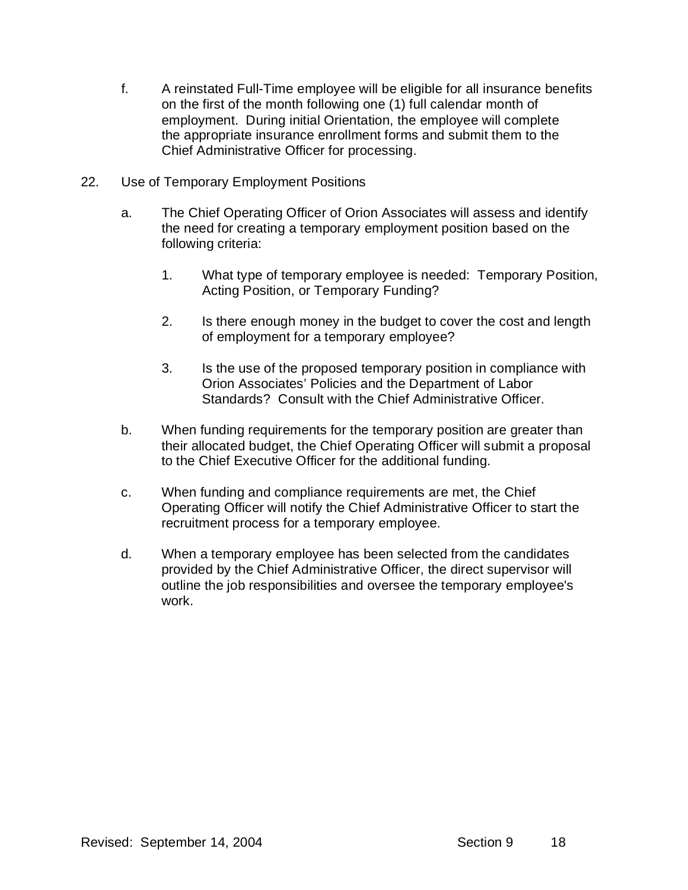f. A reinstated Full-Time employee will be eligible for all insurance benefits on the first of the month following one (1) full calendar month of employment. During initial Orientation, the employee will complete the appropriate insurance enrollment forms and submit them to the Chief Administrative Officer for processing.

22. Use of Temporary Employment Positions

   a. The Chief Operating Officer of Orion Associates will assess and identify the need for creating a temporary employment position based on the following criteria:

      1. What type of temporary employee is needed: Temporary Position, Acting Position, or Temporary Funding?

      2. Is there enough money in the budget to cover the cost and length of employment for a temporary employee?

      3. Is the use of the proposed temporary position in compliance with Orion Associates' Policies and the Department of Labor Standards? Consult with the Chief Administrative Officer.

   b. When funding requirements for the temporary position are greater than their allocated budget, the Chief Operating Officer will submit a proposal to the Chief Executive Officer for the additional funding.

   c. When funding and compliance requirements are met, the Chief Operating Officer will notify the Chief Administrative Officer to start the recruitment process for a temporary employee.

   d. When a temporary employee has been selected from the candidates provided by the Chief Administrative Officer, the direct supervisor will outline the job responsibilities and oversee the temporary employee's work.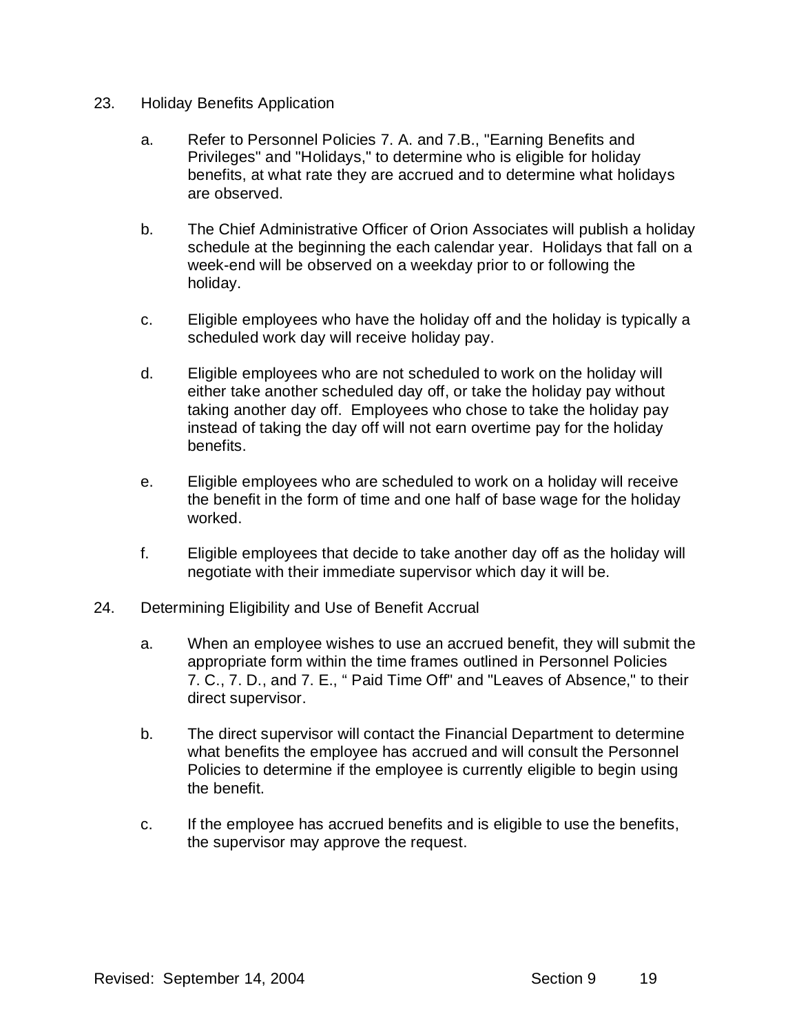23. Holiday Benefits Application

    a. Refer to Personnel Policies 7. A. and 7.B., "Earning Benefits and Privileges" and "Holidays," to determine who is eligible for holiday benefits, at what rate they are accrued and to determine what holidays are observed.

    b. The Chief Administrative Officer of Orion Associates will publish a holiday schedule at the beginning the each calendar year. Holidays that fall on a week-end will be observed on a weekday prior to or following the holiday.

    c. Eligible employees who have the holiday off and the holiday is typically a scheduled work day will receive holiday pay.

    d. Eligible employees who are not scheduled to work on the holiday will either take another scheduled day off, or take the holiday pay without taking another day off. Employees who chose to take the holiday pay instead of taking the day off will not earn overtime pay for the holiday benefits.

    e. Eligible employees who are scheduled to work on a holiday will receive the benefit in the form of time and one half of base wage for the holiday worked.

    f. Eligible employees that decide to take another day off as the holiday will negotiate with their immediate supervisor which day it will be.

24. Determining Eligibility and Use of Benefit Accrual

    a. When an employee wishes to use an accrued benefit, they will submit the appropriate form within the time frames outlined in Personnel Policies 7. C., 7. D., and 7. E., " Paid Time Off" and "Leaves of Absence," to their direct supervisor.

    b. The direct supervisor will contact the Financial Department to determine what benefits the employee has accrued and will consult the Personnel Policies to determine if the employee is currently eligible to begin using the benefit.

    c. If the employee has accrued benefits and is eligible to use the benefits, the supervisor may approve the request.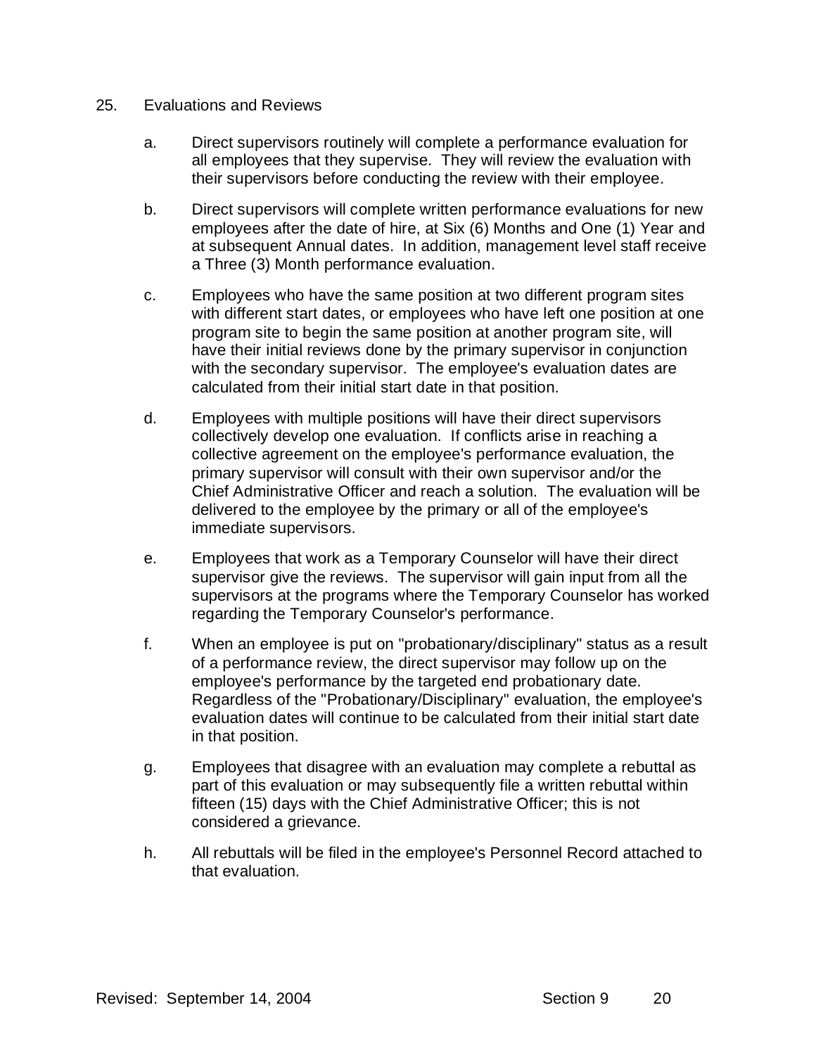25. Evaluations and Reviews

a. Direct supervisors routinely will complete a performance evaluation for all employees that they supervise. They will review the evaluation with their supervisors before conducting the review with their employee.

b. Direct supervisors will complete written performance evaluations for new employees after the date of hire, at Six (6) Months and One (1) Year and at subsequent Annual dates. In addition, management level staff receive a Three (3) Month performance evaluation.

c. Employees who have the same position at two different program sites with different start dates, or employees who have left one position at one program site to begin the same position at another program site, will have their initial reviews done by the primary supervisor in conjunction with the secondary supervisor. The employee's evaluation dates are calculated from their initial start date in that position.

d. Employees with multiple positions will have their direct supervisors collectively develop one evaluation. If conflicts arise in reaching a collective agreement on the employee's performance evaluation, the primary supervisor will consult with their own supervisor and/or the Chief Administrative Officer and reach a solution. The evaluation will be delivered to the employee by the primary or all of the employee's immediate supervisors.

e. Employees that work as a Temporary Counselor will have their direct supervisor give the reviews. The supervisor will gain input from all the supervisors at the programs where the Temporary Counselor has worked regarding the Temporary Counselor's performance.

f. When an employee is put on "probationary/disciplinary" status as a result of a performance review, the direct supervisor may follow up on the employee's performance by the targeted end probationary date. Regardless of the "Probationary/Disciplinary" evaluation, the employee's evaluation dates will continue to be calculated from their initial start date in that position.

g. Employees that disagree with an evaluation may complete a rebuttal as part of this evaluation or may subsequently file a written rebuttal within fifteen (15) days with the Chief Administrative Officer; this is not considered a grievance.

h. All rebuttals will be filed in the employee's Personnel Record attached to that evaluation.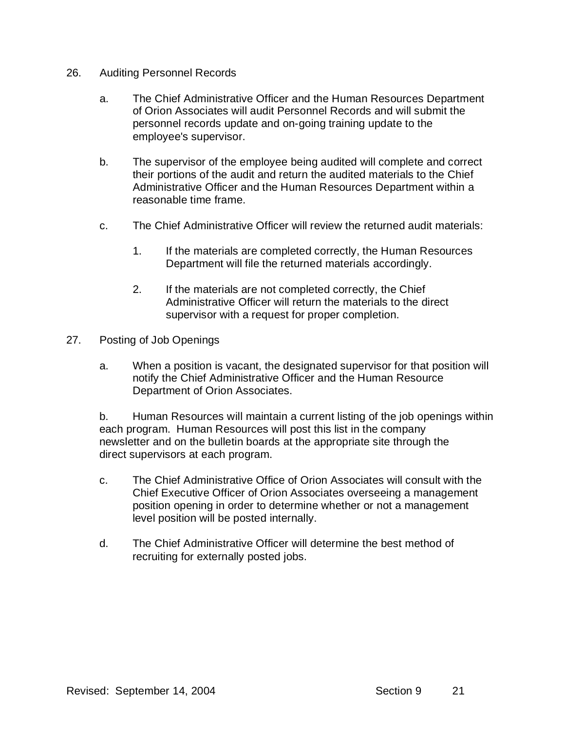26. Auditing Personnel Records

    a. The Chief Administrative Officer and the Human Resources Department of Orion Associates will audit Personnel Records and will submit the personnel records update and on-going training update to the employee's supervisor.

    b. The supervisor of the employee being audited will complete and correct their portions of the audit and return the audited materials to the Chief Administrative Officer and the Human Resources Department within a reasonable time frame.

    c. The Chief Administrative Officer will review the returned audit materials:

        1. If the materials are completed correctly, the Human Resources Department will file the returned materials accordingly.

        2. If the materials are not completed correctly, the Chief Administrative Officer will return the materials to the direct supervisor with a request for proper completion.

27. Posting of Job Openings

    a. When a position is vacant, the designated supervisor for that position will notify the Chief Administrative Officer and the Human Resource Department of Orion Associates.

    b. Human Resources will maintain a current listing of the job openings within each program. Human Resources will post this list in the company newsletter and on the bulletin boards at the appropriate site through the direct supervisors at each program.

    c. The Chief Administrative Office of Orion Associates will consult with the Chief Executive Officer of Orion Associates overseeing a management position opening in order to determine whether or not a management level position will be posted internally.

    d. The Chief Administrative Officer will determine the best method of recruiting for externally posted jobs.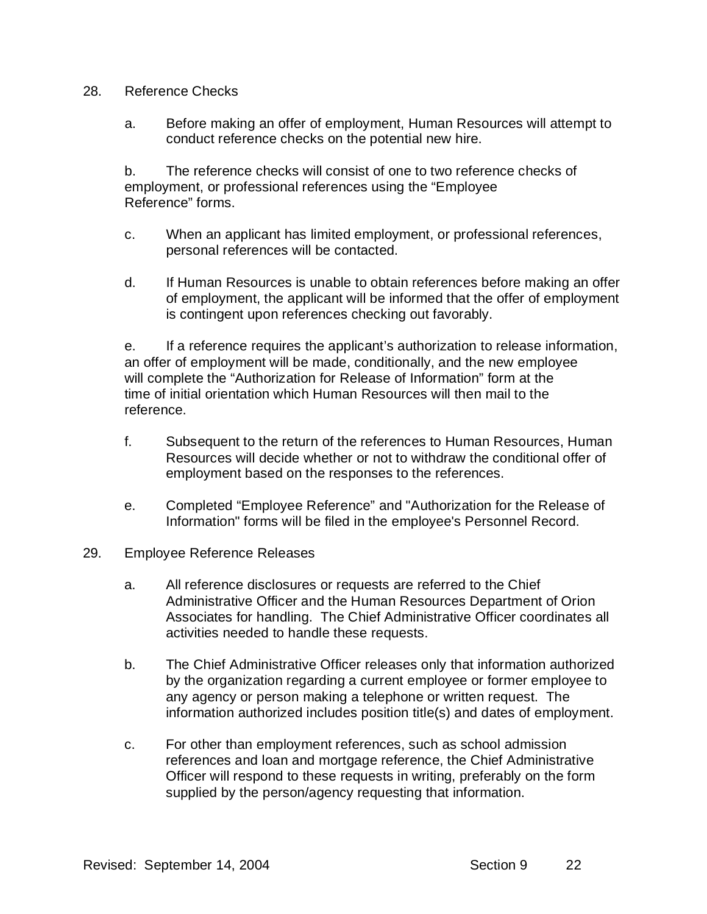28. Reference Checks

    a. Before making an offer of employment, Human Resources will attempt to conduct reference checks on the potential new hire.

    b. The reference checks will consist of one to two reference checks of employment, or professional references using the "Employee Reference" forms.

    c. When an applicant has limited employment, or professional references, personal references will be contacted.

    d. If Human Resources is unable to obtain references before making an offer of employment, the applicant will be informed that the offer of employment is contingent upon references checking out favorably.

    e. If a reference requires the applicant's authorization to release information, an offer of employment will be made, conditionally, and the new employee will complete the "Authorization for Release of Information" form at the time of initial orientation which Human Resources will then mail to the reference.

    f. Subsequent to the return of the references to Human Resources, Human Resources will decide whether or not to withdraw the conditional offer of employment based on the responses to the references.

    e. Completed "Employee Reference" and "Authorization for the Release of Information" forms will be filed in the employee's Personnel Record.

29. Employee Reference Releases

    a. All reference disclosures or requests are referred to the Chief Administrative Officer and the Human Resources Department of Orion Associates for handling. The Chief Administrative Officer coordinates all activities needed to handle these requests.

    b. The Chief Administrative Officer releases only that information authorized by the organization regarding a current employee or former employee to any agency or person making a telephone or written request. The information authorized includes position title(s) and dates of employment.

    c. For other than employment references, such as school admission references and loan and mortgage reference, the Chief Administrative Officer will respond to these requests in writing, preferably on the form supplied by the person/agency requesting that information.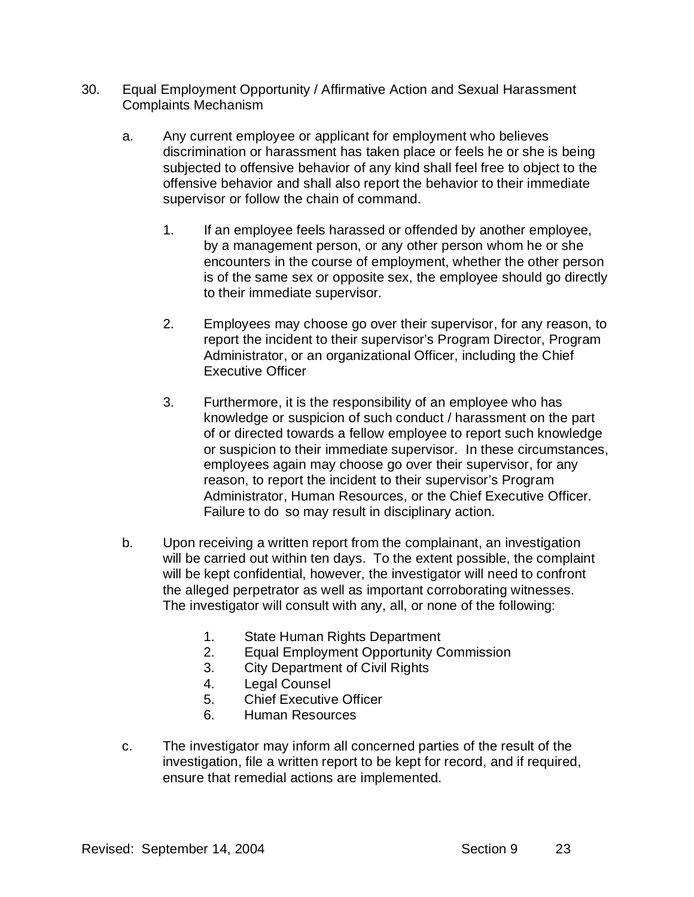30. Equal Employment Opportunity / Affirmative Action and Sexual Harassment Complaints Mechanism

    a. Any current employee or applicant for employment who believes discrimination or harassment has taken place or feels he or she is being subjected to offensive behavior of any kind shall feel free to object to the offensive behavior and shall also report the behavior to their immediate supervisor or follow the chain of command.

        1. If an employee feels harassed or offended by another employee, by a management person, or any other person whom he or she encounters in the course of employment, whether the other person is of the same sex or opposite sex, the employee should go directly to their immediate supervisor.

        2. Employees may choose go over their supervisor, for any reason, to report the incident to their supervisor's Program Director, Program Administrator, or an organizational Officer, including the Chief Executive Officer

        3. Furthermore, it is the responsibility of an employee who has knowledge or suspicion of such conduct / harassment on the part of or directed towards a fellow employee to report such knowledge or suspicion to their immediate supervisor. In these circumstances, employees again may choose go over their supervisor, for any reason, to report the incident to their supervisor's Program Administrator, Human Resources, or the Chief Executive Officer. Failure to do so may result in disciplinary action.

    b. Upon receiving a written report from the complainant, an investigation will be carried out within ten days. To the extent possible, the complaint will be kept confidential, however, the investigator will need to confront the alleged perpetrator as well as important corroborating witnesses. The investigator will consult with any, all, or none of the following:

        1. State Human Rights Department
        2. Equal Employment Opportunity Commission
        3. City Department of Civil Rights
        4. Legal Counsel
        5. Chief Executive Officer
        6. Human Resources

    c. The investigator may inform all concerned parties of the result of the investigation, file a written report to be kept for record, and if required, ensure that remedial actions are implemented.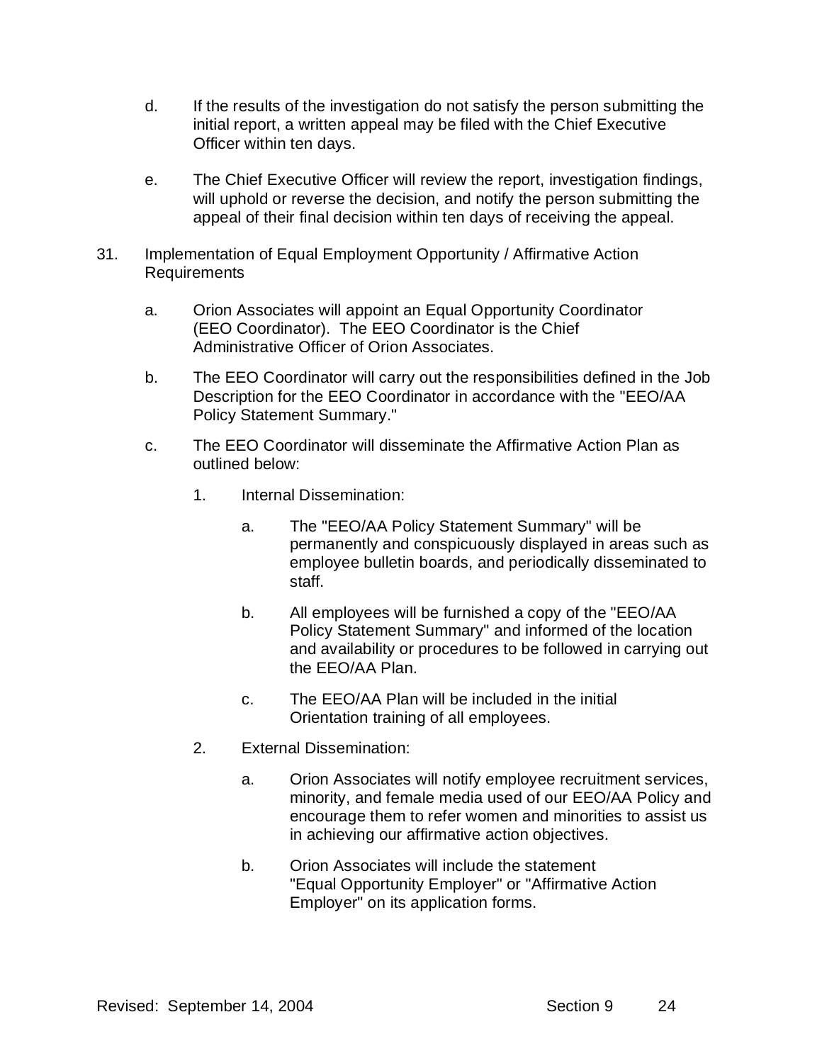d. If the results of the investigation do not satisfy the person submitting the initial report, a written appeal may be filed with the Chief Executive Officer within ten days.

e. The Chief Executive Officer will review the report, investigation findings, will uphold or reverse the decision, and notify the person submitting the appeal of their final decision within ten days of receiving the appeal.

31. Implementation of Equal Employment Opportunity / Affirmative Action Requirements

    a. Orion Associates will appoint an Equal Opportunity Coordinator (EEO Coordinator). The EEO Coordinator is the Chief Administrative Officer of Orion Associates.

    b. The EEO Coordinator will carry out the responsibilities defined in the Job Description for the EEO Coordinator in accordance with the "EEO/AA Policy Statement Summary."

    c. The EEO Coordinator will disseminate the Affirmative Action Plan as outlined below:

        1. Internal Dissemination:

            a. The "EEO/AA Policy Statement Summary" will be permanently and conspicuously displayed in areas such as employee bulletin boards, and periodically disseminated to staff.

            b. All employees will be furnished a copy of the "EEO/AA Policy Statement Summary" and informed of the location and availability or procedures to be followed in carrying out the EEO/AA Plan.

            c. The EEO/AA Plan will be included in the initial Orientation training of all employees.

        2. External Dissemination:

            a. Orion Associates will notify employee recruitment services, minority, and female media used of our EEO/AA Policy and encourage them to refer women and minorities to assist us in achieving our affirmative action objectives.

            b. Orion Associates will include the statement "Equal Opportunity Employer" or "Affirmative Action Employer" on its application forms.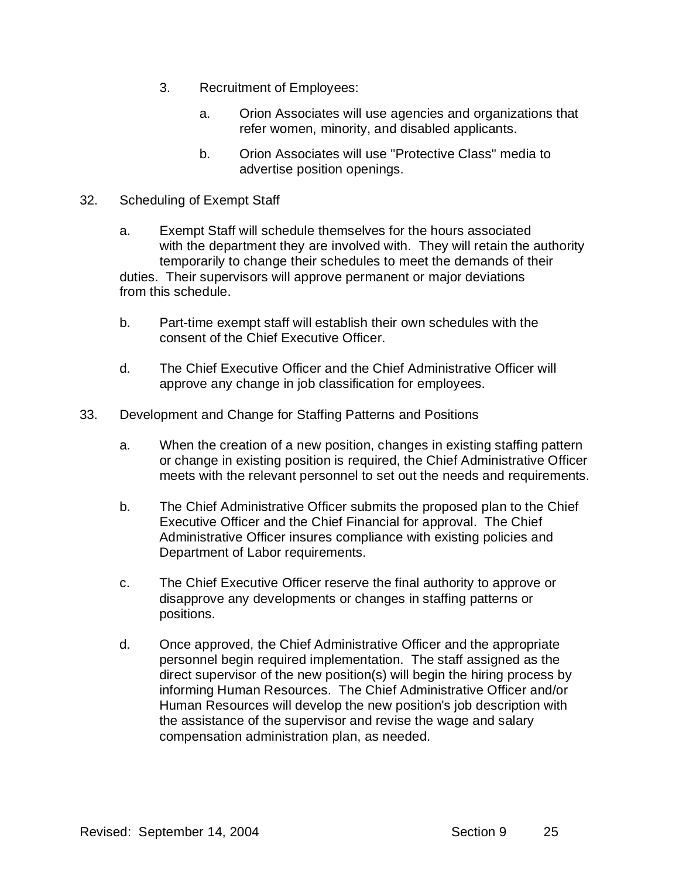3. Recruitment of Employees:

    a. Orion Associates will use agencies and organizations that refer women, minority, and disabled applicants.

    b. Orion Associates will use "Protective Class" media to advertise position openings.

32. Scheduling of Exempt Staff

    a. Exempt Staff will schedule themselves for the hours associated with the department they are involved with. They will retain the authority temporarily to change their schedules to meet the demands of their duties. Their supervisors will approve permanent or major deviations from this schedule.

    b. Part-time exempt staff will establish their own schedules with the consent of the Chief Executive Officer.

    d. The Chief Executive Officer and the Chief Administrative Officer will approve any change in job classification for employees.

33. Development and Change for Staffing Patterns and Positions

    a. When the creation of a new position, changes in existing staffing pattern or change in existing position is required, the Chief Administrative Officer meets with the relevant personnel to set out the needs and requirements.

    b. The Chief Administrative Officer submits the proposed plan to the Chief Executive Officer and the Chief Financial for approval. The Chief Administrative Officer insures compliance with existing policies and Department of Labor requirements.

    c. The Chief Executive Officer reserve the final authority to approve or disapprove any developments or changes in staffing patterns or positions.

    d. Once approved, the Chief Administrative Officer and the appropriate personnel begin required implementation. The staff assigned as the direct supervisor of the new position(s) will begin the hiring process by informing Human Resources. The Chief Administrative Officer and/or Human Resources will develop the new position's job description with the assistance of the supervisor and revise the wage and salary compensation administration plan, as needed.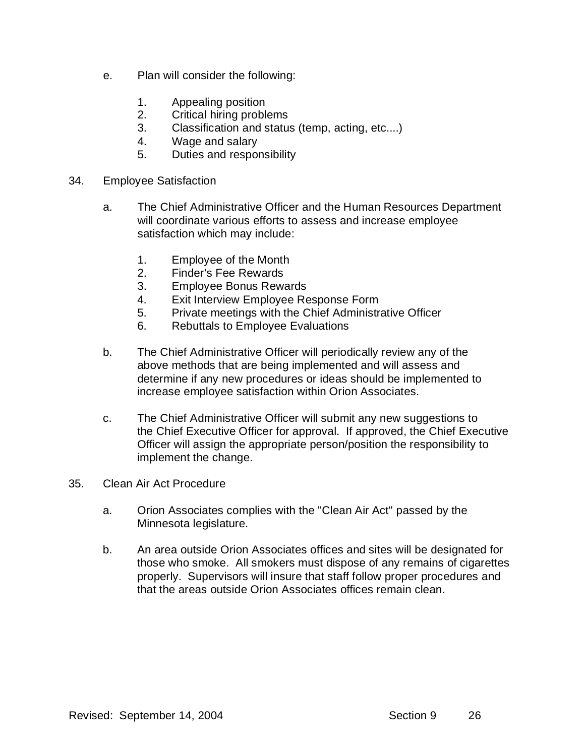e. Plan will consider the following:

    1. Appealing position
    2. Critical hiring problems
    3. Classification and status (temp, acting, etc....)
    4. Wage and salary
    5. Duties and responsibility

34. Employee Satisfaction

    a. The Chief Administrative Officer and the Human Resources Department will coordinate various efforts to assess and increase employee satisfaction which may include:

        1. Employee of the Month
        2. Finder's Fee Rewards
        3. Employee Bonus Rewards
        4. Exit Interview Employee Response Form
        5. Private meetings with the Chief Administrative Officer
        6. Rebuttals to Employee Evaluations

    b. The Chief Administrative Officer will periodically review any of the above methods that are being implemented and will assess and determine if any new procedures or ideas should be implemented to increase employee satisfaction within Orion Associates.

    c. The Chief Administrative Officer will submit any new suggestions to the Chief Executive Officer for approval. If approved, the Chief Executive Officer will assign the appropriate person/position the responsibility to implement the change.

35. Clean Air Act Procedure

    a. Orion Associates complies with the "Clean Air Act" passed by the Minnesota legislature.

    b. An area outside Orion Associates offices and sites will be designated for those who smoke. All smokers must dispose of any remains of cigarettes properly. Supervisors will insure that staff follow proper procedures and that the areas outside Orion Associates offices remain clean.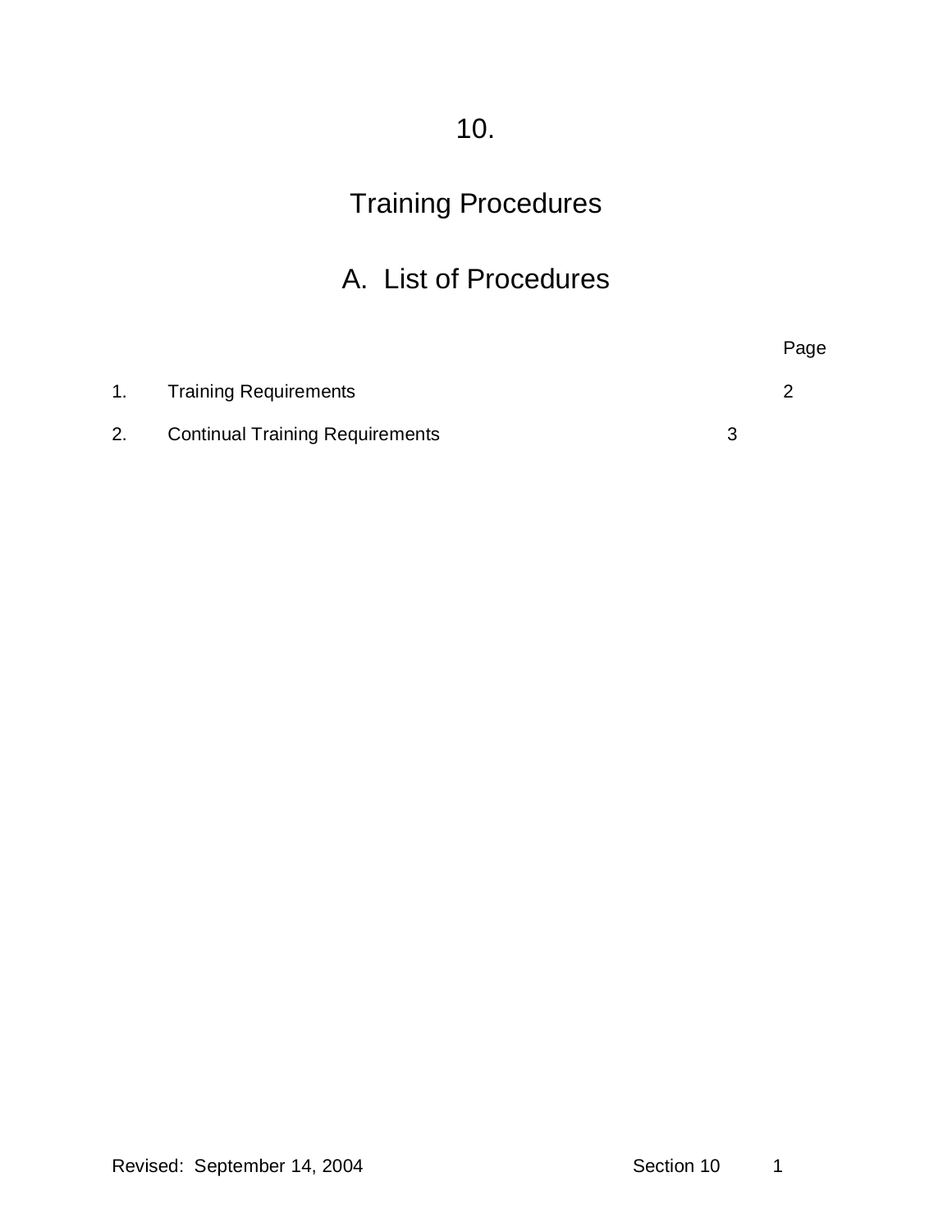# 10.

# Training Procedures

## A. List of Procedures

| | | Page |
|---|---|---|
| 1. | Training Requirements | 2 |
| 2. | Continual Training Requirements | 3 |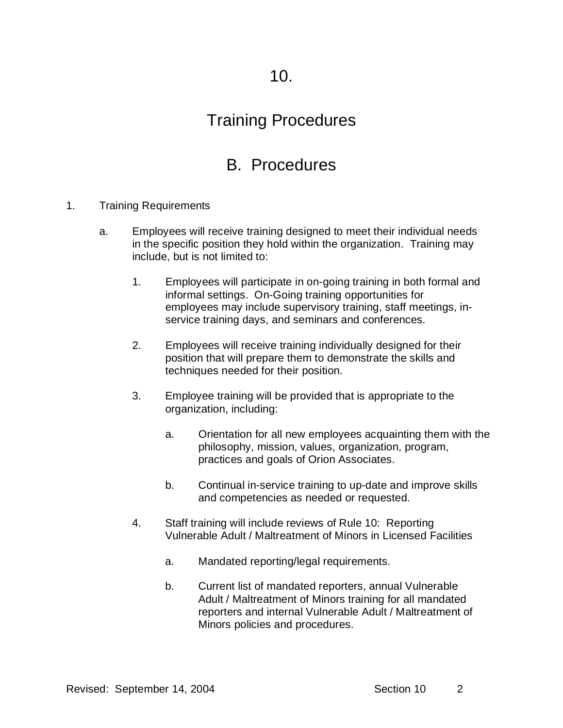# 10.

# Training Procedures

## B. Procedures

1. Training Requirements

   a. Employees will receive training designed to meet their individual needs in the specific position they hold within the organization. Training may include, but is not limited to:

      1. Employees will participate in on-going training in both formal and informal settings. On-Going training opportunities for employees may include supervisory training, staff meetings, in-service training days, and seminars and conferences.

      2. Employees will receive training individually designed for their position that will prepare them to demonstrate the skills and techniques needed for their position.

      3. Employee training will be provided that is appropriate to the organization, including:

         a. Orientation for all new employees acquainting them with the philosophy, mission, values, organization, program, practices and goals of Orion Associates.

         b. Continual in-service training to up-date and improve skills and competencies as needed or requested.

      4. Staff training will include reviews of Rule 10: Reporting Vulnerable Adult / Maltreatment of Minors in Licensed Facilities

         a. Mandated reporting/legal requirements.

         b. Current list of mandated reporters, annual Vulnerable Adult / Maltreatment of Minors training for all mandated reporters and internal Vulnerable Adult / Maltreatment of Minors policies and procedures.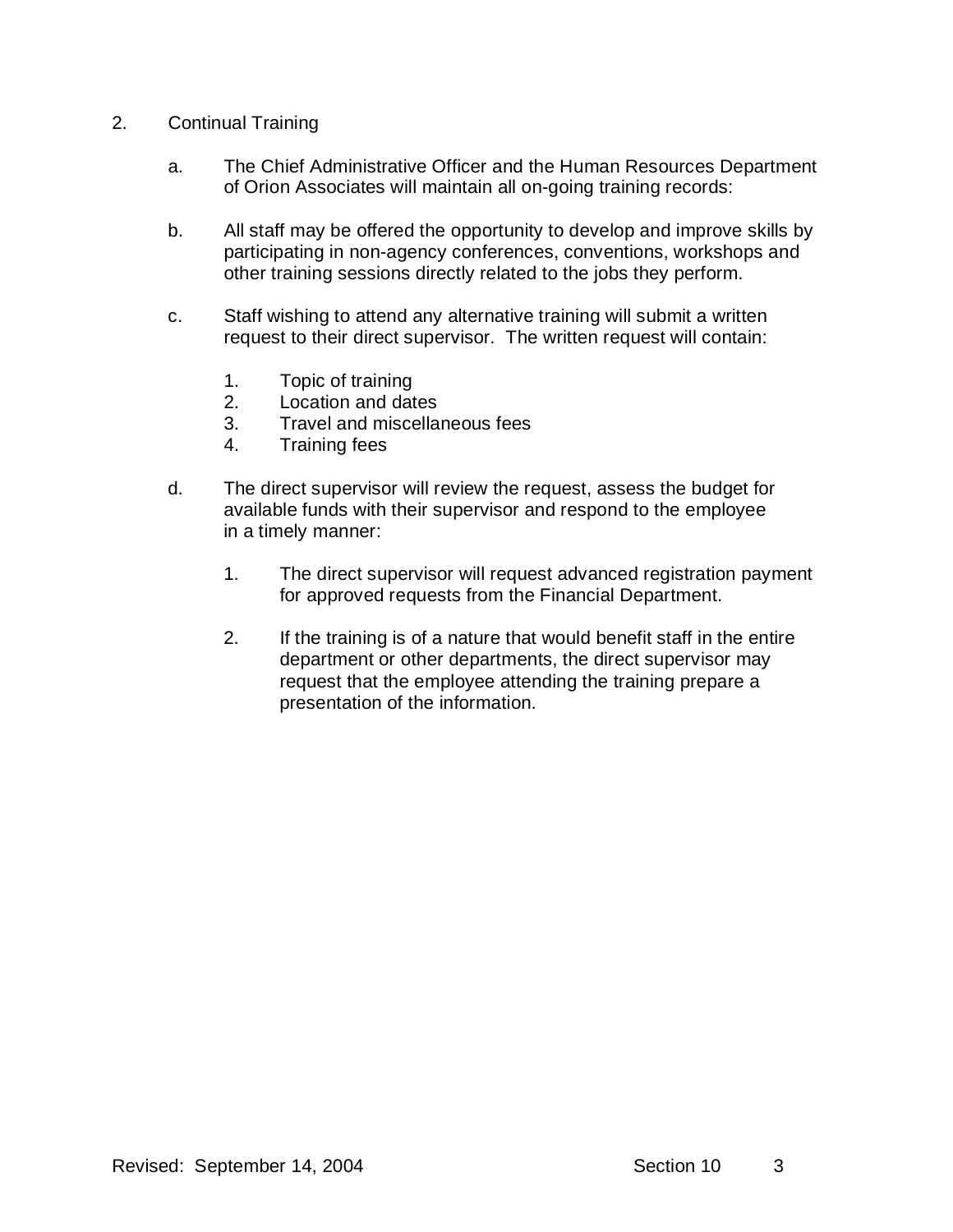2. Continual Training

   a. The Chief Administrative Officer and the Human Resources Department of Orion Associates will maintain all on-going training records:

   b. All staff may be offered the opportunity to develop and improve skills by participating in non-agency conferences, conventions, workshops and other training sessions directly related to the jobs they perform.

   c. Staff wishing to attend any alternative training will submit a written request to their direct supervisor. The written request will contain:

      1. Topic of training
      2. Location and dates
      3. Travel and miscellaneous fees
      4. Training fees

   d. The direct supervisor will review the request, assess the budget for available funds with their supervisor and respond to the employee in a timely manner:

      1. The direct supervisor will request advanced registration payment for approved requests from the Financial Department.

      2. If the training is of a nature that would benefit staff in the entire department or other departments, the direct supervisor may request that the employee attending the training prepare a presentation of the information.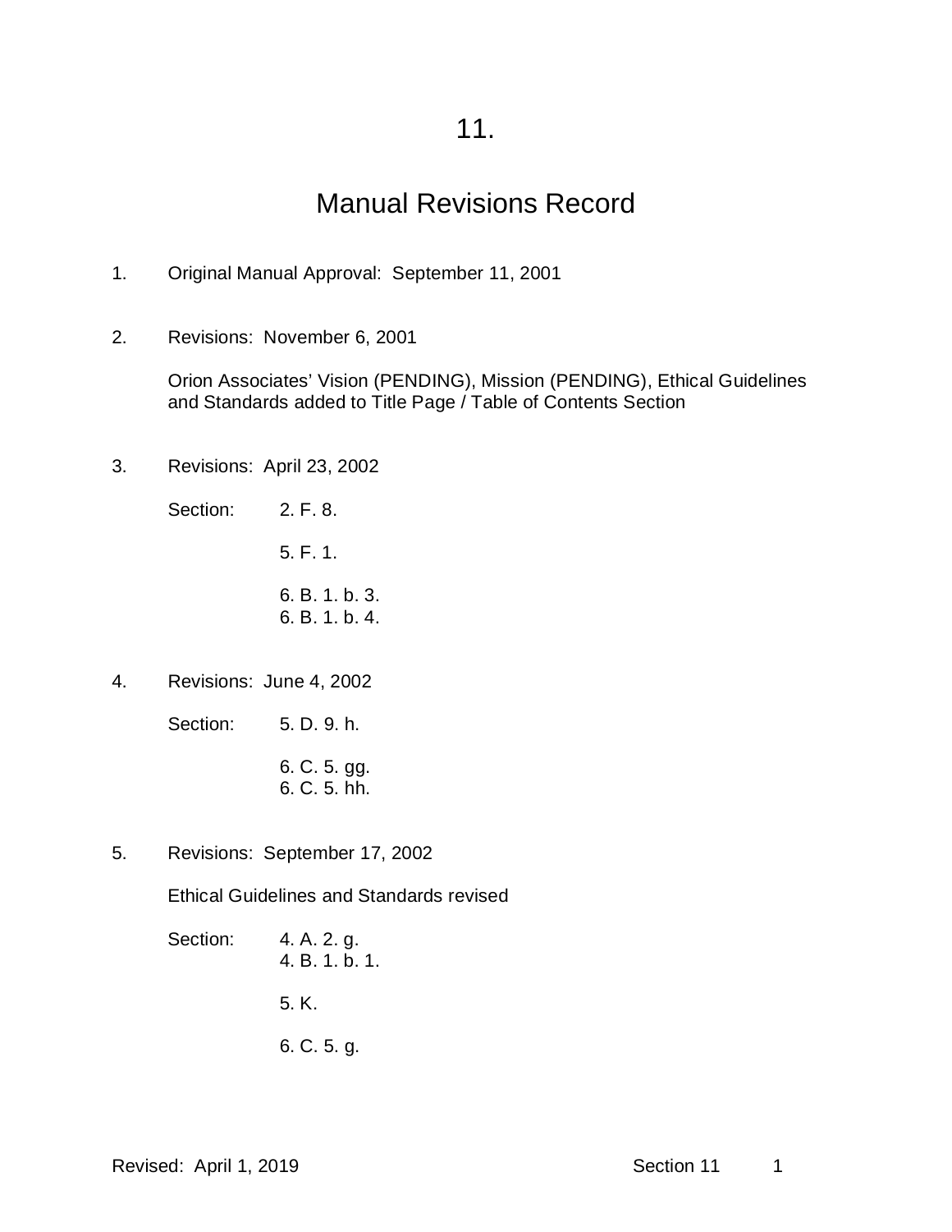# 11.

# Manual Revisions Record

1. Original Manual Approval: September 11, 2001

2. Revisions: November 6, 2001

   Orion Associates' Vision (PENDING), Mission (PENDING), Ethical Guidelines and Standards added to Title Page / Table of Contents Section

3. Revisions: April 23, 2002

   Section: 2. F. 8.

   5. F. 1.

   6. B. 1. b. 3.
   6. B. 1. b. 4.

4. Revisions: June 4, 2002

   Section: 5. D. 9. h.

   6. C. 5. gg.
   6. C. 5. hh.

5. Revisions: September 17, 2002

   Ethical Guidelines and Standards revised

   Section: 4. A. 2. g.
   4. B. 1. b. 1.

   5. K.

   6. C. 5. g.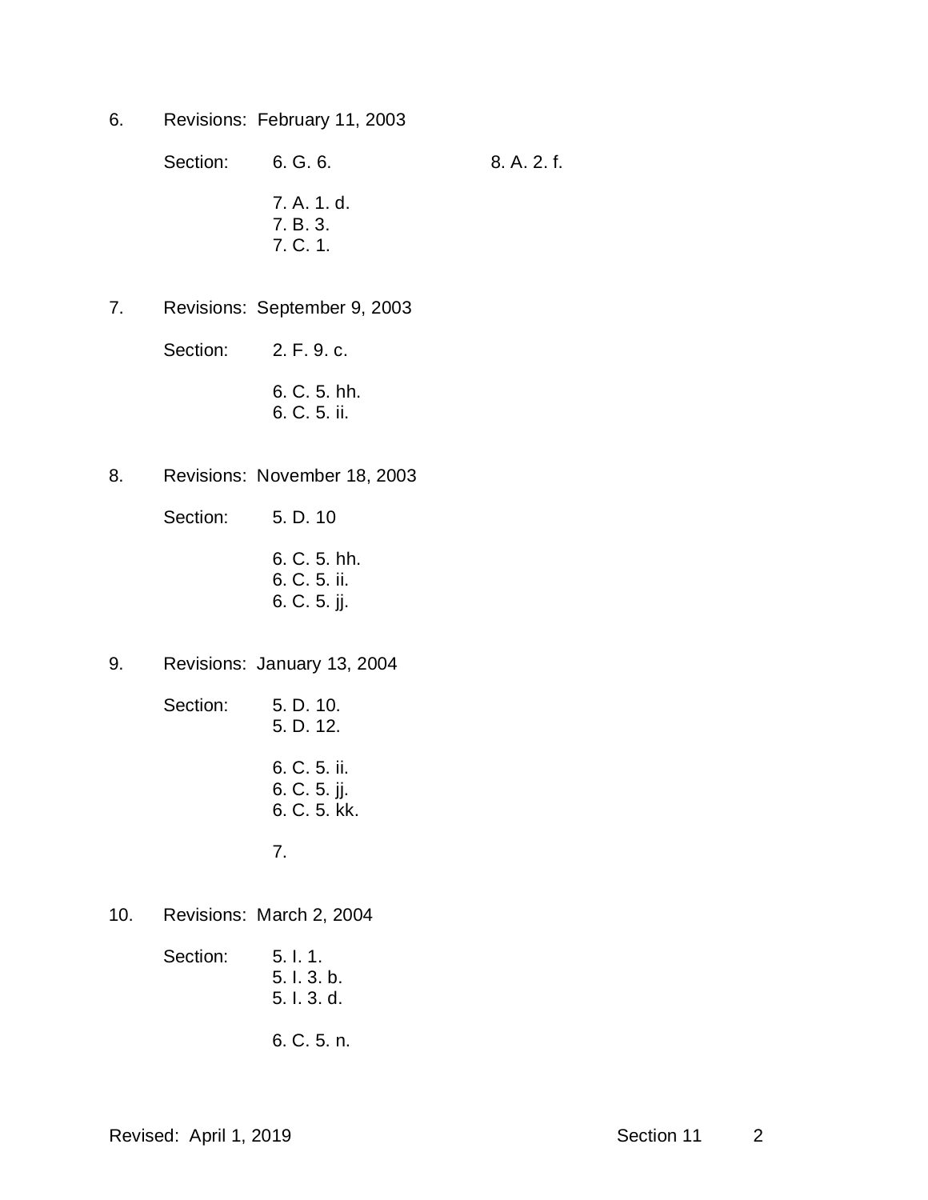6. Revisions: February 11, 2003

   Section: 6. G. 6. 8. A. 2. f.

   7. A. 1. d.
   7. B. 3.
   7. C. 1.

7. Revisions: September 9, 2003

   Section: 2. F. 9. c.

   6. C. 5. hh.
   6. C. 5. ii.

8. Revisions: November 18, 2003

   Section: 5. D. 10

   6. C. 5. hh.
   6. C. 5. ii.
   6. C. 5. jj.

9. Revisions: January 13, 2004

   Section: 5. D. 10.
   5. D. 12.

   6. C. 5. ii.
   6. C. 5. jj.
   6. C. 5. kk.

   7.

10. Revisions: March 2, 2004

    Section: 5. I. 1.
    5. I. 3. b.
    5. I. 3. d.

    6. C. 5. n.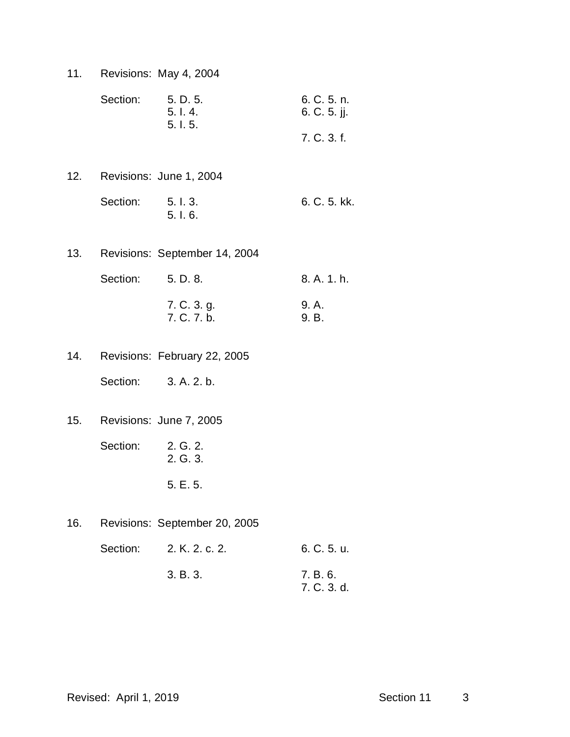11. Revisions: May 4, 2004

    Section:

    5. D. 5.
    5. I. 4.
    5. I. 5.

    6. C. 5. n.
    6. C. 5. jj.

    7. C. 3. f.

12. Revisions: June 1, 2004

    Section:

    5. I. 3.
    5. I. 6.

    6. C. 5. kk.

13. Revisions: September 14, 2004

    Section:

    5. D. 8.

    7. C. 3. g.
    7. C. 7. b.

    8. A. 1. h.

    9. A.
    9. B.

14. Revisions: February 22, 2005

    Section:

    3. A. 2. b.

15. Revisions: June 7, 2005

    Section:

    2. G. 2.
    2. G. 3.

    5. E. 5.

16. Revisions: September 20, 2005

    Section:

    2. K. 2. c. 2.

    3. B. 3.

    6. C. 5. u.

    7. B. 6.
    7. C. 3. d.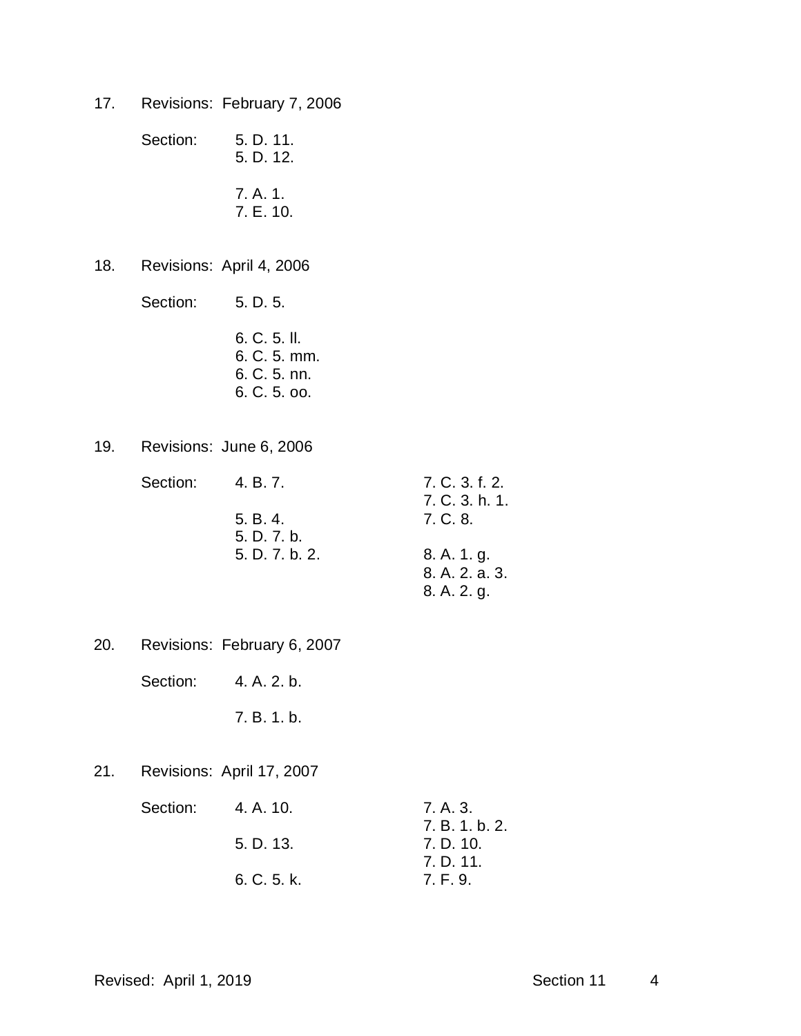17. Revisions: February 7, 2006

    Section: 5. D. 11.
    5. D. 12.

    7. A. 1.
    7. E. 10.

18. Revisions: April 4, 2006

    Section: 5. D. 5.

    6. C. 5. ll.
    6. C. 5. mm.
    6. C. 5. nn.
    6. C. 5. oo.

19. Revisions: June 6, 2006

    Section: 4. B. 7.

    5. B. 4.
    5. D. 7. b.
    5. D. 7. b. 2.

    7. C. 3. f. 2.
    7. C. 3. h. 1.
    7. C. 8.

    8. A. 1. g.
    8. A. 2. a. 3.
    8. A. 2. g.

20. Revisions: February 6, 2007

    Section: 4. A. 2. b.

    7. B. 1. b.

21. Revisions: April 17, 2007

    Section: 4. A. 10.

    5. D. 13.

    6. C. 5. k.

    7. A. 3.
    7. B. 1. b. 2.
    7. D. 10.
    7. D. 11.
    7. F. 9.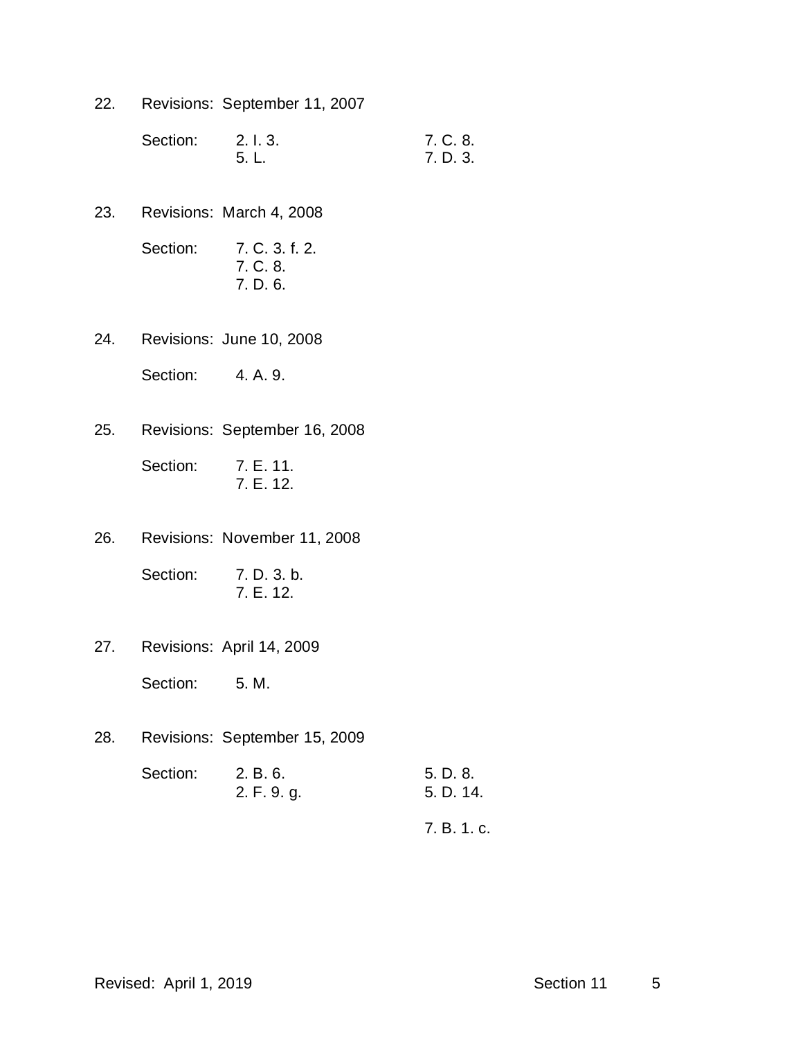22. Revisions: September 11, 2007

    Section: 2. I. 3. 7. C. 8.
    5. L. 7. D. 3.

23. Revisions: March 4, 2008

    Section: 7. C. 3. f. 2.
    7. C. 8.
    7. D. 6.

24. Revisions: June 10, 2008

    Section: 4. A. 9.

25. Revisions: September 16, 2008

    Section: 7. E. 11.
    7. E. 12.

26. Revisions: November 11, 2008

    Section: 7. D. 3. b.
    7. E. 12.

27. Revisions: April 14, 2009

    Section: 5. M.

28. Revisions: September 15, 2009

    Section: 2. B. 6. 5. D. 8.
    2. F. 9. g. 5. D. 14.

    7. B. 1. c.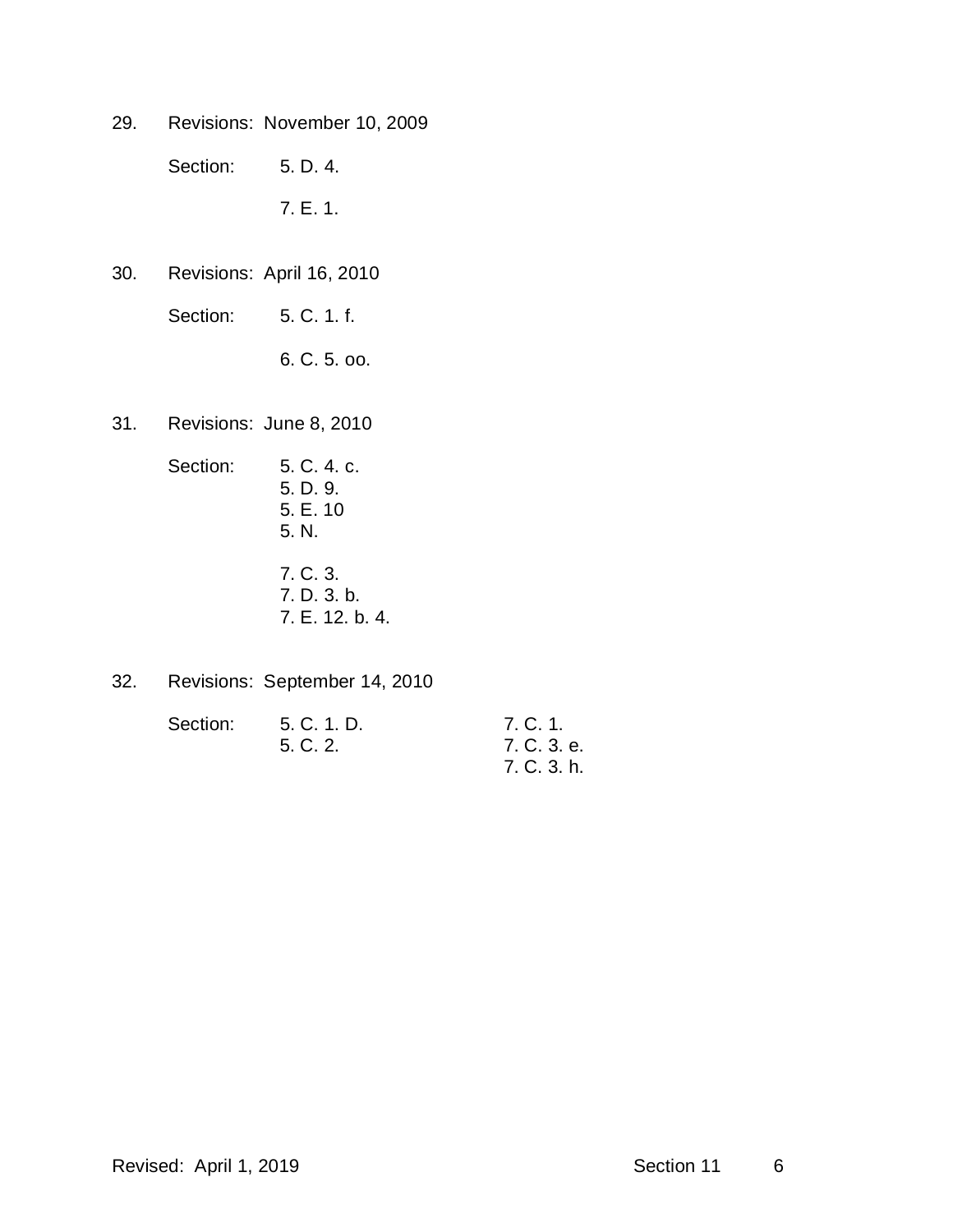29. Revisions: November 10, 2009

    Section: 5. D. 4.

    7. E. 1.

30. Revisions: April 16, 2010

    Section: 5. C. 1. f.

    6. C. 5. oo.

31. Revisions: June 8, 2010

    Section: 5. C. 4. c.
    5. D. 9.
    5. E. 10
    5. N.

    7. C. 3.
    7. D. 3. b.
    7. E. 12. b. 4.

32. Revisions: September 14, 2010

    Section: 5. C. 1. D.
    5. C. 2.

    7. C. 1.
    7. C. 3. e.
    7. C. 3. h.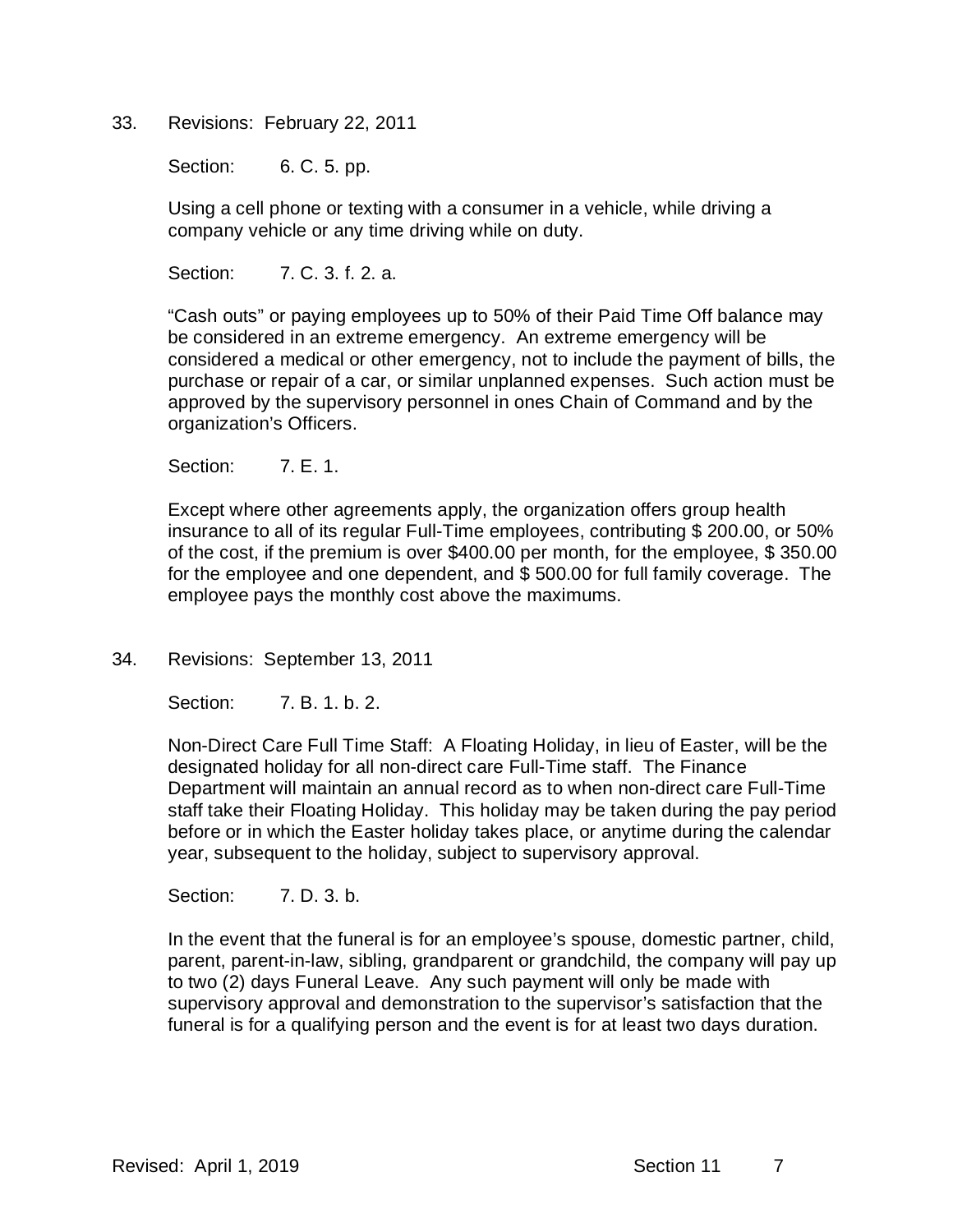33. Revisions: February 22, 2011

    Section: 6. C. 5. pp.

    Using a cell phone or texting with a consumer in a vehicle, while driving a company vehicle or any time driving while on duty.

    Section: 7. C. 3. f. 2. a.

    "Cash outs" or paying employees up to 50% of their Paid Time Off balance may be considered in an extreme emergency. An extreme emergency will be considered a medical or other emergency, not to include the payment of bills, the purchase or repair of a car, or similar unplanned expenses. Such action must be approved by the supervisory personnel in ones Chain of Command and by the organization's Officers.

    Section: 7. E. 1.

    Except where other agreements apply, the organization offers group health insurance to all of its regular Full-Time employees, contributing $ 200.00, or 50% of the cost, if the premium is over $400.00 per month, for the employee, $ 350.00 for the employee and one dependent, and $ 500.00 for full family coverage. The employee pays the monthly cost above the maximums.

34. Revisions: September 13, 2011

    Section: 7. B. 1. b. 2.

    Non-Direct Care Full Time Staff: A Floating Holiday, in lieu of Easter, will be the designated holiday for all non-direct care Full-Time staff. The Finance Department will maintain an annual record as to when non-direct care Full-Time staff take their Floating Holiday. This holiday may be taken during the pay period before or in which the Easter holiday takes place, or anytime during the calendar year, subsequent to the holiday, subject to supervisory approval.

    Section: 7. D. 3. b.

    In the event that the funeral is for an employee's spouse, domestic partner, child, parent, parent-in-law, sibling, grandparent or grandchild, the company will pay up to two (2) days Funeral Leave. Any such payment will only be made with supervisory approval and demonstration to the supervisor's satisfaction that the funeral is for a qualifying person and the event is for at least two days duration.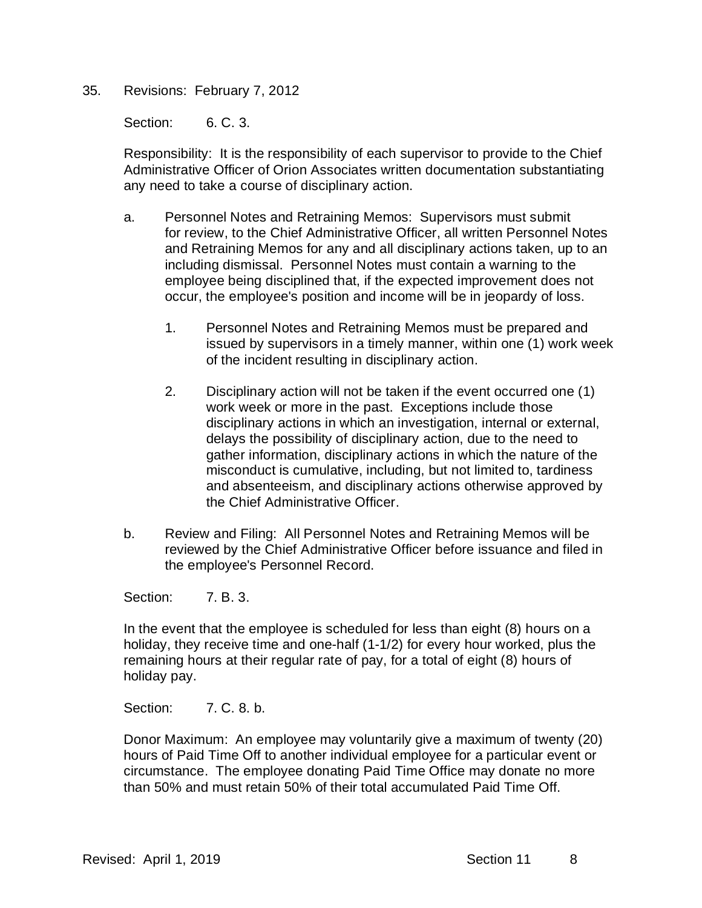35. Revisions: February 7, 2012

    Section: 6. C. 3.

    Responsibility: It is the responsibility of each supervisor to provide to the Chief Administrative Officer of Orion Associates written documentation substantiating any need to take a course of disciplinary action.

    a. Personnel Notes and Retraining Memos: Supervisors must submit for review, to the Chief Administrative Officer, all written Personnel Notes and Retraining Memos for any and all disciplinary actions taken, up to an including dismissal. Personnel Notes must contain a warning to the employee being disciplined that, if the expected improvement does not occur, the employee's position and income will be in jeopardy of loss.

        1. Personnel Notes and Retraining Memos must be prepared and issued by supervisors in a timely manner, within one (1) work week of the incident resulting in disciplinary action.

        2. Disciplinary action will not be taken if the event occurred one (1) work week or more in the past. Exceptions include those disciplinary actions in which an investigation, internal or external, delays the possibility of disciplinary action, due to the need to gather information, disciplinary actions in which the nature of the misconduct is cumulative, including, but not limited to, tardiness and absenteeism, and disciplinary actions otherwise approved by the Chief Administrative Officer.

    b. Review and Filing: All Personnel Notes and Retraining Memos will be reviewed by the Chief Administrative Officer before issuance and filed in the employee's Personnel Record.

    Section: 7. B. 3.

    In the event that the employee is scheduled for less than eight (8) hours on a holiday, they receive time and one-half (1-1/2) for every hour worked, plus the remaining hours at their regular rate of pay, for a total of eight (8) hours of holiday pay.

    Section: 7. C. 8. b.

    Donor Maximum: An employee may voluntarily give a maximum of twenty (20) hours of Paid Time Off to another individual employee for a particular event or circumstance. The employee donating Paid Time Office may donate no more than 50% and must retain 50% of their total accumulated Paid Time Off.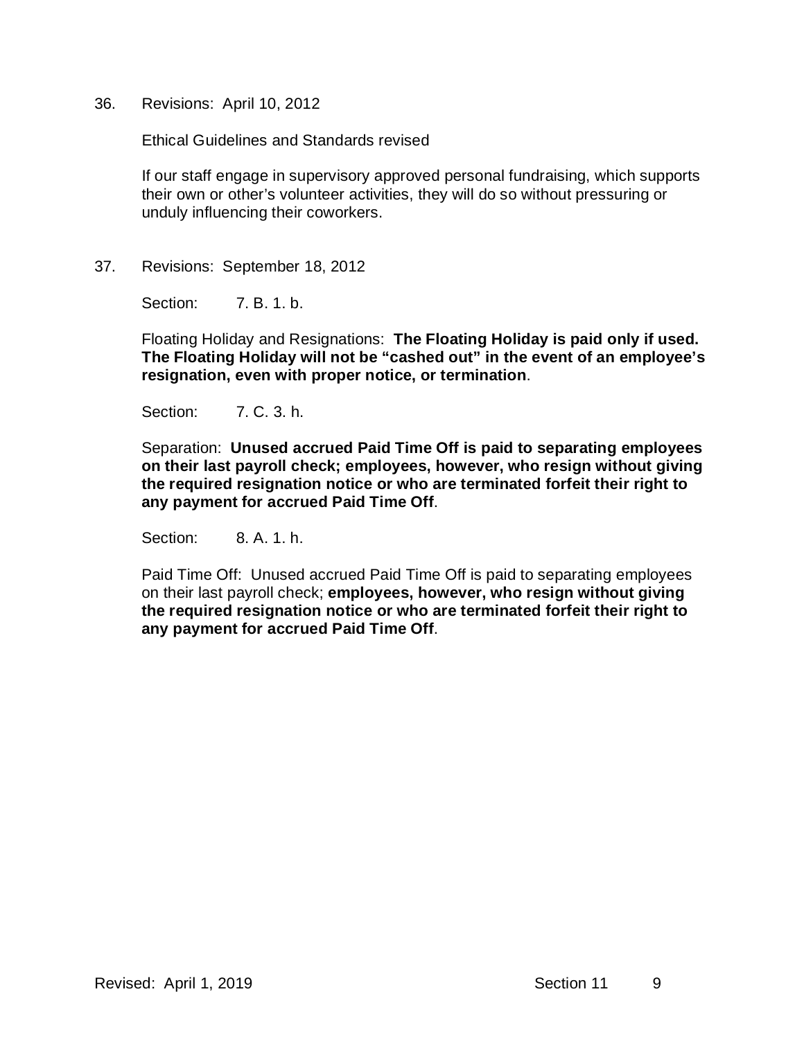36. Revisions: April 10, 2012

    Ethical Guidelines and Standards revised

    If our staff engage in supervisory approved personal fundraising, which supports their own or other's volunteer activities, they will do so without pressuring or unduly influencing their coworkers.

37. Revisions: September 18, 2012

    Section: 7. B. 1. b.

    Floating Holiday and Resignations: **The Floating Holiday is paid only if used. The Floating Holiday will not be "cashed out" in the event of an employee's resignation, even with proper notice, or termination**.

    Section: 7. C. 3. h.

    Separation: **Unused accrued Paid Time Off is paid to separating employees on their last payroll check; employees, however, who resign without giving the required resignation notice or who are terminated forfeit their right to any payment for accrued Paid Time Off**.

    Section: 8. A. 1. h.

    Paid Time Off: Unused accrued Paid Time Off is paid to separating employees on their last payroll check; **employees, however, who resign without giving the required resignation notice or who are terminated forfeit their right to any payment for accrued Paid Time Off**.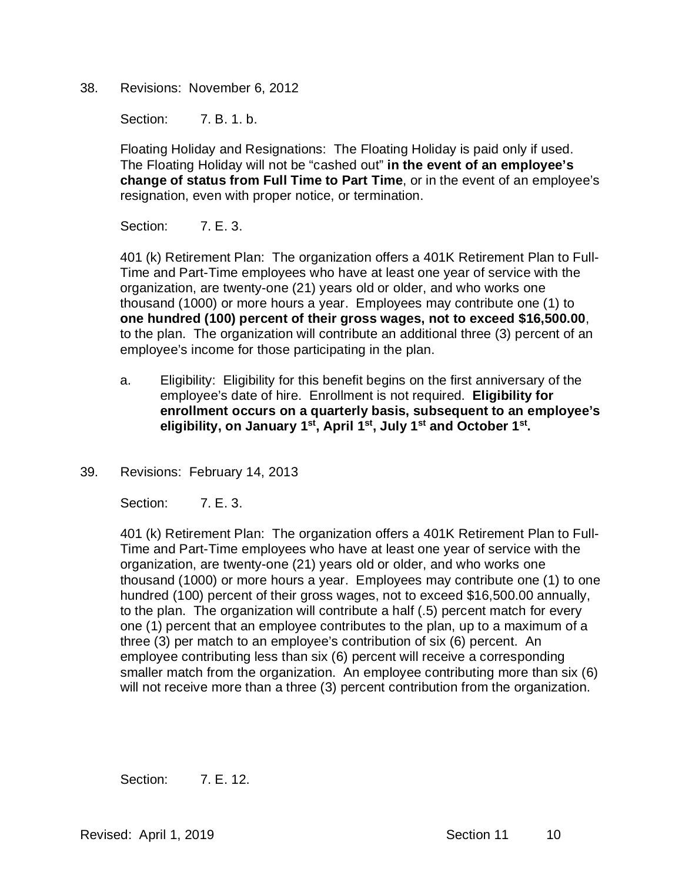38. Revisions: November 6, 2012

    Section: 7. B. 1. b.

    Floating Holiday and Resignations: The Floating Holiday is paid only if used. The Floating Holiday will not be "cashed out" **in the event of an employee's change of status from Full Time to Part Time**, or in the event of an employee's resignation, even with proper notice, or termination.

    Section: 7. E. 3.

    401 (k) Retirement Plan: The organization offers a 401K Retirement Plan to Full-Time and Part-Time employees who have at least one year of service with the organization, are twenty-one (21) years old or older, and who works one thousand (1000) or more hours a year. Employees may contribute one (1) to **one hundred (100) percent of their gross wages, not to exceed $16,500.00**, to the plan. The organization will contribute an additional three (3) percent of an employee's income for those participating in the plan.

    a. Eligibility: Eligibility for this benefit begins on the first anniversary of the employee's date of hire. Enrollment is not required. **Eligibility for enrollment occurs on a quarterly basis, subsequent to an employee's eligibility, on January 1st, April 1st, July 1st and October 1st.**

39. Revisions: February 14, 2013

    Section: 7. E. 3.

    401 (k) Retirement Plan: The organization offers a 401K Retirement Plan to Full-Time and Part-Time employees who have at least one year of service with the organization, are twenty-one (21) years old or older, and who works one thousand (1000) or more hours a year. Employees may contribute one (1) to one hundred (100) percent of their gross wages, not to exceed $16,500.00 annually, to the plan. The organization will contribute a half (.5) percent match for every one (1) percent that an employee contributes to the plan, up to a maximum of a three (3) per match to an employee's contribution of six (6) percent. An employee contributing less than six (6) percent will receive a corresponding smaller match from the organization. An employee contributing more than six (6) will not receive more than a three (3) percent contribution from the organization.

    Section: 7. E. 12.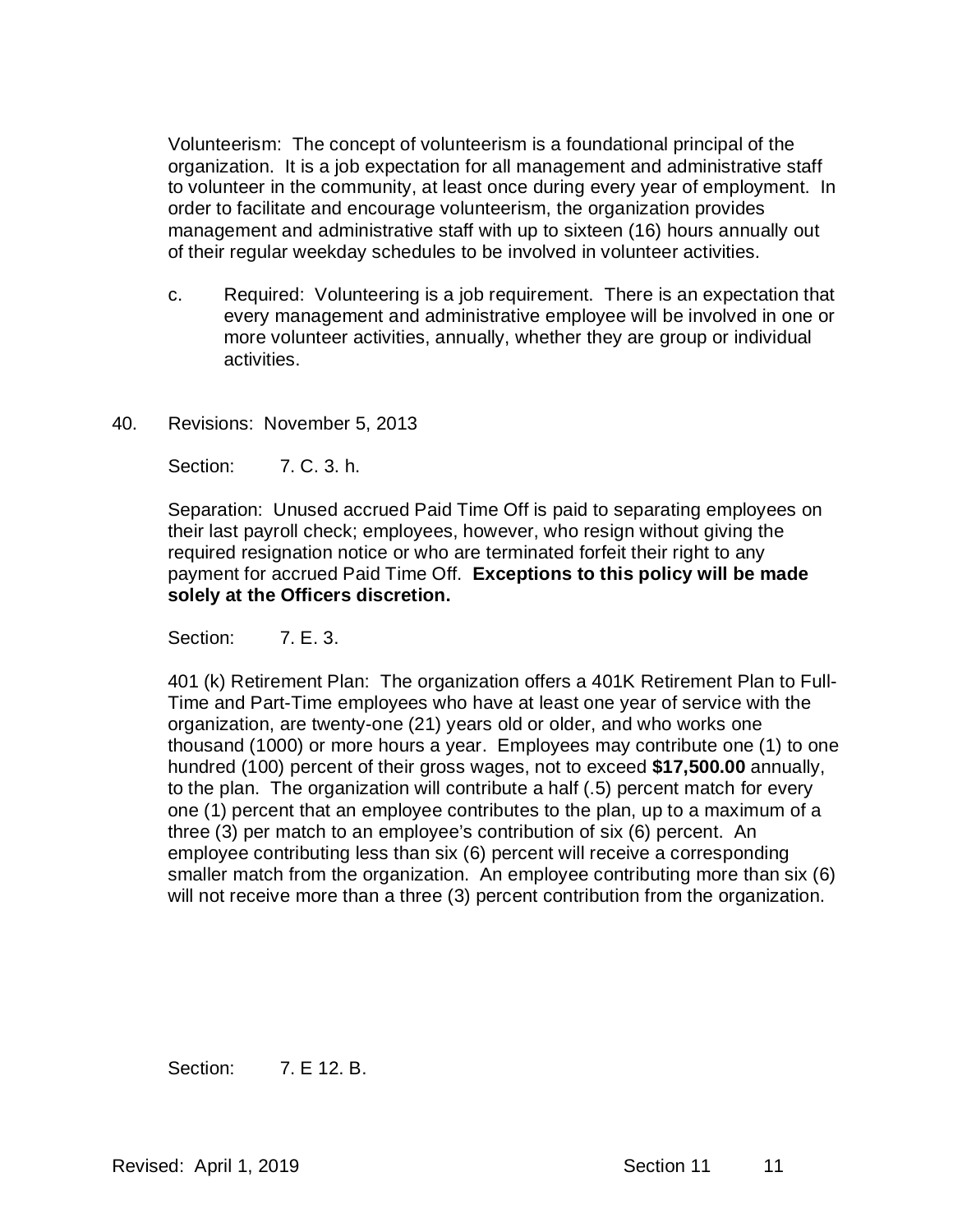Volunteerism: The concept of volunteerism is a foundational principal of the organization. It is a job expectation for all management and administrative staff to volunteer in the community, at least once during every year of employment. In order to facilitate and encourage volunteerism, the organization provides management and administrative staff with up to sixteen (16) hours annually out of their regular weekday schedules to be involved in volunteer activities.

c. Required: Volunteering is a job requirement. There is an expectation that every management and administrative employee will be involved in one or more volunteer activities, annually, whether they are group or individual activities.

40. Revisions: November 5, 2013

Section: 7. C. 3. h.

Separation: Unused accrued Paid Time Off is paid to separating employees on their last payroll check; employees, however, who resign without giving the required resignation notice or who are terminated forfeit their right to any payment for accrued Paid Time Off. **Exceptions to this policy will be made solely at the Officers discretion.**

Section: 7. E. 3.

401 (k) Retirement Plan: The organization offers a 401K Retirement Plan to Full-Time and Part-Time employees who have at least one year of service with the organization, are twenty-one (21) years old or older, and who works one thousand (1000) or more hours a year. Employees may contribute one (1) to one hundred (100) percent of their gross wages, not to exceed **$17,500.00** annually, to the plan. The organization will contribute a half (.5) percent match for every one (1) percent that an employee contributes to the plan, up to a maximum of a three (3) per match to an employee's contribution of six (6) percent. An employee contributing less than six (6) percent will receive a corresponding smaller match from the organization. An employee contributing more than six (6) will not receive more than a three (3) percent contribution from the organization.

Section: 7. E 12. B.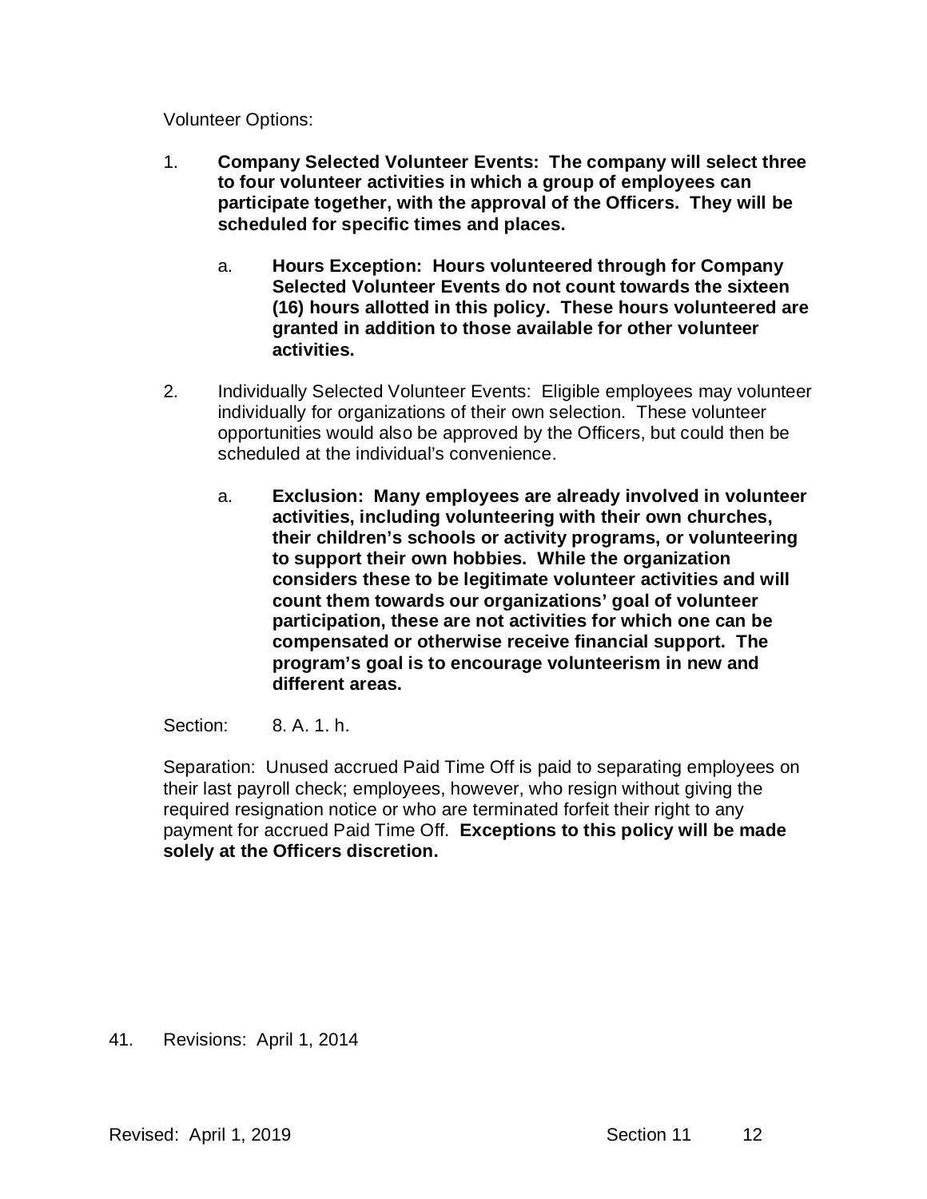Volunteer Options:

1. **Company Selected Volunteer Events: The company will select three to four volunteer activities in which a group of employees can participate together, with the approval of the Officers. They will be scheduled for specific times and places.**

    a. **Hours Exception: Hours volunteered through for Company Selected Volunteer Events do not count towards the sixteen (16) hours allotted in this policy. These hours volunteered are granted in addition to those available for other volunteer activities.**

2. Individually Selected Volunteer Events: Eligible employees may volunteer individually for organizations of their own selection. These volunteer opportunities would also be approved by the Officers, but could then be scheduled at the individual's convenience.

    a. **Exclusion: Many employees are already involved in volunteer activities, including volunteering with their own churches, their children's schools or activity programs, or volunteering to support their own hobbies. While the organization considers these to be legitimate volunteer activities and will count them towards our organizations' goal of volunteer participation, these are not activities for which one can be compensated or otherwise receive financial support. The program's goal is to encourage volunteerism in new and different areas.**

Section: 8. A. 1. h.

Separation: Unused accrued Paid Time Off is paid to separating employees on their last payroll check; employees, however, who resign without giving the required resignation notice or who are terminated forfeit their right to any payment for accrued Paid Time Off. **Exceptions to this policy will be made solely at the Officers discretion.**

41. Revisions: April 1, 2014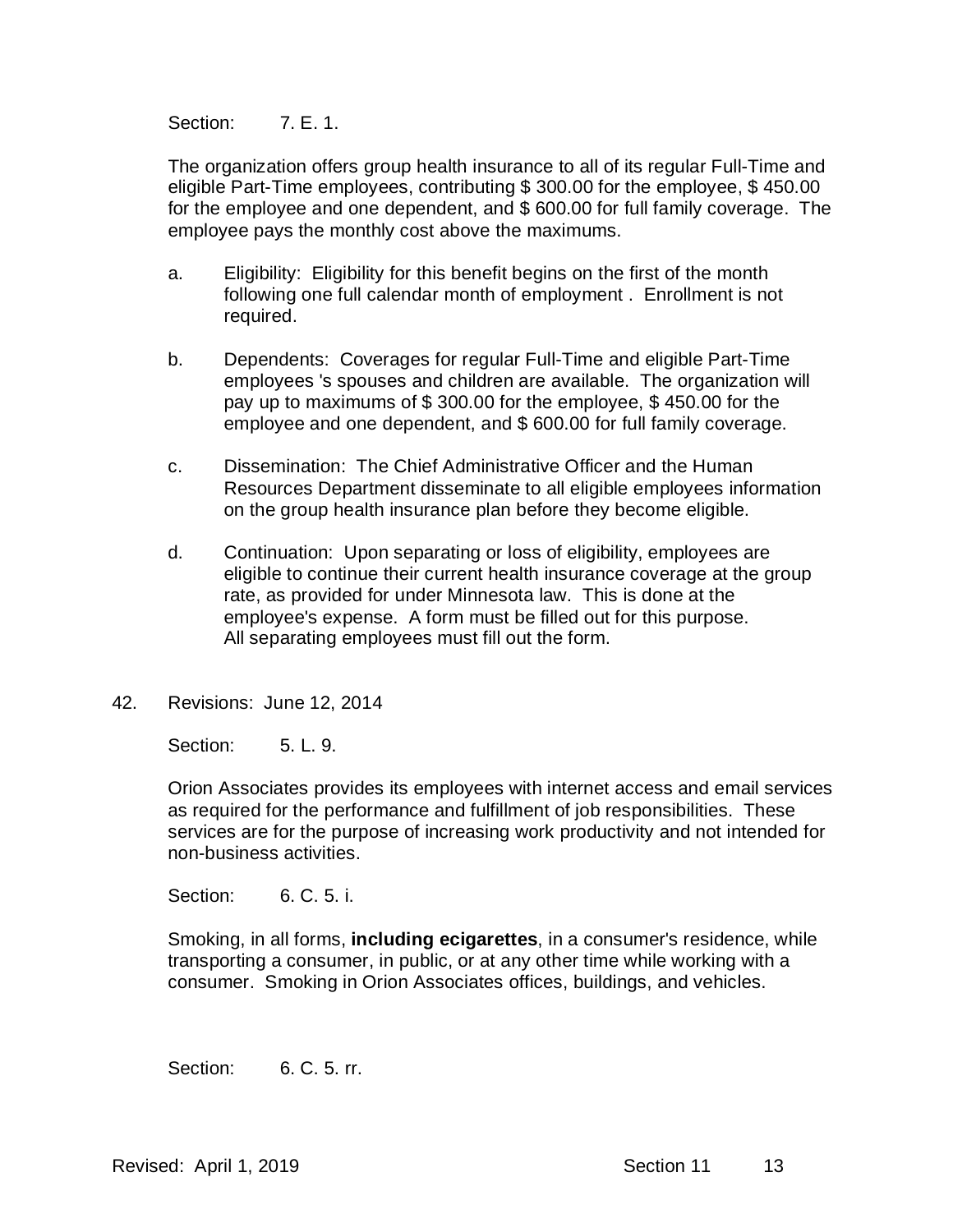Section: 7. E. 1.

The organization offers group health insurance to all of its regular Full-Time and eligible Part-Time employees, contributing $ 300.00 for the employee, $ 450.00 for the employee and one dependent, and $ 600.00 for full family coverage. The employee pays the monthly cost above the maximums.

a. Eligibility: Eligibility for this benefit begins on the first of the month following one full calendar month of employment . Enrollment is not required.

b. Dependents: Coverages for regular Full-Time and eligible Part-Time employees 's spouses and children are available. The organization will pay up to maximums of $ 300.00 for the employee, $ 450.00 for the employee and one dependent, and $ 600.00 for full family coverage.

c. Dissemination: The Chief Administrative Officer and the Human Resources Department disseminate to all eligible employees information on the group health insurance plan before they become eligible.

d. Continuation: Upon separating or loss of eligibility, employees are eligible to continue their current health insurance coverage at the group rate, as provided for under Minnesota law. This is done at the employee's expense. A form must be filled out for this purpose. All separating employees must fill out the form.

42. Revisions: June 12, 2014

Section: 5. L. 9.

Orion Associates provides its employees with internet access and email services as required for the performance and fulfillment of job responsibilities. These services are for the purpose of increasing work productivity and not intended for non-business activities.

Section: 6. C. 5. i.

Smoking, in all forms, **including ecigarettes**, in a consumer's residence, while transporting a consumer, in public, or at any other time while working with a consumer. Smoking in Orion Associates offices, buildings, and vehicles.

Section: 6. C. 5. rr.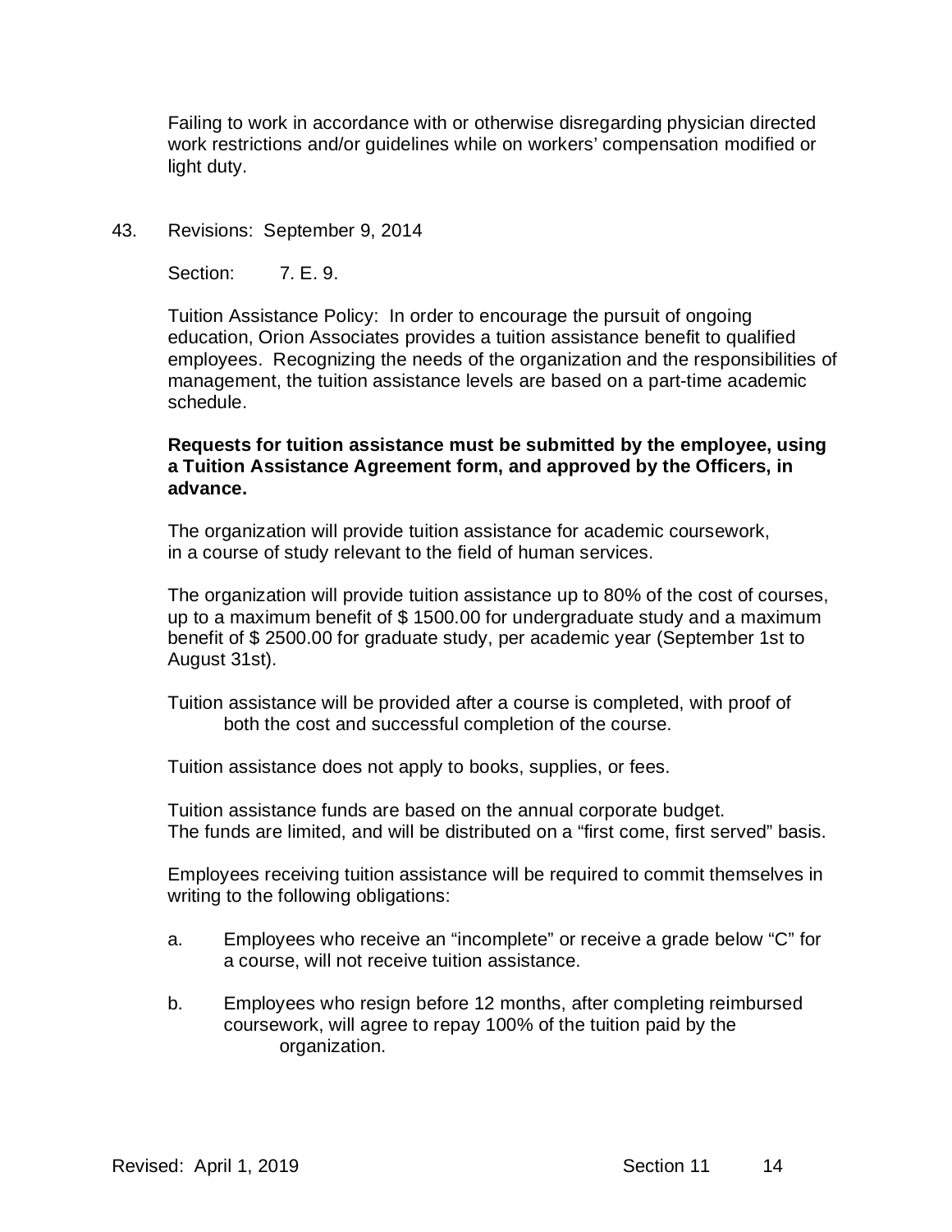Failing to work in accordance with or otherwise disregarding physician directed work restrictions and/or guidelines while on workers' compensation modified or light duty.

43. Revisions: September 9, 2014

Section: 7. E. 9.

Tuition Assistance Policy: In order to encourage the pursuit of ongoing education, Orion Associates provides a tuition assistance benefit to qualified employees. Recognizing the needs of the organization and the responsibilities of management, the tuition assistance levels are based on a part-time academic schedule.

**Requests for tuition assistance must be submitted by the employee, using a Tuition Assistance Agreement form, and approved by the Officers, in advance.**

The organization will provide tuition assistance for academic coursework, in a course of study relevant to the field of human services.

The organization will provide tuition assistance up to 80% of the cost of courses, up to a maximum benefit of $ 1500.00 for undergraduate study and a maximum benefit of $ 2500.00 for graduate study, per academic year (September 1st to August 31st).

Tuition assistance will be provided after a course is completed, with proof of both the cost and successful completion of the course.

Tuition assistance does not apply to books, supplies, or fees.

Tuition assistance funds are based on the annual corporate budget. The funds are limited, and will be distributed on a "first come, first served" basis.

Employees receiving tuition assistance will be required to commit themselves in writing to the following obligations:

a. Employees who receive an "incomplete" or receive a grade below "C" for a course, will not receive tuition assistance.

b. Employees who resign before 12 months, after completing reimbursed coursework, will agree to repay 100% of the tuition paid by the organization.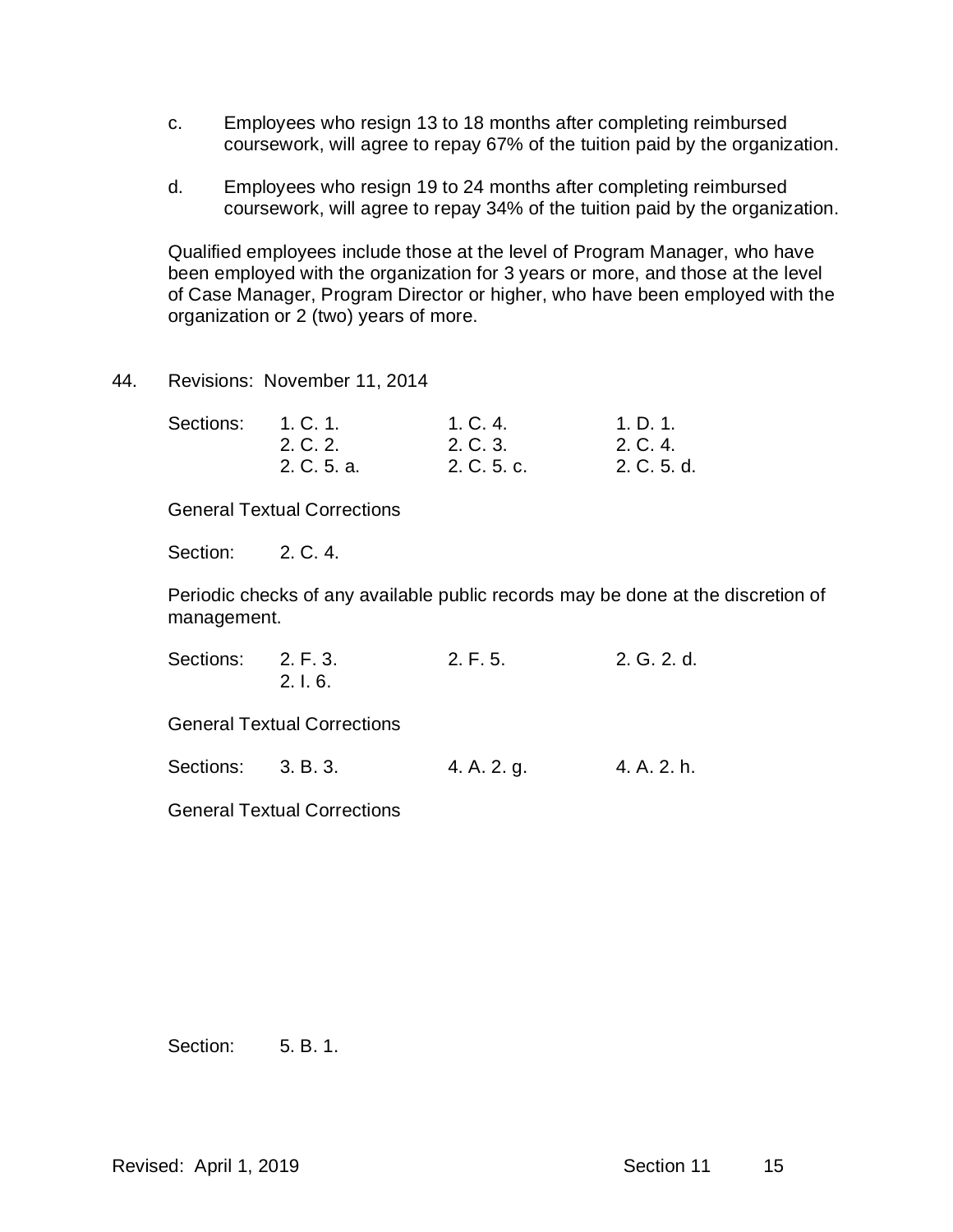c. Employees who resign 13 to 18 months after completing reimbursed coursework, will agree to repay 67% of the tuition paid by the organization.

d. Employees who resign 19 to 24 months after completing reimbursed coursework, will agree to repay 34% of the tuition paid by the organization.

Qualified employees include those at the level of Program Manager, who have been employed with the organization for 3 years or more, and those at the level of Case Manager, Program Director or higher, who have been employed with the organization or 2 (two) years of more.

44. Revisions: November 11, 2014

| Sections: | 1. C. 1. | 1. C. 4. | 1. D. 1. |
|---|---|---|---|
| | 2. C. 2. | 2. C. 3. | 2. C. 4. |
| | 2. C. 5. a. | 2. C. 5. c. | 2. C. 5. d. |

General Textual Corrections

Section: 2. C. 4.

Periodic checks of any available public records may be done at the discretion of management.

| Sections: | 2. F. 3. | 2. F. 5. | 2. G. 2. d. |
|---|---|---|---|
| | 2. I. 6. | | |

General Textual Corrections

| Sections: | 3. B. 3. | 4. A. 2. g. | 4. A. 2. h. |
|---|---|---|---|

General Textual Corrections

Section: 5. B. 1.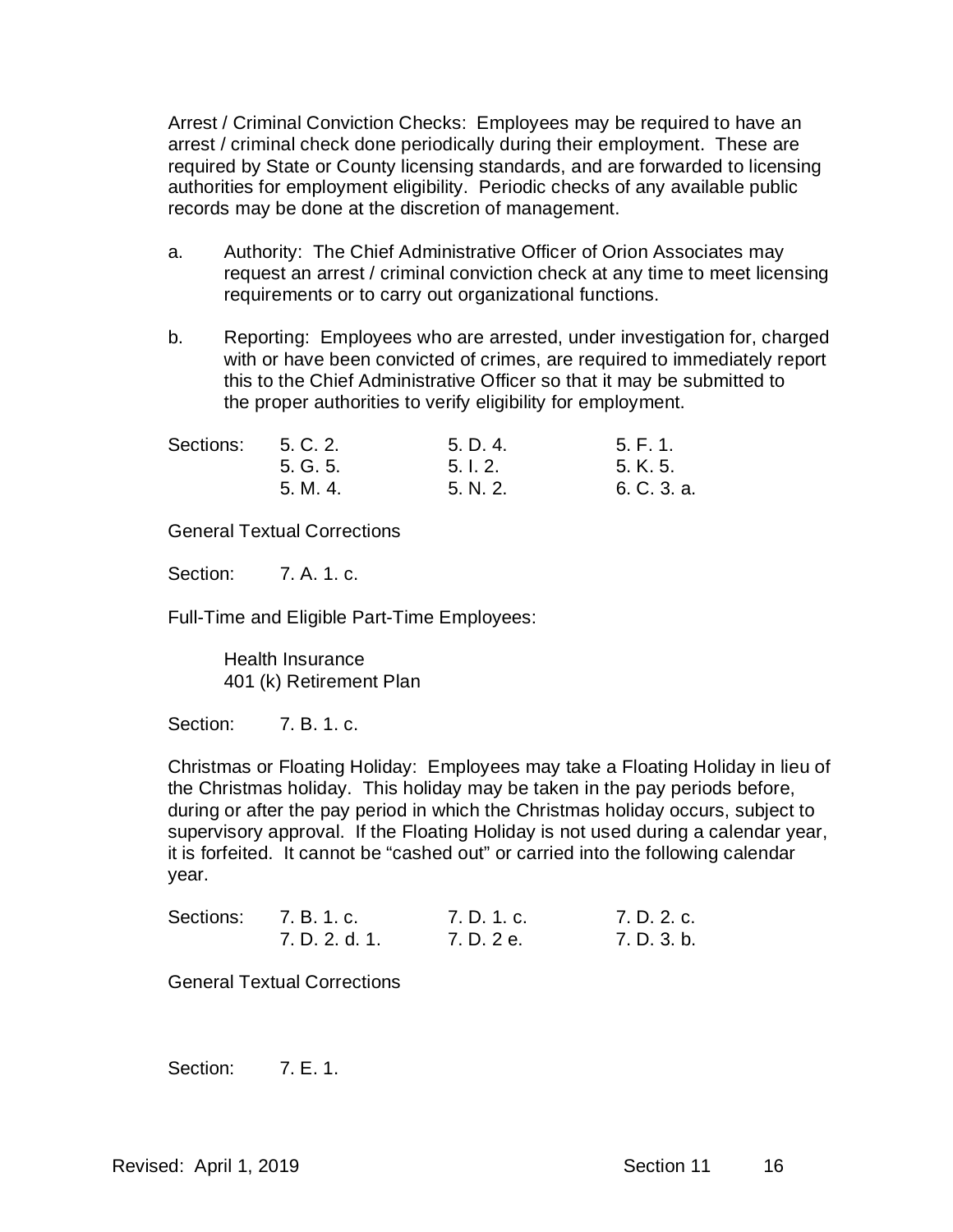Arrest / Criminal Conviction Checks: Employees may be required to have an arrest / criminal check done periodically during their employment. These are required by State or County licensing standards, and are forwarded to licensing authorities for employment eligibility. Periodic checks of any available public records may be done at the discretion of management.

a. Authority: The Chief Administrative Officer of Orion Associates may request an arrest / criminal conviction check at any time to meet licensing requirements or to carry out organizational functions.

b. Reporting: Employees who are arrested, under investigation for, charged with or have been convicted of crimes, are required to immediately report this to the Chief Administrative Officer so that it may be submitted to the proper authorities to verify eligibility for employment.

| Sections: | 5. C. 2. | 5. D. 4. | 5. F. 1. |
|---|---|---|---|
| | 5. G. 5. | 5. I. 2. | 5. K. 5. |
| | 5. M. 4. | 5. N. 2. | 6. C. 3. a. |

General Textual Corrections

Section: 7. A. 1. c.

Full-Time and Eligible Part-Time Employees:

Health Insurance
401 (k) Retirement Plan

Section: 7. B. 1. c.

Christmas or Floating Holiday: Employees may take a Floating Holiday in lieu of the Christmas holiday. This holiday may be taken in the pay periods before, during or after the pay period in which the Christmas holiday occurs, subject to supervisory approval. If the Floating Holiday is not used during a calendar year, it is forfeited. It cannot be "cashed out" or carried into the following calendar year.

| Sections: | 7. B. 1. c. | 7. D. 1. c. | 7. D. 2. c. |
|---|---|---|---|
| | 7. D. 2. d. 1. | 7. D. 2 e. | 7. D. 3. b. |

General Textual Corrections

Section: 7. E. 1.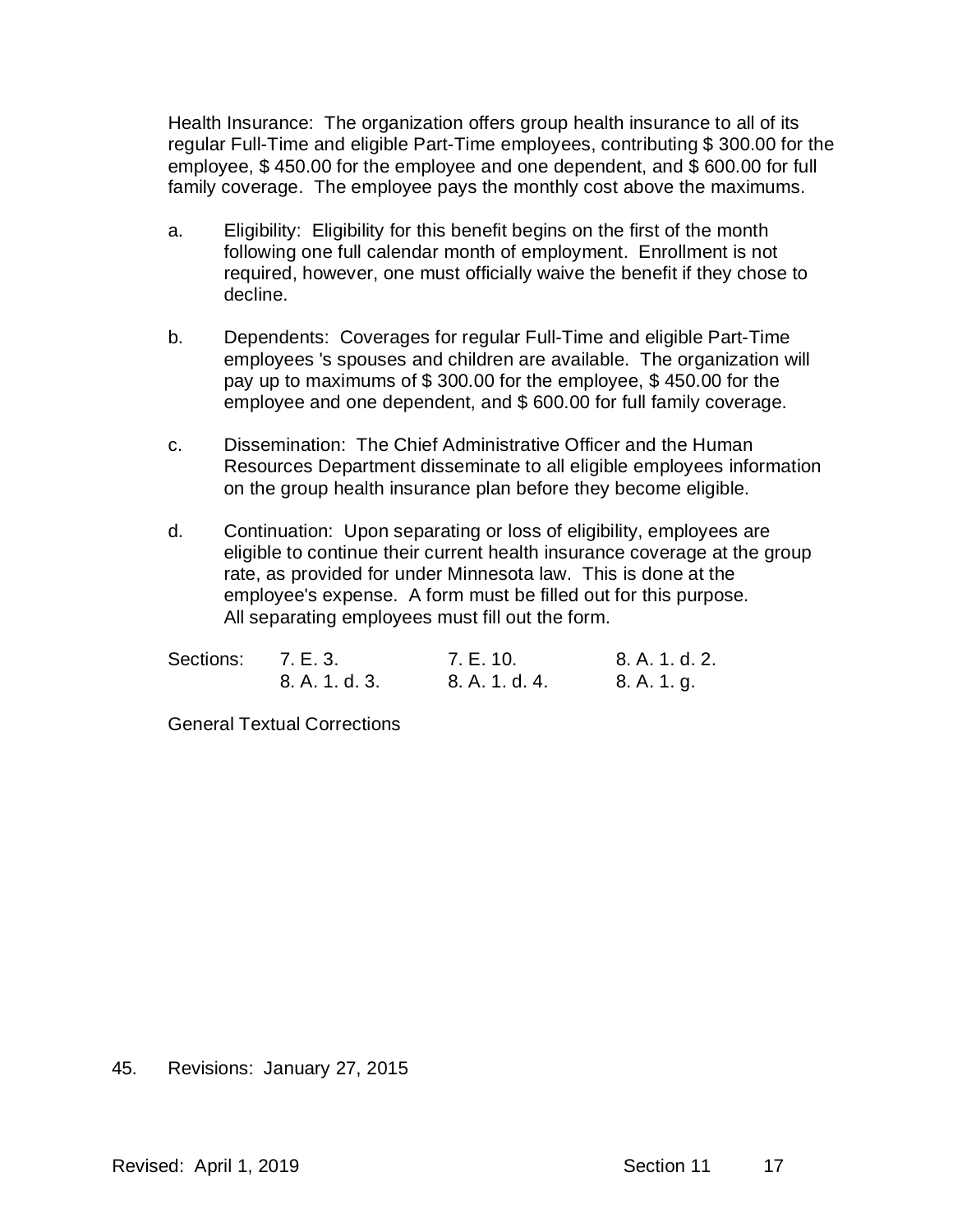Health Insurance: The organization offers group health insurance to all of its regular Full-Time and eligible Part-Time employees, contributing $ 300.00 for the employee, $ 450.00 for the employee and one dependent, and $ 600.00 for full family coverage. The employee pays the monthly cost above the maximums.

a. Eligibility: Eligibility for this benefit begins on the first of the month following one full calendar month of employment. Enrollment is not required, however, one must officially waive the benefit if they chose to decline.

b. Dependents: Coverages for regular Full-Time and eligible Part-Time employees 's spouses and children are available. The organization will pay up to maximums of $ 300.00 for the employee, $ 450.00 for the employee and one dependent, and $ 600.00 for full family coverage.

c. Dissemination: The Chief Administrative Officer and the Human Resources Department disseminate to all eligible employees information on the group health insurance plan before they become eligible.

d. Continuation: Upon separating or loss of eligibility, employees are eligible to continue their current health insurance coverage at the group rate, as provided for under Minnesota law. This is done at the employee's expense. A form must be filled out for this purpose. All separating employees must fill out the form.

| Sections: | 7. E. 3. | 7. E. 10. | 8. A. 1. d. 2. |
|---|---|---|---|
| | 8. A. 1. d. 3. | 8. A. 1. d. 4. | 8. A. 1. g. |

General Textual Corrections

45. Revisions: January 27, 2015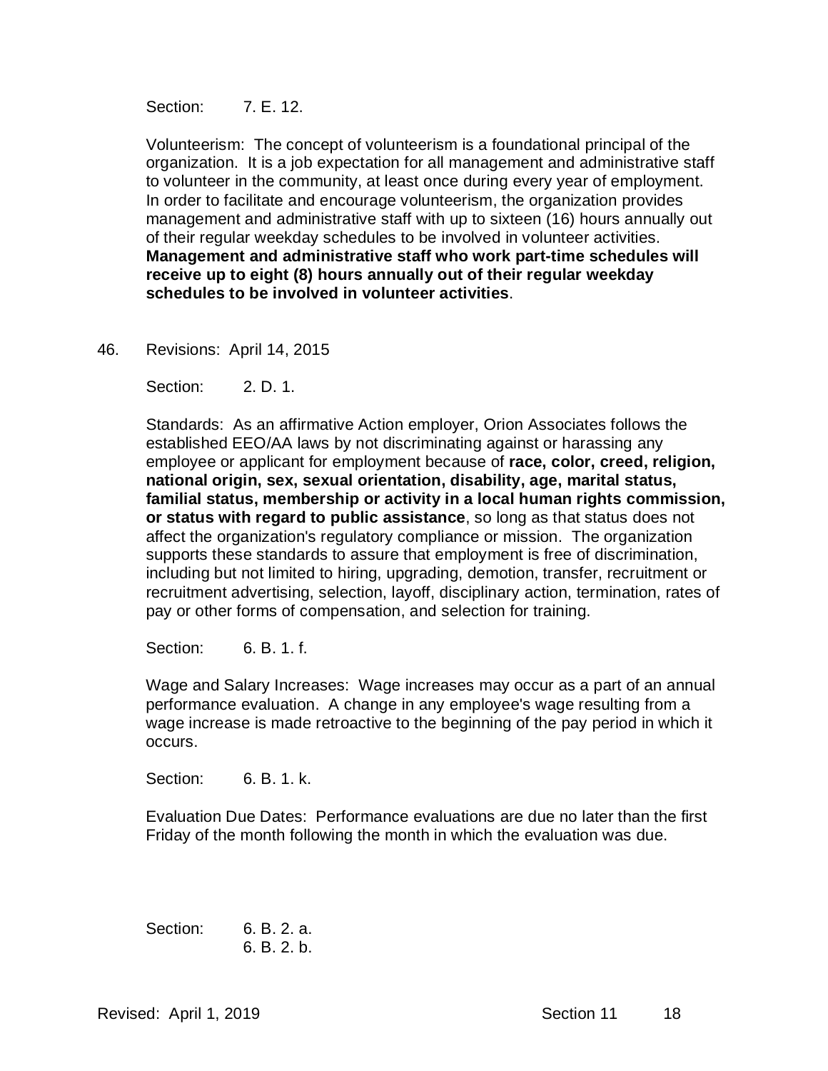Section: 7. E. 12.

Volunteerism: The concept of volunteerism is a foundational principal of the organization. It is a job expectation for all management and administrative staff to volunteer in the community, at least once during every year of employment. In order to facilitate and encourage volunteerism, the organization provides management and administrative staff with up to sixteen (16) hours annually out of their regular weekday schedules to be involved in volunteer activities. **Management and administrative staff who work part-time schedules will receive up to eight (8) hours annually out of their regular weekday schedules to be involved in volunteer activities**.

46. Revisions: April 14, 2015

Section: 2. D. 1.

Standards: As an affirmative Action employer, Orion Associates follows the established EEO/AA laws by not discriminating against or harassing any employee or applicant for employment because of **race, color, creed, religion, national origin, sex, sexual orientation, disability, age, marital status, familial status, membership or activity in a local human rights commission, or status with regard to public assistance**, so long as that status does not affect the organization's regulatory compliance or mission. The organization supports these standards to assure that employment is free of discrimination, including but not limited to hiring, upgrading, demotion, transfer, recruitment or recruitment advertising, selection, layoff, disciplinary action, termination, rates of pay or other forms of compensation, and selection for training.

Section: 6. B. 1. f.

Wage and Salary Increases: Wage increases may occur as a part of an annual performance evaluation. A change in any employee's wage resulting from a wage increase is made retroactive to the beginning of the pay period in which it occurs.

Section: 6. B. 1. k.

Evaluation Due Dates: Performance evaluations are due no later than the first Friday of the month following the month in which the evaluation was due.

Section: 6. B. 2. a.
6. B. 2. b.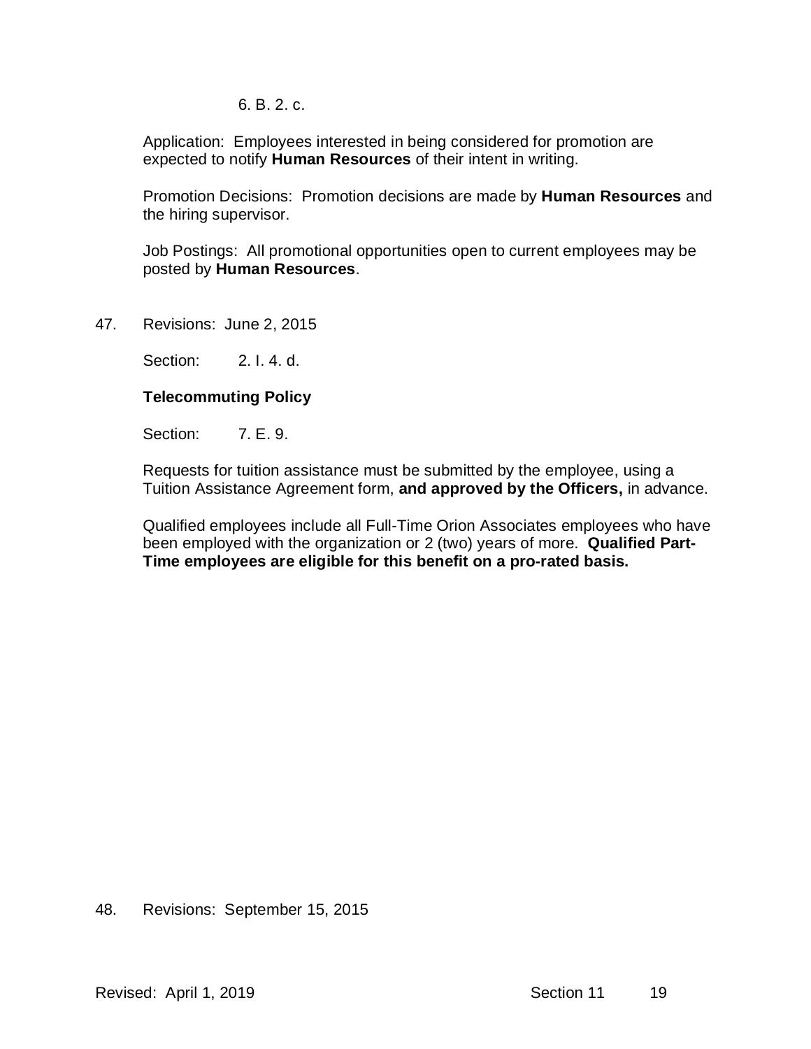6. B. 2. c.

Application: Employees interested in being considered for promotion are expected to notify **Human Resources** of their intent in writing.

Promotion Decisions: Promotion decisions are made by **Human Resources** and the hiring supervisor.

Job Postings: All promotional opportunities open to current employees may be posted by **Human Resources**.

47. Revisions: June 2, 2015

Section: 2. I. 4. d.

**Telecommuting Policy**

Section: 7. E. 9.

Requests for tuition assistance must be submitted by the employee, using a Tuition Assistance Agreement form, **and approved by the Officers,** in advance.

Qualified employees include all Full-Time Orion Associates employees who have been employed with the organization or 2 (two) years of more. **Qualified Part-Time employees are eligible for this benefit on a pro-rated basis.**

48. Revisions: September 15, 2015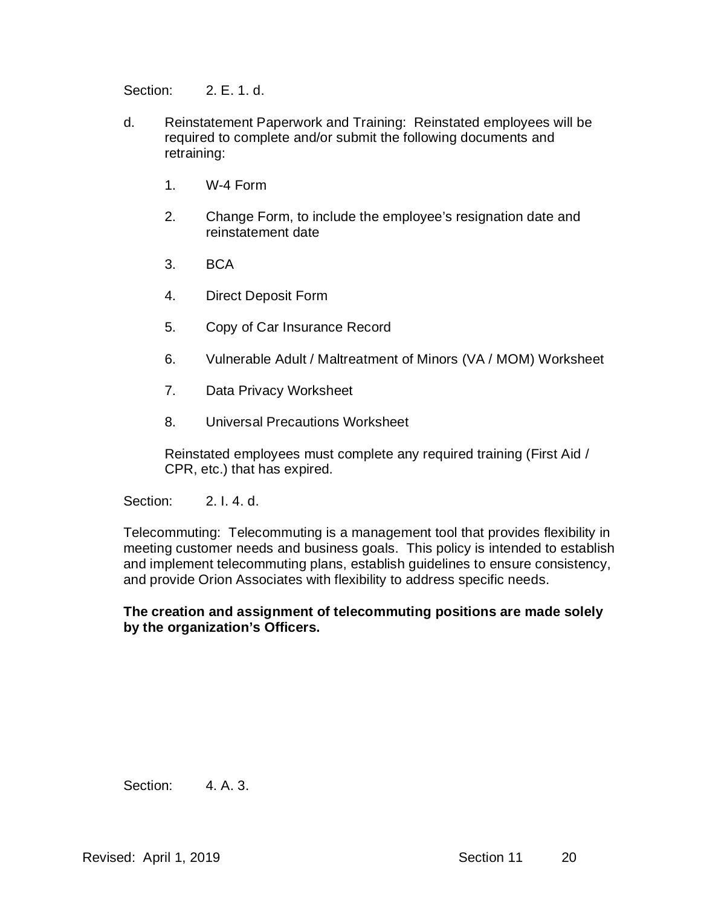Section: 2. E. 1. d.

d. Reinstatement Paperwork and Training: Reinstated employees will be required to complete and/or submit the following documents and retraining:

1. W-4 Form

2. Change Form, to include the employee's resignation date and reinstatement date

3. BCA

4. Direct Deposit Form

5. Copy of Car Insurance Record

6. Vulnerable Adult / Maltreatment of Minors (VA / MOM) Worksheet

7. Data Privacy Worksheet

8. Universal Precautions Worksheet

Reinstated employees must complete any required training (First Aid / CPR, etc.) that has expired.

Section: 2. I. 4. d.

Telecommuting: Telecommuting is a management tool that provides flexibility in meeting customer needs and business goals. This policy is intended to establish and implement telecommuting plans, establish guidelines to ensure consistency, and provide Orion Associates with flexibility to address specific needs.

**The creation and assignment of telecommuting positions are made solely by the organization's Officers.**

Section: 4. A. 3.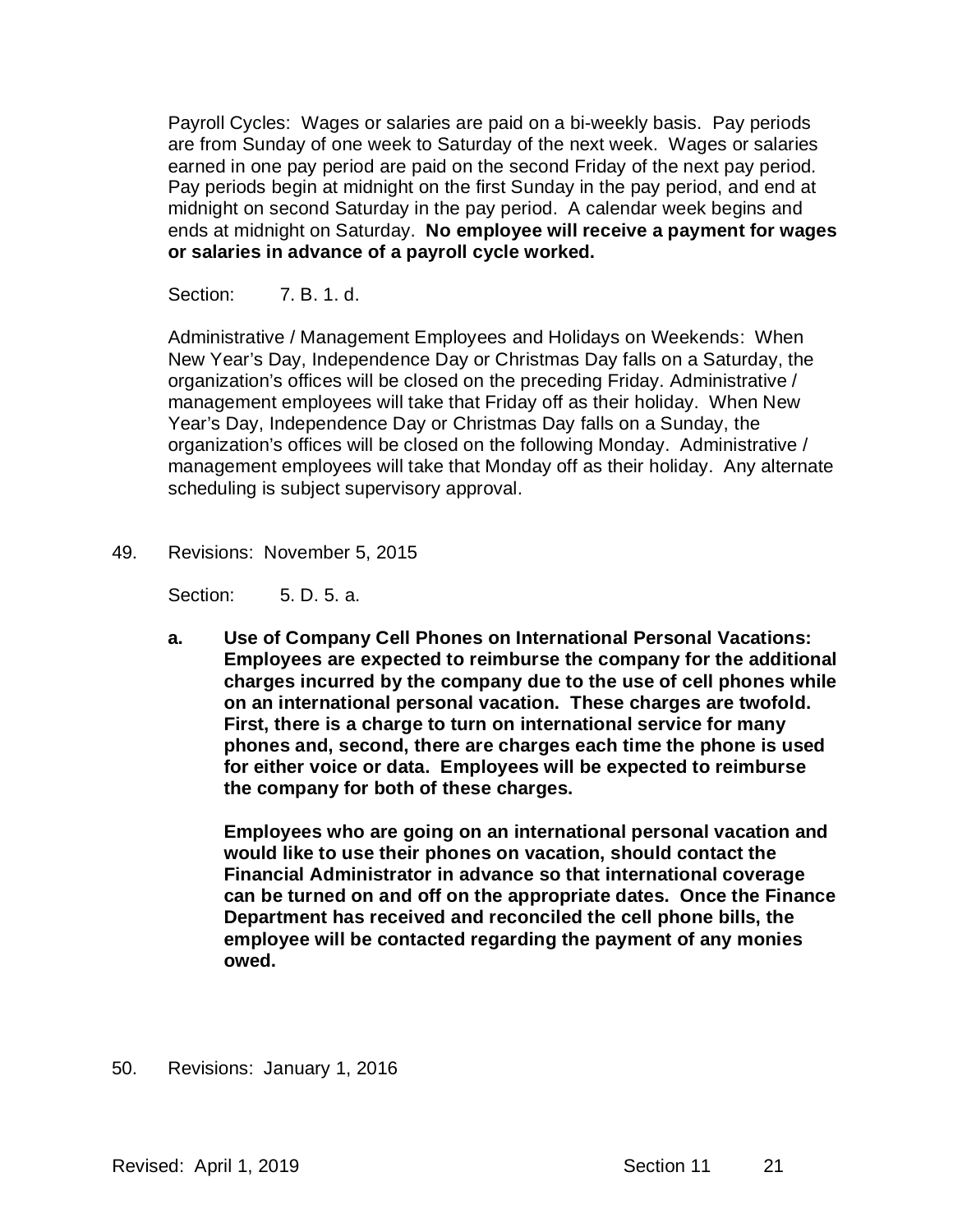Payroll Cycles: Wages or salaries are paid on a bi-weekly basis. Pay periods are from Sunday of one week to Saturday of the next week. Wages or salaries earned in one pay period are paid on the second Friday of the next pay period. Pay periods begin at midnight on the first Sunday in the pay period, and end at midnight on second Saturday in the pay period. A calendar week begins and ends at midnight on Saturday. **No employee will receive a payment for wages or salaries in advance of a payroll cycle worked.**

Section: 7. B. 1. d.

Administrative / Management Employees and Holidays on Weekends: When New Year's Day, Independence Day or Christmas Day falls on a Saturday, the organization's offices will be closed on the preceding Friday. Administrative / management employees will take that Friday off as their holiday. When New Year's Day, Independence Day or Christmas Day falls on a Sunday, the organization's offices will be closed on the following Monday. Administrative / management employees will take that Monday off as their holiday. Any alternate scheduling is subject supervisory approval.

49. Revisions: November 5, 2015

Section: 5. D. 5. a.

**a. Use of Company Cell Phones on International Personal Vacations: Employees are expected to reimburse the company for the additional charges incurred by the company due to the use of cell phones while on an international personal vacation. These charges are twofold. First, there is a charge to turn on international service for many phones and, second, there are charges each time the phone is used for either voice or data. Employees will be expected to reimburse the company for both of these charges.**

**Employees who are going on an international personal vacation and would like to use their phones on vacation, should contact the Financial Administrator in advance so that international coverage can be turned on and off on the appropriate dates. Once the Finance Department has received and reconciled the cell phone bills, the employee will be contacted regarding the payment of any monies owed.**

50. Revisions: January 1, 2016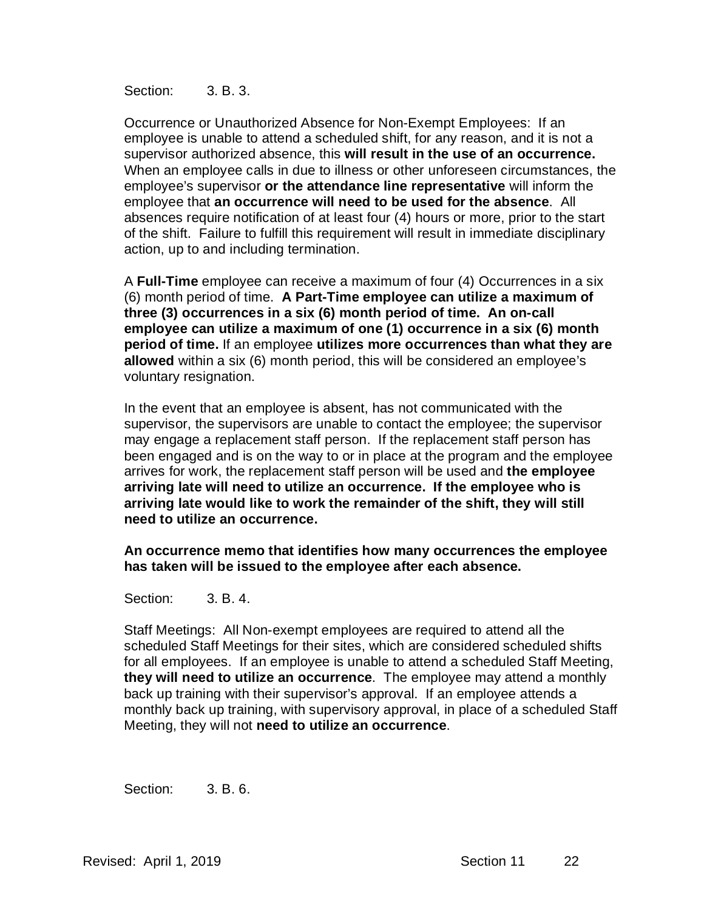Section: 3. B. 3.

Occurrence or Unauthorized Absence for Non-Exempt Employees: If an employee is unable to attend a scheduled shift, for any reason, and it is not a supervisor authorized absence, this **will result in the use of an occurrence.** When an employee calls in due to illness or other unforeseen circumstances, the employee's supervisor **or the attendance line representative** will inform the employee that **an occurrence will need to be used for the absence**. All absences require notification of at least four (4) hours or more, prior to the start of the shift. Failure to fulfill this requirement will result in immediate disciplinary action, up to and including termination.

A **Full-Time** employee can receive a maximum of four (4) Occurrences in a six (6) month period of time. **A Part-Time employee can utilize a maximum of three (3) occurrences in a six (6) month period of time. An on-call employee can utilize a maximum of one (1) occurrence in a six (6) month period of time.** If an employee **utilizes more occurrences than what they are allowed** within a six (6) month period, this will be considered an employee's voluntary resignation.

In the event that an employee is absent, has not communicated with the supervisor, the supervisors are unable to contact the employee; the supervisor may engage a replacement staff person. If the replacement staff person has been engaged and is on the way to or in place at the program and the employee arrives for work, the replacement staff person will be used and **the employee arriving late will need to utilize an occurrence. If the employee who is arriving late would like to work the remainder of the shift, they will still need to utilize an occurrence.**

**An occurrence memo that identifies how many occurrences the employee has taken will be issued to the employee after each absence.**

Section: 3. B. 4.

Staff Meetings: All Non-exempt employees are required to attend all the scheduled Staff Meetings for their sites, which are considered scheduled shifts for all employees. If an employee is unable to attend a scheduled Staff Meeting, **they will need to utilize an occurrence**. The employee may attend a monthly back up training with their supervisor's approval. If an employee attends a monthly back up training, with supervisory approval, in place of a scheduled Staff Meeting, they will not **need to utilize an occurrence**.

Section: 3. B. 6.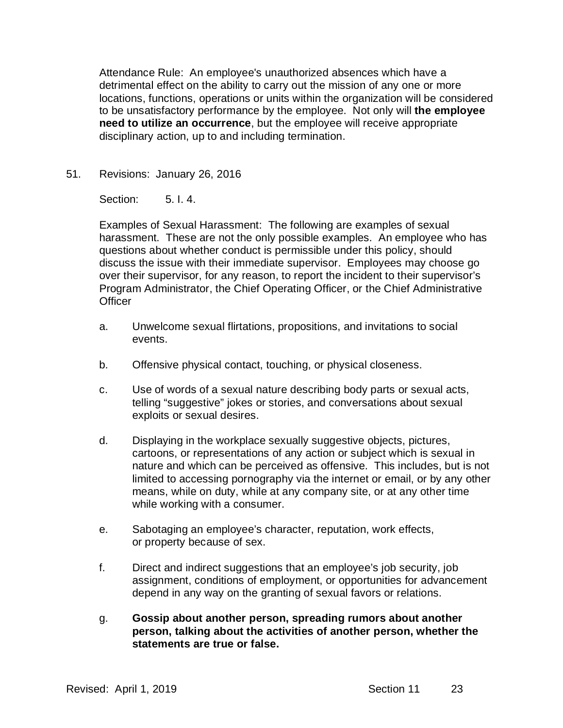Attendance Rule: An employee's unauthorized absences which have a detrimental effect on the ability to carry out the mission of any one or more locations, functions, operations or units within the organization will be considered to be unsatisfactory performance by the employee. Not only will **the employee need to utilize an occurrence**, but the employee will receive appropriate disciplinary action, up to and including termination.

51. Revisions: January 26, 2016

    Section: 5. I. 4.

    Examples of Sexual Harassment: The following are examples of sexual harassment. These are not the only possible examples. An employee who has questions about whether conduct is permissible under this policy, should discuss the issue with their immediate supervisor. Employees may choose go over their supervisor, for any reason, to report the incident to their supervisor's Program Administrator, the Chief Operating Officer, or the Chief Administrative Officer

    a. Unwelcome sexual flirtations, propositions, and invitations to social events.

    b. Offensive physical contact, touching, or physical closeness.

    c. Use of words of a sexual nature describing body parts or sexual acts, telling "suggestive" jokes or stories, and conversations about sexual exploits or sexual desires.

    d. Displaying in the workplace sexually suggestive objects, pictures, cartoons, or representations of any action or subject which is sexual in nature and which can be perceived as offensive. This includes, but is not limited to accessing pornography via the internet or email, or by any other means, while on duty, while at any company site, or at any other time while working with a consumer.

    e. Sabotaging an employee's character, reputation, work effects, or property because of sex.

    f. Direct and indirect suggestions that an employee's job security, job assignment, conditions of employment, or opportunities for advancement depend in any way on the granting of sexual favors or relations.

    g. **Gossip about another person, spreading rumors about another person, talking about the activities of another person, whether the statements are true or false.**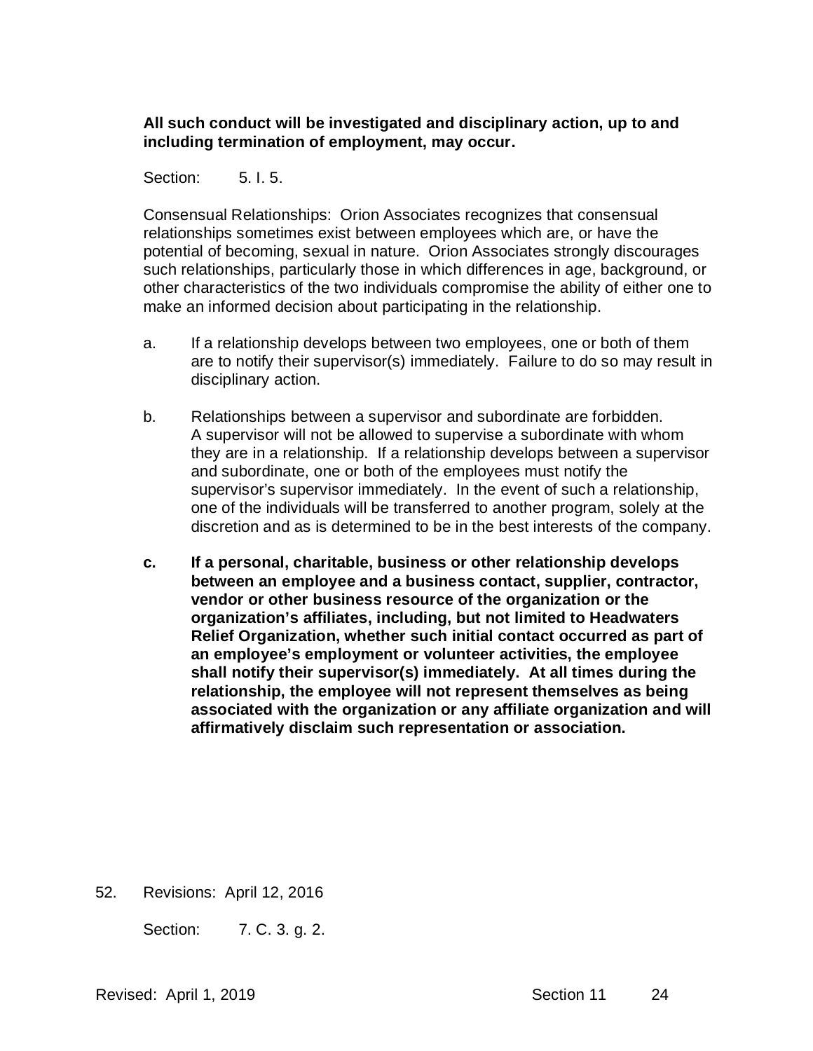**All such conduct will be investigated and disciplinary action, up to and including termination of employment, may occur.**

Section: 5. I. 5.

Consensual Relationships: Orion Associates recognizes that consensual relationships sometimes exist between employees which are, or have the potential of becoming, sexual in nature. Orion Associates strongly discourages such relationships, particularly those in which differences in age, background, or other characteristics of the two individuals compromise the ability of either one to make an informed decision about participating in the relationship.

a. If a relationship develops between two employees, one or both of them are to notify their supervisor(s) immediately. Failure to do so may result in disciplinary action.

b. Relationships between a supervisor and subordinate are forbidden. A supervisor will not be allowed to supervise a subordinate with whom they are in a relationship. If a relationship develops between a supervisor and subordinate, one or both of the employees must notify the supervisor's supervisor immediately. In the event of such a relationship, one of the individuals will be transferred to another program, solely at the discretion and as is determined to be in the best interests of the company.

**c. If a personal, charitable, business or other relationship develops between an employee and a business contact, supplier, contractor, vendor or other business resource of the organization or the organization's affiliates, including, but not limited to Headwaters Relief Organization, whether such initial contact occurred as part of an employee's employment or volunteer activities, the employee shall notify their supervisor(s) immediately. At all times during the relationship, the employee will not represent themselves as being associated with the organization or any affiliate organization and will affirmatively disclaim such representation or association.**

52. Revisions: April 12, 2016

Section: 7. C. 3. g. 2.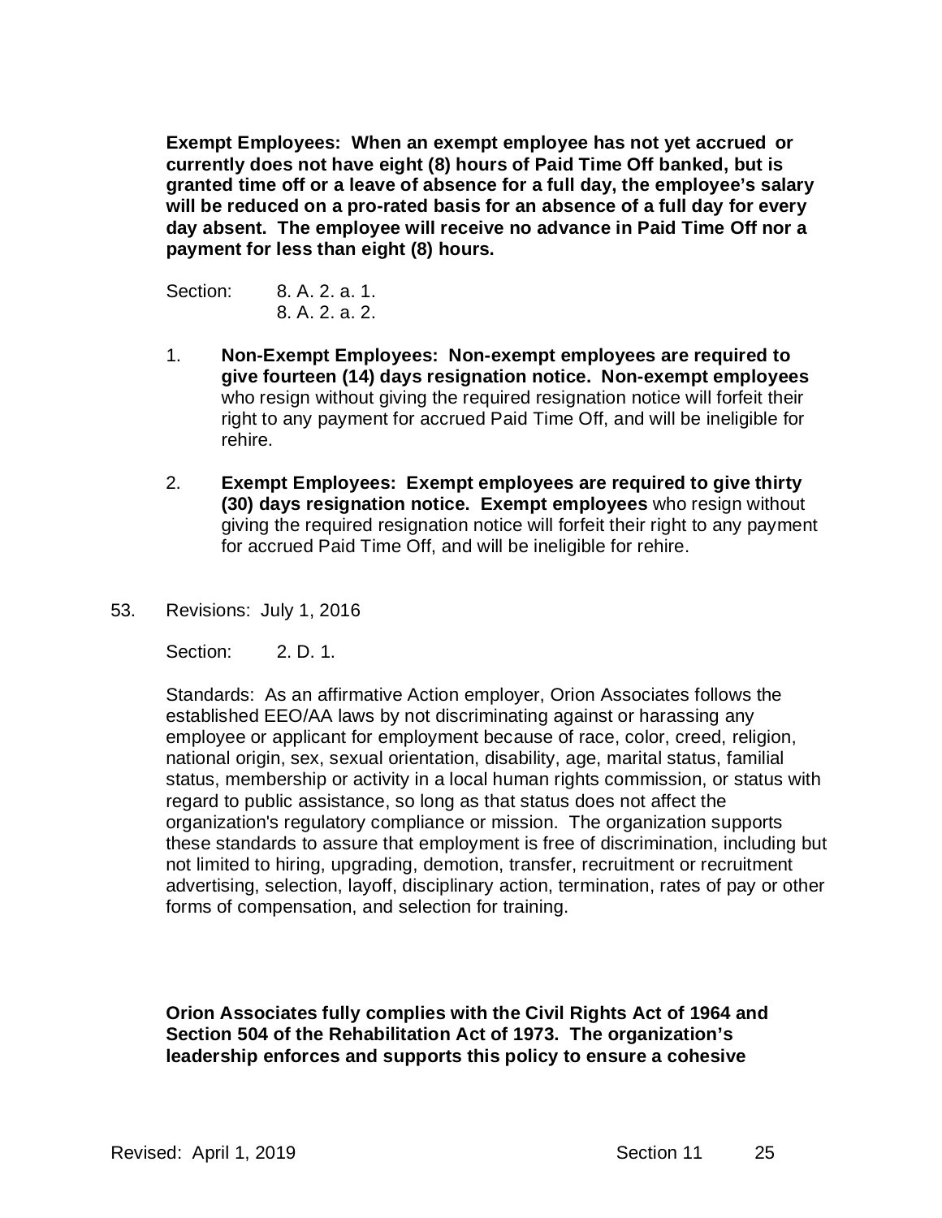**Exempt Employees: When an exempt employee has not yet accrued or currently does not have eight (8) hours of Paid Time Off banked, but is granted time off or a leave of absence for a full day, the employee's salary will be reduced on a pro-rated basis for an absence of a full day for every day absent. The employee will receive no advance in Paid Time Off nor a payment for less than eight (8) hours.**

Section: 8. A. 2. a. 1.
8. A. 2. a. 2.

1. **Non-Exempt Employees: Non-exempt employees are required to give fourteen (14) days resignation notice. Non-exempt employees** who resign without giving the required resignation notice will forfeit their right to any payment for accrued Paid Time Off, and will be ineligible for rehire.

2. **Exempt Employees: Exempt employees are required to give thirty (30) days resignation notice. Exempt employees** who resign without giving the required resignation notice will forfeit their right to any payment for accrued Paid Time Off, and will be ineligible for rehire.

53. Revisions: July 1, 2016

Section: 2. D. 1.

Standards: As an affirmative Action employer, Orion Associates follows the established EEO/AA laws by not discriminating against or harassing any employee or applicant for employment because of race, color, creed, religion, national origin, sex, sexual orientation, disability, age, marital status, familial status, membership or activity in a local human rights commission, or status with regard to public assistance, so long as that status does not affect the organization's regulatory compliance or mission. The organization supports these standards to assure that employment is free of discrimination, including but not limited to hiring, upgrading, demotion, transfer, recruitment or recruitment advertising, selection, layoff, disciplinary action, termination, rates of pay or other forms of compensation, and selection for training.

**Orion Associates fully complies with the Civil Rights Act of 1964 and Section 504 of the Rehabilitation Act of 1973. The organization's leadership enforces and supports this policy to ensure a cohesive**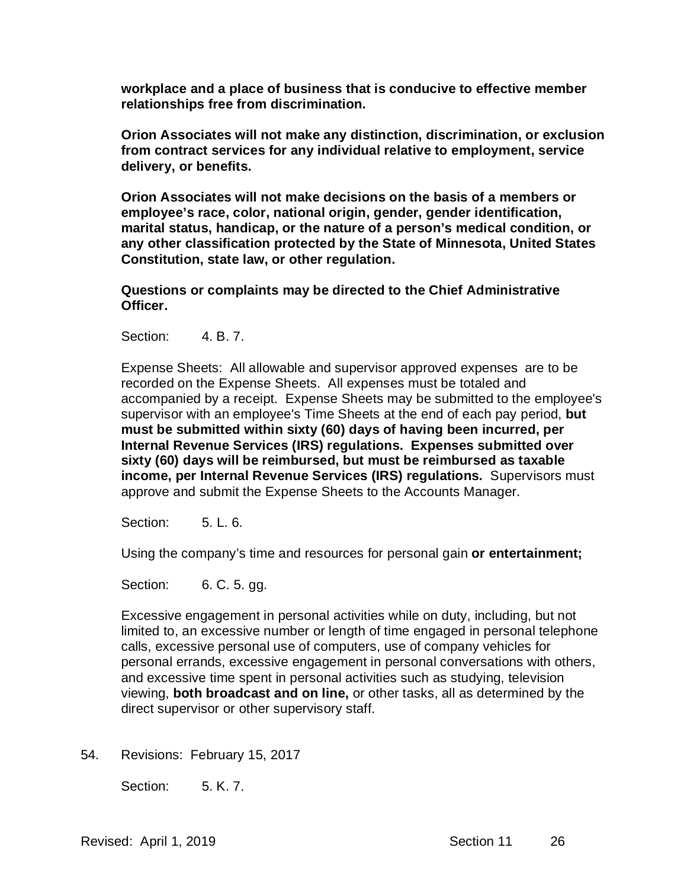**workplace and a place of business that is conducive to effective member relationships free from discrimination.**

**Orion Associates will not make any distinction, discrimination, or exclusion from contract services for any individual relative to employment, service delivery, or benefits.**

**Orion Associates will not make decisions on the basis of a members or employee's race, color, national origin, gender, gender identification, marital status, handicap, or the nature of a person's medical condition, or any other classification protected by the State of Minnesota, United States Constitution, state law, or other regulation.**

**Questions or complaints may be directed to the Chief Administrative Officer.**

Section: 4. B. 7.

Expense Sheets: All allowable and supervisor approved expenses are to be recorded on the Expense Sheets. All expenses must be totaled and accompanied by a receipt. Expense Sheets may be submitted to the employee's supervisor with an employee's Time Sheets at the end of each pay period, **but must be submitted within sixty (60) days of having been incurred, per Internal Revenue Services (IRS) regulations. Expenses submitted over sixty (60) days will be reimbursed, but must be reimbursed as taxable income, per Internal Revenue Services (IRS) regulations.** Supervisors must approve and submit the Expense Sheets to the Accounts Manager.

Section: 5. L. 6.

Using the company's time and resources for personal gain **or entertainment;**

Section: 6. C. 5. gg.

Excessive engagement in personal activities while on duty, including, but not limited to, an excessive number or length of time engaged in personal telephone calls, excessive personal use of computers, use of company vehicles for personal errands, excessive engagement in personal conversations with others, and excessive time spent in personal activities such as studying, television viewing, **both broadcast and on line,** or other tasks, all as determined by the direct supervisor or other supervisory staff.

54. Revisions: February 15, 2017

    Section: 5. K. 7.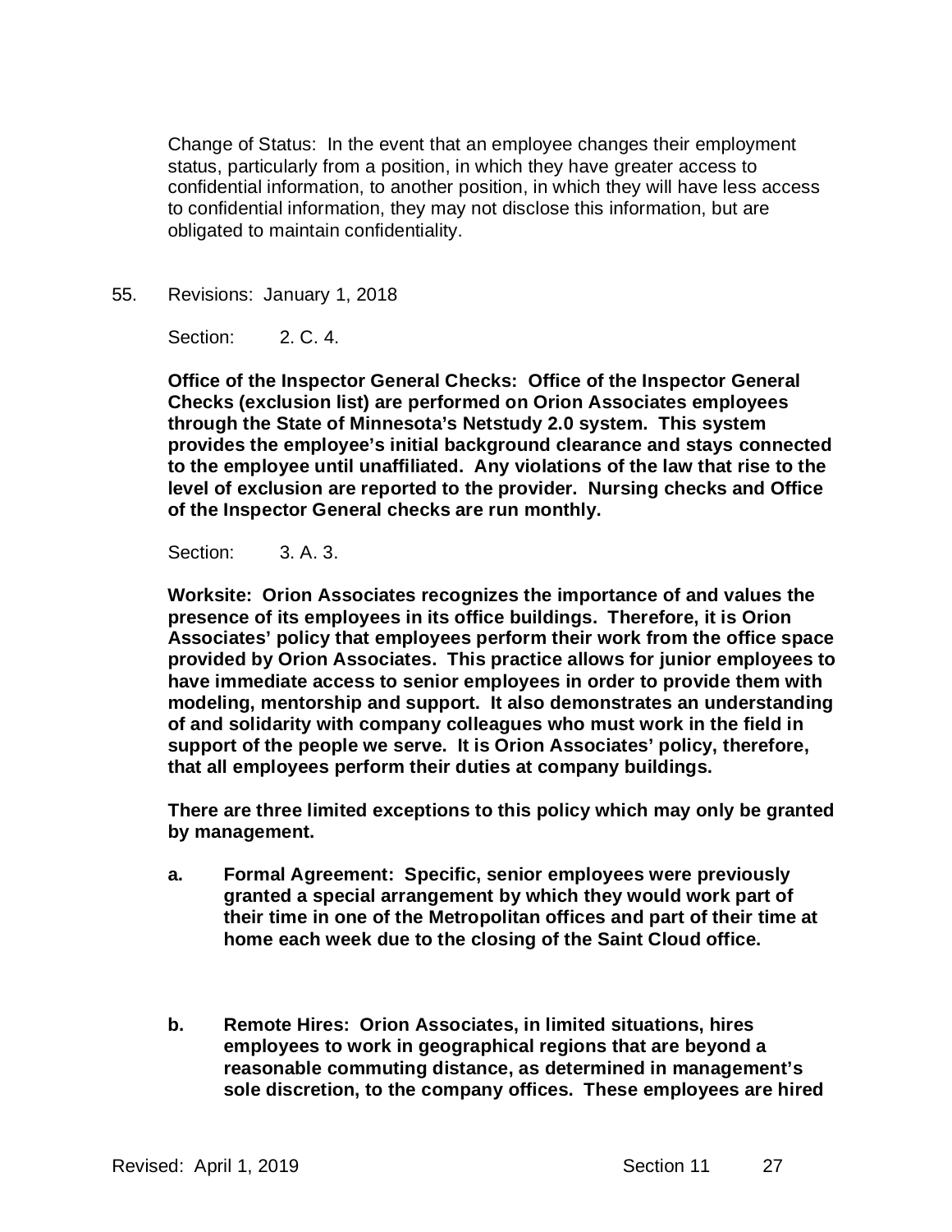Change of Status: In the event that an employee changes their employment status, particularly from a position, in which they have greater access to confidential information, to another position, in which they will have less access to confidential information, they may not disclose this information, but are obligated to maintain confidentiality.

55. Revisions: January 1, 2018

Section: 2. C. 4.

**Office of the Inspector General Checks: Office of the Inspector General Checks (exclusion list) are performed on Orion Associates employees through the State of Minnesota's Netstudy 2.0 system. This system provides the employee's initial background clearance and stays connected to the employee until unaffiliated. Any violations of the law that rise to the level of exclusion are reported to the provider. Nursing checks and Office of the Inspector General checks are run monthly.**

Section: 3. A. 3.

**Worksite: Orion Associates recognizes the importance of and values the presence of its employees in its office buildings. Therefore, it is Orion Associates' policy that employees perform their work from the office space provided by Orion Associates. This practice allows for junior employees to have immediate access to senior employees in order to provide them with modeling, mentorship and support. It also demonstrates an understanding of and solidarity with company colleagues who must work in the field in support of the people we serve. It is Orion Associates' policy, therefore, that all employees perform their duties at company buildings.**

**There are three limited exceptions to this policy which may only be granted by management.**

**a. Formal Agreement: Specific, senior employees were previously granted a special arrangement by which they would work part of their time in one of the Metropolitan offices and part of their time at home each week due to the closing of the Saint Cloud office.**

**b. Remote Hires: Orion Associates, in limited situations, hires employees to work in geographical regions that are beyond a reasonable commuting distance, as determined in management's sole discretion, to the company offices. These employees are hired**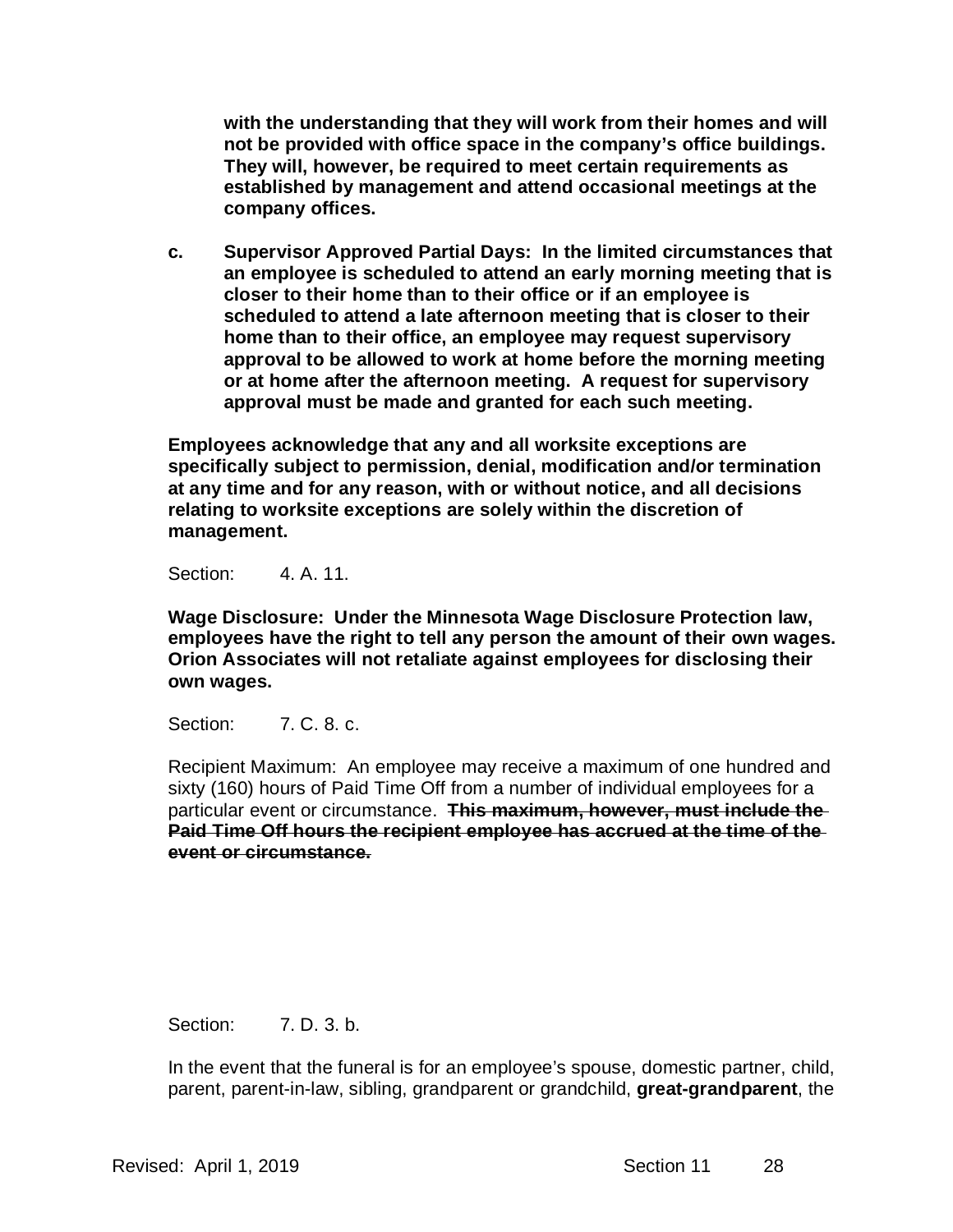**with the understanding that they will work from their homes and will not be provided with office space in the company's office buildings. They will, however, be required to meet certain requirements as established by management and attend occasional meetings at the company offices.**

**c. Supervisor Approved Partial Days: In the limited circumstances that an employee is scheduled to attend an early morning meeting that is closer to their home than to their office or if an employee is scheduled to attend a late afternoon meeting that is closer to their home than to their office, an employee may request supervisory approval to be allowed to work at home before the morning meeting or at home after the afternoon meeting. A request for supervisory approval must be made and granted for each such meeting.**

**Employees acknowledge that any and all worksite exceptions are specifically subject to permission, denial, modification and/or termination at any time and for any reason, with or without notice, and all decisions relating to worksite exceptions are solely within the discretion of management.**

Section: 4. A. 11.

**Wage Disclosure: Under the Minnesota Wage Disclosure Protection law, employees have the right to tell any person the amount of their own wages. Orion Associates will not retaliate against employees for disclosing their own wages.**

Section: 7. C. 8. c.

Recipient Maximum: An employee may receive a maximum of one hundred and sixty (160) hours of Paid Time Off from a number of individual employees for a particular event or circumstance. ~~**This maximum, however, must include the Paid Time Off hours the recipient employee has accrued at the time of the event or circumstance.**~~

Section: 7. D. 3. b.

In the event that the funeral is for an employee's spouse, domestic partner, child, parent, parent-in-law, sibling, grandparent or grandchild, **great-grandparent**, the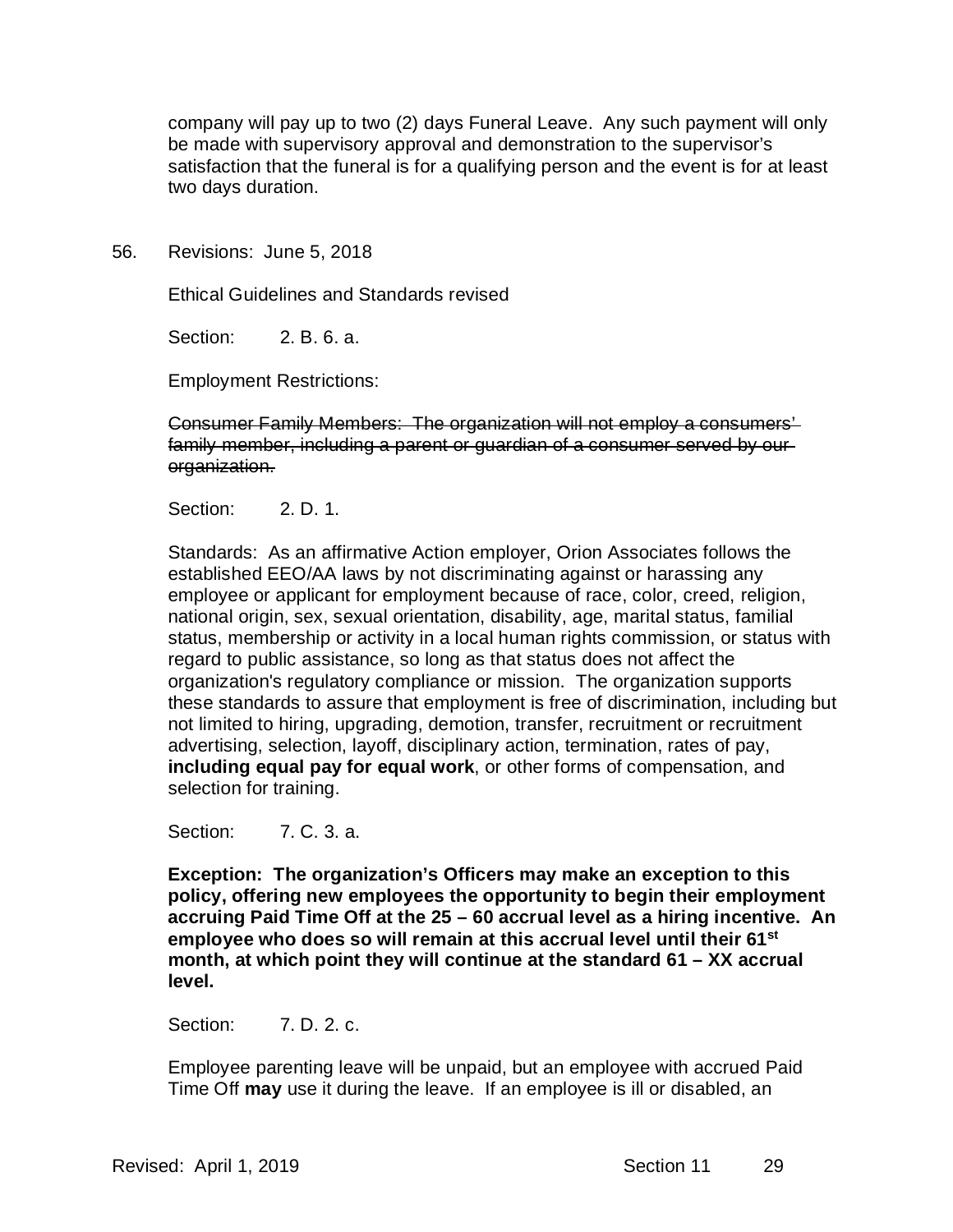company will pay up to two (2) days Funeral Leave. Any such payment will only be made with supervisory approval and demonstration to the supervisor's satisfaction that the funeral is for a qualifying person and the event is for at least two days duration.

56. Revisions: June 5, 2018

Ethical Guidelines and Standards revised

Section: 2. B. 6. a.

Employment Restrictions:

~~Consumer Family Members: The organization will not employ a consumers' family member, including a parent or guardian of a consumer served by our organization.~~

Section: 2. D. 1.

Standards: As an affirmative Action employer, Orion Associates follows the established EEO/AA laws by not discriminating against or harassing any employee or applicant for employment because of race, color, creed, religion, national origin, sex, sexual orientation, disability, age, marital status, familial status, membership or activity in a local human rights commission, or status with regard to public assistance, so long as that status does not affect the organization's regulatory compliance or mission. The organization supports these standards to assure that employment is free of discrimination, including but not limited to hiring, upgrading, demotion, transfer, recruitment or recruitment advertising, selection, layoff, disciplinary action, termination, rates of pay, **including equal pay for equal work**, or other forms of compensation, and selection for training.

Section: 7. C. 3. a.

**Exception: The organization's Officers may make an exception to this policy, offering new employees the opportunity to begin their employment accruing Paid Time Off at the 25 – 60 accrual level as a hiring incentive. An employee who does so will remain at this accrual level until their 61st month, at which point they will continue at the standard 61 – XX accrual level.**

Section: 7. D. 2. c.

Employee parenting leave will be unpaid, but an employee with accrued Paid Time Off **may** use it during the leave. If an employee is ill or disabled, an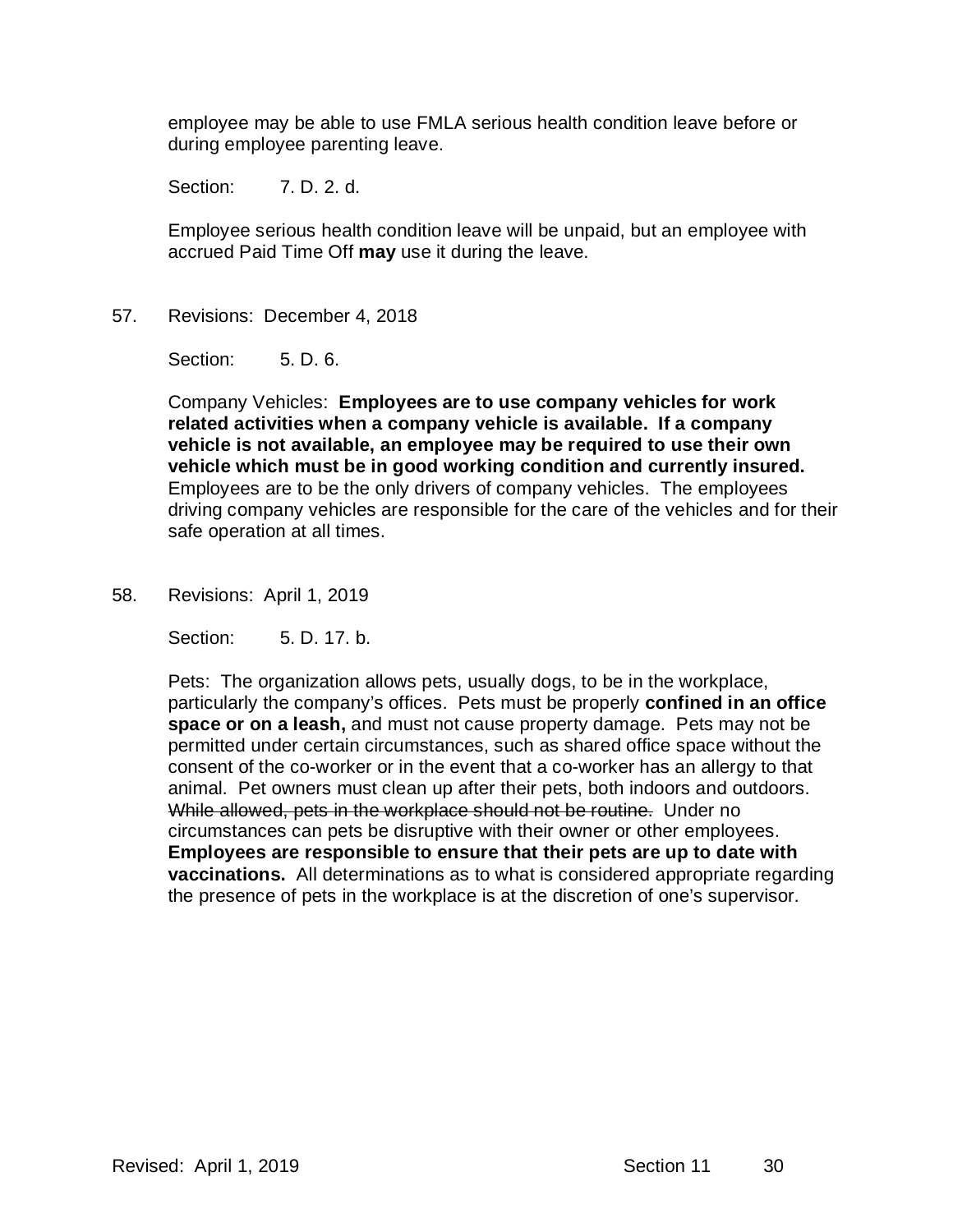employee may be able to use FMLA serious health condition leave before or during employee parenting leave.

Section: 7. D. 2. d.

Employee serious health condition leave will be unpaid, but an employee with accrued Paid Time Off **may** use it during the leave.

57. Revisions: December 4, 2018

Section: 5. D. 6.

Company Vehicles: **Employees are to use company vehicles for work related activities when a company vehicle is available. If a company vehicle is not available, an employee may be required to use their own vehicle which must be in good working condition and currently insured.** Employees are to be the only drivers of company vehicles. The employees driving company vehicles are responsible for the care of the vehicles and for their safe operation at all times.

58. Revisions: April 1, 2019

Section: 5. D. 17. b.

Pets: The organization allows pets, usually dogs, to be in the workplace, particularly the company's offices. Pets must be properly **confined in an office space or on a leash,** and must not cause property damage. Pets may not be permitted under certain circumstances, such as shared office space without the consent of the co-worker or in the event that a co-worker has an allergy to that animal. Pet owners must clean up after their pets, both indoors and outdoors. ~~While allowed, pets in the workplace should not be routine.~~ Under no circumstances can pets be disruptive with their owner or other employees. **Employees are responsible to ensure that their pets are up to date with vaccinations.** All determinations as to what is considered appropriate regarding the presence of pets in the workplace is at the discretion of one's supervisor.